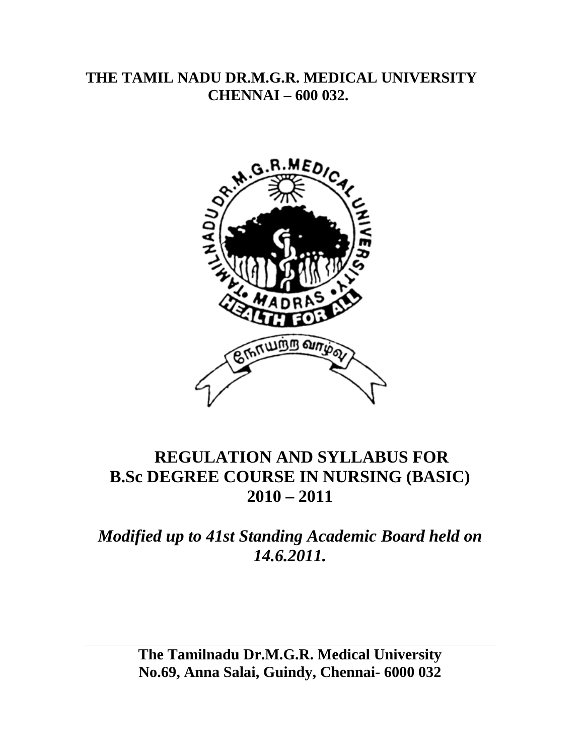# THE TAMIL NADU DR.M.G.R. MEDICAL UNIVERSITY
## CHENNAI – 600 032.

# REGULATION AND SYLLABUS FOR B.Sc DEGREE COURSE IN NURSING (BASIC) 2010 – 2011

***Modified up to 41st Standing Academic Board held on 14.6.2011.***

---

**The Tamilnadu Dr.M.G.R. Medical University**
**No.69, Anna Salai, Guindy, Chennai- 6000 032**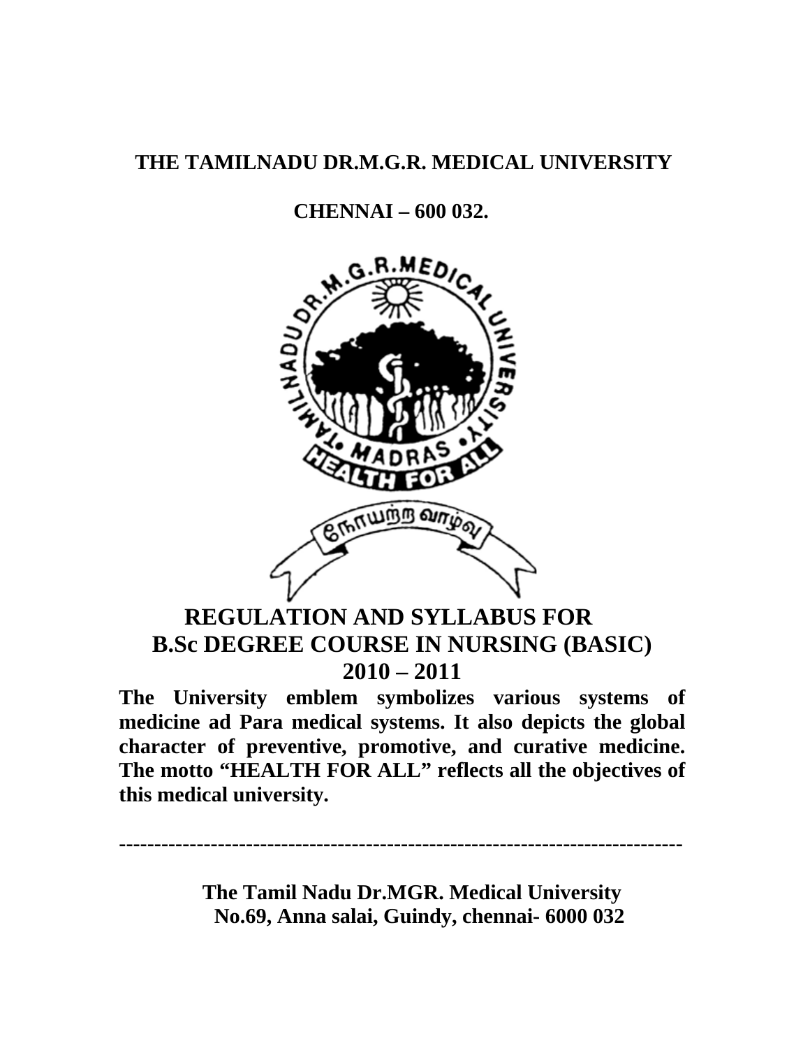**THE TAMILNADU DR.M.G.R. MEDICAL UNIVERSITY**

**CHENNAI – 600 032.**

# REGULATION AND SYLLABUS FOR B.Sc DEGREE COURSE IN NURSING (BASIC) 2010 – 2011

**The University emblem symbolizes various systems of medicine ad Para medical systems. It also depicts the global character of preventive, promotive, and curative medicine. The motto "HEALTH FOR ALL" reflects all the objectives of this medical university.**

---

**The Tamil Nadu Dr.MGR. Medical University**
**No.69, Anna salai, Guindy, chennai- 6000 032**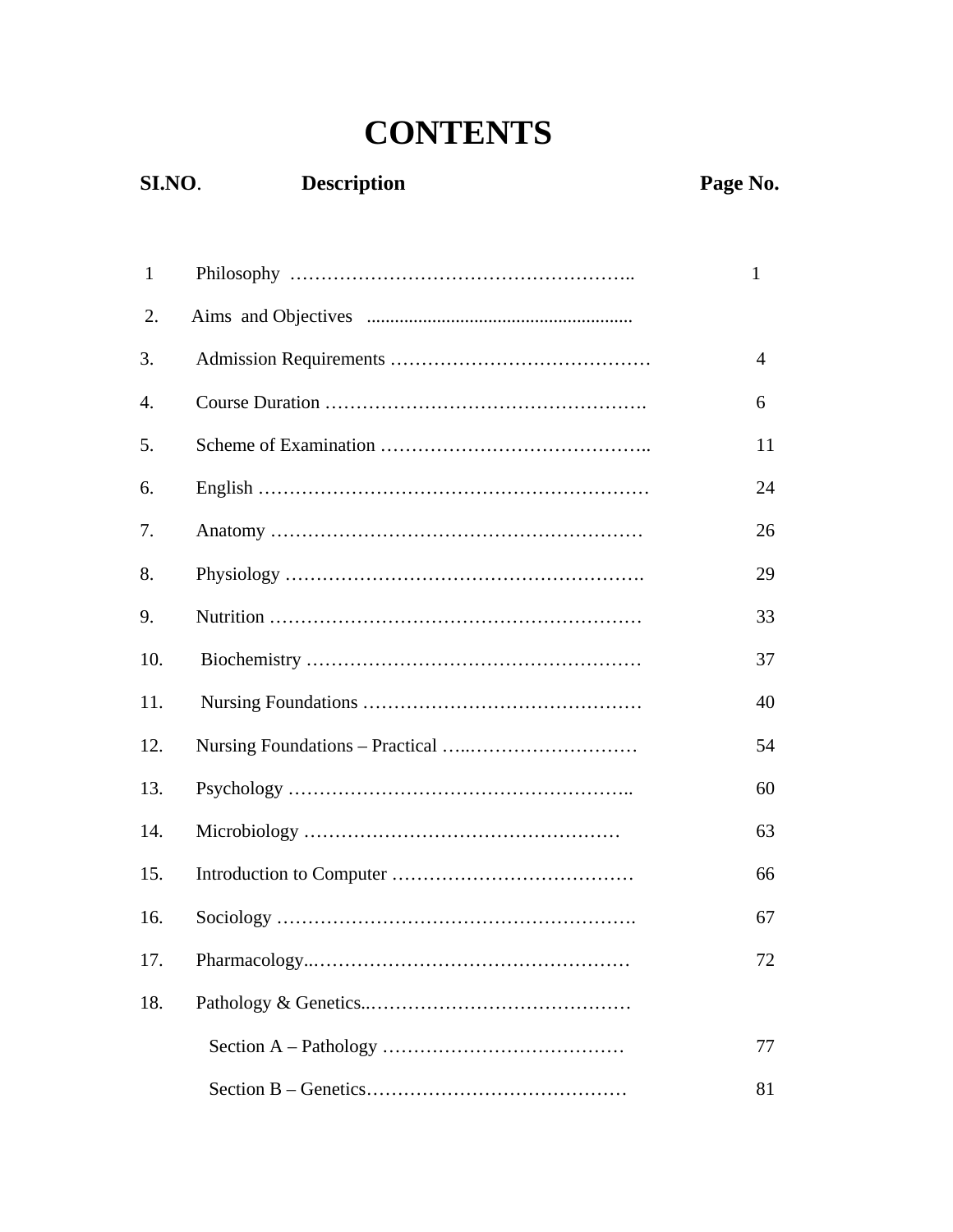# CONTENTS

| SI.NO. | Description | Page No. |
|---|---|---|
| 1 | Philosophy | 1 |
| 2. | Aims and Objectives | |
| 3. | Admission Requirements | 4 |
| 4. | Course Duration | 6 |
| 5. | Scheme of Examination | 11 |
| 6. | English | 24 |
| 7. | Anatomy | 26 |
| 8. | Physiology | 29 |
| 9. | Nutrition | 33 |
| 10. | Biochemistry | 37 |
| 11. | Nursing Foundations | 40 |
| 12. | Nursing Foundations – Practical | 54 |
| 13. | Psychology | 60 |
| 14. | Microbiology | 63 |
| 15. | Introduction to Computer | 66 |
| 16. | Sociology | 67 |
| 17. | Pharmacology | 72 |
| 18. | Pathology & Genetics | |
| | Section A – Pathology | 77 |
| | Section B – Genetics | 81 |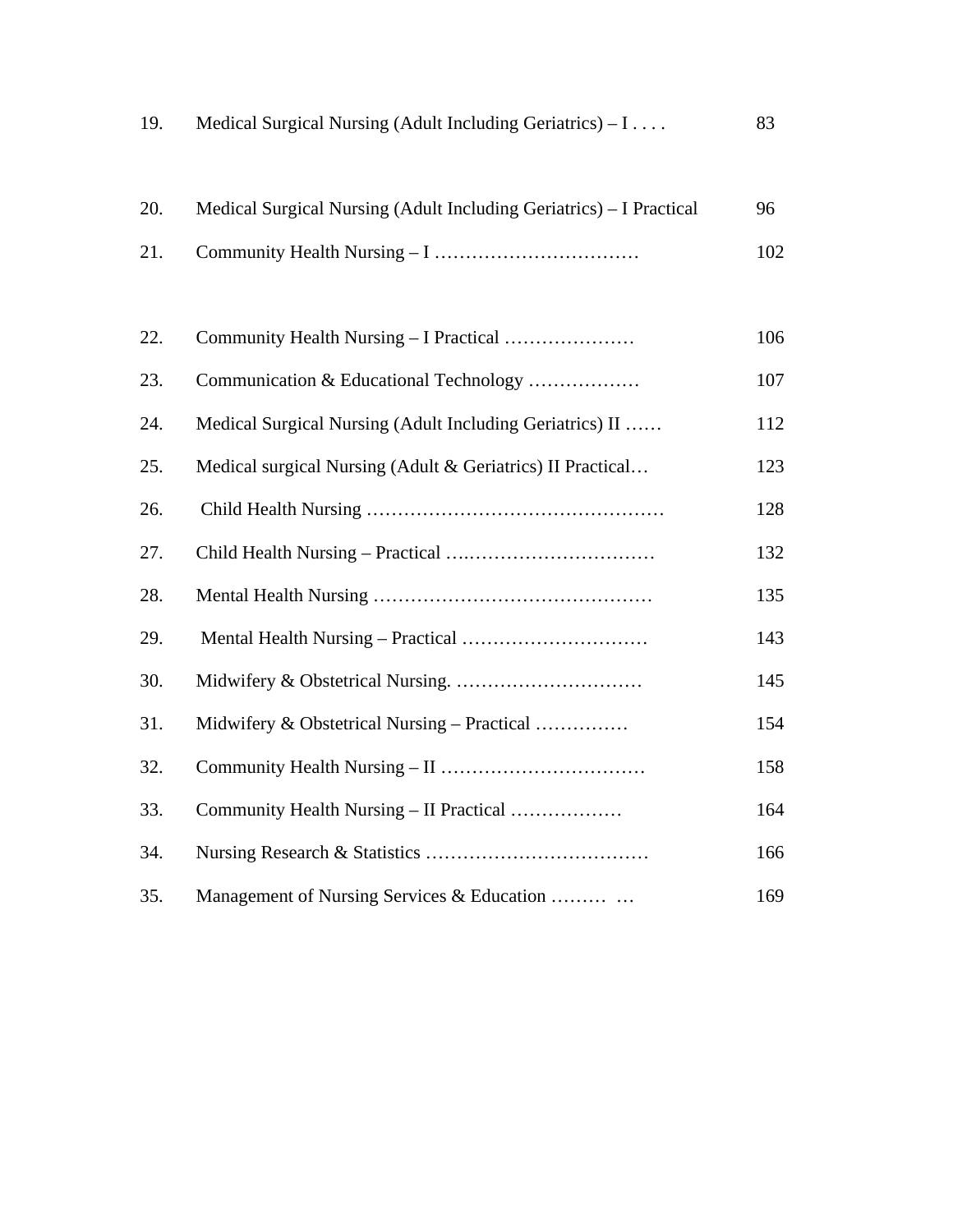| | | |
|---|---|---|
| 19. | Medical Surgical Nursing (Adult Including Geriatrics) – I . . . . | 83 |
| 20. | Medical Surgical Nursing (Adult Including Geriatrics) – I Practical | 96 |
| 21. | Community Health Nursing – I …………………………… | 102 |
| 22. | Community Health Nursing – I Practical ………………… | 106 |
| 23. | Communication & Educational Technology ……………… | 107 |
| 24. | Medical Surgical Nursing (Adult Including Geriatrics) II …… | 112 |
| 25. | Medical surgical Nursing (Adult & Geriatrics) II Practical… | 123 |
| 26. | Child Health Nursing ………………………………………… | 128 |
| 27. | Child Health Nursing – Practical ….………………………… | 132 |
| 28. | Mental Health Nursing ……………………………………… | 135 |
| 29. | Mental Health Nursing – Practical ………………………… | 143 |
| 30. | Midwifery & Obstetrical Nursing. ………………………… | 145 |
| 31. | Midwifery & Obstetrical Nursing – Practical …………… | 154 |
| 32. | Community Health Nursing – II …………………………… | 158 |
| 33. | Community Health Nursing – II Practical ……………… | 164 |
| 34. | Nursing Research & Statistics ……………………………… | 166 |
| 35. | Management of Nursing Services & Education ……… … | 169 |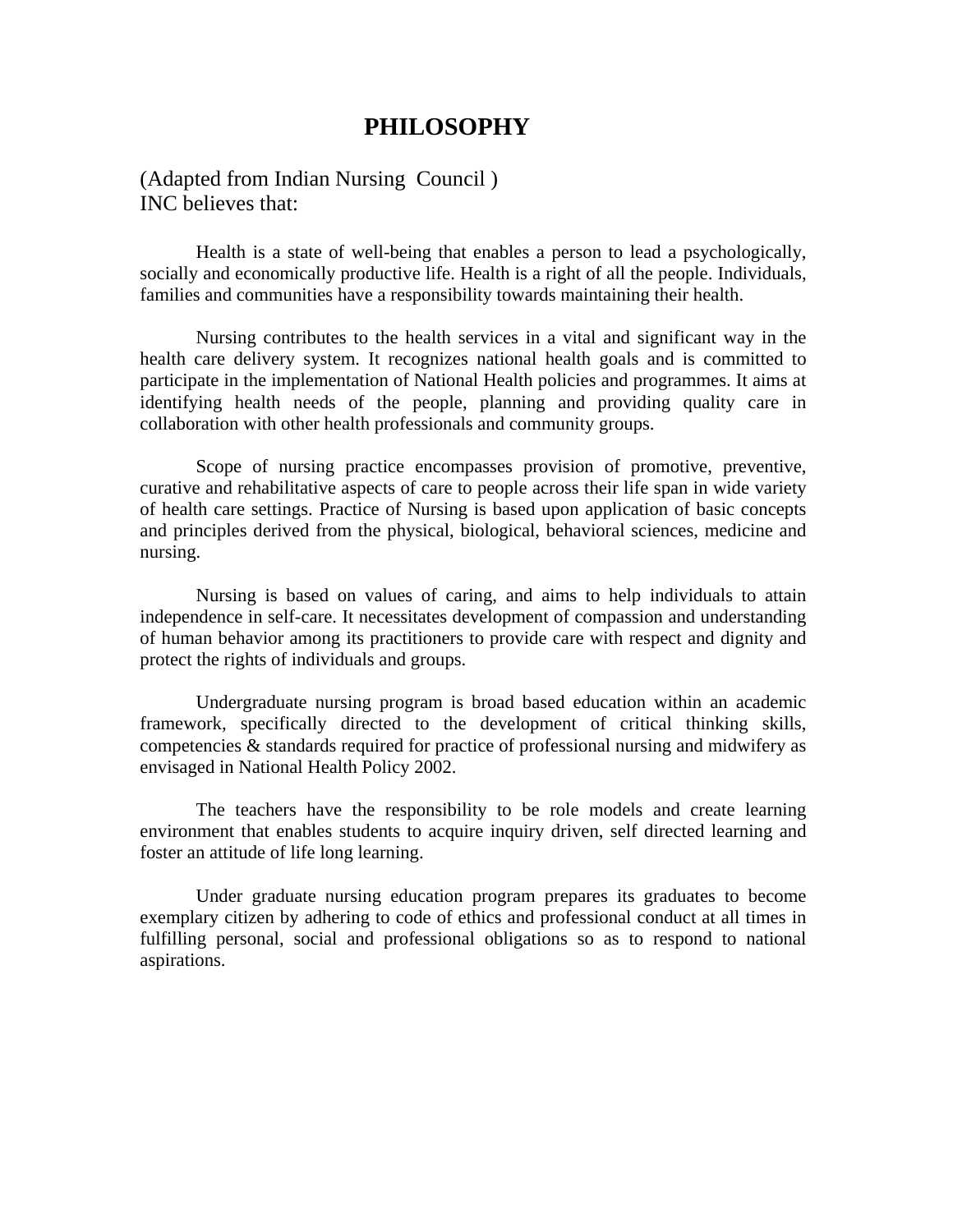# PHILOSOPHY

(Adapted from Indian Nursing Council )
INC believes that:

Health is a state of well-being that enables a person to lead a psychologically, socially and economically productive life. Health is a right of all the people. Individuals, families and communities have a responsibility towards maintaining their health.

Nursing contributes to the health services in a vital and significant way in the health care delivery system. It recognizes national health goals and is committed to participate in the implementation of National Health policies and programmes. It aims at identifying health needs of the people, planning and providing quality care in collaboration with other health professionals and community groups.

Scope of nursing practice encompasses provision of promotive, preventive, curative and rehabilitative aspects of care to people across their life span in wide variety of health care settings. Practice of Nursing is based upon application of basic concepts and principles derived from the physical, biological, behavioral sciences, medicine and nursing.

Nursing is based on values of caring, and aims to help individuals to attain independence in self-care. It necessitates development of compassion and understanding of human behavior among its practitioners to provide care with respect and dignity and protect the rights of individuals and groups.

Undergraduate nursing program is broad based education within an academic framework, specifically directed to the development of critical thinking skills, competencies & standards required for practice of professional nursing and midwifery as envisaged in National Health Policy 2002.

The teachers have the responsibility to be role models and create learning environment that enables students to acquire inquiry driven, self directed learning and foster an attitude of life long learning.

Under graduate nursing education program prepares its graduates to become exemplary citizen by adhering to code of ethics and professional conduct at all times in fulfilling personal, social and professional obligations so as to respond to national aspirations.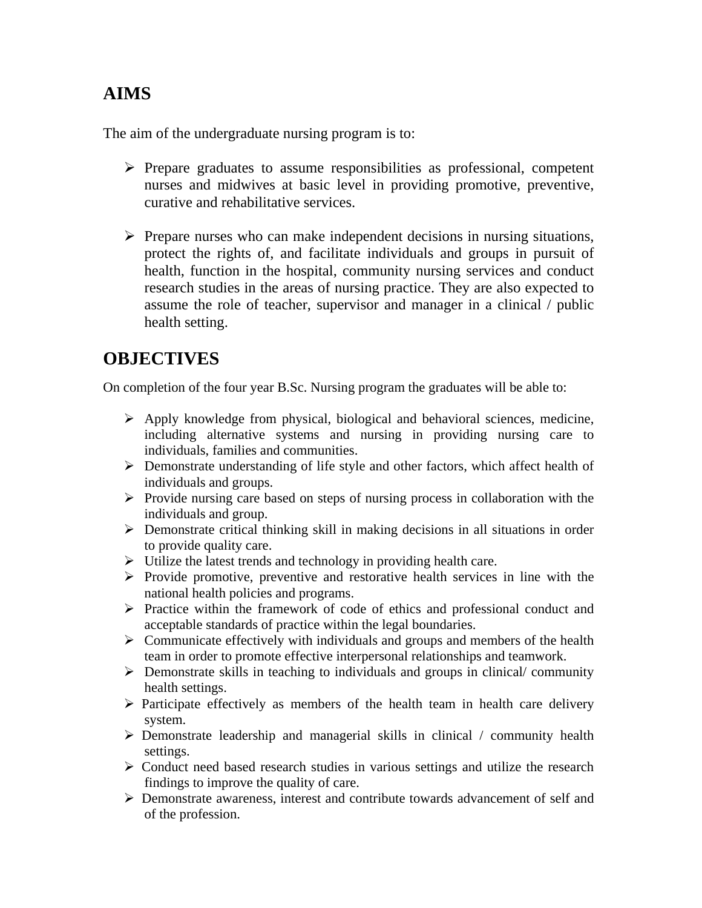## AIMS

The aim of the undergraduate nursing program is to:

- Prepare graduates to assume responsibilities as professional, competent nurses and midwives at basic level in providing promotive, preventive, curative and rehabilitative services.

- Prepare nurses who can make independent decisions in nursing situations, protect the rights of, and facilitate individuals and groups in pursuit of health, function in the hospital, community nursing services and conduct research studies in the areas of nursing practice. They are also expected to assume the role of teacher, supervisor and manager in a clinical / public health setting.

## OBJECTIVES

On completion of the four year B.Sc. Nursing program the graduates will be able to:

- Apply knowledge from physical, biological and behavioral sciences, medicine, including alternative systems and nursing in providing nursing care to individuals, families and communities.
- Demonstrate understanding of life style and other factors, which affect health of individuals and groups.
- Provide nursing care based on steps of nursing process in collaboration with the individuals and group.
- Demonstrate critical thinking skill in making decisions in all situations in order to provide quality care.
- Utilize the latest trends and technology in providing health care.
- Provide promotive, preventive and restorative health services in line with the national health policies and programs.
- Practice within the framework of code of ethics and professional conduct and acceptable standards of practice within the legal boundaries.
- Communicate effectively with individuals and groups and members of the health team in order to promote effective interpersonal relationships and teamwork.
- Demonstrate skills in teaching to individuals and groups in clinical/ community health settings.
- Participate effectively as members of the health team in health care delivery system.
- Demonstrate leadership and managerial skills in clinical / community health settings.
- Conduct need based research studies in various settings and utilize the research findings to improve the quality of care.
- Demonstrate awareness, interest and contribute towards advancement of self and of the profession.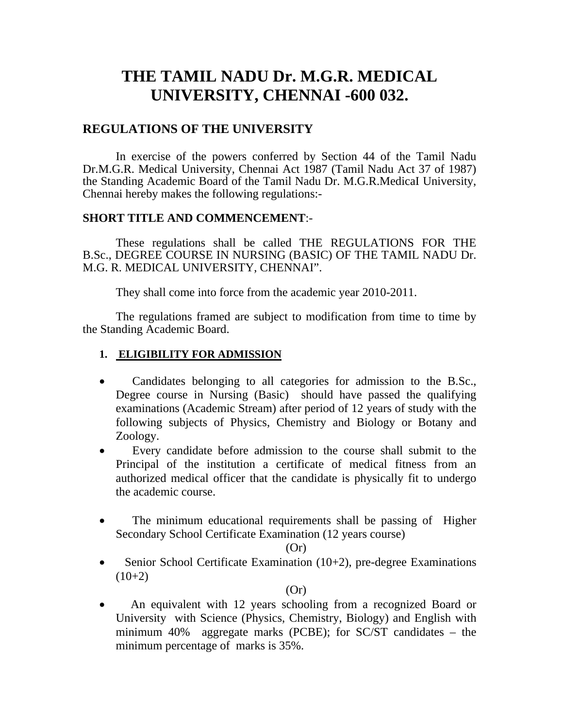# THE TAMIL NADU Dr. M.G.R. MEDICAL UNIVERSITY, CHENNAI -600 032.

## REGULATIONS OF THE UNIVERSITY

In exercise of the powers conferred by Section 44 of the Tamil Nadu Dr.M.G.R. Medical University, Chennai Act 1987 (Tamil Nadu Act 37 of 1987) the Standing Academic Board of the Tamil Nadu Dr. M.G.R.MedicaI University, Chennai hereby makes the following regulations:-

**SHORT TITLE AND COMMENCEMENT**:-

These regulations shall be called THE REGULATIONS FOR THE B.Sc., DEGREE COURSE IN NURSING (BASIC) OF THE TAMIL NADU Dr. M.G. R. MEDICAL UNIVERSITY, CHENNAI".

They shall come into force from the academic year 2010-2011.

The regulations framed are subject to modification from time to time by the Standing Academic Board.

**1. ELIGIBILITY FOR ADMISSION**

- Candidates belonging to all categories for admission to the B.Sc., Degree course in Nursing (Basic) should have passed the qualifying examinations (Academic Stream) after period of 12 years of study with the following subjects of Physics, Chemistry and Biology or Botany and Zoology.
- Every candidate before admission to the course shall submit to the Principal of the institution a certificate of medical fitness from an authorized medical officer that the candidate is physically fit to undergo the academic course.
- The minimum educational requirements shall be passing of Higher Secondary School Certificate Examination (12 years course)

  (Or)
- Senior School Certificate Examination (10+2), pre-degree Examinations (10+2)

  (Or)
- An equivalent with 12 years schooling from a recognized Board or University with Science (Physics, Chemistry, Biology) and English with minimum 40% aggregate marks (PCBE); for SC/ST candidates – the minimum percentage of marks is 35%.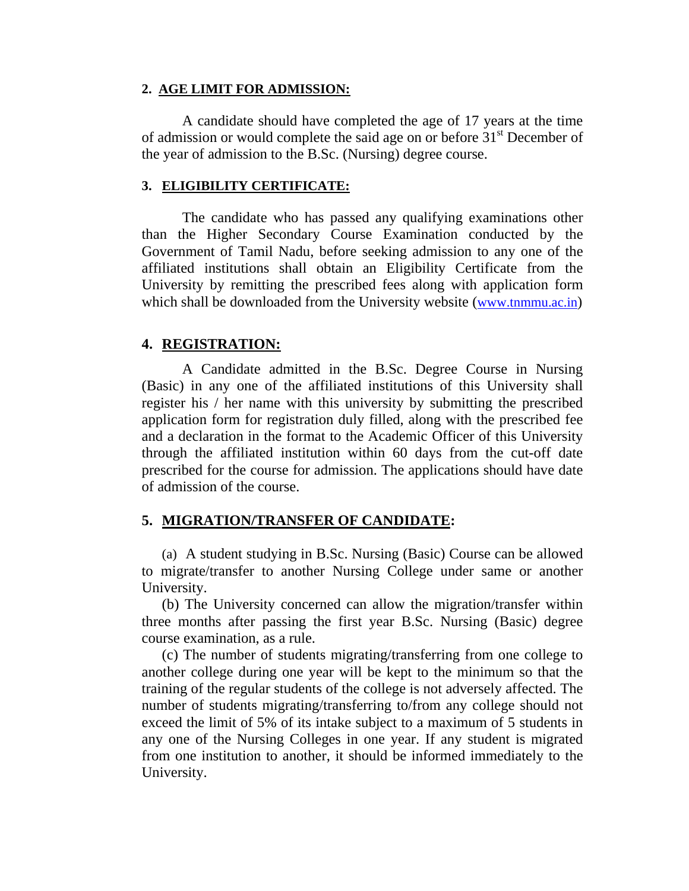## 2. AGE LIMIT FOR ADMISSION:

A candidate should have completed the age of 17 years at the time of admission or would complete the said age on or before 31st December of the year of admission to the B.Sc. (Nursing) degree course.

## 3. ELIGIBILITY CERTIFICATE:

The candidate who has passed any qualifying examinations other than the Higher Secondary Course Examination conducted by the Government of Tamil Nadu, before seeking admission to any one of the affiliated institutions shall obtain an Eligibility Certificate from the University by remitting the prescribed fees along with application form which shall be downloaded from the University website (www.tnmmu.ac.in)

## 4. REGISTRATION:

A Candidate admitted in the B.Sc. Degree Course in Nursing (Basic) in any one of the affiliated institutions of this University shall register his / her name with this university by submitting the prescribed application form for registration duly filled, along with the prescribed fee and a declaration in the format to the Academic Officer of this University through the affiliated institution within 60 days from the cut-off date prescribed for the course for admission. The applications should have date of admission of the course.

## 5. MIGRATION/TRANSFER OF CANDIDATE:

(a) A student studying in B.Sc. Nursing (Basic) Course can be allowed to migrate/transfer to another Nursing College under same or another University.

(b) The University concerned can allow the migration/transfer within three months after passing the first year B.Sc. Nursing (Basic) degree course examination, as a rule.

(c) The number of students migrating/transferring from one college to another college during one year will be kept to the minimum so that the training of the regular students of the college is not adversely affected. The number of students migrating/transferring to/from any college should not exceed the limit of 5% of its intake subject to a maximum of 5 students in any one of the Nursing Colleges in one year. If any student is migrated from one institution to another, it should be informed immediately to the University.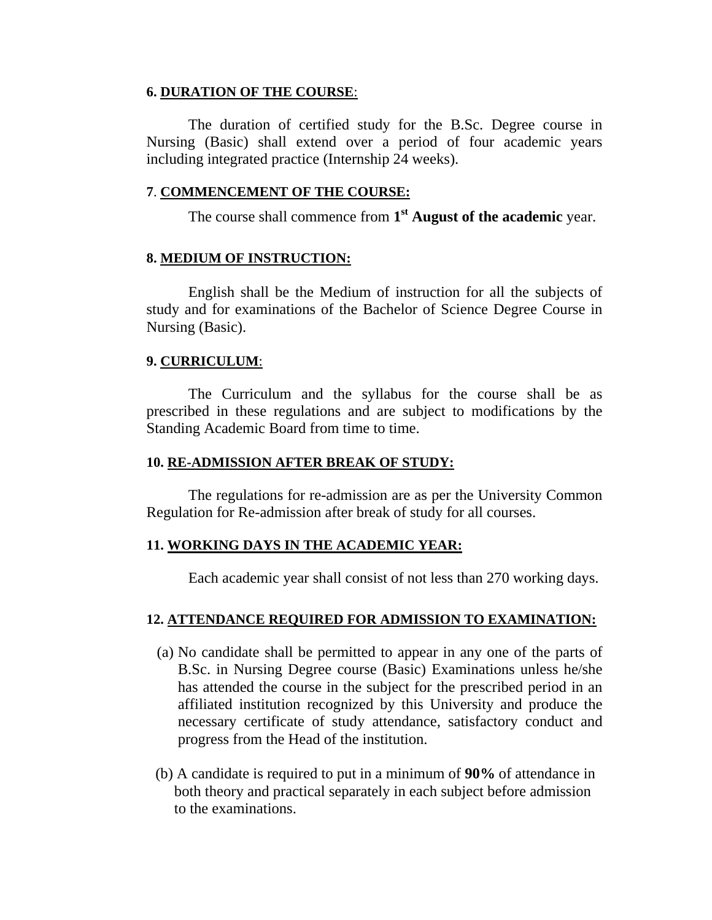**6. <u>DURATION OF THE COURSE</u>:**

The duration of certified study for the B.Sc. Degree course in Nursing (Basic) shall extend over a period of four academic years including integrated practice (Internship 24 weeks).

**7. <u>COMMENCEMENT OF THE COURSE:</u>**

The course shall commence from **$1^{st}$ August of the academic** year.

**8. <u>MEDIUM OF INSTRUCTION:</u>**

English shall be the Medium of instruction for all the subjects of study and for examinations of the Bachelor of Science Degree Course in Nursing (Basic).

**9. <u>CURRICULUM</u>:**

The Curriculum and the syllabus for the course shall be as prescribed in these regulations and are subject to modifications by the Standing Academic Board from time to time.

**10. <u>RE-ADMISSION AFTER BREAK OF STUDY:</u>**

The regulations for re-admission are as per the University Common Regulation for Re-admission after break of study for all courses.

**11. <u>WORKING DAYS IN THE ACADEMIC YEAR:</u>**

Each academic year shall consist of not less than 270 working days.

**12. <u>ATTENDANCE REQUIRED FOR ADMISSION TO EXAMINATION:</u>**

(a) No candidate shall be permitted to appear in any one of the parts of B.Sc. in Nursing Degree course (Basic) Examinations unless he/she has attended the course in the subject for the prescribed period in an affiliated institution recognized by this University and produce the necessary certificate of study attendance, satisfactory conduct and progress from the Head of the institution.

(b) A candidate is required to put in a minimum of **90%** of attendance in both theory and practical separately in each subject before admission to the examinations.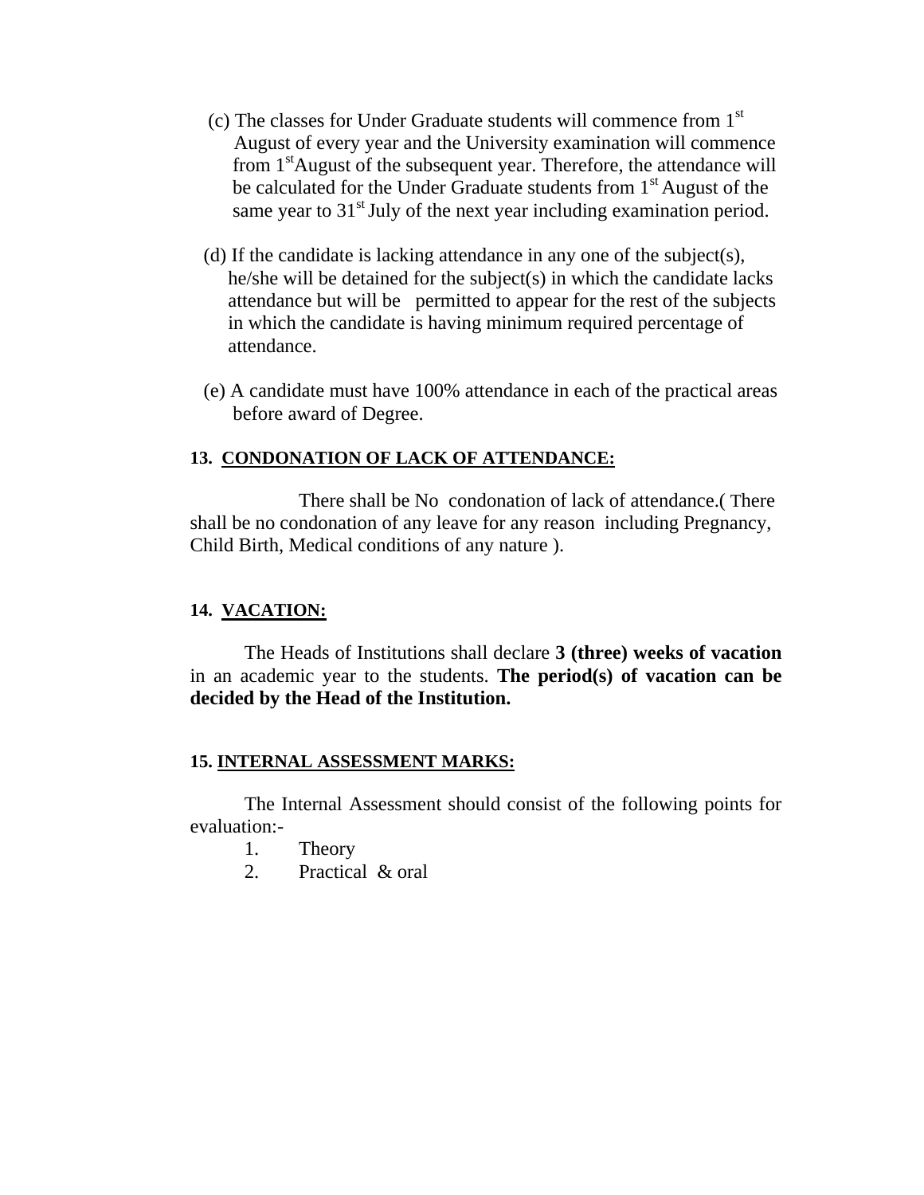(c) The classes for Under Graduate students will commence from 1st August of every year and the University examination will commence from 1st August of the subsequent year. Therefore, the attendance will be calculated for the Under Graduate students from 1st August of the same year to 31st July of the next year including examination period.

(d) If the candidate is lacking attendance in any one of the subject(s), he/she will be detained for the subject(s) in which the candidate lacks attendance but will be permitted to appear for the rest of the subjects in which the candidate is having minimum required percentage of attendance.

(e) A candidate must have 100% attendance in each of the practical areas before award of Degree.

## 13. CONDONATION OF LACK OF ATTENDANCE:

There shall be No condonation of lack of attendance.( There shall be no condonation of any leave for any reason including Pregnancy, Child Birth, Medical conditions of any nature ).

## 14. VACATION:

The Heads of Institutions shall declare **3 (three) weeks of vacation** in an academic year to the students. **The period(s) of vacation can be decided by the Head of the Institution.**

## 15. INTERNAL ASSESSMENT MARKS:

The Internal Assessment should consist of the following points for evaluation:-

1. Theory
2. Practical & oral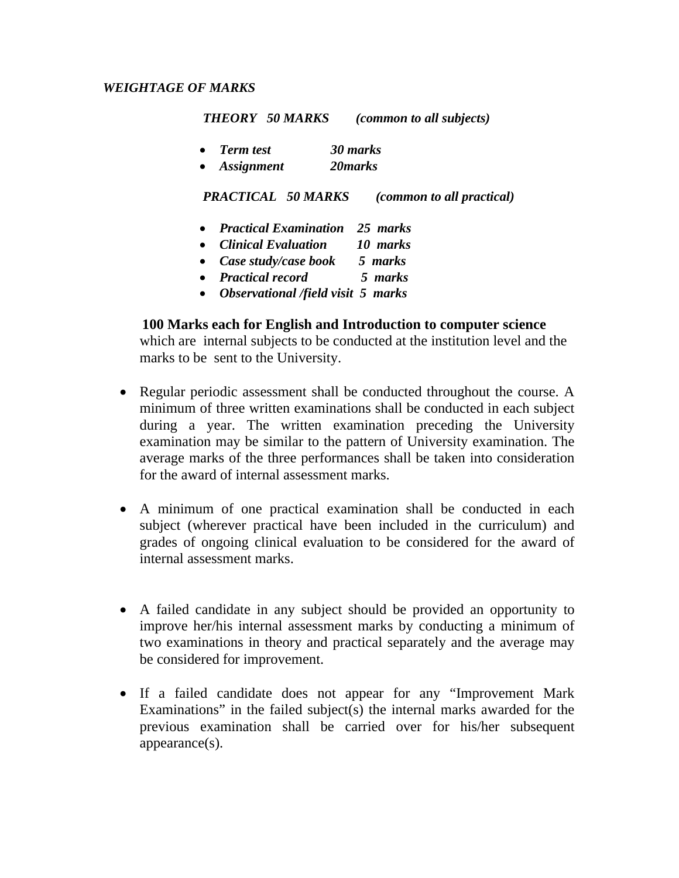***WEIGHTAGE OF MARKS***

***THEORY 50 MARKS (common to all subjects)***

- ***Term test 30 marks***
- ***Assignment 20marks***

***PRACTICAL 50 MARKS (common to all practical)***

- ***Practical Examination 25 marks***
- ***Clinical Evaluation 10 marks***
- ***Case study/case book 5 marks***
- ***Practical record 5 marks***
- ***Observational /field visit 5 marks***

**100 Marks each for English and Introduction to computer science** which are internal subjects to be conducted at the institution level and the marks to be sent to the University.

- Regular periodic assessment shall be conducted throughout the course. A minimum of three written examinations shall be conducted in each subject during a year. The written examination preceding the University examination may be similar to the pattern of University examination. The average marks of the three performances shall be taken into consideration for the award of internal assessment marks.

- A minimum of one practical examination shall be conducted in each subject (wherever practical have been included in the curriculum) and grades of ongoing clinical evaluation to be considered for the award of internal assessment marks.

- A failed candidate in any subject should be provided an opportunity to improve her/his internal assessment marks by conducting a minimum of two examinations in theory and practical separately and the average may be considered for improvement.

- If a failed candidate does not appear for any “Improvement Mark Examinations” in the failed subject(s) the internal marks awarded for the previous examination shall be carried over for his/her subsequent appearance(s).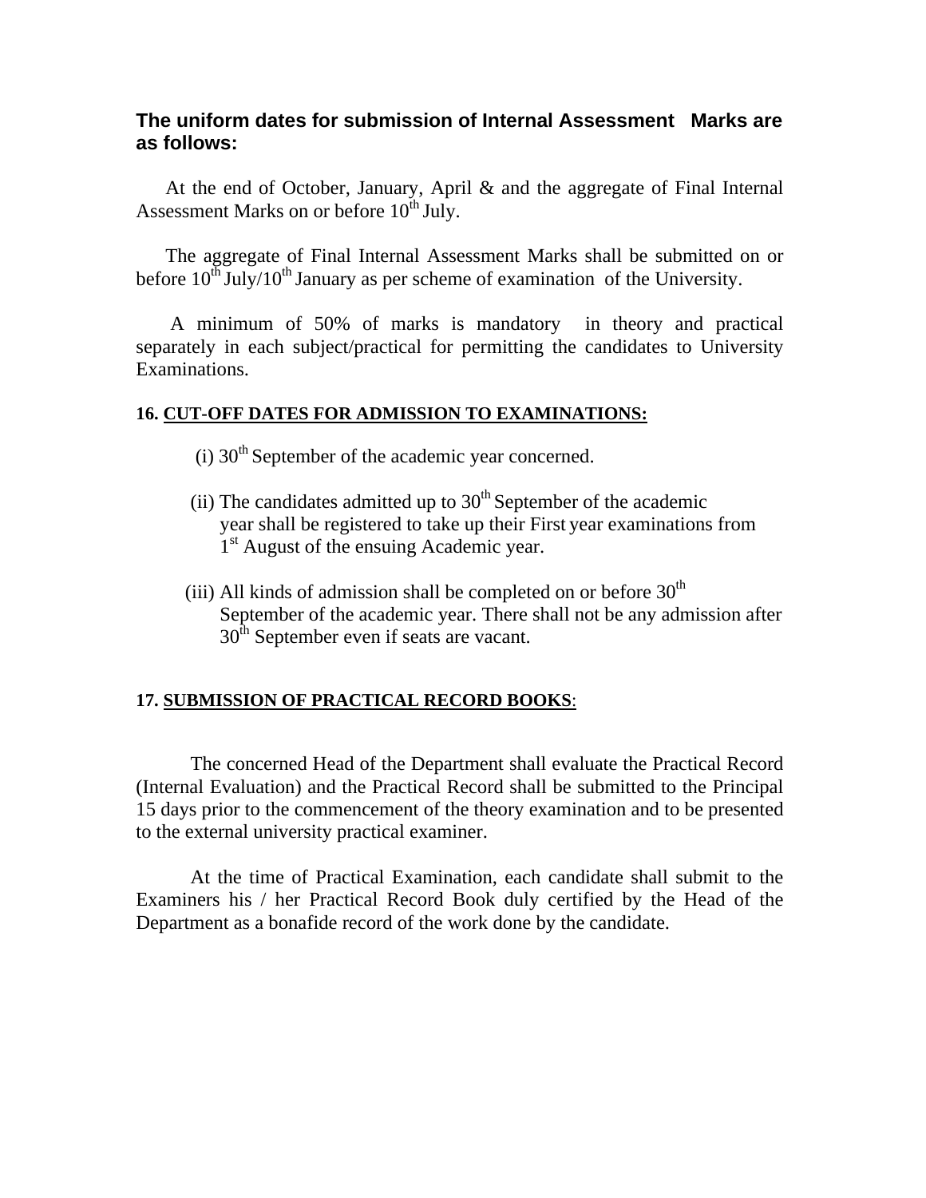**The uniform dates for submission of Internal Assessment Marks are as follows:**

At the end of October, January, April & and the aggregate of Final Internal Assessment Marks on or before 10th July.

The aggregate of Final Internal Assessment Marks shall be submitted on or before 10th July/10th January as per scheme of examination of the University.

A minimum of 50% of marks is mandatory in theory and practical separately in each subject/practical for permitting the candidates to University Examinations.

**16. <u>CUT-OFF DATES FOR ADMISSION TO EXAMINATIONS:</u>**

(i) 30th September of the academic year concerned.

(ii) The candidates admitted up to 30th September of the academic year shall be registered to take up their First year examinations from 1st August of the ensuing Academic year.

(iii) All kinds of admission shall be completed on or before 30th September of the academic year. There shall not be any admission after 30th September even if seats are vacant.

**17. <u>SUBMISSION OF PRACTICAL RECORD BOOKS</u>:**

The concerned Head of the Department shall evaluate the Practical Record (Internal Evaluation) and the Practical Record shall be submitted to the Principal 15 days prior to the commencement of the theory examination and to be presented to the external university practical examiner.

At the time of Practical Examination, each candidate shall submit to the Examiners his / her Practical Record Book duly certified by the Head of the Department as a bonafide record of the work done by the candidate.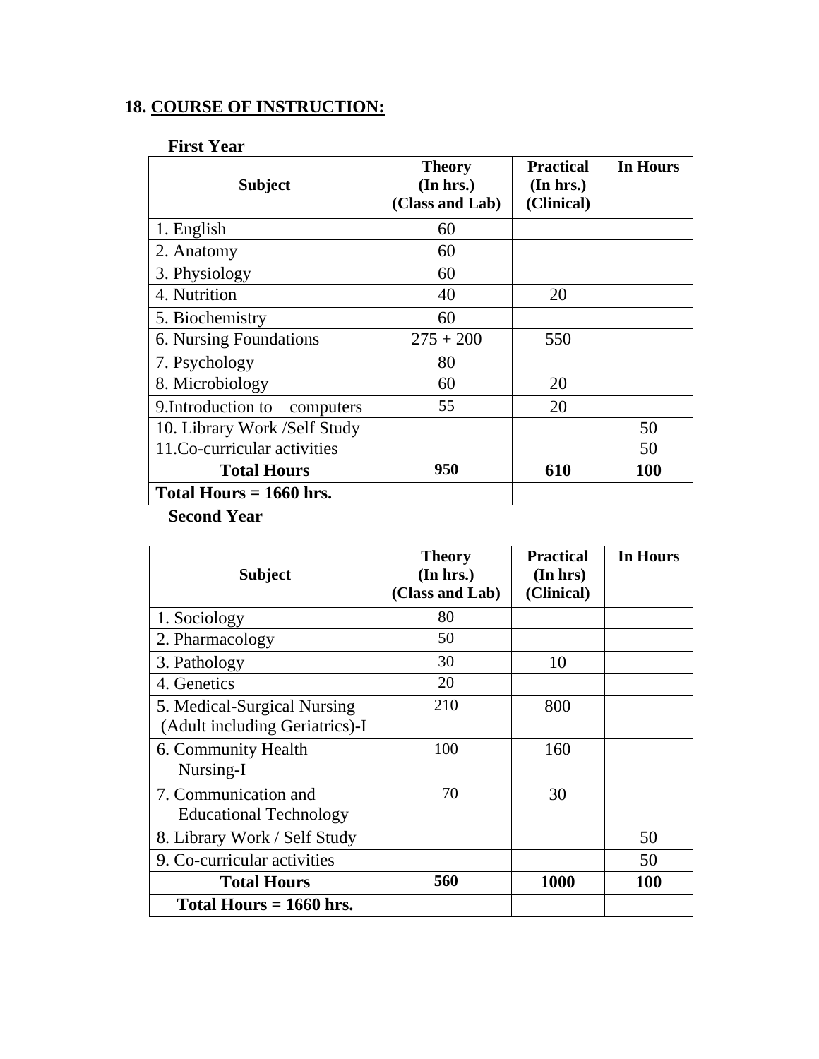## 18. COURSE OF INSTRUCTION:

**First Year**

| Subject | Theory (In hrs.) (Class and Lab) | Practical (In hrs.) (Clinical) | In Hours |
|---|---|---|---|
| 1. English | 60 | | |
| 2. Anatomy | 60 | | |
| 3. Physiology | 60 | | |
| 4. Nutrition | 40 | 20 | |
| 5. Biochemistry | 60 | | |
| 6. Nursing Foundations | 275 + 200 | 550 | |
| 7. Psychology | 80 | | |
| 8. Microbiology | 60 | 20 | |
| 9.Introduction to computers | 55 | 20 | |
| 10. Library Work /Self Study | | | 50 |
| 11.Co-curricular activities | | | 50 |
| **Total Hours** | **950** | **610** | **100** |
| **Total Hours = 1660 hrs.** | | | |

**Second Year**

| Subject | Theory (In hrs.) (Class and Lab) | Practical (In hrs) (Clinical) | In Hours |
|---|---|---|---|
| 1. Sociology | 80 | | |
| 2. Pharmacology | 50 | | |
| 3. Pathology | 30 | 10 | |
| 4. Genetics | 20 | | |
| 5. Medical-Surgical Nursing (Adult including Geriatrics)-I | 210 | 800 | |
| 6. Community Health Nursing-I | 100 | 160 | |
| 7. Communication and Educational Technology | 70 | 30 | |
| 8. Library Work / Self Study | | | 50 |
| 9. Co-curricular activities | | | 50 |
| **Total Hours** | **560** | **1000** | **100** |
| **Total Hours = 1660 hrs.** | | | |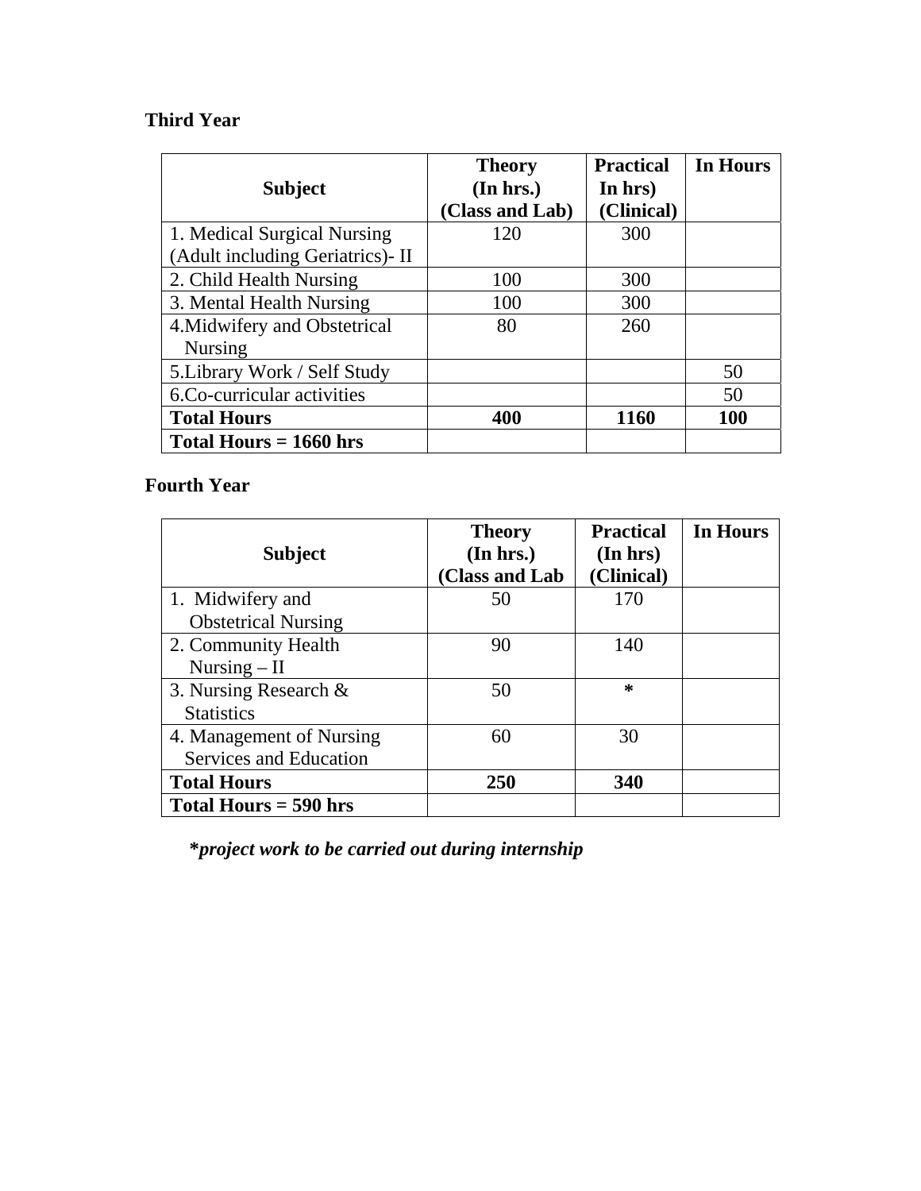**Third Year**

| Subject | Theory (In hrs.) (Class and Lab) | Practical In hrs) (Clinical) | In Hours |
|---|---|---|---|
| 1. Medical Surgical Nursing (Adult including Geriatrics)- II | 120 | 300 | |
| 2. Child Health Nursing | 100 | 300 | |
| 3. Mental Health Nursing | 100 | 300 | |
| 4.Midwifery and Obstetrical Nursing | 80 | 260 | |
| 5.Library Work / Self Study | | | 50 |
| 6.Co-curricular activities | | | 50 |
| **Total Hours** | **400** | **1160** | **100** |
| **Total Hours = 1660 hrs** | | | |

**Fourth Year**

| Subject | Theory (In hrs.) (Class and Lab | Practical (In hrs) (Clinical) | In Hours |
|---|---|---|---|
| 1. Midwifery and Obstetrical Nursing | 50 | 170 | |
| 2. Community Health Nursing – II | 90 | 140 | |
| 3. Nursing Research & Statistics | 50 | * | |
| 4. Management of Nursing Services and Education | 60 | 30 | |
| **Total Hours** | **250** | **340** | |
| **Total Hours = 590 hrs** | | | |

***project work to be carried out during internship***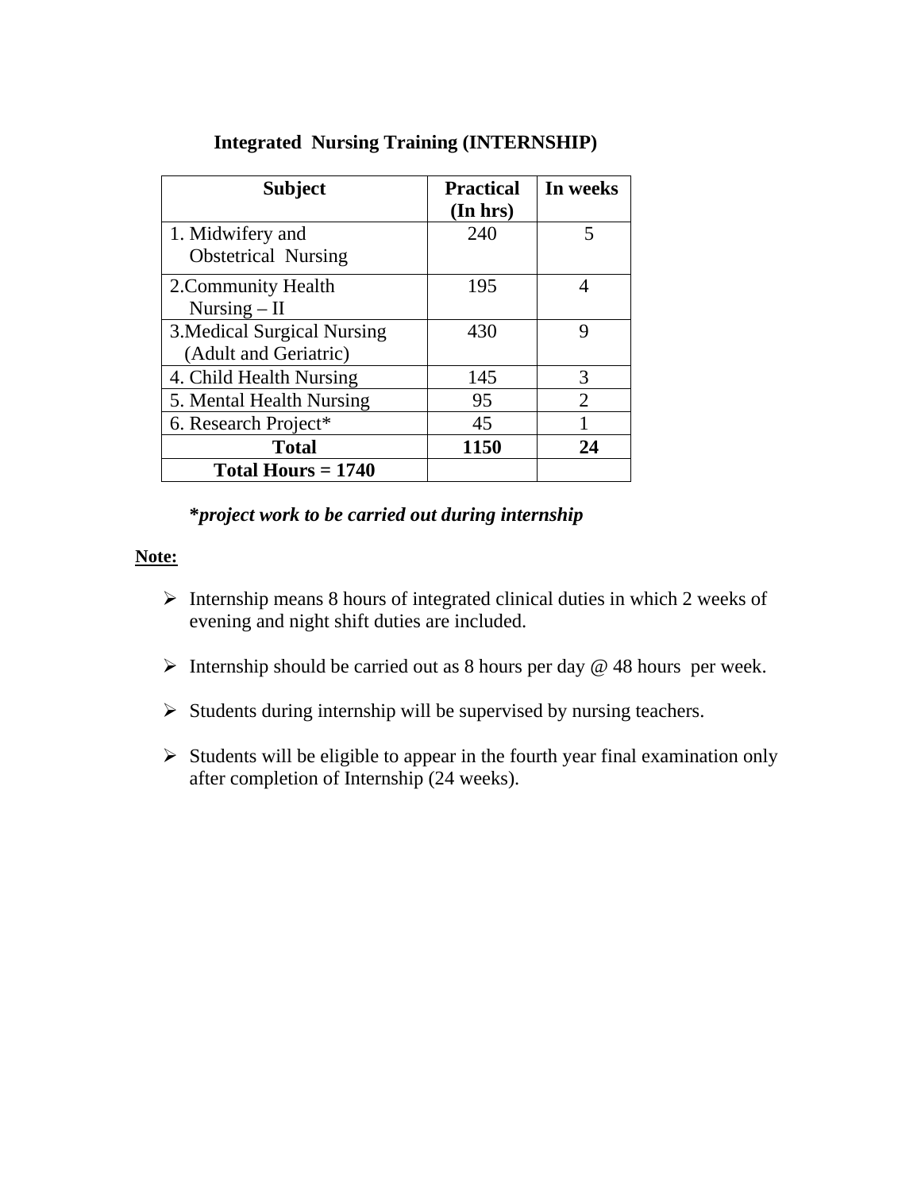## Integrated Nursing Training (INTERNSHIP)

| Subject | Practical (In hrs) | In weeks |
|---|---|---|
| 1. Midwifery and Obstetrical Nursing | 240 | 5 |
| 2.Community Health Nursing – II | 195 | 4 |
| 3.Medical Surgical Nursing (Adult and Geriatric) | 430 | 9 |
| 4. Child Health Nursing | 145 | 3 |
| 5. Mental Health Nursing | 95 | 2 |
| 6. Research Project* | 45 | 1 |
| **Total** | **1150** | **24** |
| **Total Hours = 1740** | | |

***project work to be carried out during internship***

**Note:**

- Internship means 8 hours of integrated clinical duties in which 2 weeks of evening and night shift duties are included.
- Internship should be carried out as 8 hours per day @ 48 hours per week.
- Students during internship will be supervised by nursing teachers.
- Students will be eligible to appear in the fourth year final examination only after completion of Internship (24 weeks).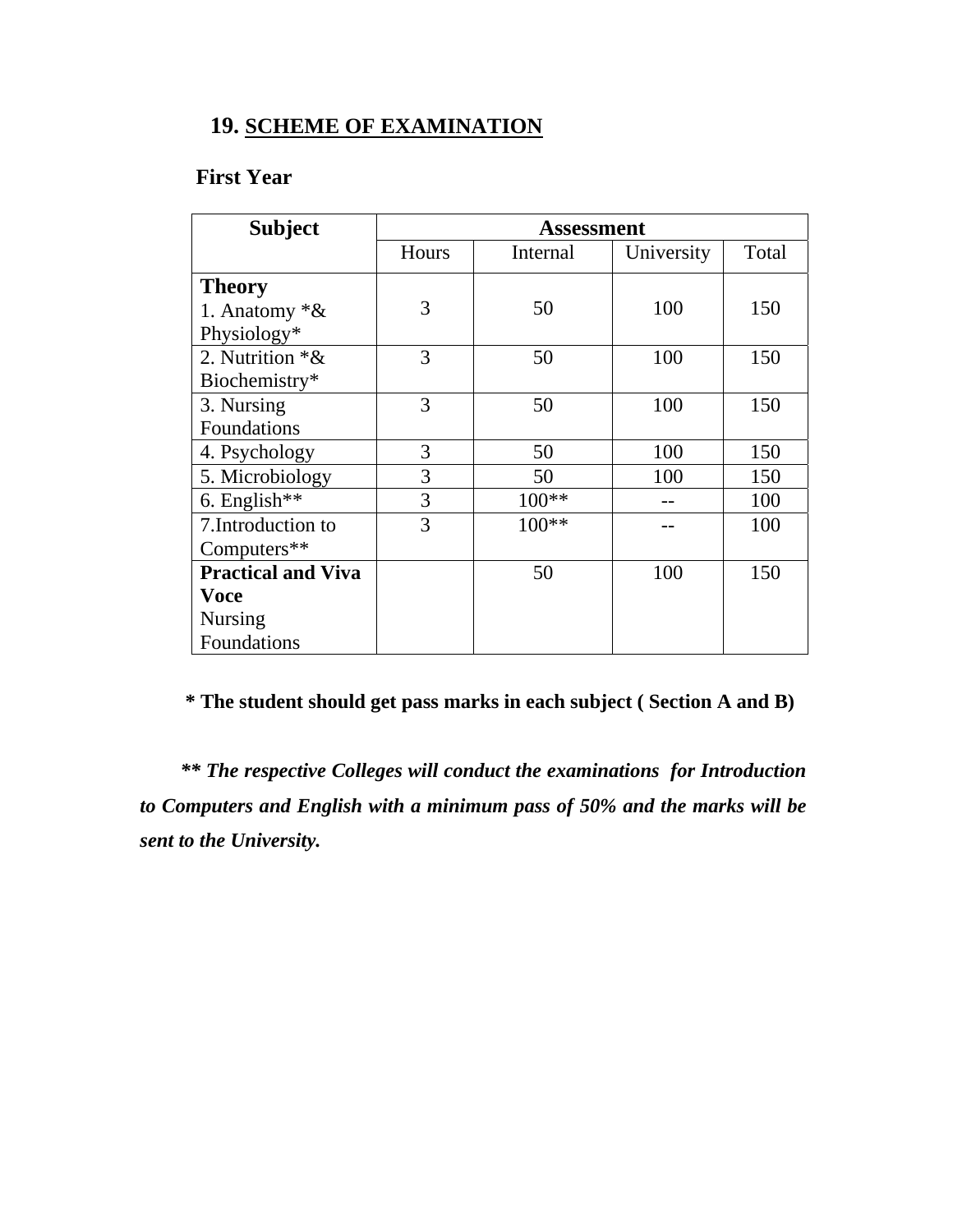## 19. SCHEME OF EXAMINATION

### First Year

| Subject | Assessment | | | |
|---|---|---|---|---|
| | Hours | Internal | University | Total |
| **Theory**<br>1. Anatomy *& Physiology* | 3 | 50 | 100 | 150 |
| 2. Nutrition *& Biochemistry* | 3 | 50 | 100 | 150 |
| 3. Nursing Foundations | 3 | 50 | 100 | 150 |
| 4. Psychology | 3 | 50 | 100 | 150 |
| 5. Microbiology | 3 | 50 | 100 | 150 |
| 6. English** | 3 | 100** | -- | 100 |
| 7.Introduction to Computers** | 3 | 100** | -- | 100 |
| **Practical and Viva Voce**<br>Nursing Foundations | | 50 | 100 | 150 |

**\* The student should get pass marks in each subject ( Section A and B)**

***\*\* The respective Colleges will conduct the examinations for Introduction to Computers and English with a minimum pass of 50% and the marks will be sent to the University.***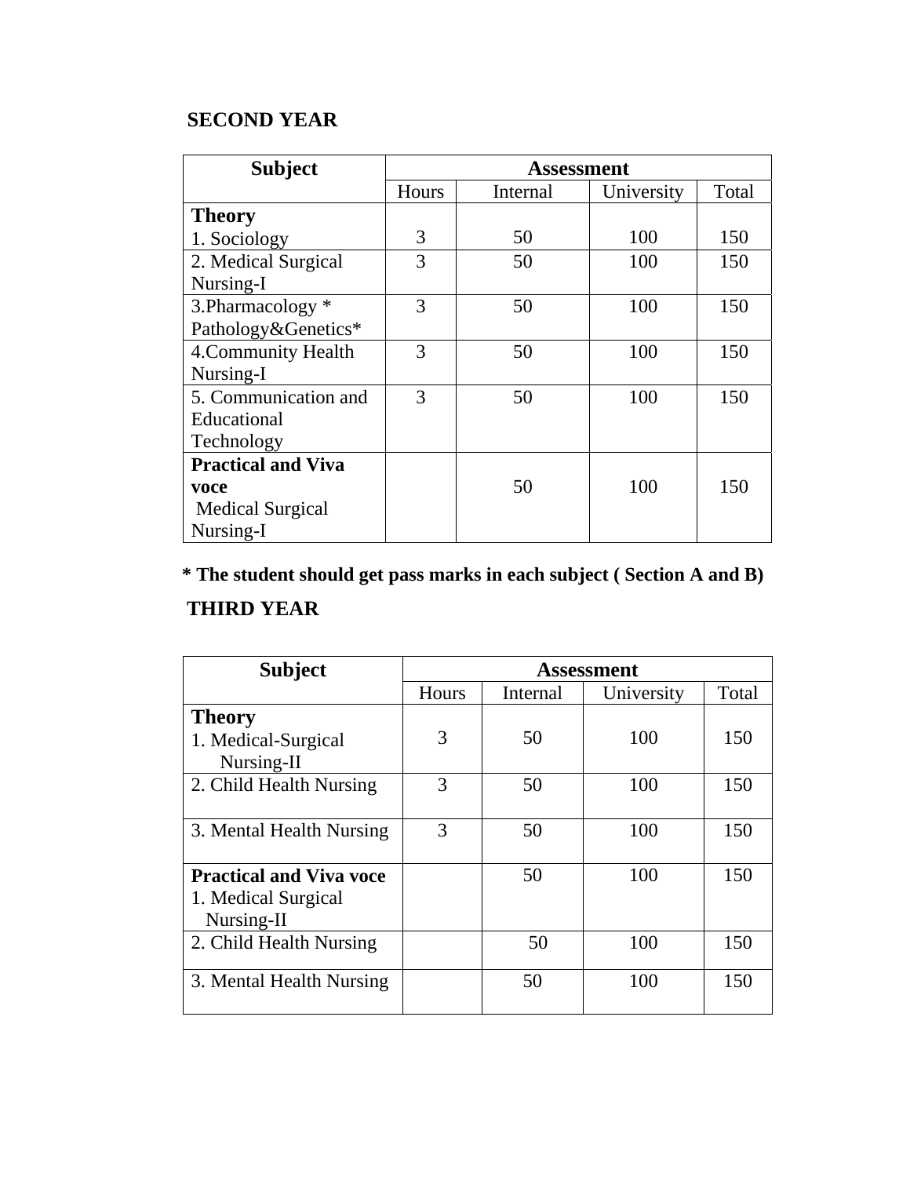## SECOND YEAR

| Subject | Assessment | | | |
|---|---|---|---|---|
| | Hours | Internal | University | Total |
| **Theory**<br>1. Sociology | 3 | 50 | 100 | 150 |
| 2. Medical Surgical Nursing-I | 3 | 50 | 100 | 150 |
| 3.Pharmacology * Pathology&Genetics* | 3 | 50 | 100 | 150 |
| 4.Community Health Nursing-I | 3 | 50 | 100 | 150 |
| 5. Communication and Educational Technology | 3 | 50 | 100 | 150 |
| **Practical and Viva voce**<br>Medical Surgical Nursing-I | | 50 | 100 | 150 |

**\* The student should get pass marks in each subject ( Section A and B)**

## THIRD YEAR

| Subject | Assessment | | | |
|---|---|---|---|---|
| | Hours | Internal | University | Total |
| **Theory**<br>1. Medical-Surgical Nursing-II | 3 | 50 | 100 | 150 |
| 2. Child Health Nursing | 3 | 50 | 100 | 150 |
| 3. Mental Health Nursing | 3 | 50 | 100 | 150 |
| **Practical and Viva voce**<br>1. Medical Surgical Nursing-II | | 50 | 100 | 150 |
| 2. Child Health Nursing | | 50 | 100 | 150 |
| 3. Mental Health Nursing | | 50 | 100 | 150 |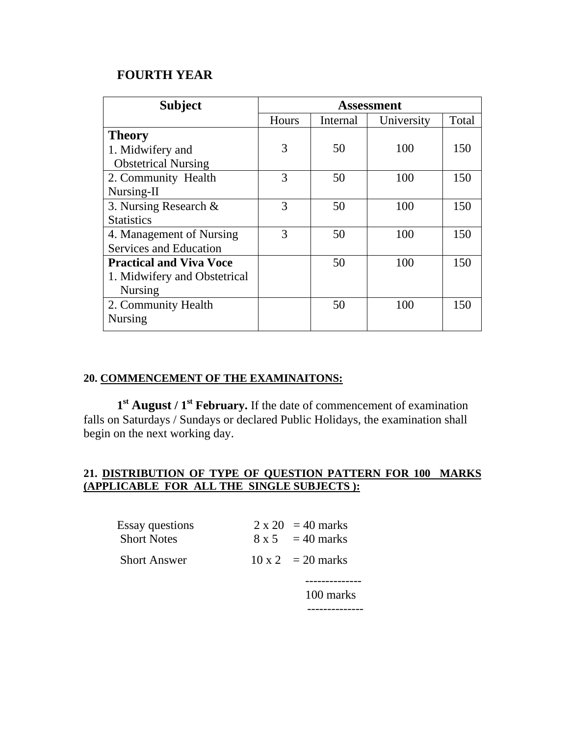## FOURTH YEAR

| Subject | Assessment | | | |
|---|---|---|---|---|
| | Hours | Internal | University | Total |
| **Theory**<br>1. Midwifery and Obstetrical Nursing | 3 | 50 | 100 | 150 |
| 2. Community Health Nursing-II | 3 | 50 | 100 | 150 |
| 3. Nursing Research & Statistics | 3 | 50 | 100 | 150 |
| 4. Management of Nursing Services and Education | 3 | 50 | 100 | 150 |
| **Practical and Viva Voce**<br>1. Midwifery and Obstetrical Nursing | | 50 | 100 | 150 |
| 2. Community Health Nursing | | 50 | 100 | 150 |

**20. COMMENCEMENT OF THE EXAMINAITONS:**

**1st August / 1st February.** If the date of commencement of examination falls on Saturdays / Sundays or declared Public Holidays, the examination shall begin on the next working day.

**21. DISTRIBUTION OF TYPE OF QUESTION PATTERN FOR 100 MARKS (APPLICABLE FOR ALL THE SINGLE SUBJECTS ):**

| | | |
|---|---|---|
| Essay questions | 2 x 20 | = 40 marks |
| Short Notes | 8 x 5 | = 40 marks |
| Short Answer | 10 x 2 | = 20 marks |
| | | 100 marks |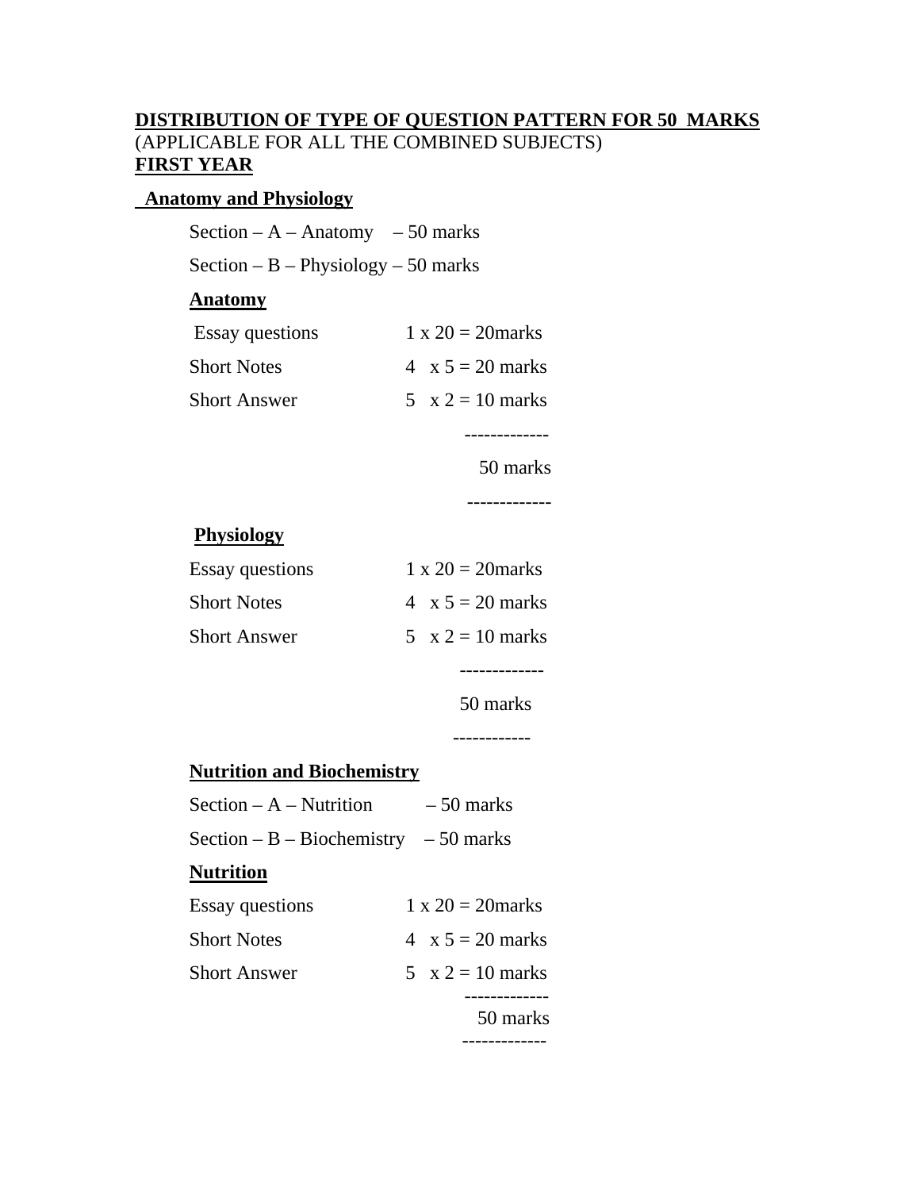**DISTRIBUTION OF TYPE OF QUESTION PATTERN FOR 50 MARKS**
(APPLICABLE FOR ALL THE COMBINED SUBJECTS)
**FIRST YEAR**

**Anatomy and Physiology**

Section – A – Anatomy – 50 marks

Section – B – Physiology – 50 marks

**Anatomy**

| | |
|---|---|
| Essay questions | 1 x 20 = 20marks |
| Short Notes | 4 x 5 = 20 marks |
| Short Answer | 5 x 2 = 10 marks |
| | 50 marks |

**Physiology**

| | |
|---|---|
| Essay questions | 1 x 20 = 20marks |
| Short Notes | 4 x 5 = 20 marks |
| Short Answer | 5 x 2 = 10 marks |
| | 50 marks |

**Nutrition and Biochemistry**

Section – A – Nutrition – 50 marks

Section – B – Biochemistry – 50 marks

**Nutrition**

| | |
|---|---|
| Essay questions | 1 x 20 = 20marks |
| Short Notes | 4 x 5 = 20 marks |
| Short Answer | 5 x 2 = 10 marks |
| | 50 marks |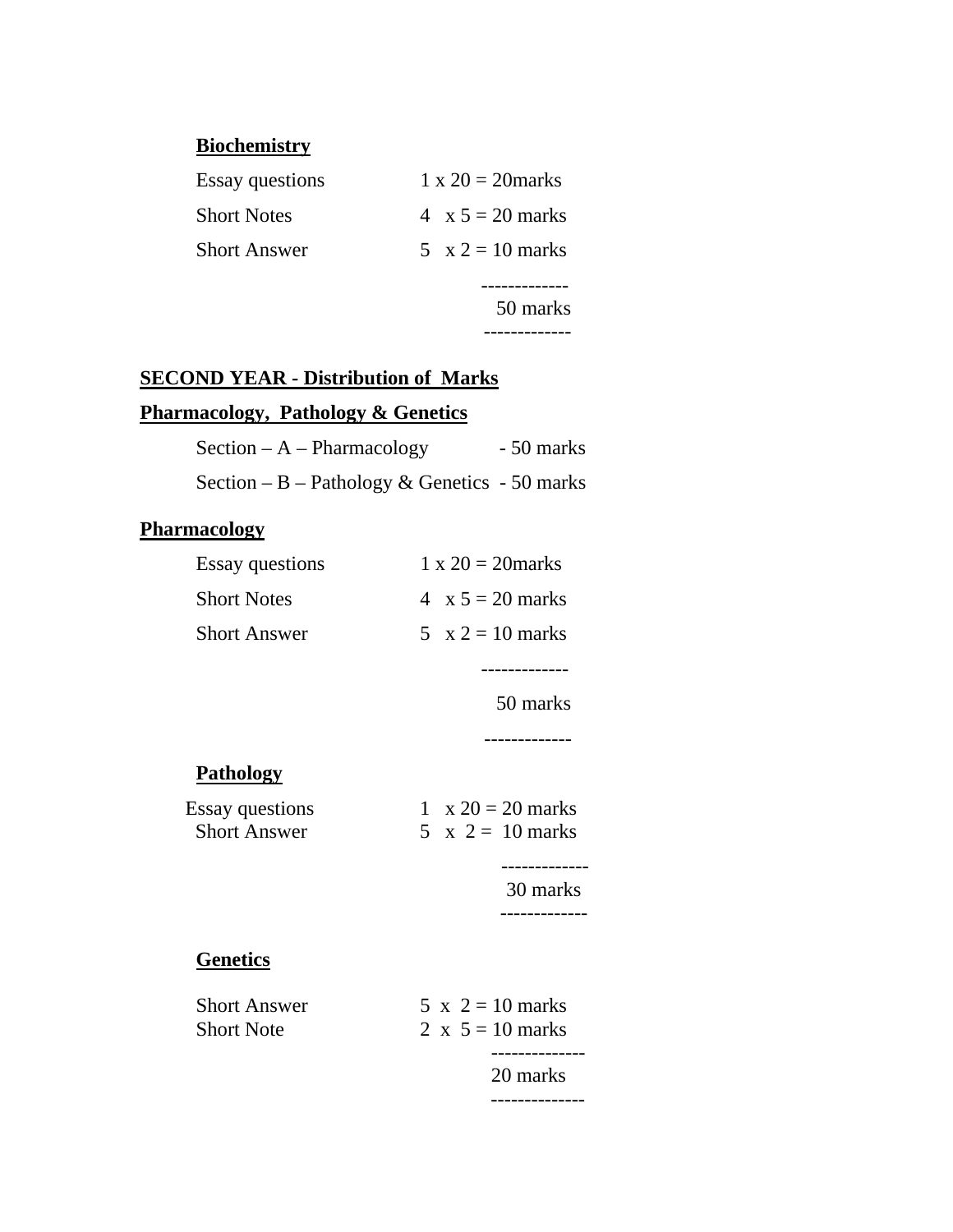**Biochemistry**

| | |
|---|---|
| Essay questions | 1 x 20 = 20marks |
| Short Notes | 4 x 5 = 20 marks |
| Short Answer | 5 x 2 = 10 marks |
| | 50 marks |

**SECOND YEAR - Distribution of Marks**

**Pharmacology, Pathology & Genetics**

Section – A – Pharmacology - 50 marks

Section – B – Pathology & Genetics - 50 marks

**Pharmacology**

| | |
|---|---|
| Essay questions | 1 x 20 = 20marks |
| Short Notes | 4 x 5 = 20 marks |
| Short Answer | 5 x 2 = 10 marks |
| | 50 marks |

**Pathology**

| | |
|---|---|
| Essay questions | 1 x 20 = 20 marks |
| Short Answer | 5 x 2 = 10 marks |
| | 30 marks |

**Genetics**

| | |
|---|---|
| Short Answer | 5 x 2 = 10 marks |
| Short Note | 2 x 5 = 10 marks |
| | 20 marks |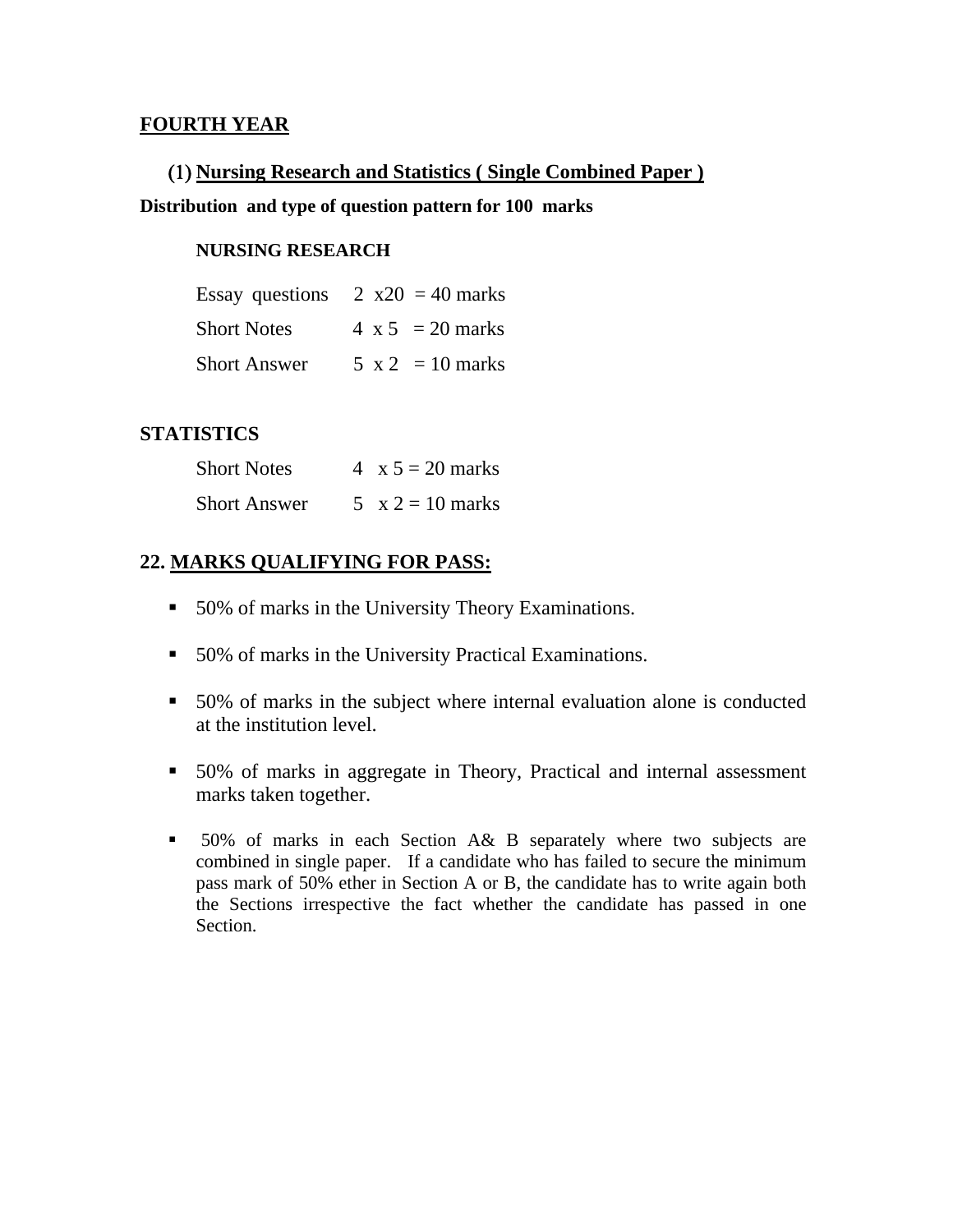## FOURTH YEAR

### (1) Nursing Research and Statistics ( Single Combined Paper )

**Distribution and type of question pattern for 100 marks**

**NURSING RESEARCH**

| | | |
|---|---|---|
| Essay questions | 2 x20 | = 40 marks |
| Short Notes | 4 x 5 | = 20 marks |
| Short Answer | 5 x 2 | = 10 marks |

**STATISTICS**

| | | |
|---|---|---|
| Short Notes | 4 x 5 | = 20 marks |
| Short Answer | 5 x 2 | = 10 marks |

## 22. MARKS QUALIFYING FOR PASS:

- 50% of marks in the University Theory Examinations.
- 50% of marks in the University Practical Examinations.
- 50% of marks in the subject where internal evaluation alone is conducted at the institution level.
- 50% of marks in aggregate in Theory, Practical and internal assessment marks taken together.
- 50% of marks in each Section A& B separately where two subjects are combined in single paper. If a candidate who has failed to secure the minimum pass mark of 50% ether in Section A or B, the candidate has to write again both the Sections irrespective the fact whether the candidate has passed in one Section.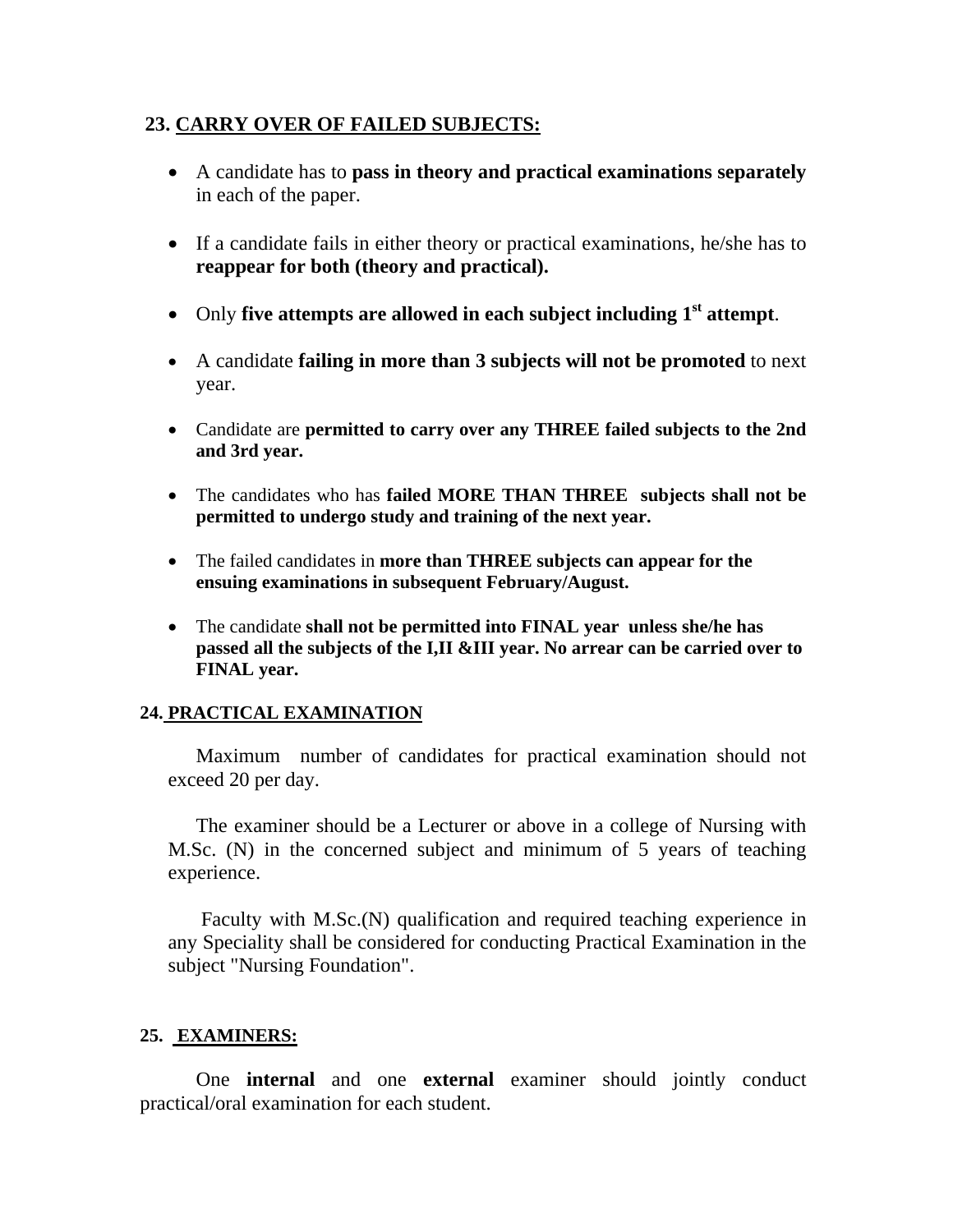## 23. CARRY OVER OF FAILED SUBJECTS:

- A candidate has to **pass in theory and practical examinations separately** in each of the paper.
- If a candidate fails in either theory or practical examinations, he/she has to **reappear for both (theory and practical).**
- Only **five attempts are allowed in each subject including 1st attempt**.
- A candidate **failing in more than 3 subjects will not be promoted** to next year.
- Candidate are **permitted to carry over any THREE failed subjects to the 2nd and 3rd year.**
- The candidates who has **failed MORE THAN THREE subjects shall not be permitted to undergo study and training of the next year.**
- The failed candidates in **more than THREE subjects can appear for the ensuing examinations in subsequent February/August.**
- The candidate **shall not be permitted into FINAL year unless she/he has passed all the subjects of the I,II &III year. No arrear can be carried over to FINAL year.**

## 24. PRACTICAL EXAMINATION

Maximum number of candidates for practical examination should not exceed 20 per day.

The examiner should be a Lecturer or above in a college of Nursing with M.Sc. (N) in the concerned subject and minimum of 5 years of teaching experience.

Faculty with M.Sc.(N) qualification and required teaching experience in any Speciality shall be considered for conducting Practical Examination in the subject "Nursing Foundation".

## 25. EXAMINERS:

One **internal** and one **external** examiner should jointly conduct practical/oral examination for each student.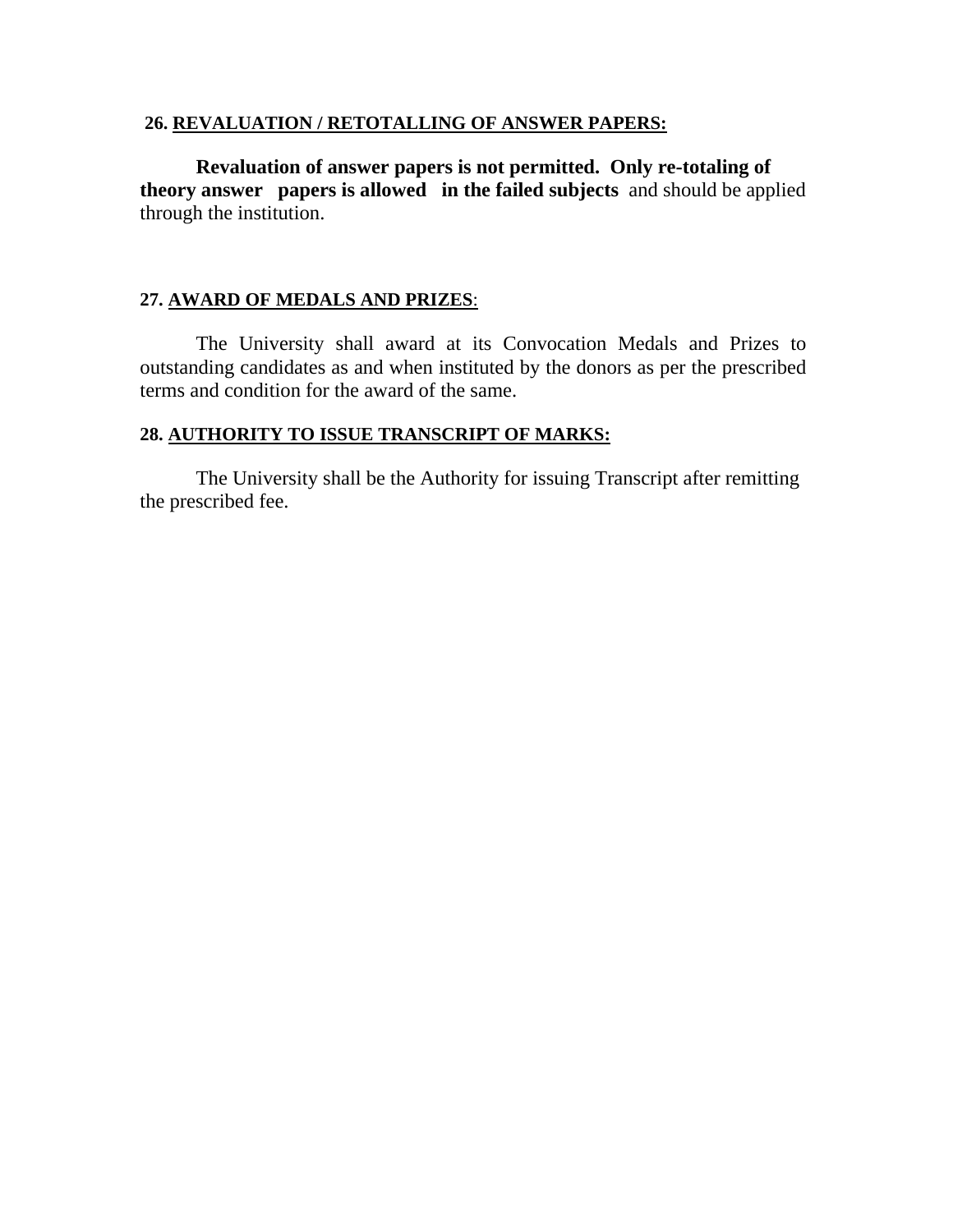**26. <u>REVALUATION / RETOTALLING OF ANSWER PAPERS:</u>**

**Revaluation of answer papers is not permitted. Only re-totaling of theory answer papers is allowed in the failed subjects** and should be applied through the institution.

**27. <u>AWARD OF MEDALS AND PRIZES</u>**:

The University shall award at its Convocation Medals and Prizes to outstanding candidates as and when instituted by the donors as per the prescribed terms and condition for the award of the same.

**28. <u>AUTHORITY TO ISSUE TRANSCRIPT OF MARKS:</u>**

The University shall be the Authority for issuing Transcript after remitting the prescribed fee.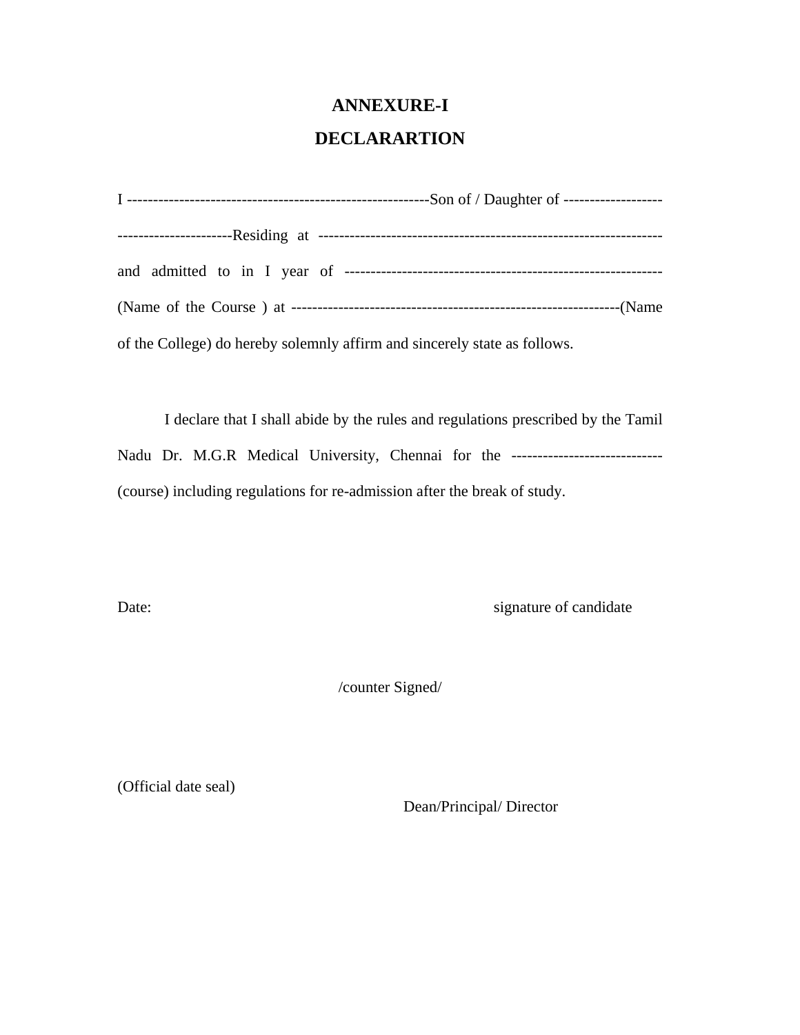# ANNEXURE-I

## DECLARARTION

I ---------------------------------------------------------Son of / Daughter of ------------------- ----------------------Residing at ----------------------------------------------------------------- and admitted to in I year of ------------------------------------------------------------ (Name of the Course ) at --------------------------------------------------------------(Name of the College) do hereby solemnly affirm and sincerely state as follows.

I declare that I shall abide by the rules and regulations prescribed by the Tamil Nadu Dr. M.G.R Medical University, Chennai for the ----------------------------- (course) including regulations for re-admission after the break of study.

Date: signature of candidate

/counter Signed/

(Official date seal)

Dean/Principal/ Director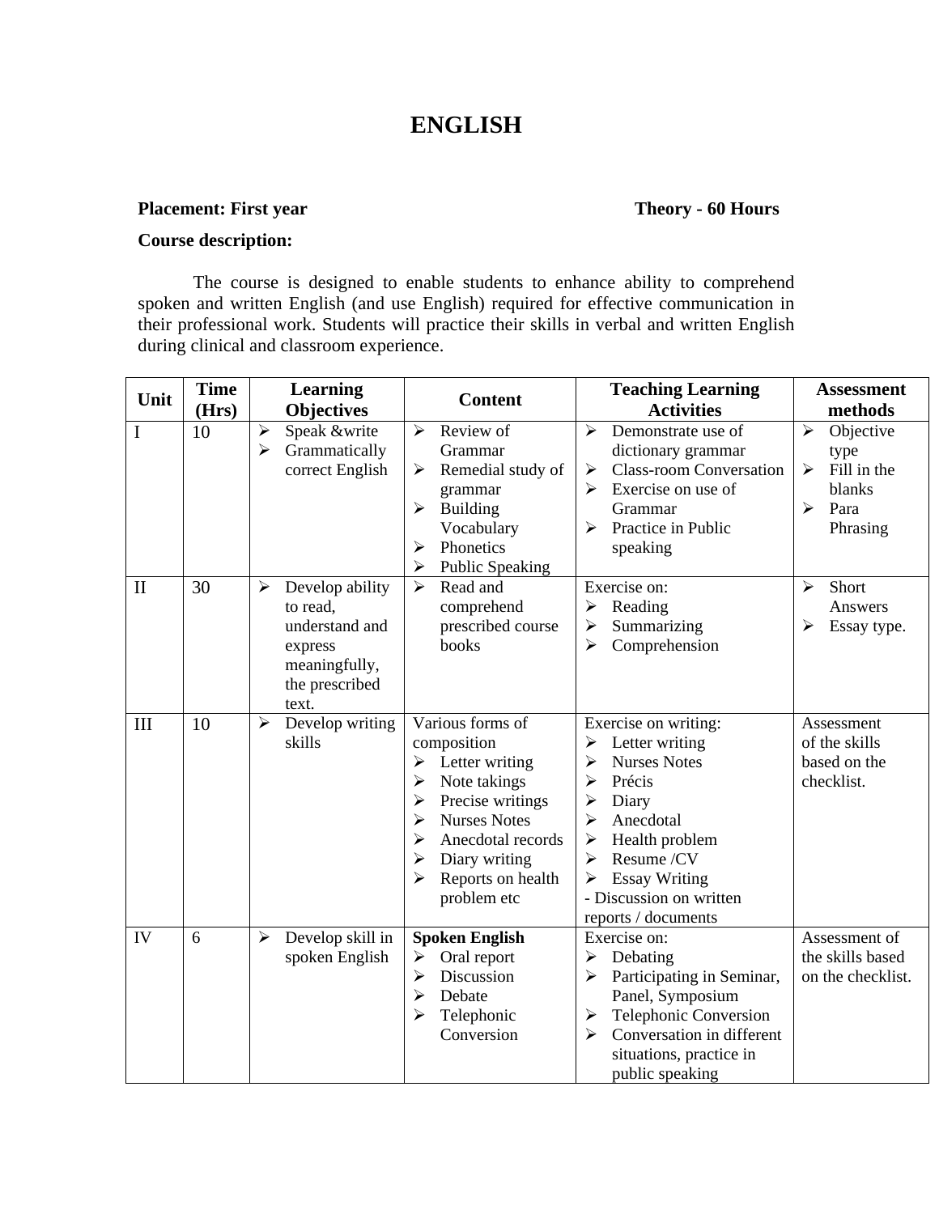# ENGLISH

**Placement: First year** **Theory - 60 Hours**

**Course description:**

The course is designed to enable students to enhance ability to comprehend spoken and written English (and use English) required for effective communication in their professional work. Students will practice their skills in verbal and written English during clinical and classroom experience.

| Unit | Time (Hrs) | Learning Objectives | Content | Teaching Learning Activities | Assessment methods |
|---|---|---|---|---|---|
| I | 10 | ➢ Speak &write<br>➢ Grammatically correct English | ➢ Review of Grammar<br>➢ Remedial study of grammar<br>➢ Building Vocabulary<br>➢ Phonetics<br>➢ Public Speaking | ➢ Demonstrate use of dictionary grammar<br>➢ Class-room Conversation<br>➢ Exercise on use of Grammar<br>➢ Practice in Public speaking | ➢ Objective type<br>➢ Fill in the blanks<br>➢ Para Phrasing |
| II | 30 | ➢ Develop ability to read, understand and express meaningfully, the prescribed text. | ➢ Read and comprehend prescribed course books | Exercise on:<br>➢ Reading<br>➢ Summarizing<br>➢ Comprehension | ➢ Short Answers<br>➢ Essay type. |
| III | 10 | ➢ Develop writing skills | Various forms of composition<br>➢ Letter writing<br>➢ Note takings<br>➢ Precise writings<br>➢ Nurses Notes<br>➢ Anecdotal records<br>➢ Diary writing<br>➢ Reports on health problem etc | Exercise on writing:<br>➢ Letter writing<br>➢ Nurses Notes<br>➢ Précis<br>➢ Diary<br>➢ Anecdotal<br>➢ Health problem<br>➢ Resume /CV<br>➢ Essay Writing<br>- Discussion on written reports / documents | Assessment of the skills based on the checklist. |
| IV | 6 | ➢ Develop skill in spoken English | **Spoken English**<br>➢ Oral report<br>➢ Discussion<br>➢ Debate<br>➢ Telephonic Conversion | Exercise on:<br>➢ Debating<br>➢ Participating in Seminar, Panel, Symposium<br>➢ Telephonic Conversion<br>➢ Conversation in different situations, practice in public speaking | Assessment of the skills based on the checklist. |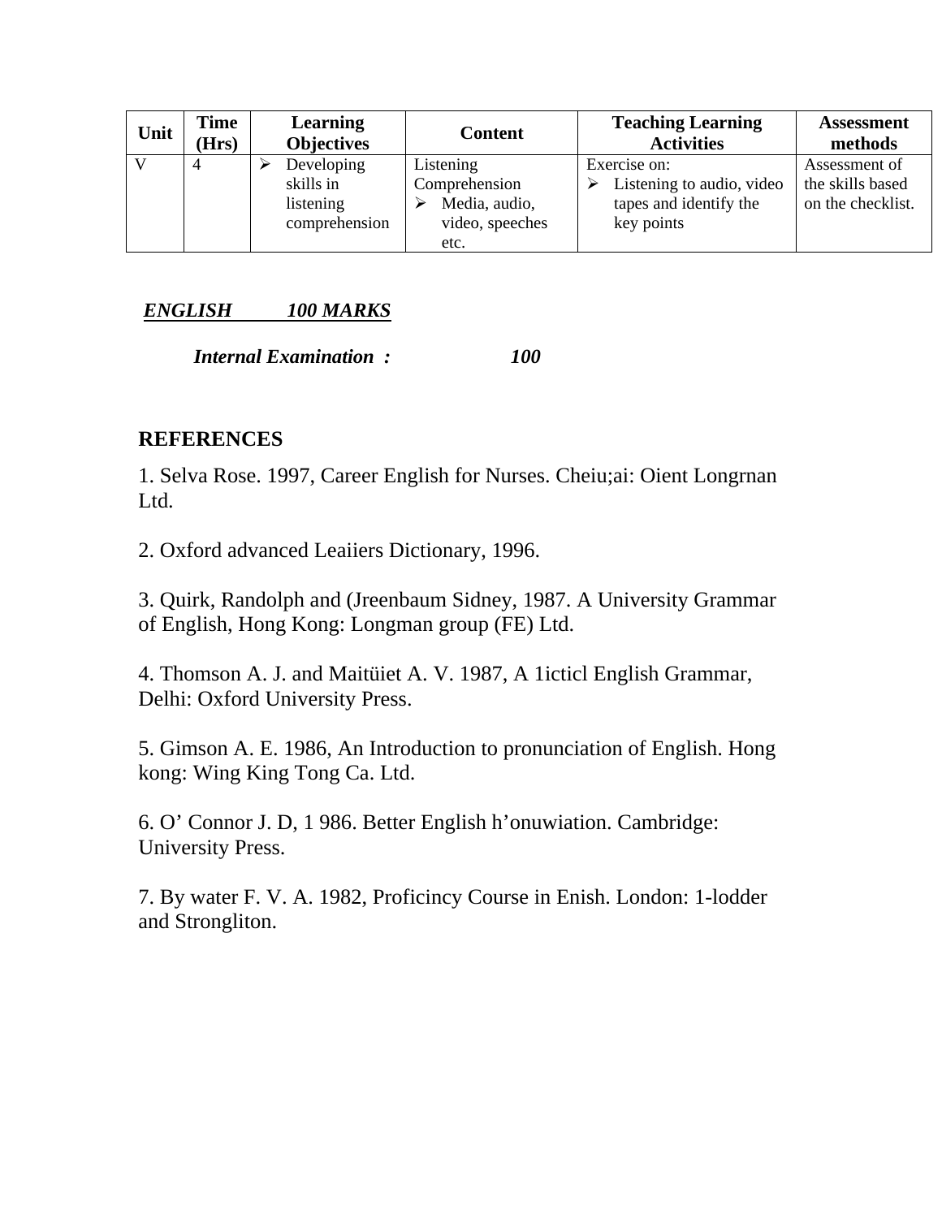| Unit | Time (Hrs) | Learning Objectives | Content | Teaching Learning Activities | Assessment methods |
|---|---|---|---|---|---|
| V | 4 | ➢ Developing skills in listening comprehension | Listening Comprehension ➢ Media, audio, video, speeches etc. | Exercise on: ➢ Listening to audio, video tapes and identify the key points | Assessment of the skills based on the checklist. |

***ENGLISH 100 MARKS***

***Internal Examination : 100***

## REFERENCES

1. Selva Rose. 1997, Career English for Nurses. Cheiu;ai: Oient Longrnan Ltd.

2. Oxford advanced Leaiiers Dictionary, 1996.

3. Quirk, Randolph and (Jreenbaum Sidney, 1987. A University Grammar of English, Hong Kong: Longman group (FE) Ltd.

4. Thomson A. J. and Maitüiet A. V. 1987, A 1icticl English Grammar, Delhi: Oxford University Press.

5. Gimson A. E. 1986, An Introduction to pronunciation of English. Hong kong: Wing King Tong Ca. Ltd.

6. O' Connor J. D, 1 986. Better English h'onuwiation. Cambridge: University Press.

7. By water F. V. A. 1982, Proficincy Course in Enish. London: 1-lodder and Strongliton.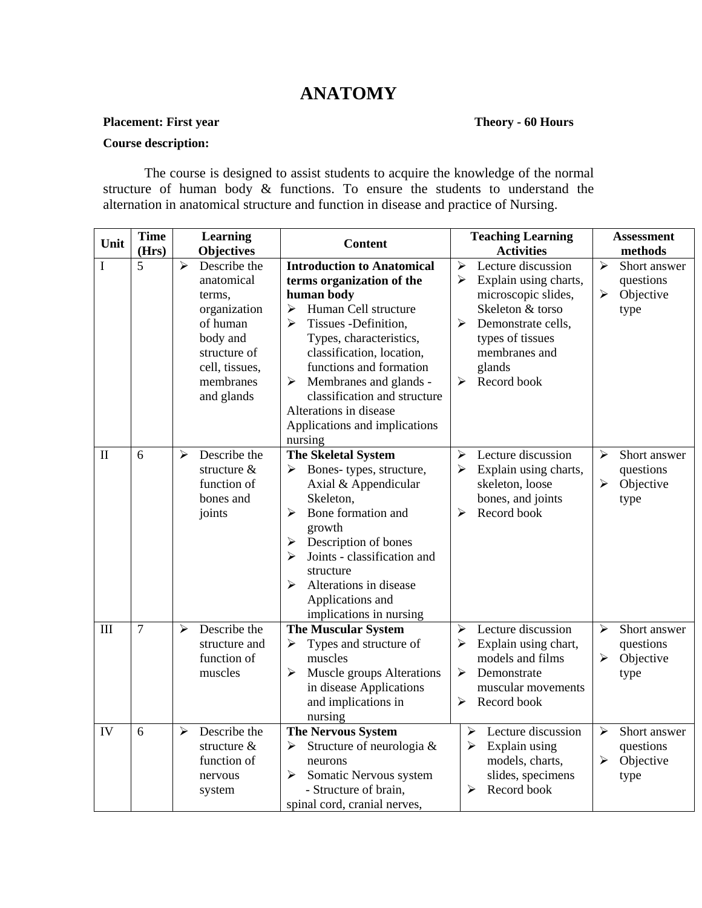# ANATOMY

**Placement: First year** **Theory - 60 Hours**

**Course description:**

The course is designed to assist students to acquire the knowledge of the normal structure of human body & functions. To ensure the students to understand the alternation in anatomical structure and function in disease and practice of Nursing.

| Unit | Time (Hrs) | Learning Objectives | Content | Teaching Learning Activities | Assessment methods |
|---|---|---|---|---|---|
| I | 5 | ➢ Describe the anatomical terms, organization of human body and structure of cell, tissues, membranes and glands | **Introduction to Anatomical terms organization of the human body**<br>➢ Human Cell structure<br>➢ Tissues -Definition, Types, characteristics, classification, location, functions and formation<br>➢ Membranes and glands - classification and structure<br>Alterations in disease<br>Applications and implications nursing | ➢ Lecture discussion<br>➢ Explain using charts, microscopic slides, Skeleton & torso<br>➢ Demonstrate cells, types of tissues membranes and glands<br>➢ Record book | ➢ Short answer questions<br>➢ Objective type |
| II | 6 | ➢ Describe the structure & function of bones and joints | **The Skeletal System**<br>➢ Bones- types, structure, Axial & Appendicular Skeleton,<br>➢ Bone formation and growth<br>➢ Description of bones<br>➢ Joints - classification and structure<br>➢ Alterations in disease Applications and implications in nursing | ➢ Lecture discussion<br>➢ Explain using charts, skeleton, loose bones, and joints<br>➢ Record book | ➢ Short answer questions<br>➢ Objective type |
| III | 7 | ➢ Describe the structure and function of muscles | **The Muscular System**<br>➢ Types and structure of muscles<br>➢ Muscle groups Alterations in disease Applications and implications in nursing | ➢ Lecture discussion<br>➢ Explain using chart, models and films<br>➢ Demonstrate muscular movements<br>➢ Record book | ➢ Short answer questions<br>➢ Objective type |
| IV | 6 | ➢ Describe the structure & function of nervous system | **The Nervous System**<br>➢ Structure of neurologia & neurons<br>➢ Somatic Nervous system<br>- Structure of brain, spinal cord, cranial nerves, | ➢ Lecture discussion<br>➢ Explain using models, charts, slides, specimens<br>➢ Record book | ➢ Short answer questions<br>➢ Objective type |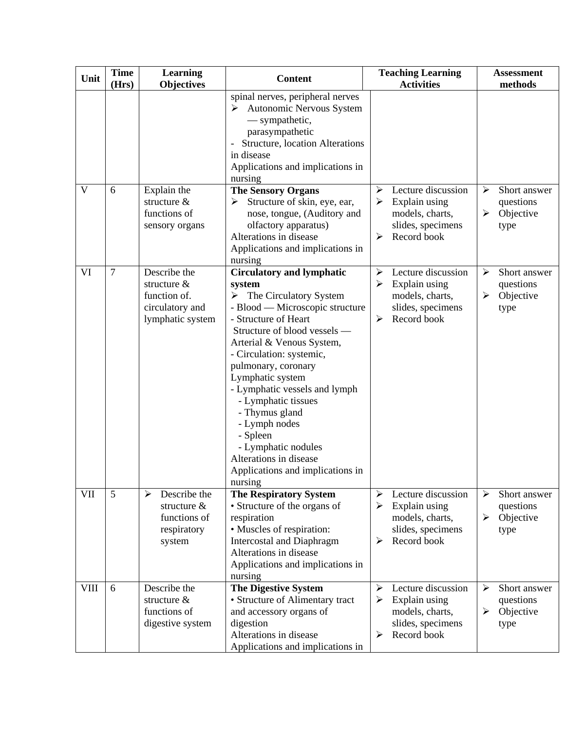| Unit | Time (Hrs) | Learning Objectives | Content | Teaching Learning Activities | Assessment methods |
|---|---|---|---|---|---|
| | | | spinal nerves, peripheral nerves<br>➢ Autonomic Nervous System — sympathetic, parasympathetic<br>- Structure, location Alterations in disease<br>Applications and implications in nursing | | |
| V | 6 | Explain the structure & functions of sensory organs | **The Sensory Organs**<br>➢ Structure of skin, eye, ear, nose, tongue, (Auditory and olfactory apparatus)<br>Alterations in disease<br>Applications and implications in nursing | ➢ Lecture discussion<br>➢ Explain using models, charts, slides, specimens<br>➢ Record book | ➢ Short answer questions<br>➢ Objective type |
| VI | 7 | Describe the structure & function of. circulatory and lymphatic system | **Circulatory and lymphatic system**<br>➢ The Circulatory System<br>- Blood — Microscopic structure<br>- Structure of Heart<br>Structure of blood vessels — Arterial & Venous System,<br>- Circulation: systemic, pulmonary, coronary<br>Lymphatic system<br>- Lymphatic vessels and lymph<br>- Lymphatic tissues<br>- Thymus gland<br>- Lymph nodes<br>- Spleen<br>- Lymphatic nodules<br>Alterations in disease<br>Applications and implications in nursing | ➢ Lecture discussion<br>➢ Explain using models, charts, slides, specimens<br>➢ Record book | ➢ Short answer questions<br>➢ Objective type |
| VII | 5 | ➢ Describe the structure & functions of respiratory system | **The Respiratory System**<br>• Structure of the organs of respiration<br>• Muscles of respiration: Intercostal and Diaphragm<br>Alterations in disease<br>Applications and implications in nursing | ➢ Lecture discussion<br>➢ Explain using models, charts, slides, specimens<br>➢ Record book | ➢ Short answer questions<br>➢ Objective type |
| VIII | 6 | Describe the structure & functions of digestive system | **The Digestive System**<br>• Structure of Alimentary tract and accessory organs of digestion<br>Alterations in disease<br>Applications and implications in | ➢ Lecture discussion<br>➢ Explain using models, charts, slides, specimens<br>➢ Record book | ➢ Short answer questions<br>➢ Objective type |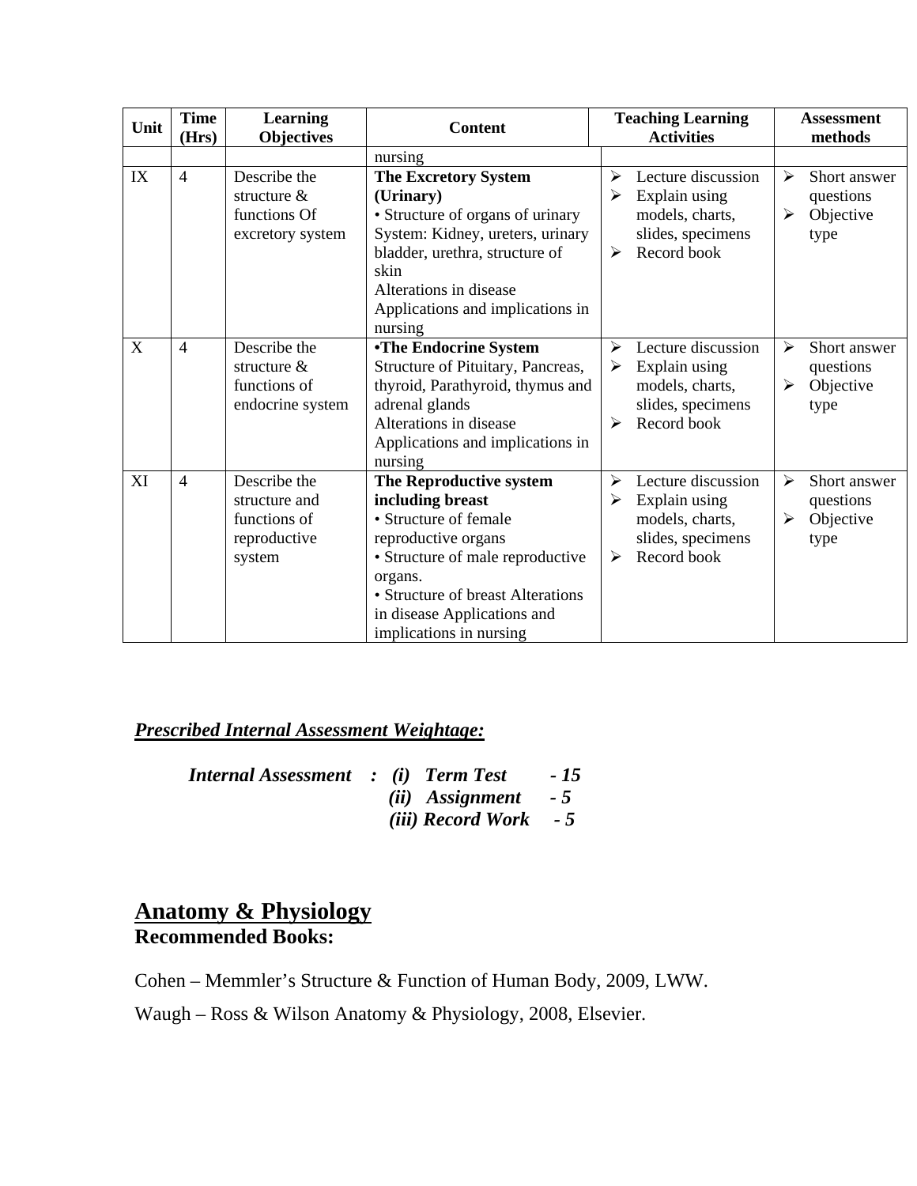| Unit | Time (Hrs) | Learning Objectives | Content | Teaching Learning Activities | Assessment methods |
|---|---|---|---|---|---|
| | | | nursing | | |
| IX | 4 | Describe the structure & functions Of excretory system | **The Excretory System (Urinary)**<br>• Structure of organs of urinary System: Kidney, ureters, urinary bladder, urethra, structure of skin<br>Alterations in disease<br>Applications and implications in nursing | ➢ Lecture discussion<br>➢ Explain using models, charts, slides, specimens<br>➢ Record book | ➢ Short answer questions<br>➢ Objective type |
| X | 4 | Describe the structure & functions of endocrine system | **•The Endocrine System**<br>Structure of Pituitary, Pancreas, thyroid, Parathyroid, thymus and adrenal glands<br>Alterations in disease<br>Applications and implications in nursing | ➢ Lecture discussion<br>➢ Explain using models, charts, slides, specimens<br>➢ Record book | ➢ Short answer questions<br>➢ Objective type |
| XI | 4 | Describe the structure and functions of reproductive system | **The Reproductive system including breast**<br>• Structure of female reproductive organs<br>• Structure of male reproductive organs.<br>• Structure of breast Alterations in disease Applications and implications in nursing | ➢ Lecture discussion<br>➢ Explain using models, charts, slides, specimens<br>➢ Record book | ➢ Short answer questions<br>➢ Objective type |

***Prescribed Internal Assessment Weightage:***

***Internal Assessment : (i) Term Test - 15***
***(ii) Assignment - 5***
***(iii) Record Work - 5***

## Anatomy & Physiology

**Recommended Books:**

Cohen – Memmler's Structure & Function of Human Body, 2009, LWW.

Waugh – Ross & Wilson Anatomy & Physiology, 2008, Elsevier.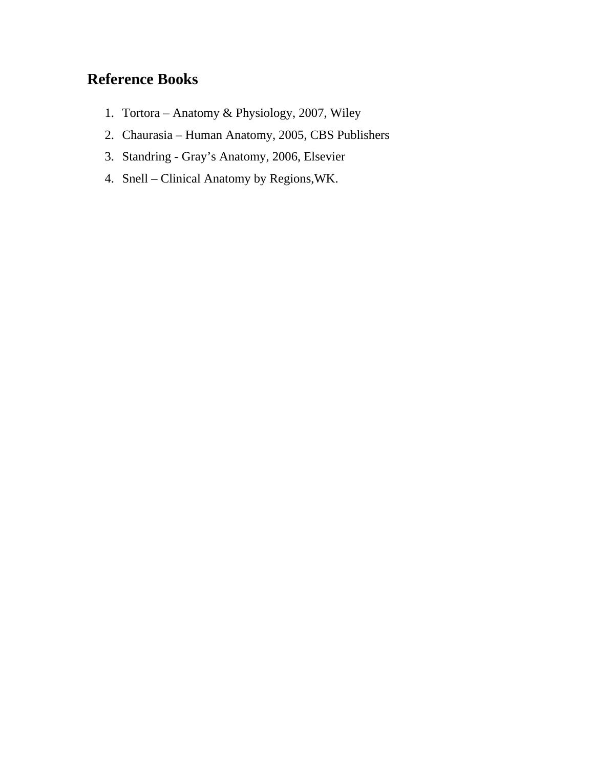## Reference Books

1. Tortora – Anatomy & Physiology, 2007, Wiley
2. Chaurasia – Human Anatomy, 2005, CBS Publishers
3. Standring - Gray’s Anatomy, 2006, Elsevier
4. Snell – Clinical Anatomy by Regions,WK.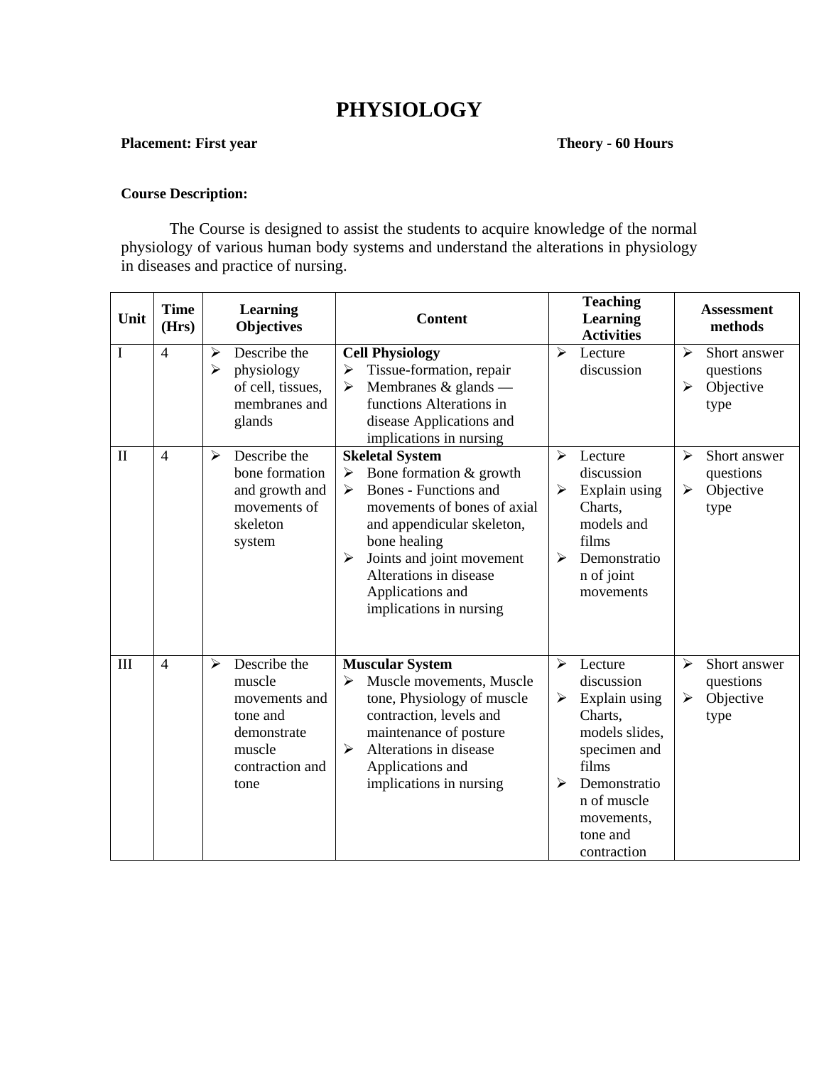# PHYSIOLOGY

**Placement: First year** **Theory - 60 Hours**

**Course Description:**

The Course is designed to assist the students to acquire knowledge of the normal physiology of various human body systems and understand the alterations in physiology in diseases and practice of nursing.

| Unit | Time (Hrs) | Learning Objectives | Content | Teaching Learning Activities | Assessment methods |
|---|---|---|---|---|---|
| I | 4 | ➢ Describe the<br>➢ physiology of cell, tissues, membranes and glands | **Cell Physiology**<br>➢ Tissue-formation, repair<br>➢ Membranes & glands — functions Alterations in disease Applications and implications in nursing | ➢ Lecture discussion | ➢ Short answer questions<br>➢ Objective type |
| II | 4 | ➢ Describe the bone formation and growth and movements of skeleton system | **Skeletal System**<br>➢ Bone formation & growth<br>➢ Bones - Functions and movements of bones of axial and appendicular skeleton, bone healing<br>➢ Joints and joint movement Alterations in disease Applications and implications in nursing | ➢ Lecture discussion<br>➢ Explain using Charts, models and films<br>➢ Demonstration of joint movements | ➢ Short answer questions<br>➢ Objective type |
| III | 4 | ➢ Describe the muscle movements and tone and demonstrate muscle contraction and tone | **Muscular System**<br>➢ Muscle movements, Muscle tone, Physiology of muscle contraction, levels and maintenance of posture<br>➢ Alterations in disease Applications and implications in nursing | ➢ Lecture discussion<br>➢ Explain using Charts, models slides, specimen and films<br>➢ Demonstration of muscle movements, tone and contraction | ➢ Short answer questions<br>➢ Objective type |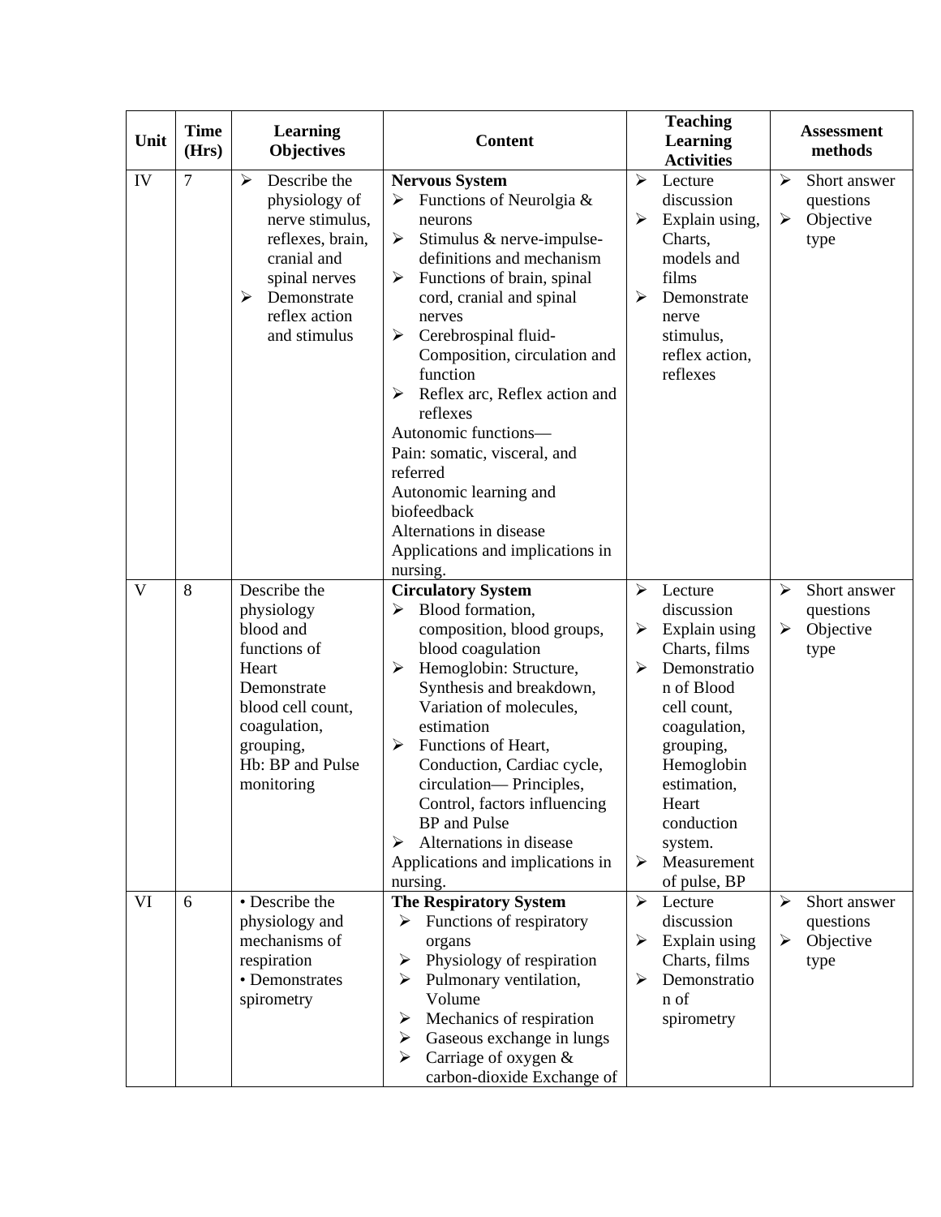| Unit | Time (Hrs) | Learning Objectives | Content | Teaching Learning Activities | Assessment methods |
|---|---|---|---|---|---|
| IV | 7 | ➢ Describe the physiology of nerve stimulus, reflexes, brain, cranial and spinal nerves<br>➢ Demonstrate reflex action and stimulus | **Nervous System**<br>➢ Functions of Neurolgia & neurons<br>➢ Stimulus & nerve-impulse- definitions and mechanism<br>➢ Functions of brain, spinal cord, cranial and spinal nerves<br>➢ Cerebrospinal fluid- Composition, circulation and function<br>➢ Reflex arc, Reflex action and reflexes<br>Autonomic functions—<br>Pain: somatic, visceral, and referred<br>Autonomic learning and biofeedback<br>Alternations in disease<br>Applications and implications in nursing. | ➢ Lecture discussion<br>➢ Explain using, Charts, models and films<br>➢ Demonstrate nerve stimulus, reflex action, reflexes | ➢ Short answer questions<br>➢ Objective type |
| V | 8 | Describe the physiology blood and functions of Heart<br>Demonstrate blood cell count, coagulation, grouping, Hb: BP and Pulse monitoring | **Circulatory System**<br>➢ Blood formation, composition, blood groups, blood coagulation<br>➢ Hemoglobin: Structure, Synthesis and breakdown, Variation of molecules, estimation<br>➢ Functions of Heart, Conduction, Cardiac cycle, circulation— Principles, Control, factors influencing BP and Pulse<br>➢ Alternations in disease<br>Applications and implications in nursing. | ➢ Lecture discussion<br>➢ Explain using Charts, films<br>➢ Demonstration of Blood cell count, coagulation, grouping, Hemoglobin estimation, Heart conduction system.<br>➢ Measurement of pulse, BP | ➢ Short answer questions<br>➢ Objective type |
| VI | 6 | • Describe the physiology and mechanisms of respiration<br>• Demonstrates spirometry | **The Respiratory System**<br>➢ Functions of respiratory organs<br>➢ Physiology of respiration<br>➢ Pulmonary ventilation, Volume<br>➢ Mechanics of respiration<br>➢ Gaseous exchange in lungs<br>➢ Carriage of oxygen & carbon-dioxide Exchange of | ➢ Lecture discussion<br>➢ Explain using Charts, films<br>➢ Demonstration of spirometry | ➢ Short answer questions<br>➢ Objective type |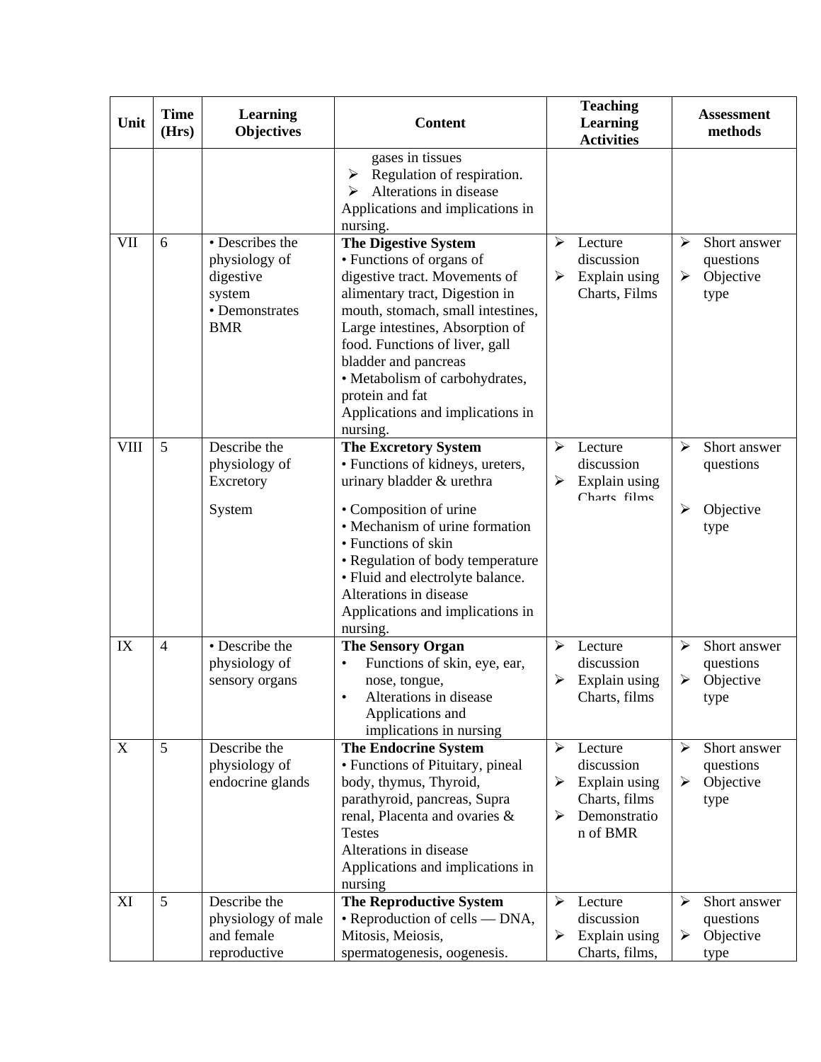| Unit | Time (Hrs) | Learning Objectives | Content | Teaching Learning Activities | Assessment methods |
|---|---|---|---|---|---|
| | | | gases in tissues<br>➢ Regulation of respiration.<br>➢ Alterations in disease<br>Applications and implications in nursing. | | |
| VII | 6 | • Describes the physiology of digestive system<br>• Demonstrates BMR | **The Digestive System**<br>• Functions of organs of digestive tract. Movements of alimentary tract, Digestion in mouth, stomach, small intestines, Large intestines, Absorption of food. Functions of liver, gall bladder and pancreas<br>• Metabolism of carbohydrates, protein and fat<br>Applications and implications in nursing. | ➢ Lecture discussion<br>➢ Explain using Charts, Films | ➢ Short answer questions<br>➢ Objective type |
| VIII | 5 | Describe the physiology of Excretory System | **The Excretory System**<br>• Functions of kidneys, ureters, urinary bladder & urethra<br>• Composition of urine<br>• Mechanism of urine formation<br>• Functions of skin<br>• Regulation of body temperature<br>• Fluid and electrolyte balance.<br>Alterations in disease<br>Applications and implications in nursing. | ➢ Lecture discussion<br>➢ Explain using Charts, films | ➢ Short answer questions<br>➢ Objective type |
| IX | 4 | • Describe the physiology of sensory organs | **The Sensory Organ**<br>• Functions of skin, eye, ear, nose, tongue,<br>• Alterations in disease Applications and implications in nursing | ➢ Lecture discussion<br>➢ Explain using Charts, films | ➢ Short answer questions<br>➢ Objective type |
| X | 5 | Describe the physiology of endocrine glands | **The Endocrine System**<br>• Functions of Pituitary, pineal body, thymus, Thyroid, parathyroid, pancreas, Supra renal, Placenta and ovaries & Testes<br>Alterations in disease<br>Applications and implications in nursing | ➢ Lecture discussion<br>➢ Explain using Charts, films<br>➢ Demonstration of BMR | ➢ Short answer questions<br>➢ Objective type |
| XI | 5 | Describe the physiology of male and female reproductive | **The Reproductive System**<br>• Reproduction of cells — DNA, Mitosis, Meiosis, spermatogenesis, oogenesis. | ➢ Lecture discussion<br>➢ Explain using Charts, films, | ➢ Short answer questions<br>➢ Objective type |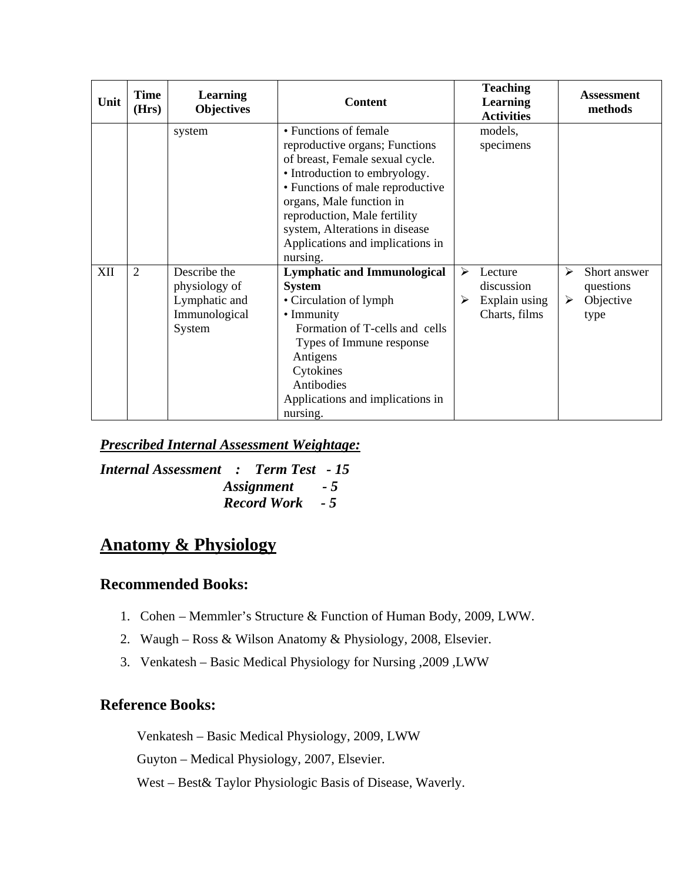| Unit | Time (Hrs) | Learning Objectives | Content | Teaching Learning Activities | Assessment methods |
|---|---|---|---|---|---|
| | | system | • Functions of female reproductive organs; Functions of breast, Female sexual cycle.<br>• Introduction to embryology.<br>• Functions of male reproductive organs, Male function in reproduction, Male fertility system, Alterations in disease Applications and implications in nursing. | models, specimens | |
| XII | 2 | Describe the physiology of Lymphatic and Immunological System | **Lymphatic and Immunological System**<br>• Circulation of lymph<br>• Immunity<br>Formation of T-cells and cells<br>Types of Immune response<br>Antigens<br>Cytokines<br>Antibodies<br>Applications and implications in nursing. | ➢ Lecture discussion<br>➢ Explain using Charts, films | ➢ Short answer questions<br>➢ Objective type |

***<u>Prescribed Internal Assessment Weightage:</u>***

***Internal Assessment : Term Test - 15***
***Assignment - 5***
***Record Work - 5***

# <u>Anatomy & Physiology</u>

## Recommended Books:

1. Cohen – Memmler's Structure & Function of Human Body, 2009, LWW.
2. Waugh – Ross & Wilson Anatomy & Physiology, 2008, Elsevier.
3. Venkatesh – Basic Medical Physiology for Nursing ,2009 ,LWW

## Reference Books:

Venkatesh – Basic Medical Physiology, 2009, LWW

Guyton – Medical Physiology, 2007, Elsevier.

West – Best& Taylor Physiologic Basis of Disease, Waverly.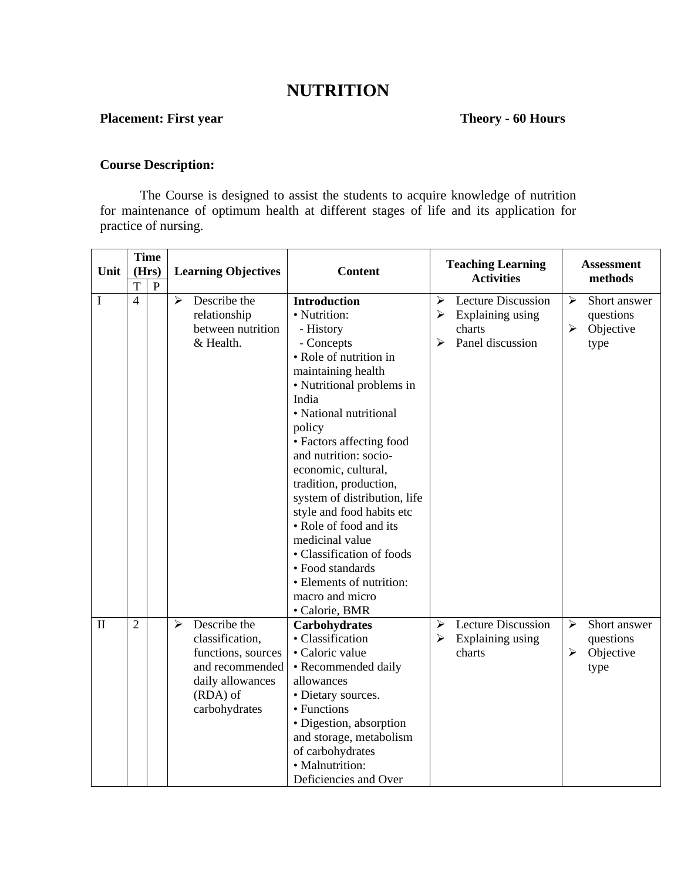# NUTRITION

**Placement: First year** **Theory - 60 Hours**

**Course Description:**

The Course is designed to assist the students to acquire knowledge of nutrition for maintenance of optimum health at different stages of life and its application for practice of nursing.

| Unit | Time (Hrs) | | Learning Objectives | Content | Teaching Learning Activities | Assessment methods |
|---|---|---|---|---|---|---|
| | T | P | | | | |
| I | 4 | | ➢ Describe the relationship between nutrition & Health. | **Introduction**<br>• Nutrition:<br>- History<br>- Concepts<br>• Role of nutrition in maintaining health<br>• Nutritional problems in India<br>• National nutritional policy<br>• Factors affecting food and nutrition: socio-economic, cultural, tradition, production, system of distribution, life style and food habits etc<br>• Role of food and its medicinal value<br>• Classification of foods<br>• Food standards<br>• Elements of nutrition: macro and micro<br>• Calorie, BMR | ➢ Lecture Discussion<br>➢ Explaining using charts<br>➢ Panel discussion | ➢ Short answer questions<br>➢ Objective type |
| II | 2 | | ➢ Describe the classification, functions, sources and recommended daily allowances (RDA) of carbohydrates | **Carbohydrates**<br>• Classification<br>• Caloric value<br>• Recommended daily allowances<br>• Dietary sources.<br>• Functions<br>• Digestion, absorption and storage, metabolism of carbohydrates<br>• Malnutrition: Deficiencies and Over | ➢ Lecture Discussion<br>➢ Explaining using charts | ➢ Short answer questions<br>➢ Objective type |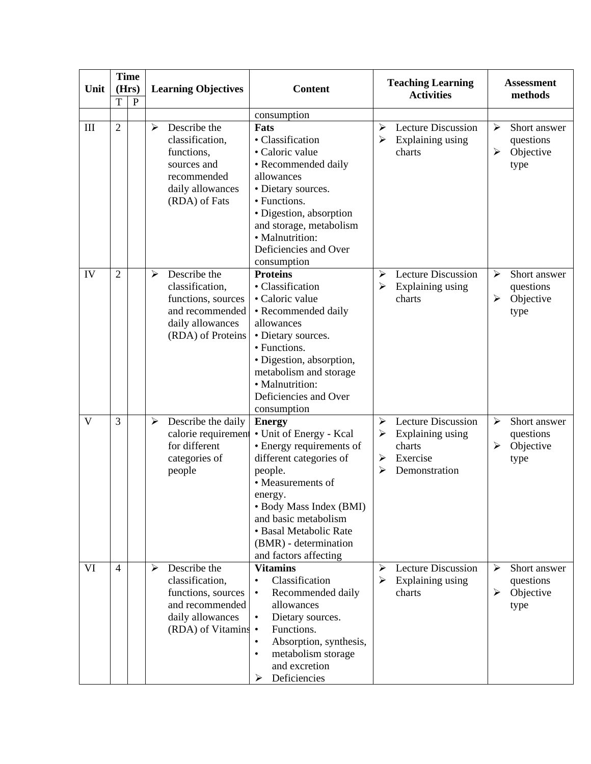| Unit | Time (Hrs) | | Learning Objectives | Content | Teaching Learning Activities | Assessment methods |
|---|---|---|---|---|---|---|
| | T | P | | | | |
| | | | | consumption | | |
| III | 2 | | ➢ Describe the classification, functions, sources and recommended daily allowances (RDA) of Fats | **Fats**<br>• Classification<br>• Caloric value<br>• Recommended daily allowances<br>• Dietary sources.<br>• Functions.<br>• Digestion, absorption and storage, metabolism<br>• Malnutrition: Deficiencies and Over consumption | ➢ Lecture Discussion<br>➢ Explaining using charts | ➢ Short answer questions<br>➢ Objective type |
| IV | 2 | | ➢ Describe the classification, functions, sources and recommended daily allowances (RDA) of Proteins | **Proteins**<br>• Classification<br>• Caloric value<br>• Recommended daily allowances<br>• Dietary sources.<br>• Functions.<br>• Digestion, absorption, metabolism and storage<br>• Malnutrition: Deficiencies and Over consumption | ➢ Lecture Discussion<br>➢ Explaining using charts | ➢ Short answer questions<br>➢ Objective type |
| V | 3 | | ➢ Describe the daily calorie requirement for different categories of people | **Energy**<br>• Unit of Energy - Kcal<br>• Energy requirements of different categories of people.<br>• Measurements of energy.<br>• Body Mass Index (BMI) and basic metabolism<br>• Basal Metabolic Rate (BMR) - determination and factors affecting | ➢ Lecture Discussion<br>➢ Explaining using charts<br>➢ Exercise<br>➢ Demonstration | ➢ Short answer questions<br>➢ Objective type |
| VI | 4 | | ➢ Describe the classification, functions, sources and recommended daily allowances (RDA) of Vitamins | **Vitamins**<br>• Classification<br>• Recommended daily allowances<br>• Dietary sources.<br>• Functions.<br>• Absorption, synthesis,<br>• metabolism storage and excretion<br>➢ Deficiencies | ➢ Lecture Discussion<br>➢ Explaining using charts | ➢ Short answer questions<br>➢ Objective type |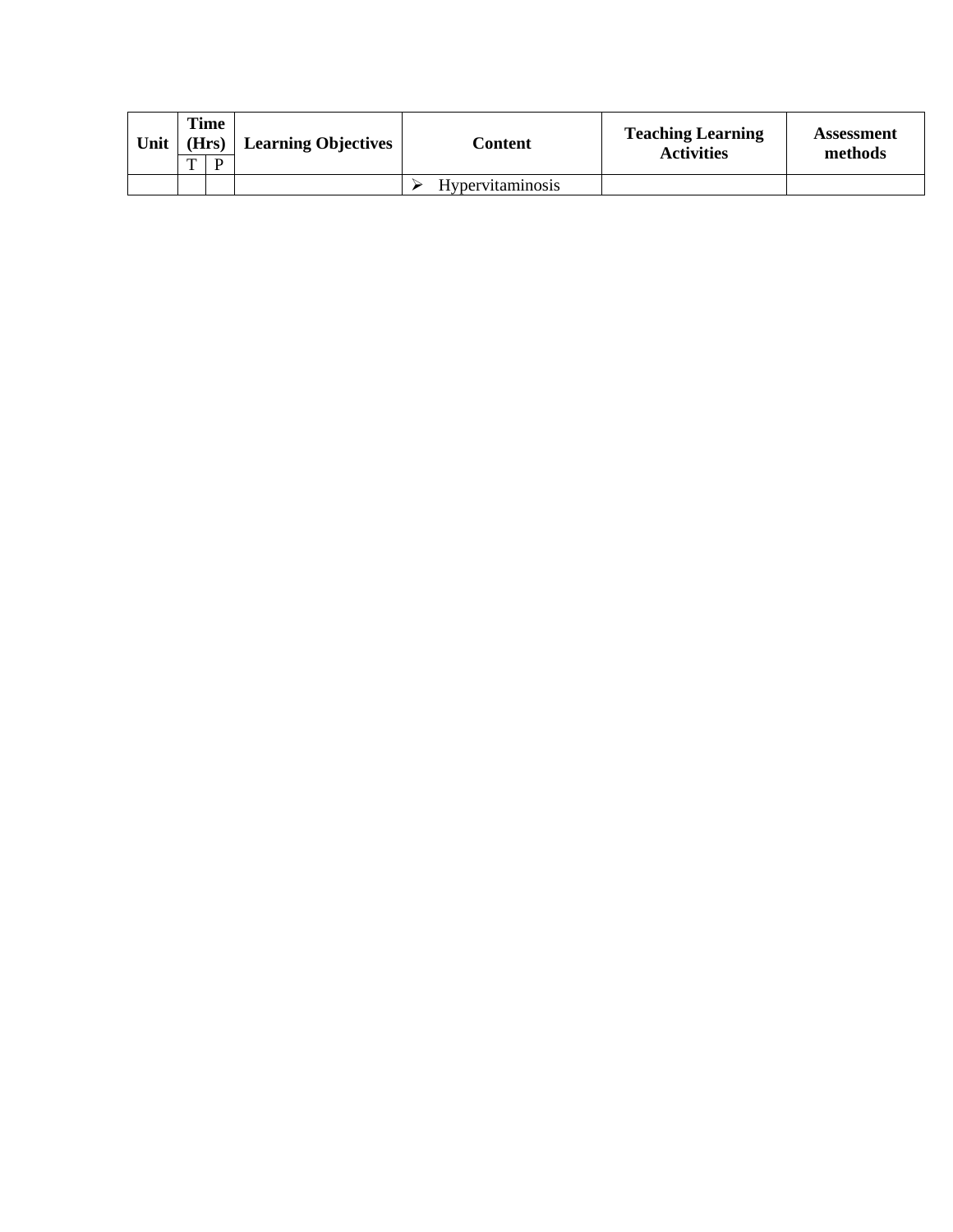| Unit | Time (Hrs) | | Learning Objectives | Content | Teaching Learning Activities | Assessment methods |
|---|---|---|---|---|---|---|
| | T | P | | | | |
| | | | | ➢ Hypervitaminosis | | |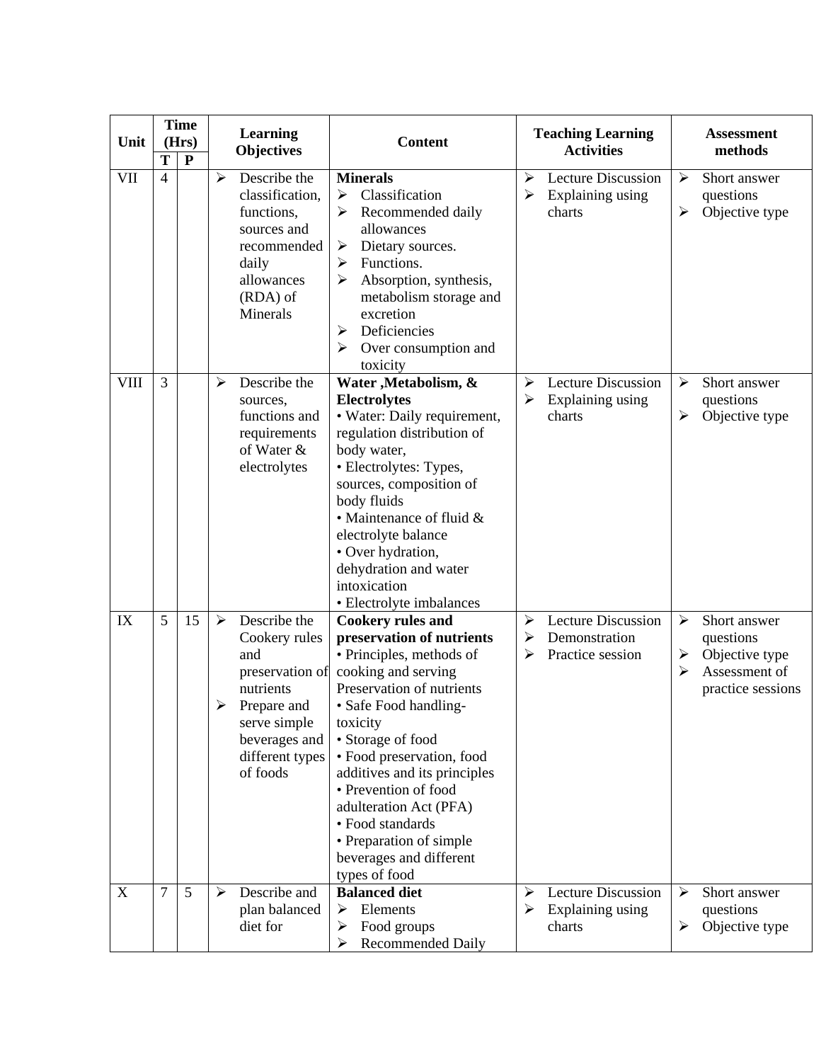| Unit | Time (Hrs) | | Learning Objectives | Content | Teaching Learning Activities | Assessment methods |
|---|---|---|---|---|---|---|
| | T | P | | | | |
| VII | 4 | | ➢ Describe the classification, functions, sources and recommended daily allowances (RDA) of Minerals | **Minerals**<br>➢ Classification<br>➢ Recommended daily allowances<br>➢ Dietary sources.<br>➢ Functions.<br>➢ Absorption, synthesis, metabolism storage and excretion<br>➢ Deficiencies<br>➢ Over consumption and toxicity | ➢ Lecture Discussion<br>➢ Explaining using charts | ➢ Short answer questions<br>➢ Objective type |
| VIII | 3 | | ➢ Describe the sources, functions and requirements of Water & electrolytes | **Water ,Metabolism, & Electrolytes**<br>• Water: Daily requirement, regulation distribution of body water,<br>• Electrolytes: Types, sources, composition of body fluids<br>• Maintenance of fluid & electrolyte balance<br>• Over hydration, dehydration and water intoxication<br>• Electrolyte imbalances | ➢ Lecture Discussion<br>➢ Explaining using charts | ➢ Short answer questions<br>➢ Objective type |
| IX | 5 | 15 | ➢ Describe the Cookery rules and preservation of nutrients<br>➢ Prepare and serve simple beverages and different types of foods | **Cookery rules and preservation of nutrients**<br>• Principles, methods of cooking and serving Preservation of nutrients<br>• Safe Food handling-toxicity<br>• Storage of food<br>• Food preservation, food additives and its principles<br>• Prevention of food adulteration Act (PFA)<br>• Food standards<br>• Preparation of simple beverages and different types of food | ➢ Lecture Discussion<br>➢ Demonstration<br>➢ Practice session | ➢ Short answer questions<br>➢ Objective type<br>➢ Assessment of practice sessions |
| X | 7 | 5 | ➢ Describe and plan balanced diet for | **Balanced diet**<br>➢ Elements<br>➢ Food groups<br>➢ Recommended Daily | ➢ Lecture Discussion<br>➢ Explaining using charts | ➢ Short answer questions<br>➢ Objective type |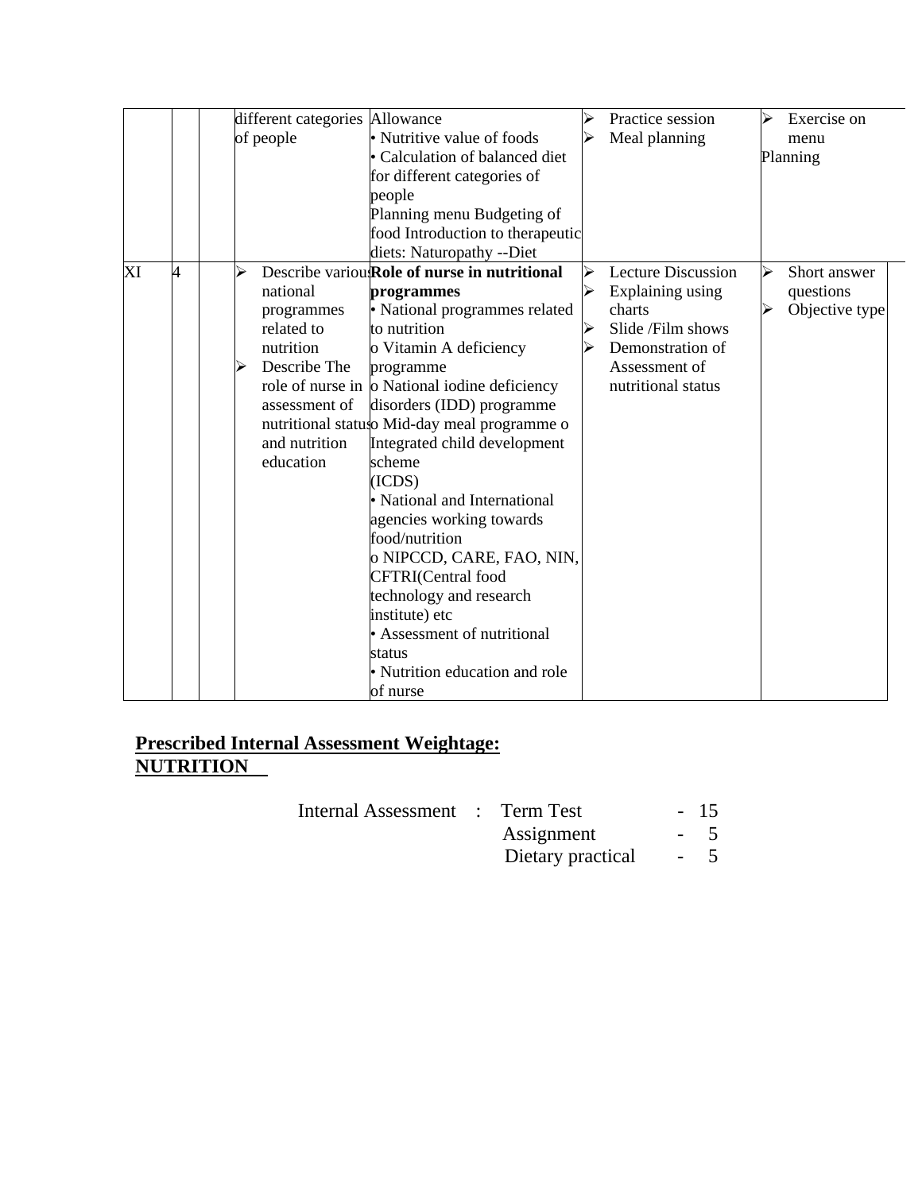|  |  |  | different categories of people | Allowance<br>• Nutritive value of foods<br>• Calculation of balanced diet for different categories of people<br>Planning menu Budgeting of food Introduction to therapeutic diets: Naturopathy --Diet | ➢ Practice session<br>➢ Meal planning | ➢ Exercise on menu Planning |
|---|---|---|---|---|---|---|
| XI | 4 |  | ➢ Describe various national programmes related to nutrition<br>➢ Describe The role of nurse in assessment of nutritional status and nutrition education | **Role of nurse in nutritional programmes**<br>• National programmes related to nutrition<br>o Vitamin A deficiency programme<br>o National iodine deficiency disorders (IDD) programme<br>o Mid-day meal programme o Integrated child development scheme (ICDS)<br>• National and International agencies working towards food/nutrition<br>o NIPCCD, CARE, FAO, NIN, CFTRI(Central food technology and research institute) etc<br>• Assessment of nutritional status<br>• Nutrition education and role of nurse | ➢ Lecture Discussion<br>➢ Explaining using charts<br>➢ Slide /Film shows<br>➢ Demonstration of Assessment of nutritional status | ➢ Short answer questions<br>➢ Objective type |

**<u>Prescribed Internal Assessment Weightage:</u>**
**<u>NUTRITION</u>**

| Internal Assessment | : | Term Test | - | 15 |
|---|---|---|---|---|
|  |  | Assignment | - | 5 |
|  |  | Dietary practical | - | 5 |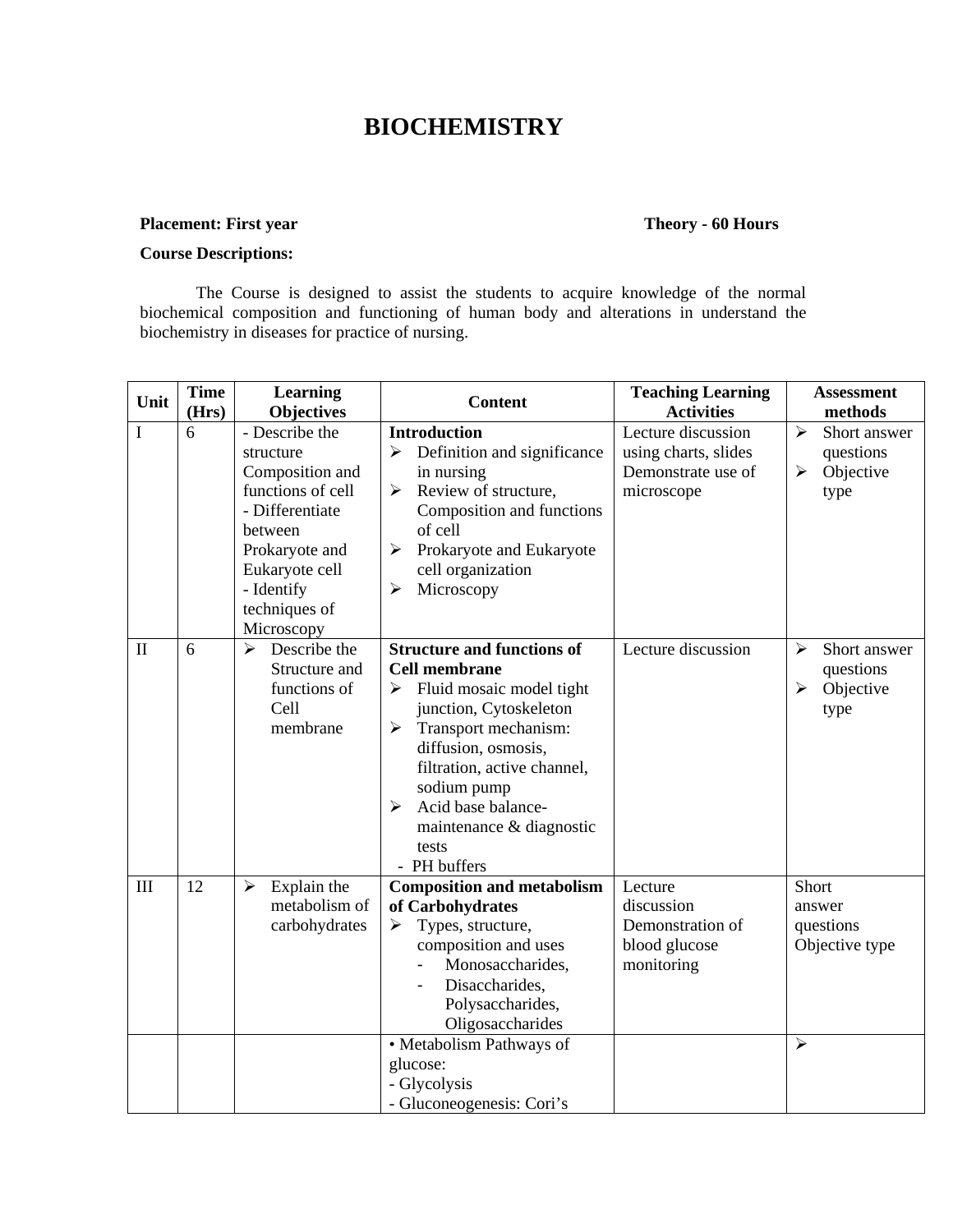# BIOCHEMISTRY

**Placement: First year** **Theory - 60 Hours**

**Course Descriptions:**

The Course is designed to assist the students to acquire knowledge of the normal biochemical composition and functioning of human body and alterations in understand the biochemistry in diseases for practice of nursing.

| Unit | Time (Hrs) | Learning Objectives | Content | Teaching Learning Activities | Assessment methods |
|---|---|---|---|---|---|
| I | 6 | - Describe the structure Composition and functions of cell<br>- Differentiate between Prokaryote and Eukaryote cell<br>- Identify techniques of Microscopy | **Introduction**<br>➢ Definition and significance in nursing<br>➢ Review of structure, Composition and functions of cell<br>➢ Prokaryote and Eukaryote cell organization<br>➢ Microscopy | Lecture discussion using charts, slides<br>Demonstrate use of microscope | ➢ Short answer questions<br>➢ Objective type |
| II | 6 | ➢ Describe the Structure and functions of Cell membrane | **Structure and functions of Cell membrane**<br>➢ Fluid mosaic model tight junction, Cytoskeleton<br>➢ Transport mechanism: diffusion, osmosis, filtration, active channel, sodium pump<br>➢ Acid base balance-maintenance & diagnostic tests<br>- PH buffers | Lecture discussion | ➢ Short answer questions<br>➢ Objective type |
| III | 12 | ➢ Explain the metabolism of carbohydrates | **Composition and metabolism of Carbohydrates**<br>➢ Types, structure, composition and uses<br>- Monosaccharides,<br>- Disaccharides, Polysaccharides, Oligosaccharides | Lecture discussion<br>Demonstration of blood glucose monitoring | Short answer questions<br>Objective type |
| | | | • Metabolism Pathways of glucose:<br>- Glycolysis<br>- Gluconeogenesis: Cori's | | ➢ |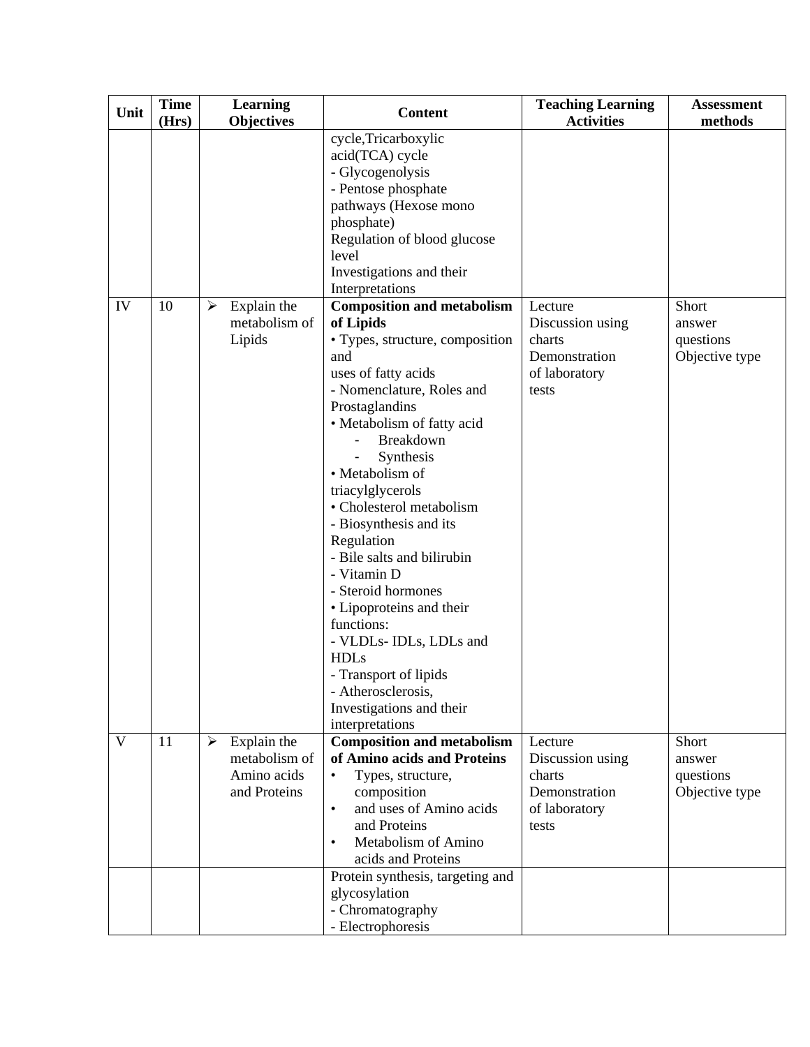| Unit | Time (Hrs) | Learning Objectives | Content | Teaching Learning Activities | Assessment methods |
|---|---|---|---|---|---|
| | | | cycle,Tricarboxylic acid(TCA) cycle<br>- Glycogenolysis<br>- Pentose phosphate pathways (Hexose mono phosphate)<br>Regulation of blood glucose level<br>Investigations and their Interpretations | | |
| IV | 10 | ➢ Explain the metabolism of Lipids | **Composition and metabolism of Lipids**<br>• Types, structure, composition and uses of fatty acids<br>- Nomenclature, Roles and Prostaglandins<br>• Metabolism of fatty acid<br>- Breakdown<br>- Synthesis<br>• Metabolism of triacylglycerols<br>• Cholesterol metabolism<br>- Biosynthesis and its Regulation<br>- Bile salts and bilirubin<br>- Vitamin D<br>- Steroid hormones<br>• Lipoproteins and their functions:<br>- VLDLs- IDLs, LDLs and HDLs<br>- Transport of lipids<br>- Atherosclerosis,<br>Investigations and their interpretations | Lecture<br>Discussion using charts<br>Demonstration of laboratory tests | Short answer questions<br>Objective type |
| V | 11 | ➢ Explain the metabolism of Amino acids and Proteins | **Composition and metabolism of Amino acids and Proteins**<br>• Types, structure, composition<br>• and uses of Amino acids and Proteins<br>• Metabolism of Amino acids and Proteins | Lecture<br>Discussion using charts<br>Demonstration of laboratory tests | Short answer questions<br>Objective type |
| | | | Protein synthesis, targeting and glycosylation<br>- Chromatography<br>- Electrophoresis | | |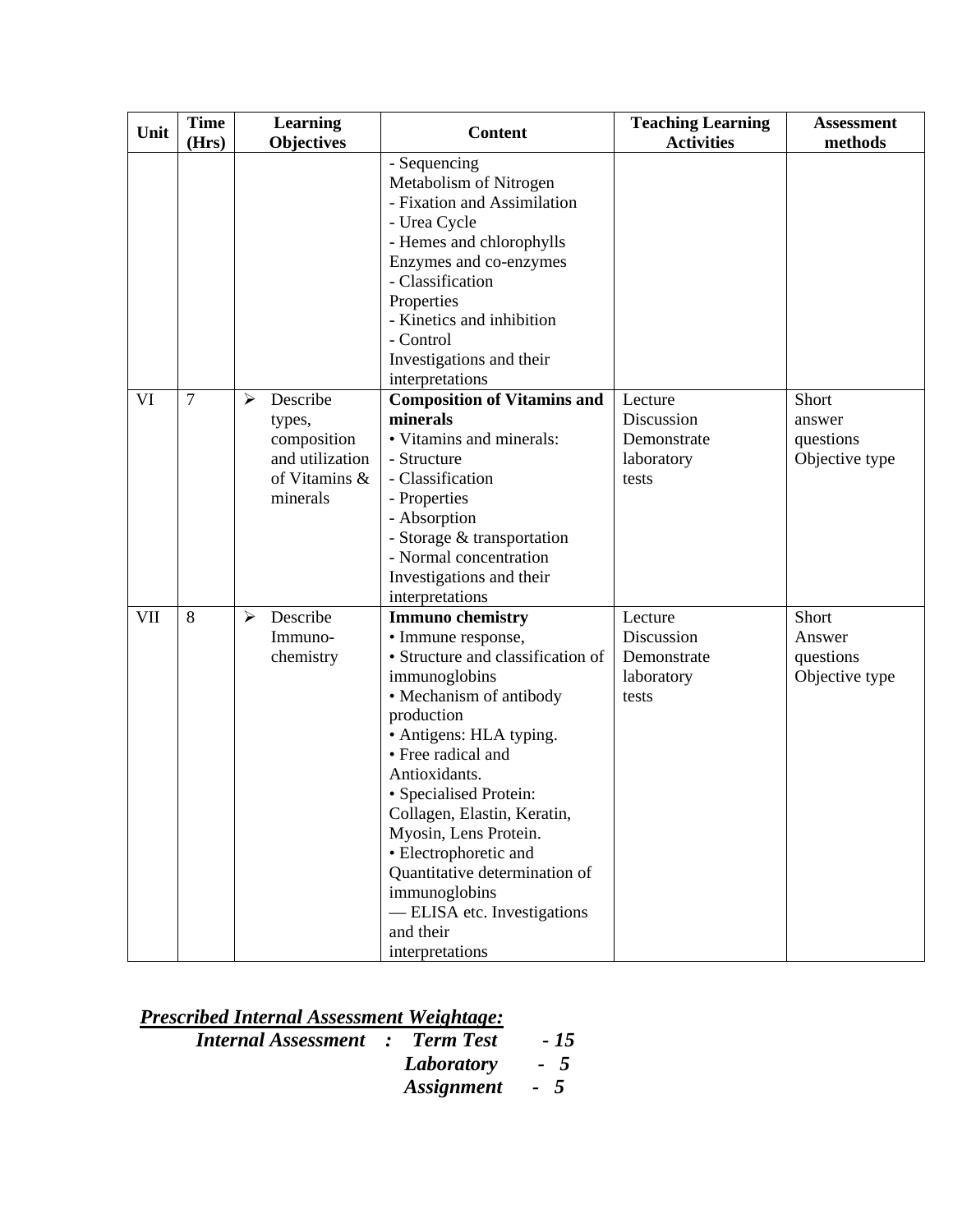| Unit | Time (Hrs) | Learning Objectives | Content | Teaching Learning Activities | Assessment methods |
|---|---|---|---|---|---|
| | | | - Sequencing<br>Metabolism of Nitrogen<br>- Fixation and Assimilation<br>- Urea Cycle<br>- Hemes and chlorophylls<br>Enzymes and co-enzymes<br>- Classification<br>Properties<br>- Kinetics and inhibition<br>- Control<br>Investigations and their interpretations | | |
| VI | 7 | ➢ Describe types, composition and utilization of Vitamins & minerals | **Composition of Vitamins and minerals**<br>• Vitamins and minerals:<br>- Structure<br>- Classification<br>- Properties<br>- Absorption<br>- Storage & transportation<br>- Normal concentration<br>Investigations and their interpretations | Lecture<br>Discussion<br>Demonstrate laboratory tests | Short answer questions<br>Objective type |
| VII | 8 | ➢ Describe Immuno-chemistry | **Immuno chemistry**<br>• Immune response,<br>• Structure and classification of immunoglobins<br>• Mechanism of antibody production<br>• Antigens: HLA typing.<br>• Free radical and Antioxidants.<br>• Specialised Protein: Collagen, Elastin, Keratin, Myosin, Lens Protein.<br>• Electrophoretic and Quantitative determination of immunoglobins<br>— ELISA etc. Investigations and their interpretations | Lecture<br>Discussion<br>Demonstrate laboratory tests | Short Answer questions<br>Objective type |

***Prescribed Internal Assessment Weightage:***

***Internal Assessment : Term Test - 15***

***Laboratory - 5***

***Assignment - 5***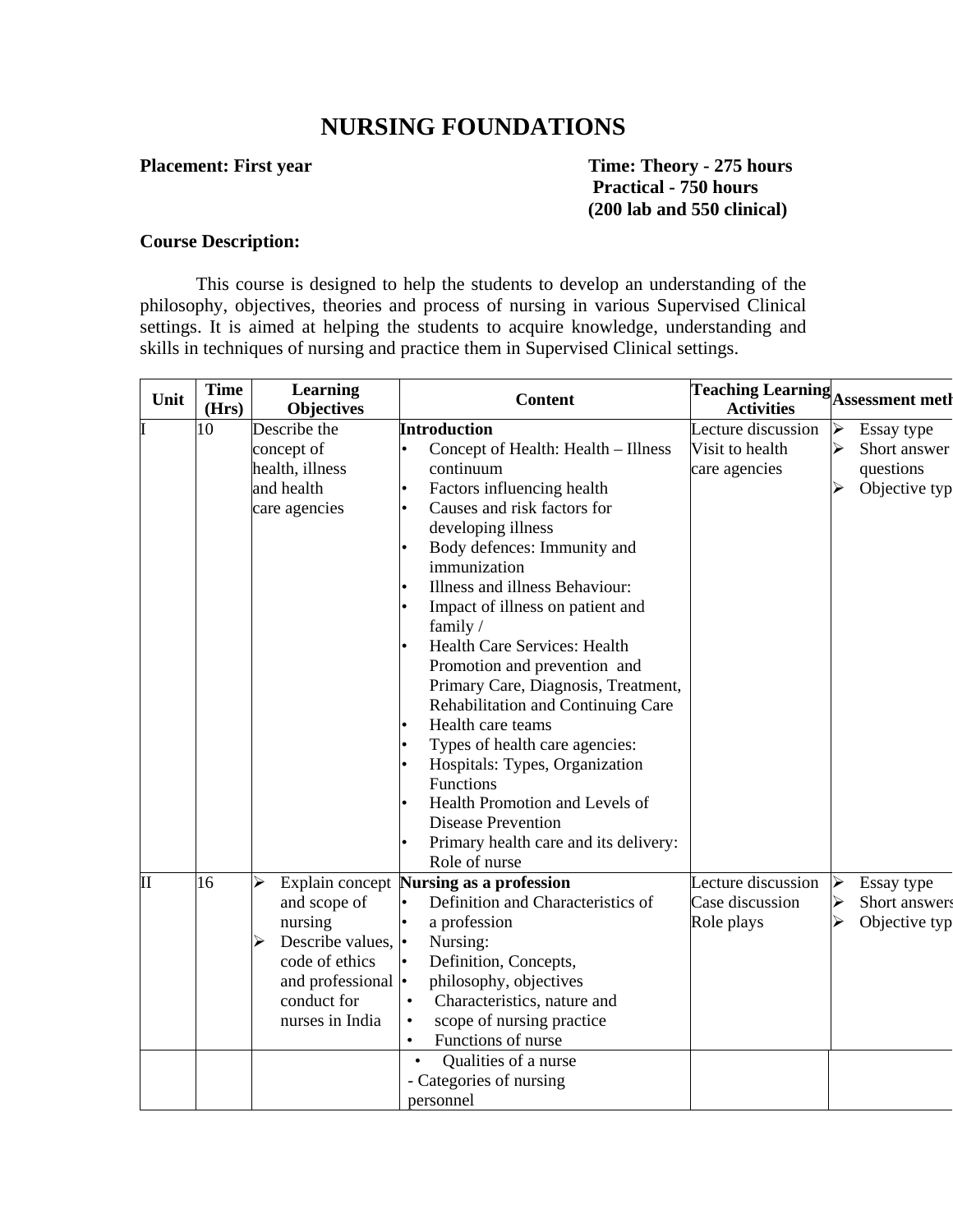# NURSING FOUNDATIONS

**Placement: First year** **Time: Theory - 275 hours**
**Practical - 750 hours**
**(200 lab and 550 clinical)**

**Course Description:**

This course is designed to help the students to develop an understanding of the philosophy, objectives, theories and process of nursing in various Supervised Clinical settings. It is aimed at helping the students to acquire knowledge, understanding and skills in techniques of nursing and practice them in Supervised Clinical settings.

| Unit | Time (Hrs) | Learning Objectives | Content | Teaching Learning Activities | Assessment meth |
|---|---|---|---|---|---|
| I | 10 | Describe the concept of health, illness and health care agencies | **Introduction**<br>• Concept of Health: Health – Illness continuum<br>• Factors influencing health<br>• Causes and risk factors for developing illness<br>• Body defences: Immunity and immunization<br>• Illness and illness Behaviour:<br>• Impact of illness on patient and family /<br>• Health Care Services: Health Promotion and prevention and Primary Care, Diagnosis, Treatment, Rehabilitation and Continuing Care<br>• Health care teams<br>• Types of health care agencies:<br>• Hospitals: Types, Organization Functions<br>• Health Promotion and Levels of Disease Prevention<br>• Primary health care and its delivery: Role of nurse | Lecture discussion<br>Visit to health care agencies | ➢ Essay type<br>➢ Short answer questions<br>➢ Objective typ |
| II | 16 | ➢ Explain concept and scope of nursing<br>➢ Describe values, code of ethics and professional conduct for nurses in India | **Nursing as a profession**<br>• Definition and Characteristics of<br>• a profession<br>• Nursing:<br>• Definition, Concepts,<br>• philosophy, objectives<br>• Characteristics, nature and<br>• scope of nursing practice<br>• Functions of nurse<br>• Qualities of a nurse<br>- Categories of nursing personnel | Lecture discussion<br>Case discussion<br>Role plays | ➢ Essay type<br>➢ Short answers<br>➢ Objective typ |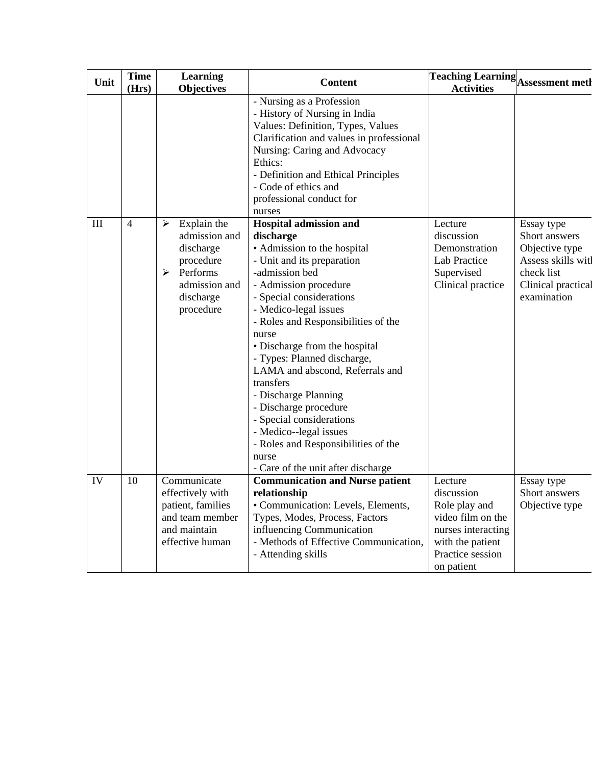| Unit | Time (Hrs) | Learning Objectives | Content | Teaching Learning Activities | Assessment meth |
|---|---|---|---|---|---|
| | | | - Nursing as a Profession<br>- History of Nursing in India<br>Values: Definition, Types, Values Clarification and values in professional Nursing: Caring and Advocacy<br>Ethics:<br>- Definition and Ethical Principles<br>- Code of ethics and professional conduct for nurses | | |
| III | 4 | ➢ Explain the admission and discharge procedure<br>➢ Performs admission and discharge procedure | **Hospital admission and discharge**<br>• Admission to the hospital<br>- Unit and its preparation<br>-admission bed<br>- Admission procedure<br>- Special considerations<br>- Medico-legal issues<br>- Roles and Responsibilities of the nurse<br>• Discharge from the hospital<br>- Types: Planned discharge, LAMA and abscond, Referrals and transfers<br>- Discharge Planning<br>- Discharge procedure<br>- Special considerations<br>- Medico--legal issues<br>- Roles and Responsibilities of the nurse<br>- Care of the unit after discharge | Lecture discussion<br>Demonstration<br>Lab Practice<br>Supervised Clinical practice | Essay type<br>Short answers<br>Objective type<br>Assess skills with check list<br>Clinical practical examination |
| IV | 10 | Communicate effectively with patient, families and team member and maintain effective human | **Communication and Nurse patient relationship**<br>• Communication: Levels, Elements, Types, Modes, Process, Factors influencing Communication<br>- Methods of Effective Communication,<br>- Attending skills | Lecture discussion<br>Role play and video film on the nurses interacting with the patient<br>Practice session on patient | Essay type<br>Short answers<br>Objective type |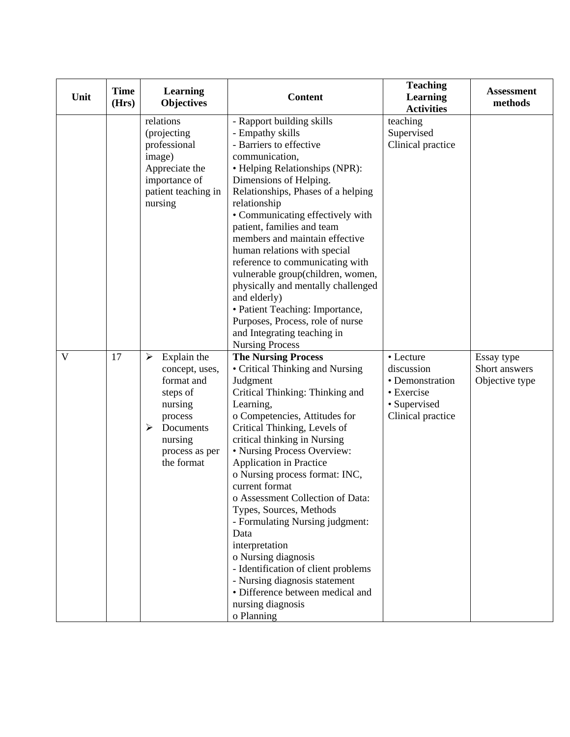| Unit | Time (Hrs) | Learning Objectives | Content | Teaching Learning Activities | Assessment methods |
|---|---|---|---|---|---|
| | | relations (projecting professional image)<br>Appreciate the importance of patient teaching in nursing | - Rapport building skills<br>- Empathy skills<br>- Barriers to effective communication,<br>• Helping Relationships (NPR): Dimensions of Helping. Relationships, Phases of a helping relationship<br>• Communicating effectively with patient, families and team members and maintain effective human relations with special reference to communicating with vulnerable group(children, women, physically and mentally challenged and elderly)<br>• Patient Teaching: Importance, Purposes, Process, role of nurse and Integrating teaching in Nursing Process | teaching<br>Supervised Clinical practice | |
| V | 17 | ➢ Explain the concept, uses, format and steps of nursing process<br>➢ Documents nursing process as per the format | **The Nursing Process**<br>• Critical Thinking and Nursing Judgment<br>Critical Thinking: Thinking and Learning,<br>o Competencies, Attitudes for Critical Thinking, Levels of critical thinking in Nursing<br>• Nursing Process Overview: Application in Practice<br>o Nursing process format: INC, current format<br>o Assessment Collection of Data: Types, Sources, Methods<br>- Formulating Nursing judgment: Data interpretation<br>o Nursing diagnosis<br>- Identification of client problems<br>- Nursing diagnosis statement<br>• Difference between medical and nursing diagnosis<br>o Planning | • Lecture discussion<br>• Demonstration<br>• Exercise<br>• Supervised Clinical practice | Essay type<br>Short answers<br>Objective type |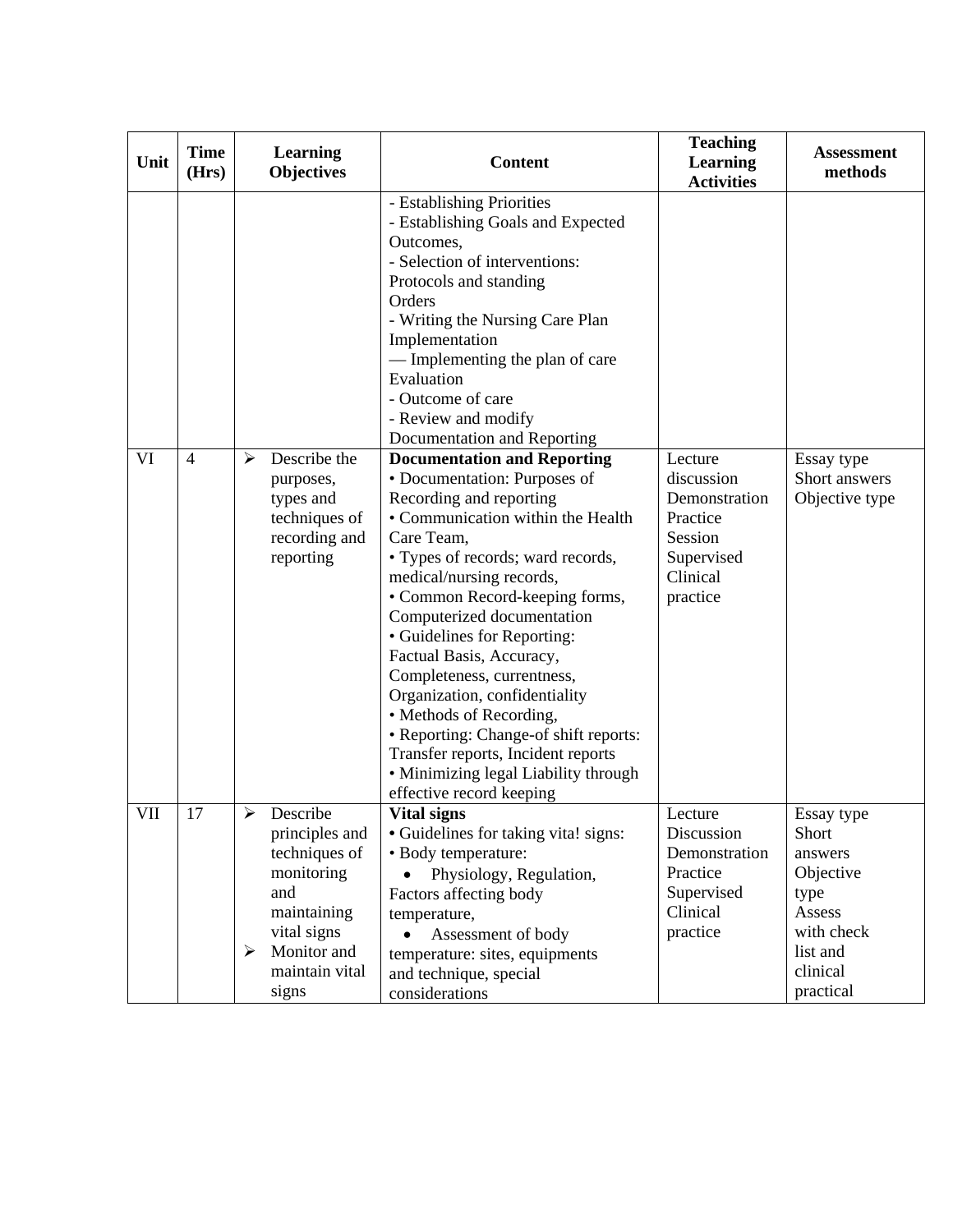| Unit | Time (Hrs) | Learning Objectives | Content | Teaching Learning Activities | Assessment methods |
|---|---|---|---|---|---|
| | | | - Establishing Priorities<br>- Establishing Goals and Expected Outcomes,<br>- Selection of interventions: Protocols and standing Orders<br>- Writing the Nursing Care Plan<br>Implementation<br>— Implementing the plan of care<br>Evaluation<br>- Outcome of care<br>- Review and modify<br>Documentation and Reporting | | |
| VI | 4 | ➢ Describe the purposes, types and techniques of recording and reporting | **Documentation and Reporting**<br>• Documentation: Purposes of Recording and reporting<br>• Communication within the Health Care Team,<br>• Types of records; ward records, medical/nursing records,<br>• Common Record-keeping forms, Computerized documentation<br>• Guidelines for Reporting: Factual Basis, Accuracy, Completeness, currentness, Organization, confidentiality<br>• Methods of Recording,<br>• Reporting: Change-of shift reports: Transfer reports, Incident reports<br>• Minimizing legal Liability through effective record keeping | Lecture discussion<br>Demonstration<br>Practice Session<br>Supervised Clinical practice | Essay type<br>Short answers<br>Objective type |
| VII | 17 | ➢ Describe principles and techniques of monitoring and maintaining vital signs<br>➢ Monitor and maintain vital signs | **Vital signs**<br>• Guidelines for taking vita! signs:<br>• Body temperature:<br>• Physiology, Regulation, Factors affecting body temperature,<br>• Assessment of body temperature: sites, equipments and technique, special considerations | Lecture<br>Discussion<br>Demonstration<br>Practice<br>Supervised Clinical practice | Essay type<br>Short answers<br>Objective type<br>Assess with check list and clinical practical |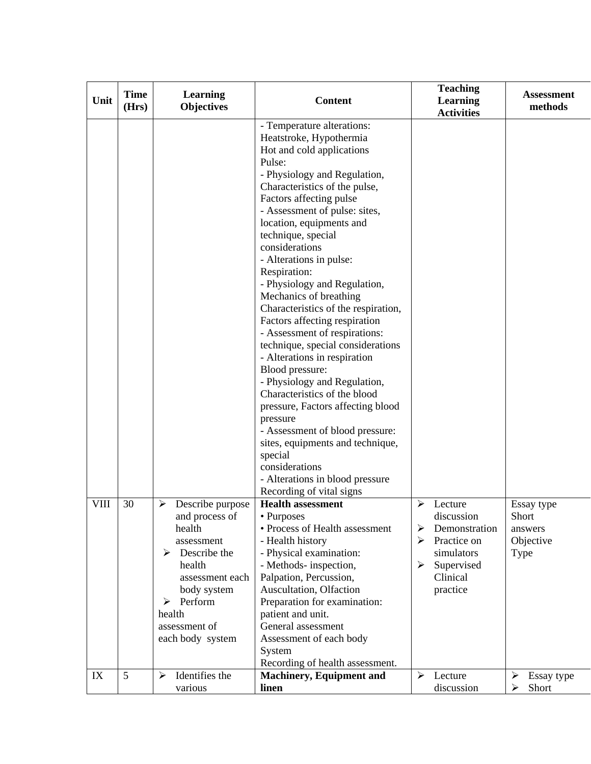| Unit | Time (Hrs) | Learning Objectives | Content | Teaching Learning Activities | Assessment methods |
|---|---|---|---|---|---|
| | | | - Temperature alterations: Heatstroke, Hypothermia<br>Hot and cold applications<br>Pulse:<br>- Physiology and Regulation, Characteristics of the pulse, Factors affecting pulse<br>- Assessment of pulse: sites, location, equipments and technique, special considerations<br>- Alterations in pulse:<br>Respiration:<br>- Physiology and Regulation, Mechanics of breathing<br>Characteristics of the respiration, Factors affecting respiration<br>- Assessment of respirations: technique, special considerations<br>- Alterations in respiration<br>Blood pressure:<br>- Physiology and Regulation, Characteristics of the blood pressure, Factors affecting blood pressure<br>- Assessment of blood pressure: sites, equipments and technique, special considerations<br>- Alterations in blood pressure<br>Recording of vital signs | | |
| VIII | 30 | ➢ Describe purpose and process of health assessment<br>➢ Describe the health assessment each body system<br>➢ Perform health assessment of each body system | **Health assessment**<br>• Purposes<br>• Process of Health assessment<br>- Health history<br>- Physical examination:<br>- Methods- inspection, Palpation, Percussion, Auscultation, Olfaction<br>Preparation for examination: patient and unit.<br>General assessment<br>Assessment of each body System<br>Recording of health assessment. | ➢ Lecture discussion<br>➢ Demonstration<br>➢ Practice on simulators<br>➢ Supervised Clinical practice | Essay type<br>Short answers<br>Objective Type |
| IX | 5 | ➢ Identifies the various | **Machinery, Equipment and linen** | ➢ Lecture discussion | ➢ Essay type<br>➢ Short |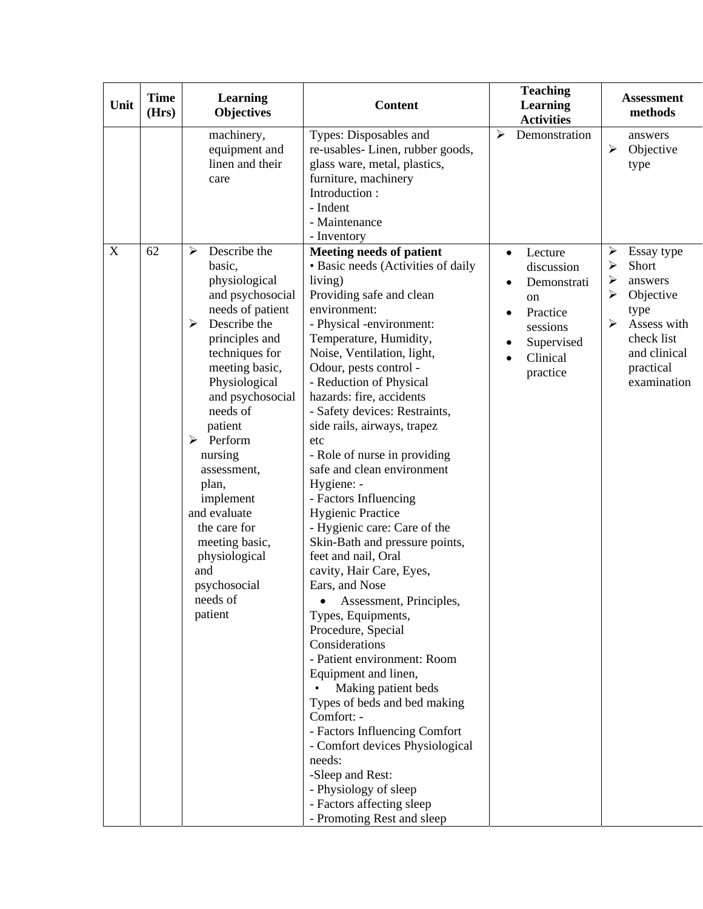| Unit | Time (Hrs) | Learning Objectives | Content | Teaching Learning Activities | Assessment methods |
|---|---|---|---|---|---|
| | | machinery, equipment and linen and their care | Types: Disposables and re-usables- Linen, rubber goods, glass ware, metal, plastics, furniture, machinery<br>Introduction :<br>- Indent<br>- Maintenance<br>- Inventory | ➢ Demonstration | answers<br>➢ Objective type |
| X | 62 | ➢ Describe the basic, physiological and psychosocial needs of patient<br>➢ Describe the principles and techniques for meeting basic, Physiological and psychosocial needs of patient<br>➢ Perform nursing assessment, plan, implement and evaluate the care for meeting basic, physiological and psychosocial needs of patient | **Meeting needs of patient**<br>• Basic needs (Activities of daily living)<br>Providing safe and clean environment:<br>- Physical -environment: Temperature, Humidity, Noise, Ventilation, light, Odour, pests control -<br>- Reduction of Physical hazards: fire, accidents<br>- Safety devices: Restraints, side rails, airways, trapez etc<br>- Role of nurse in providing safe and clean environment<br>Hygiene: -<br>- Factors Influencing Hygienic Practice<br>- Hygienic care: Care of the Skin-Bath and pressure points, feet and nail, Oral cavity, Hair Care, Eyes, Ears, and Nose<br>• Assessment, Principles, Types, Equipments, Procedure, Special Considerations<br>- Patient environment: Room Equipment and linen,<br>• Making patient beds<br>Types of beds and bed making<br>Comfort: -<br>- Factors Influencing Comfort<br>- Comfort devices Physiological needs:<br>-Sleep and Rest:<br>- Physiology of sleep<br>- Factors affecting sleep<br>- Promoting Rest and sleep | • Lecture discussion<br>• Demonstration<br>• Practice sessions<br>• Supervised<br>• Clinical practice | ➢ Essay type<br>➢ Short<br>➢ answers<br>➢ Objective type<br>➢ Assess with check list and clinical practical examination |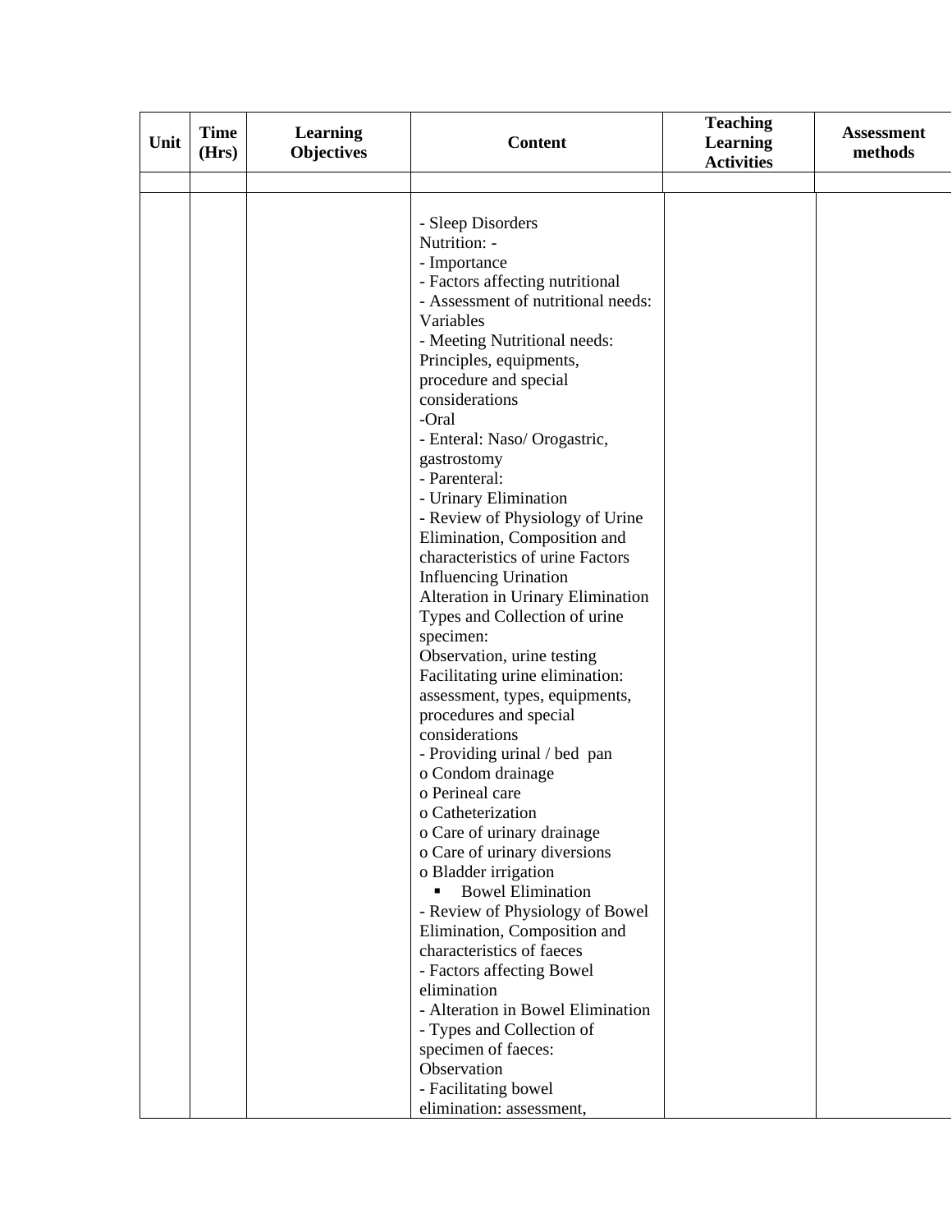| Unit | Time (Hrs) | Learning Objectives | Content | Teaching Learning Activities | Assessment methods |
|---|---|---|---|---|---|
| | | | | | |
| | | | - Sleep Disorders<br>Nutrition: -<br>- Importance<br>- Factors affecting nutritional<br>- Assessment of nutritional needs: Variables<br>- Meeting Nutritional needs: Principles, equipments, procedure and special considerations<br>-Oral<br>- Enteral: Naso/ Orogastric, gastrostomy<br>- Parenteral:<br>- Urinary Elimination<br>- Review of Physiology of Urine Elimination, Composition and characteristics of urine Factors Influencing Urination<br>Alteration in Urinary Elimination<br>Types and Collection of urine specimen:<br>Observation, urine testing<br>Facilitating urine elimination: assessment, types, equipments, procedures and special considerations<br>- Providing urinal / bed pan<br>o Condom drainage<br>o Perineal care<br>o Catheterization<br>o Care of urinary drainage<br>o Care of urinary diversions<br>o Bladder irrigation<br>▪ Bowel Elimination<br>- Review of Physiology of Bowel Elimination, Composition and characteristics of faeces<br>- Factors affecting Bowel elimination<br>- Alteration in Bowel Elimination<br>- Types and Collection of specimen of faeces:<br>Observation<br>- Facilitating bowel elimination: assessment, | | |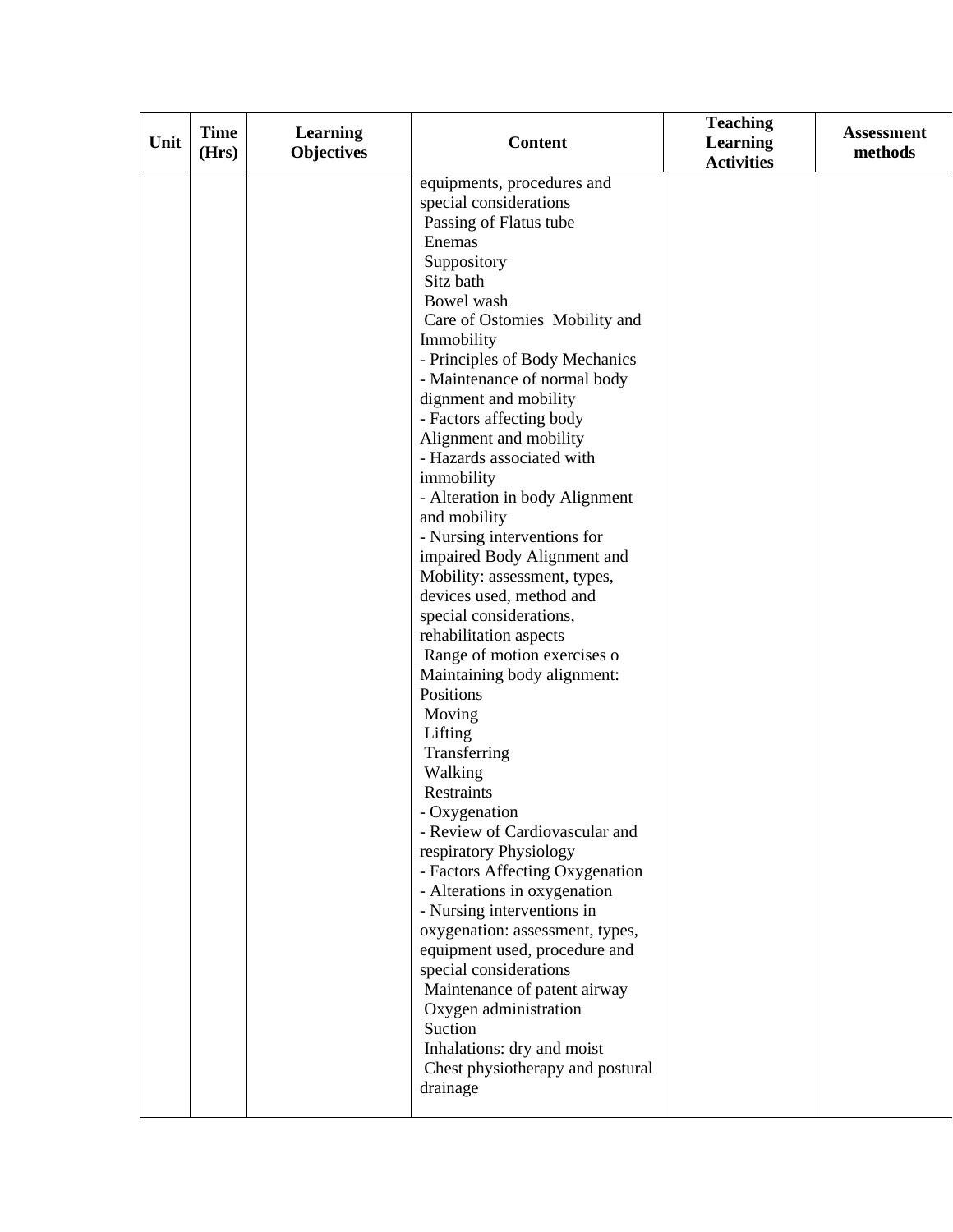| Unit | Time (Hrs) | Learning Objectives | Content | Teaching Learning Activities | Assessment methods |
|---|---|---|---|---|---|
| | | | equipments, procedures and special considerations<br> Passing of Flatus tube<br> Enemas<br> Suppository<br> Sitz bath<br> Bowel wash<br> Care of Ostomies  Mobility and Immobility<br>- Principles of Body Mechanics<br>- Maintenance of normal body dignment and mobility<br>- Factors affecting body Alignment and mobility<br>- Hazards associated with immobility<br>- Alteration in body Alignment and mobility<br>- Nursing interventions for impaired Body Alignment and Mobility: assessment, types, devices used, method and special considerations, rehabilitation aspects<br> Range of motion exercises o Maintaining body alignment: Positions<br> Moving<br> Lifting<br> Transferring<br> Walking<br> Restraints<br>- Oxygenation<br>- Review of Cardiovascular and respiratory Physiology<br>- Factors Affecting Oxygenation<br>- Alterations in oxygenation<br>- Nursing interventions in oxygenation: assessment, types, equipment used, procedure and special considerations<br> Maintenance of patent airway<br> Oxygen administration<br> Suction<br> Inhalations: dry and moist<br> Chest physiotherapy and postural drainage | | |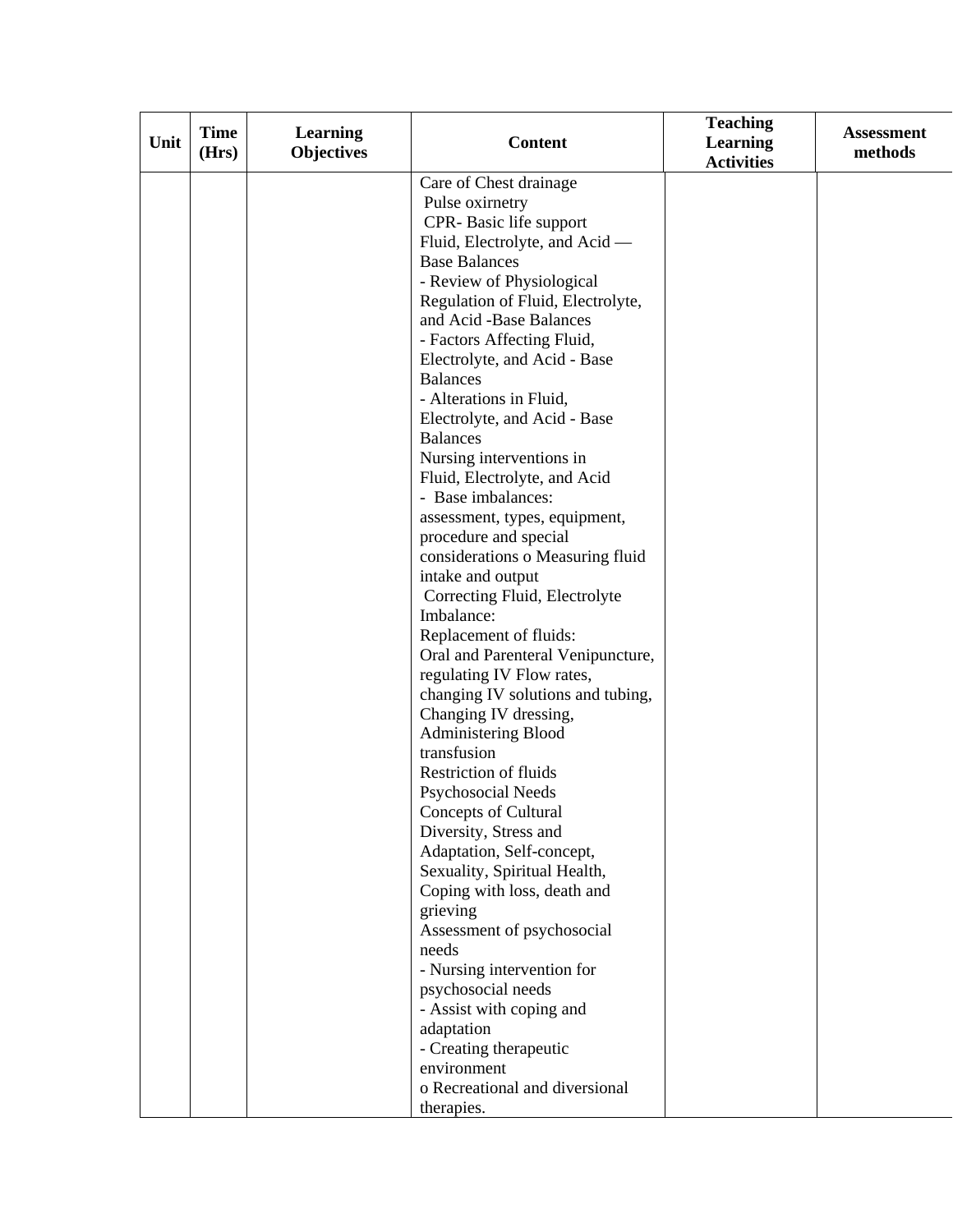| Unit | Time (Hrs) | Learning Objectives | Content | Teaching Learning Activities | Assessment methods |
|---|---|---|---|---|---|
| | | | Care of Chest drainage<br>Pulse oxirnetry<br>CPR- Basic life support<br>Fluid, Electrolyte, and Acid — Base Balances<br>- Review of Physiological Regulation of Fluid, Electrolyte, and Acid -Base Balances<br>- Factors Affecting Fluid, Electrolyte, and Acid - Base Balances<br>- Alterations in Fluid, Electrolyte, and Acid - Base Balances<br>Nursing interventions in Fluid, Electrolyte, and Acid - Base imbalances: assessment, types, equipment, procedure and special considerations o Measuring fluid intake and output<br>Correcting Fluid, Electrolyte Imbalance:<br>Replacement of fluids:<br>Oral and Parenteral Venipuncture, regulating IV Flow rates, changing IV solutions and tubing, Changing IV dressing, Administering Blood transfusion<br>Restriction of fluids<br>Psychosocial Needs<br>Concepts of Cultural Diversity, Stress and Adaptation, Self-concept, Sexuality, Spiritual Health, Coping with loss, death and grieving<br>Assessment of psychosocial needs<br>- Nursing intervention for psychosocial needs<br>- Assist with coping and adaptation<br>- Creating therapeutic environment<br>o Recreational and diversional therapies. | | |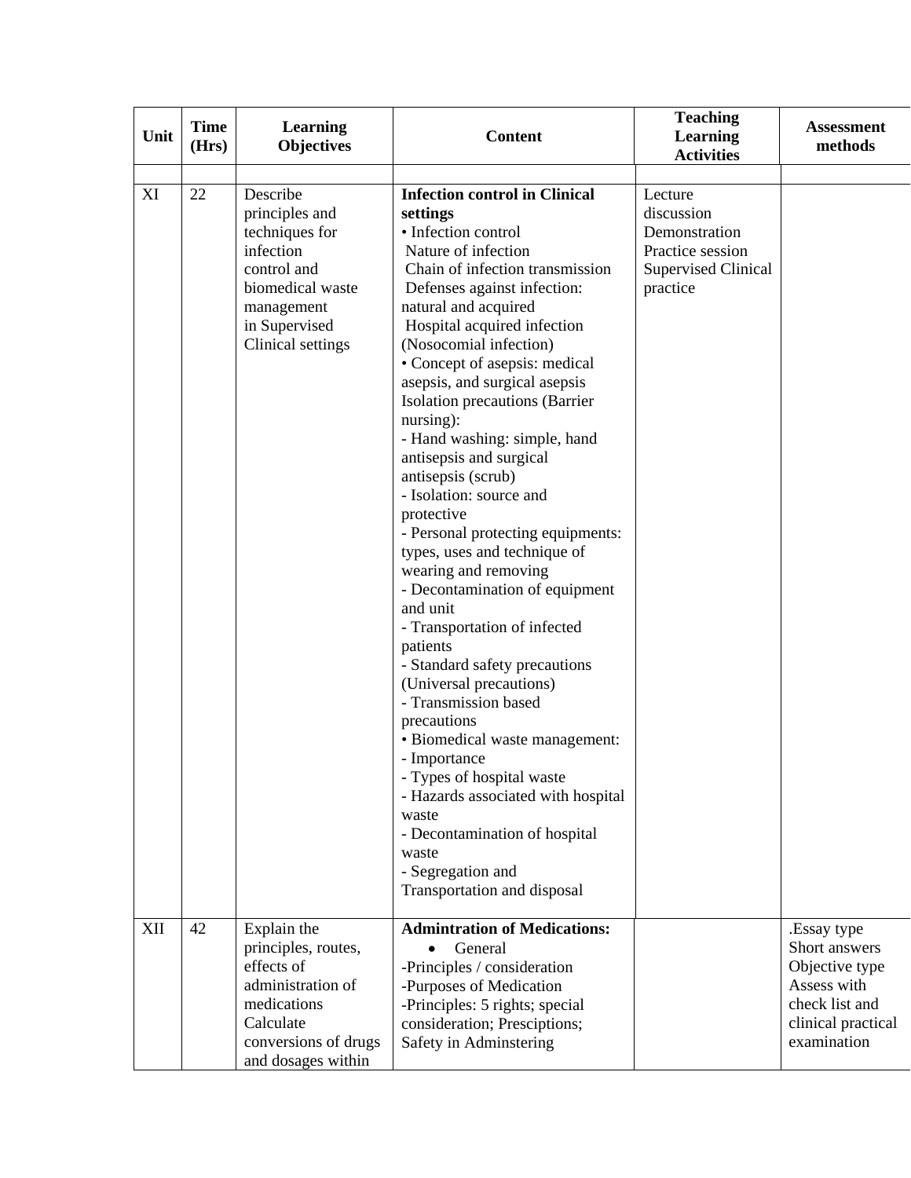| Unit | Time (Hrs) | Learning Objectives | Content | Teaching Learning Activities | Assessment methods |
|---|---|---|---|---|---|
| | | | | | |
| XI | 22 | Describe principles and techniques for infection control and biomedical waste management in Supervised Clinical settings | **Infection control in Clinical settings**<br>• Infection control<br> Nature of infection<br> Chain of infection transmission<br> Defenses against infection: natural and acquired<br> Hospital acquired infection (Nosocomial infection)<br>• Concept of asepsis: medical asepsis, and surgical asepsis Isolation precautions (Barrier nursing):<br>- Hand washing: simple, hand antisepsis and surgical antisepsis (scrub)<br>- Isolation: source and protective<br>- Personal protecting equipments: types, uses and technique of wearing and removing<br>- Decontamination of equipment and unit<br>- Transportation of infected patients<br>- Standard safety precautions (Universal precautions)<br>- Transmission based precautions<br>• Biomedical waste management:<br>- Importance<br>- Types of hospital waste<br>- Hazards associated with hospital waste<br>- Decontamination of hospital waste<br>- Segregation and Transportation and disposal | Lecture discussion<br>Demonstration<br>Practice session<br>Supervised Clinical practice | |
| XII | 42 | Explain the principles, routes, effects of administration of medications<br>Calculate conversions of drugs and dosages within | **Admintration of Medications:**<br>• General<br>-Principles / consideration<br>-Purposes of Medication<br>-Principles: 5 rights; special consideration; Presciptions; Safety in Adminstering | | .Essay type<br>Short answers<br>Objective type<br>Assess with check list and clinical practical examination |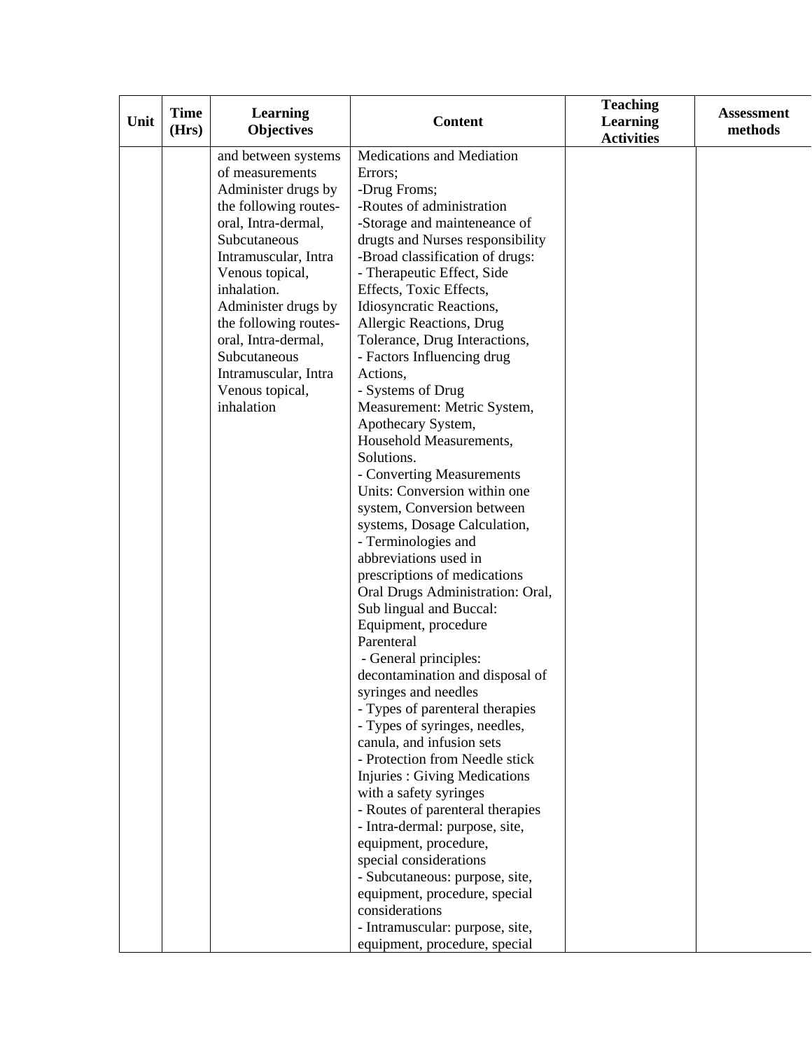| Unit | Time (Hrs) | Learning Objectives | Content | Teaching Learning Activities | Assessment methods |
|---|---|---|---|---|---|
| | | and between systems of measurements<br>Administer drugs by the following routes- oral, Intra-dermal, Subcutaneous Intramuscular, Intra Venous topical, inhalation.<br>Administer drugs by the following routes- oral, Intra-dermal, Subcutaneous Intramuscular, Intra Venous topical, inhalation | Medications and Mediation Errors;<br>-Drug Froms;<br>-Routes of administration<br>-Storage and mainteneance of drugts and Nurses responsibility<br>-Broad classification of drugs:<br>- Therapeutic Effect, Side Effects, Toxic Effects, Idiosyncratic Reactions, Allergic Reactions, Drug Tolerance, Drug Interactions,<br>- Factors Influencing drug Actions,<br>- Systems of Drug Measurement: Metric System, Apothecary System, Household Measurements, Solutions.<br>- Converting Measurements Units: Conversion within one system, Conversion between systems, Dosage Calculation,<br>- Terminologies and abbreviations used in prescriptions of medications<br>Oral Drugs Administration: Oral, Sub lingual and Buccal: Equipment, procedure<br>Parenteral<br>- General principles: decontamination and disposal of syringes and needles<br>- Types of parenteral therapies<br>- Types of syringes, needles, canula, and infusion sets<br>- Protection from Needle stick Injuries : Giving Medications with a safety syringes<br>- Routes of parenteral therapies<br>- Intra-dermal: purpose, site, equipment, procedure, special considerations<br>- Subcutaneous: purpose, site, equipment, procedure, special considerations<br>- Intramuscular: purpose, site, equipment, procedure, special | | |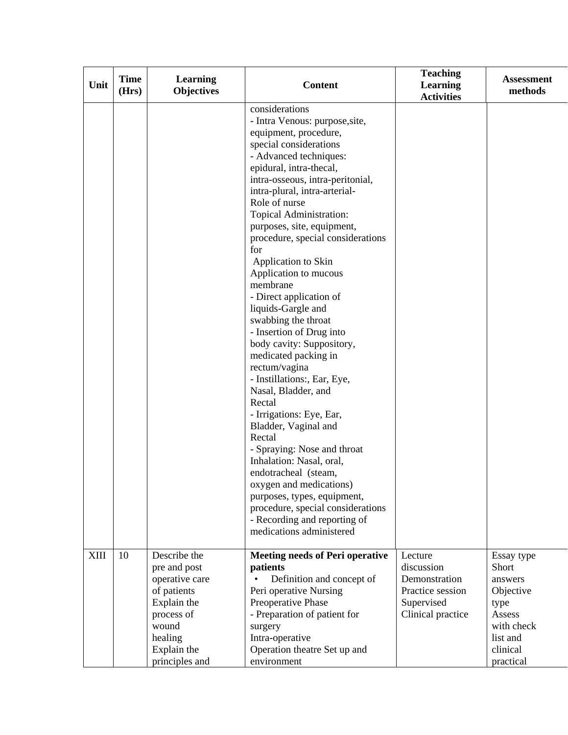| Unit | Time (Hrs) | Learning Objectives | Content | Teaching Learning Activities | Assessment methods |
|---|---|---|---|---|---|
| | | | considerations<br>- Intra Venous: purpose,site, equipment, procedure, special considerations<br>- Advanced techniques: epidural, intra-thecal, intra-osseous, intra-peritonial, intra-plural, intra-arterial- Role of nurse<br>Topical Administration: purposes, site, equipment, procedure, special considerations for<br>Application to Skin<br>Application to mucous membrane<br>- Direct application of liquids-Gargle and swabbing the throat<br>- Insertion of Drug into body cavity: Suppository, medicated packing in rectum/vagina<br>- Instillations:, Ear, Eye, Nasal, Bladder, and Rectal<br>- Irrigations: Eye, Ear, Bladder, Vaginal and Rectal<br>- Spraying: Nose and throat<br>Inhalation: Nasal, oral, endotracheal (steam, oxygen and medications) purposes, types, equipment, procedure, special considerations<br>- Recording and reporting of medications administered | | |
| XIII | 10 | Describe the pre and post operative care of patients<br>Explain the process of wound healing<br>Explain the principles and | **Meeting needs of Peri operative patients**<br>• Definition and concept of Peri operative Nursing<br>Preoperative Phase<br>- Preparation of patient for surgery<br>Intra-operative<br>Operation theatre Set up and environment | Lecture discussion<br>Demonstration<br>Practice session<br>Supervised Clinical practice | Essay type<br>Short answers<br>Objective type<br>Assess with check list and clinical practical |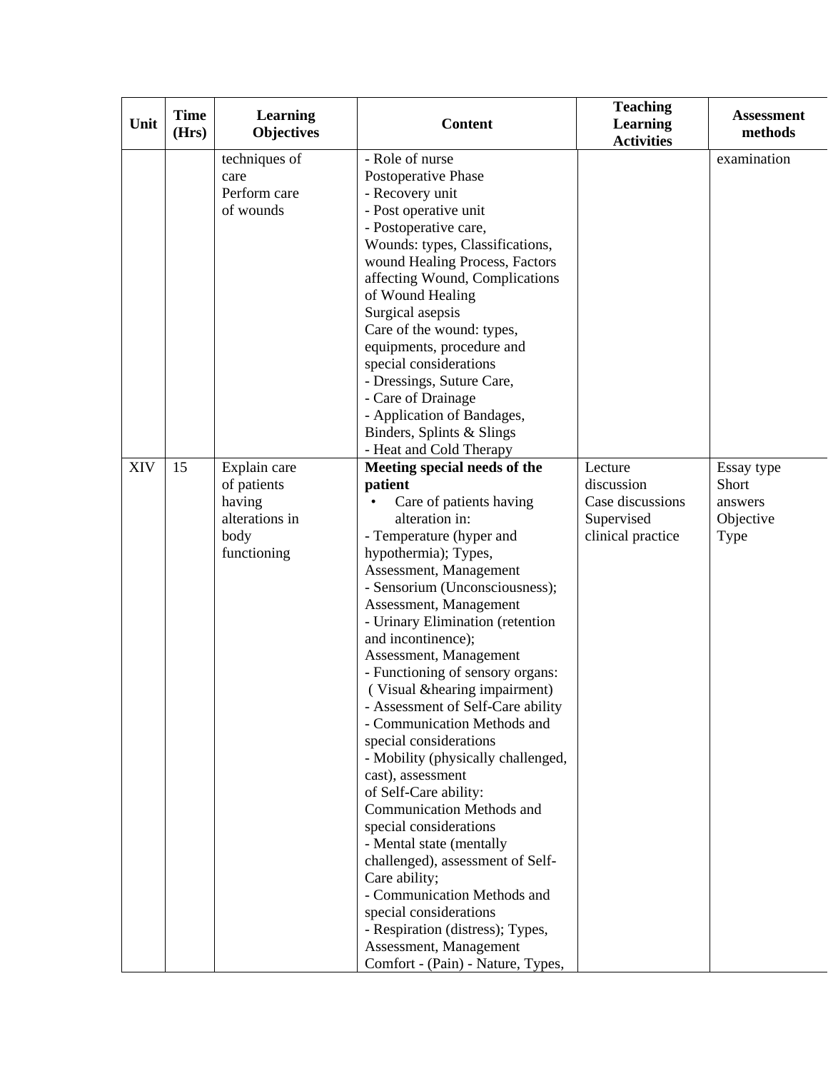| Unit | Time (Hrs) | Learning Objectives | Content | Teaching Learning Activities | Assessment methods |
|---|---|---|---|---|---|
| | | techniques of care<br>Perform care of wounds | - Role of nurse<br>Postoperative Phase<br>- Recovery unit<br>- Post operative unit<br>- Postoperative care,<br>Wounds: types, Classifications, wound Healing Process, Factors affecting Wound, Complications of Wound Healing<br>Surgical asepsis<br>Care of the wound: types, equipments, procedure and special considerations<br>- Dressings, Suture Care,<br>- Care of Drainage<br>- Application of Bandages, Binders, Splints & Slings<br>- Heat and Cold Therapy | | examination |
| XIV | 15 | Explain care of patients having alterations in body functioning | **Meeting special needs of the patient**<br>• Care of patients having alteration in:<br>- Temperature (hyper and hypothermia); Types, Assessment, Management<br>- Sensorium (Unconsciousness); Assessment, Management<br>- Urinary Elimination (retention and incontinence);<br>Assessment, Management<br>- Functioning of sensory organs: ( Visual &hearing impairment)<br>- Assessment of Self-Care ability<br>- Communication Methods and special considerations<br>- Mobility (physically challenged, cast), assessment of Self-Care ability:<br>Communication Methods and special considerations<br>- Mental state (mentally challenged), assessment of Self-Care ability;<br>- Communication Methods and special considerations<br>- Respiration (distress); Types, Assessment, Management<br>Comfort - (Pain) - Nature, Types, | Lecture discussion<br>Case discussions<br>Supervised clinical practice | Essay type<br>Short answers<br>Objective Type |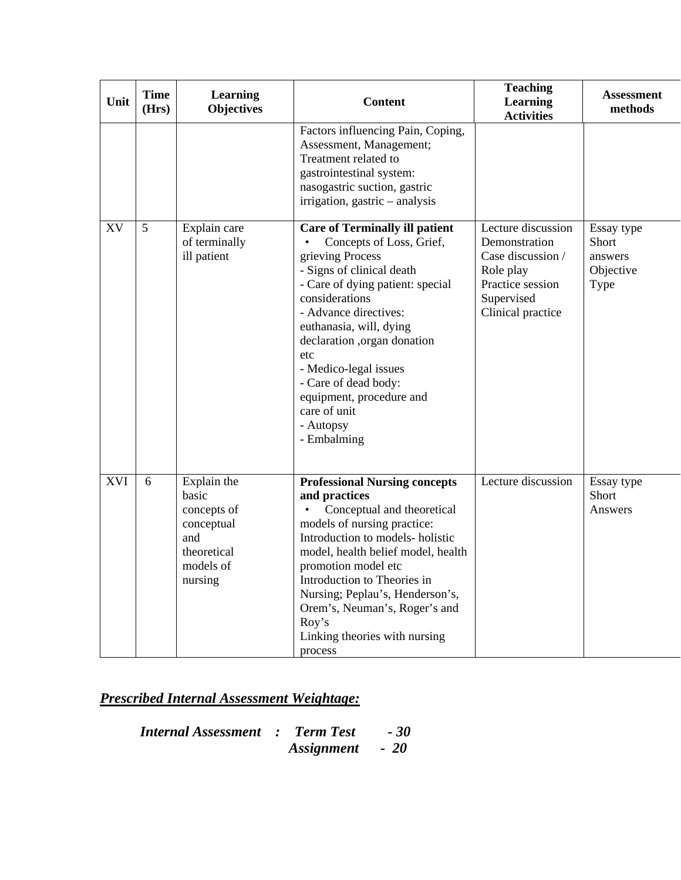| Unit | Time (Hrs) | Learning Objectives | Content | Teaching Learning Activities | Assessment methods |
|---|---|---|---|---|---|
| | | | Factors influencing Pain, Coping, Assessment, Management; Treatment related to gastrointestinal system: nasogastric suction, gastric irrigation, gastric – analysis | | |
| XV | 5 | Explain care of terminally ill patient | **Care of Terminally ill patient**<br>• Concepts of Loss, Grief, grieving Process<br>- Signs of clinical death<br>- Care of dying patient: special considerations<br>- Advance directives: euthanasia, will, dying declaration ,organ donation etc<br>- Medico-legal issues<br>- Care of dead body: equipment, procedure and care of unit<br>- Autopsy<br>- Embalming | Lecture discussion<br>Demonstration<br>Case discussion / Role play<br>Practice session<br>Supervised Clinical practice | Essay type<br>Short answers<br>Objective Type |
| XVI | 6 | Explain the basic concepts of conceptual and theoretical models of nursing | **Professional Nursing concepts and practices**<br>• Conceptual and theoretical models of nursing practice: Introduction to models- holistic model, health belief model, health promotion model etc<br>Introduction to Theories in Nursing; Peplau's, Henderson's, Orem's, Neuman's, Roger's and Roy's<br>Linking theories with nursing process | Lecture discussion | Essay type<br>Short Answers |

***Prescribed Internal Assessment Weightage:***

***Internal Assessment : Term Test - 30***
***Assignment - 20***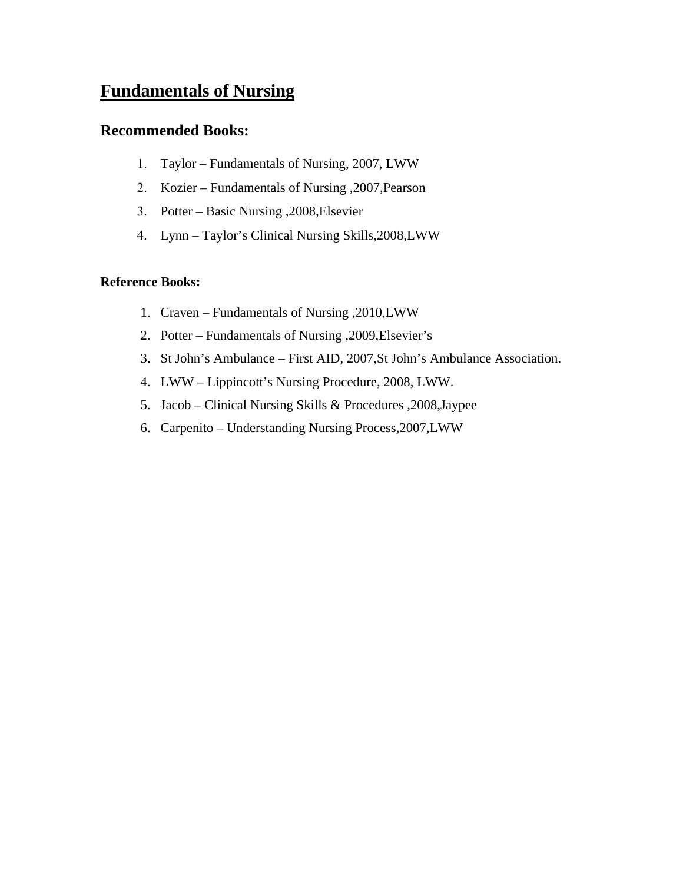# Fundamentals of Nursing

## Recommended Books:

1. Taylor – Fundamentals of Nursing, 2007, LWW
2. Kozier – Fundamentals of Nursing ,2007,Pearson
3. Potter – Basic Nursing ,2008,Elsevier
4. Lynn – Taylor's Clinical Nursing Skills,2008,LWW

**Reference Books:**

1. Craven – Fundamentals of Nursing ,2010,LWW
2. Potter – Fundamentals of Nursing ,2009,Elsevier's
3. St John's Ambulance – First AID, 2007,St John's Ambulance Association.
4. LWW – Lippincott's Nursing Procedure, 2008, LWW.
5. Jacob – Clinical Nursing Skills & Procedures ,2008,Jaypee
6. Carpenito – Understanding Nursing Process,2007,LWW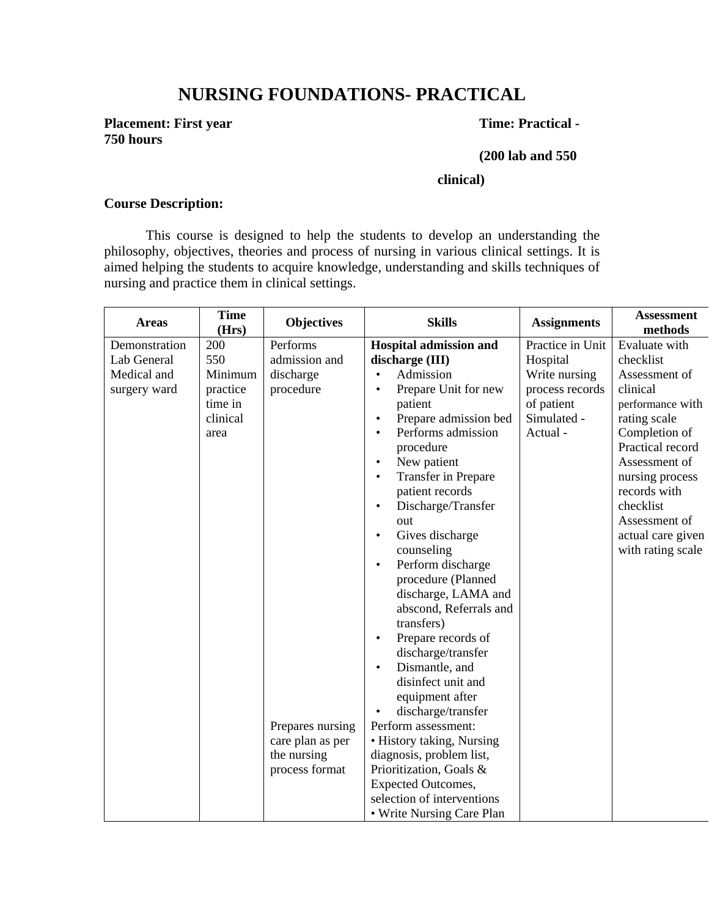# NURSING FOUNDATIONS- PRACTICAL

**Placement: First year** **Time: Practical - 750 hours**

**(200 lab and 550 clinical)**

**Course Description:**

This course is designed to help the students to develop an understanding the philosophy, objectives, theories and process of nursing in various clinical settings. It is aimed helping the students to acquire knowledge, understanding and skills techniques of nursing and practice them in clinical settings.

| Areas | Time (Hrs) | Objectives | Skills | Assignments | Assessment methods |
|---|---|---|---|---|---|
| Demonstration Lab General Medical and surgery ward | 200<br>550<br>Minimum practice time in clinical area | Performs admission and discharge procedure<br><br>Prepares nursing care plan as per the nursing process format | **Hospital admission and discharge (III)**<br>• Admission<br>• Prepare Unit for new patient<br>• Prepare admission bed<br>• Performs admission procedure<br>• New patient<br>• Transfer in Prepare patient records<br>• Discharge/Transfer out<br>• Gives discharge counseling<br>• Perform discharge procedure (Planned discharge, LAMA and abscond, Referrals and transfers)<br>• Prepare records of discharge/transfer<br>• Dismantle, and disinfect unit and equipment after<br>• discharge/transfer<br>Perform assessment:<br>• History taking, Nursing diagnosis, problem list, Prioritization, Goals & Expected Outcomes, selection of interventions<br>• Write Nursing Care Plan | Practice in Unit Hospital<br>Write nursing process records of patient<br>Simulated -<br>Actual - | Evaluate with checklist<br>Assessment of clinical performance with rating scale<br>Completion of Practical record<br>Assessment of nursing process records with checklist<br>Assessment of actual care given with rating scale |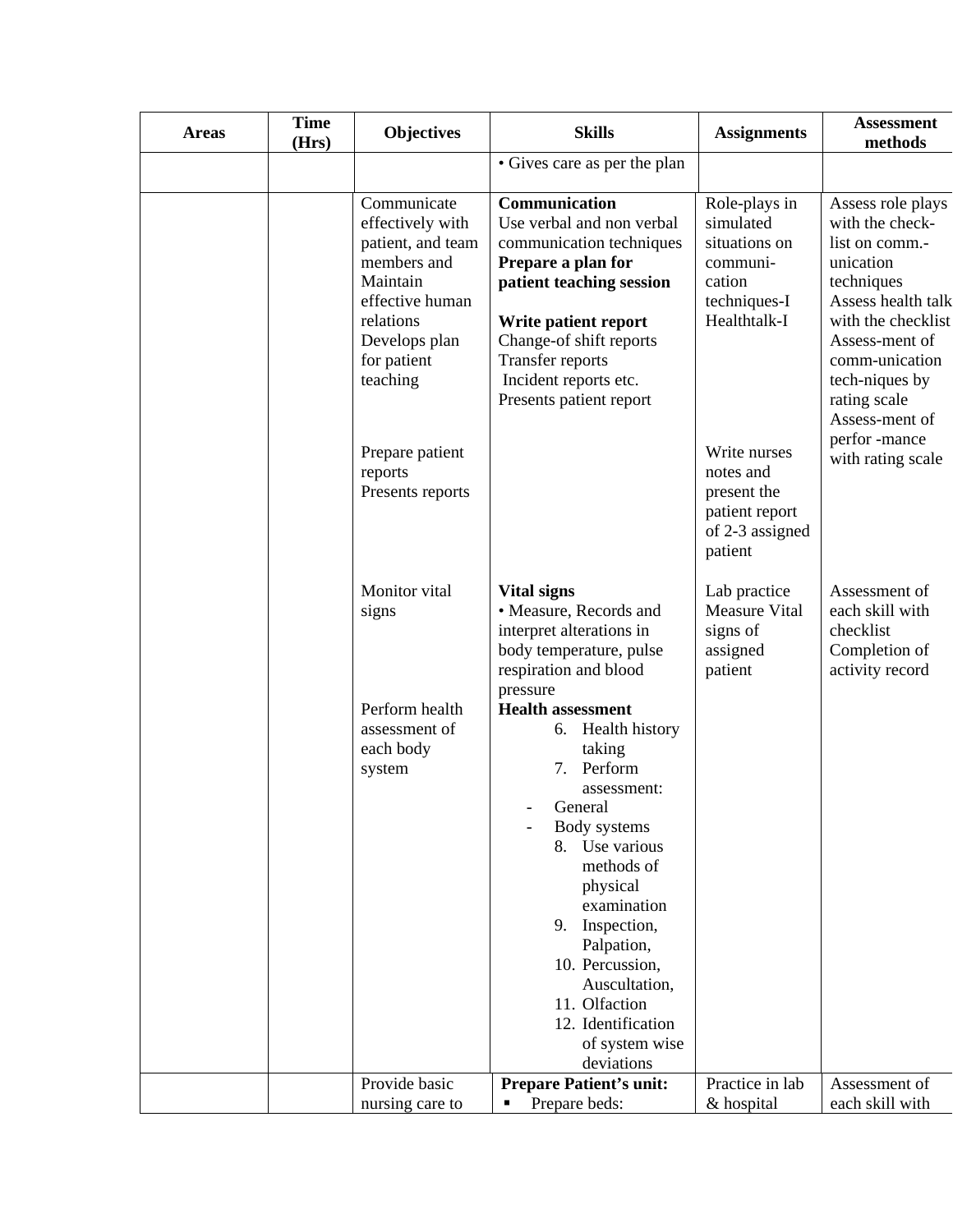| Areas | Time (Hrs) | Objectives | Skills | Assignments | Assessment methods |
|---|---|---|---|---|---|
| | | | • Gives care as per the plan | | |
| | | Communicate effectively with patient, and team members and Maintain effective human relations<br>Develops plan for patient teaching<br><br>Prepare patient reports<br>Presents reports | **Communication**<br>Use verbal and non verbal communication techniques<br>**Prepare a plan for patient teaching session**<br><br>**Write patient report**<br>Change-of shift reports<br>Transfer reports<br>Incident reports etc.<br>Presents patient report | Role-plays in simulated situations on communi-cation techniques-I<br>Healthtalk-I<br><br>Write nurses notes and present the patient report of 2-3 assigned patient | Assess role plays with the check-list on comm.-unication techniques<br>Assess health talk with the checklist<br>Assess-ment of comm-unication tech-niques by rating scale<br>Assess-ment of perfor -mance with rating scale |
| | | Monitor vital signs<br><br>Perform health assessment of each body system | **Vital signs**<br>• Measure, Records and interpret alterations in body temperature, pulse respiration and blood pressure<br>**Health assessment**<br>6. Health history taking<br>7. Perform assessment:<br>- General<br>- Body systems<br>8. Use various methods of physical examination<br>9. Inspection, Palpation,<br>10. Percussion, Auscultation,<br>11. Olfaction<br>12. Identification of system wise deviations | Lab practice<br>Measure Vital signs of assigned patient | Assessment of each skill with checklist<br>Completion of activity record |
| | | Provide basic nursing care to | **Prepare Patient's unit:**<br>▪ Prepare beds: | Practice in lab & hospital | Assessment of each skill with |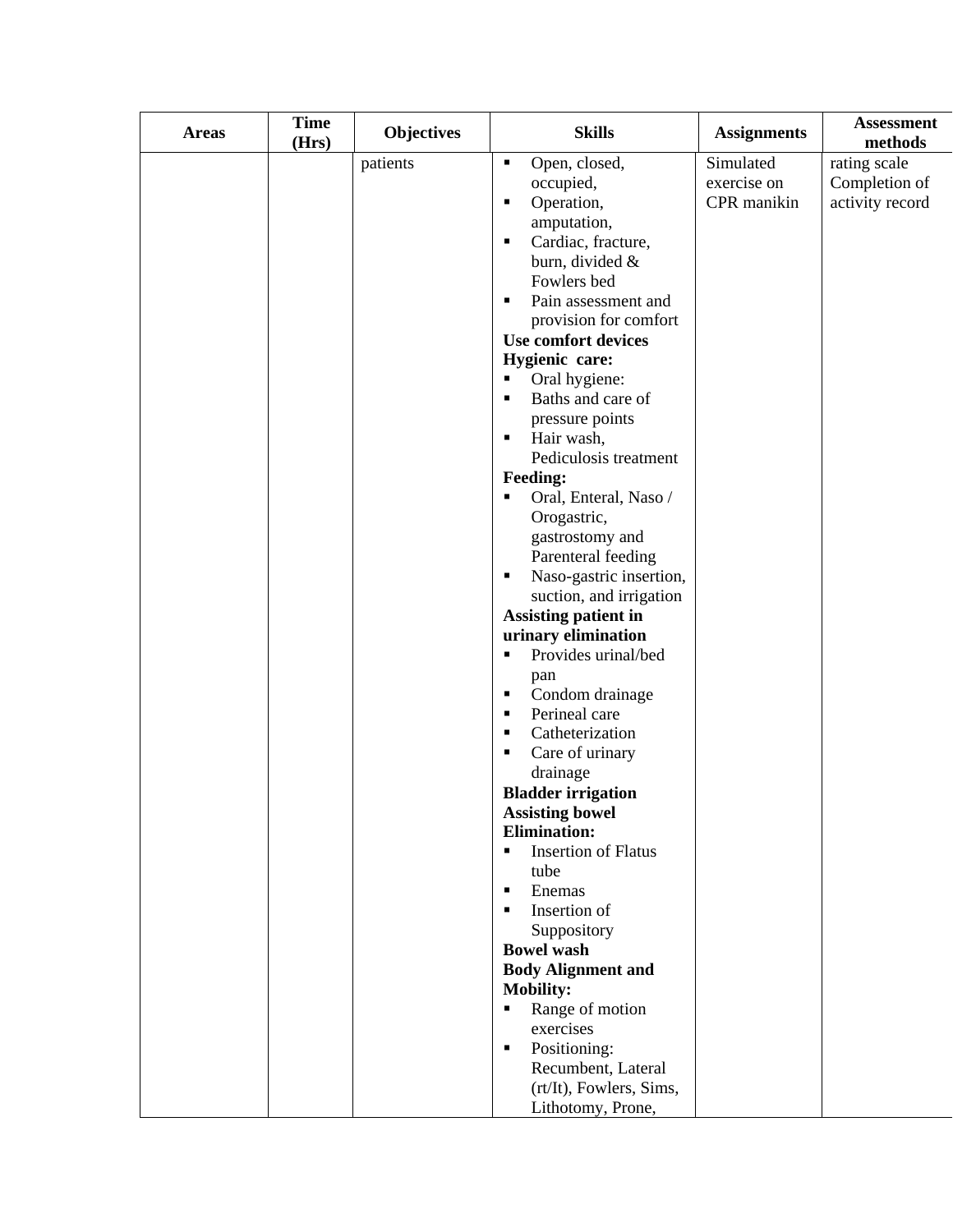| Areas | Time (Hrs) | Objectives | Skills | Assignments | Assessment methods |
|---|---|---|---|---|---|
| | | patients | ▪ Open, closed, occupied,<br>▪ Operation, amputation,<br>▪ Cardiac, fracture, burn, divided & Fowlers bed<br>▪ Pain assessment and provision for comfort<br>**Use comfort devices**<br>**Hygienic care:**<br>▪ Oral hygiene:<br>▪ Baths and care of pressure points<br>▪ Hair wash, Pediculosis treatment<br>**Feeding:**<br>▪ Oral, Enteral, Naso / Orogastric, gastrostomy and Parenteral feeding<br>▪ Naso-gastric insertion, suction, and irrigation<br>**Assisting patient in urinary elimination**<br>▪ Provides urinal/bed pan<br>▪ Condom drainage<br>▪ Perineal care<br>▪ Catheterization<br>▪ Care of urinary drainage<br>**Bladder irrigation**<br>**Assisting bowel Elimination:**<br>▪ Insertion of Flatus tube<br>▪ Enemas<br>▪ Insertion of Suppository<br>**Bowel wash**<br>**Body Alignment and Mobility:**<br>▪ Range of motion exercises<br>▪ Positioning: Recumbent, Lateral (rt/lt), Fowlers, Sims, Lithotomy, Prone, | Simulated exercise on CPR manikin | rating scale<br>Completion of activity record |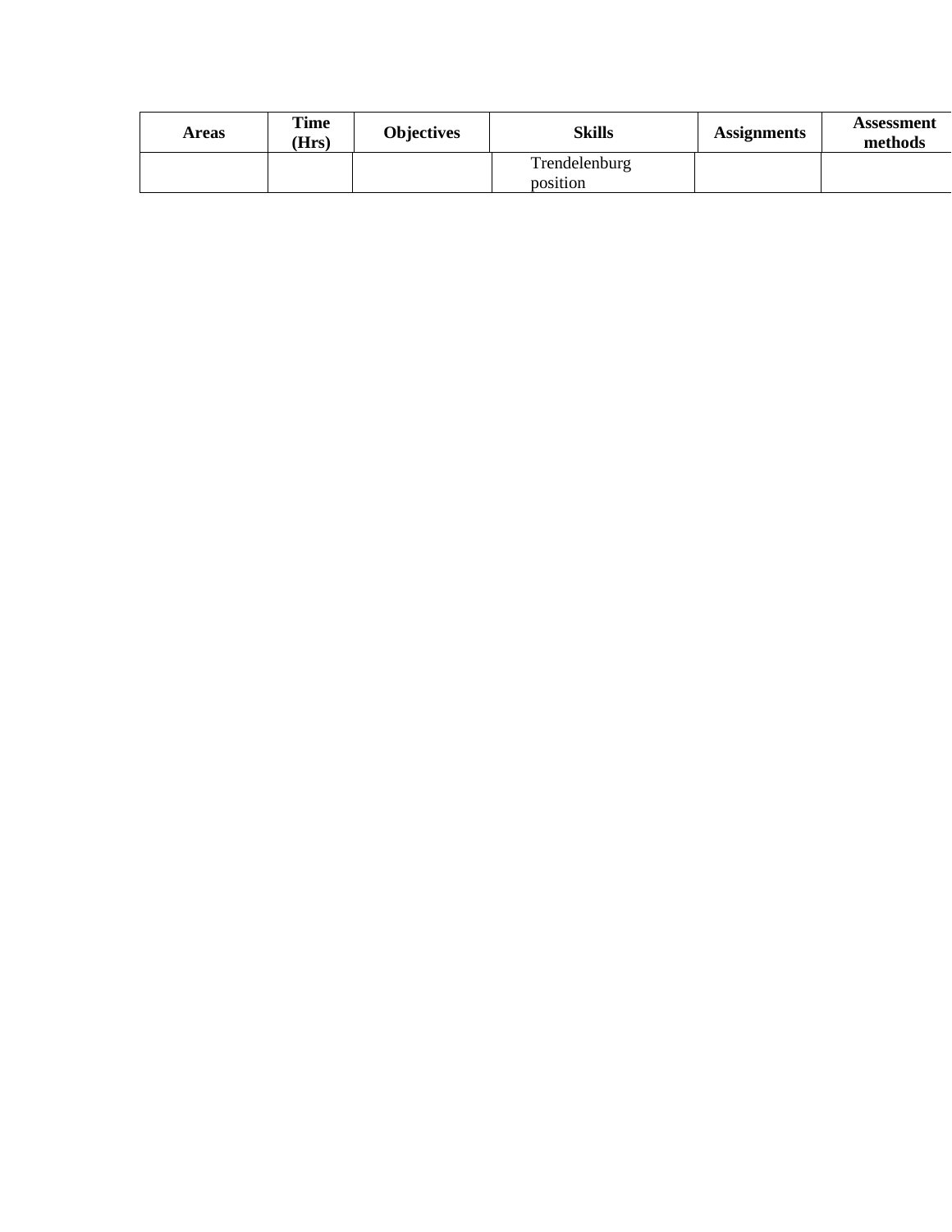| Areas | Time (Hrs) | Objectives | Skills | Assignments | Assessment methods |
|---|---|---|---|---|---|
| | | | Trendelenburg position | | |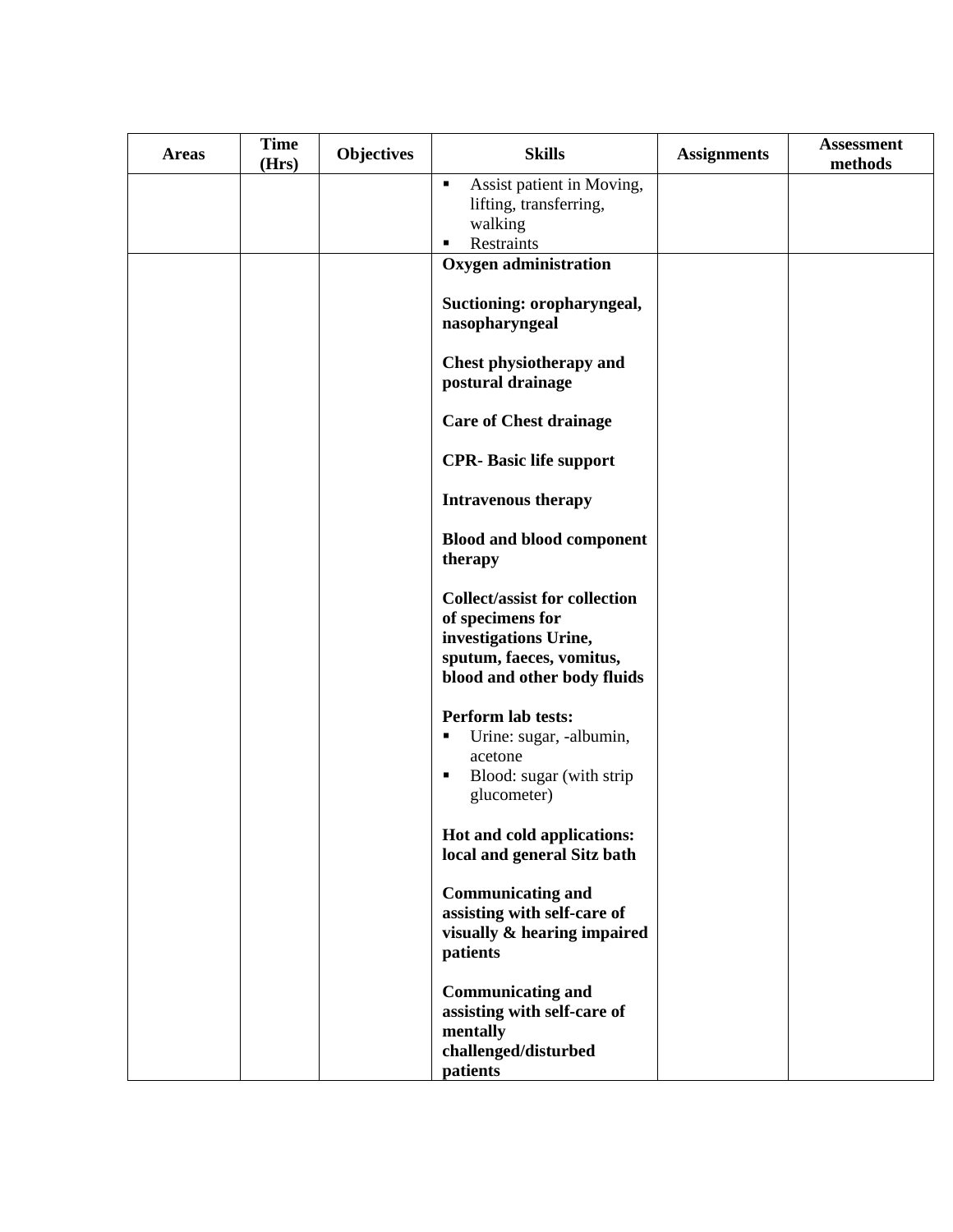| Areas | Time (Hrs) | Objectives | Skills | Assignments | Assessment methods |
|---|---|---|---|---|---|
| | | | ▪ Assist patient in Moving, lifting, transferring, walking<br>▪ Restraints | | |
| | | | **Oxygen administration**<br><br>**Suctioning: oropharyngeal, nasopharyngeal**<br><br>**Chest physiotherapy and postural drainage**<br><br>**Care of Chest drainage**<br><br>**CPR- Basic life support**<br><br>**Intravenous therapy**<br><br>**Blood and blood component therapy**<br><br>**Collect/assist for collection of specimens for investigations Urine, sputum, faeces, vomitus, blood and other body fluids**<br><br>**Perform lab tests:**<br>▪ Urine: sugar, -albumin, acetone<br>▪ Blood: sugar (with strip glucometer)<br><br>**Hot and cold applications: local and general Sitz bath**<br><br>**Communicating and assisting with self-care of visually & hearing impaired patients**<br><br>**Communicating and assisting with self-care of mentally challenged/disturbed patients** | | |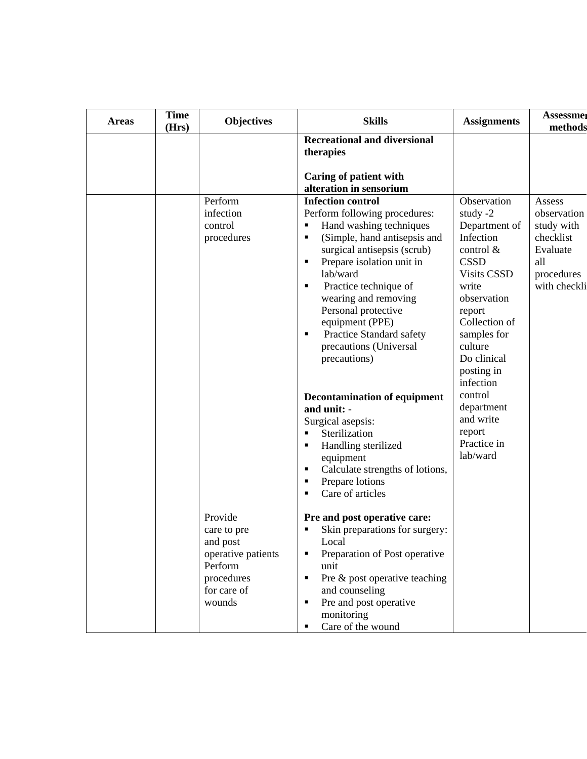| Areas | Time (Hrs) | Objectives | Skills | Assignments | Assessment methods |
|---|---|---|---|---|---|
| | | | **Recreational and diversional therapies**<br><br>**Caring of patient with alteration in sensorium** | | |
| | | Perform infection control procedures<br><br><br><br><br><br><br><br><br><br><br><br><br><br><br><br><br><br><br><br><br>Provide care to pre and post operative patients<br>Perform procedures for care of wounds | **Infection control**<br>Perform following procedures:<br>▪ Hand washing techniques<br>▪ (Simple, hand antisepsis and surgical antisepsis (scrub)<br>▪ Prepare isolation unit in lab/ward<br>▪ Practice technique of wearing and removing Personal protective equipment (PPE)<br>▪ Practice Standard safety precautions (Universal precautions)<br><br>**Decontamination of equipment and unit: -**<br>Surgical asepsis:<br>▪ Sterilization<br>▪ Handling sterilized equipment<br>▪ Calculate strengths of lotions,<br>▪ Prepare lotions<br>▪ Care of articles<br><br>**Pre and post operative care:**<br>▪ Skin preparations for surgery: Local<br>▪ Preparation of Post operative unit<br>▪ Pre & post operative teaching and counseling<br>▪ Pre and post operative monitoring<br>▪ Care of the wound | Observation study -2<br>Department of Infection control & CSSD<br>Visits CSSD write observation report<br>Collection of samples for culture<br>Do clinical posting in infection control department and write report<br>Practice in lab/ward | Assess observation study with checklist<br>Evaluate all procedures with checklist |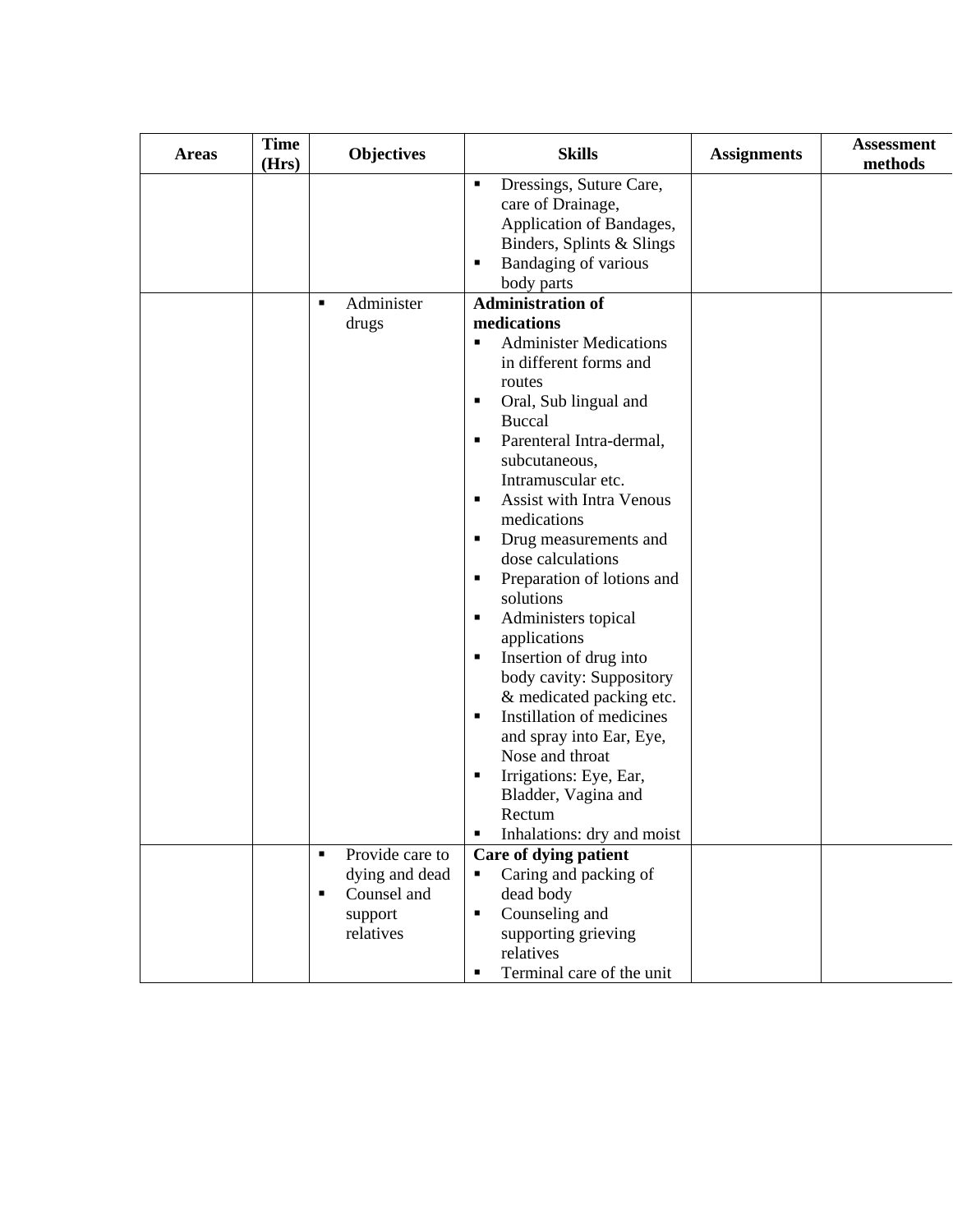| Areas | Time (Hrs) | Objectives | Skills | Assignments | Assessment methods |
|---|---|---|---|---|---|
| | | | ▪ Dressings, Suture Care, care of Drainage, Application of Bandages, Binders, Splints & Slings<br>▪ Bandaging of various body parts | | |
| | | ▪ Administer drugs | **Administration of medications**<br>▪ Administer Medications in different forms and routes<br>▪ Oral, Sub lingual and Buccal<br>▪ Parenteral Intra-dermal, subcutaneous, Intramuscular etc.<br>▪ Assist with Intra Venous medications<br>▪ Drug measurements and dose calculations<br>▪ Preparation of lotions and solutions<br>▪ Administers topical applications<br>▪ Insertion of drug into body cavity: Suppository & medicated packing etc.<br>▪ Instillation of medicines and spray into Ear, Eye, Nose and throat<br>▪ Irrigations: Eye, Ear, Bladder, Vagina and Rectum<br>▪ Inhalations: dry and moist | | |
| | | ▪ Provide care to dying and dead<br>▪ Counsel and support relatives | **Care of dying patient**<br>▪ Caring and packing of dead body<br>▪ Counseling and supporting grieving relatives<br>▪ Terminal care of the unit | | |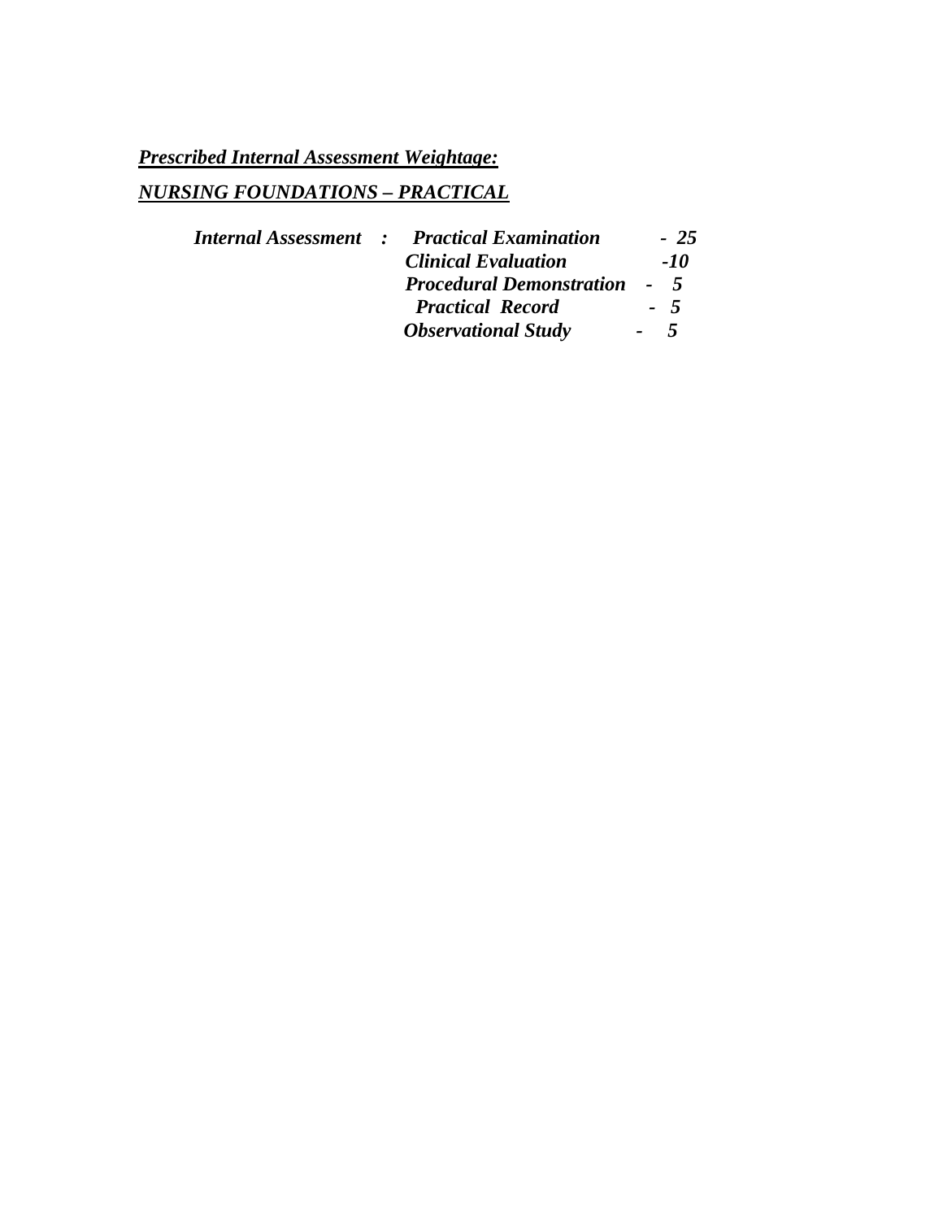***Prescribed Internal Assessment Weightage:***

***NURSING FOUNDATIONS – PRACTICAL***

| ***Internal Assessment*** | ***:*** | | |
|---|---|---|---|
| | ***Practical Examination*** | ***-*** | ***25*** |
| | ***Clinical Evaluation*** | ***-*** | ***10*** |
| | ***Procedural Demonstration*** | ***-*** | ***5*** |
| | ***Practical Record*** | ***-*** | ***5*** |
| | ***Observational Study*** | ***-*** | ***5*** |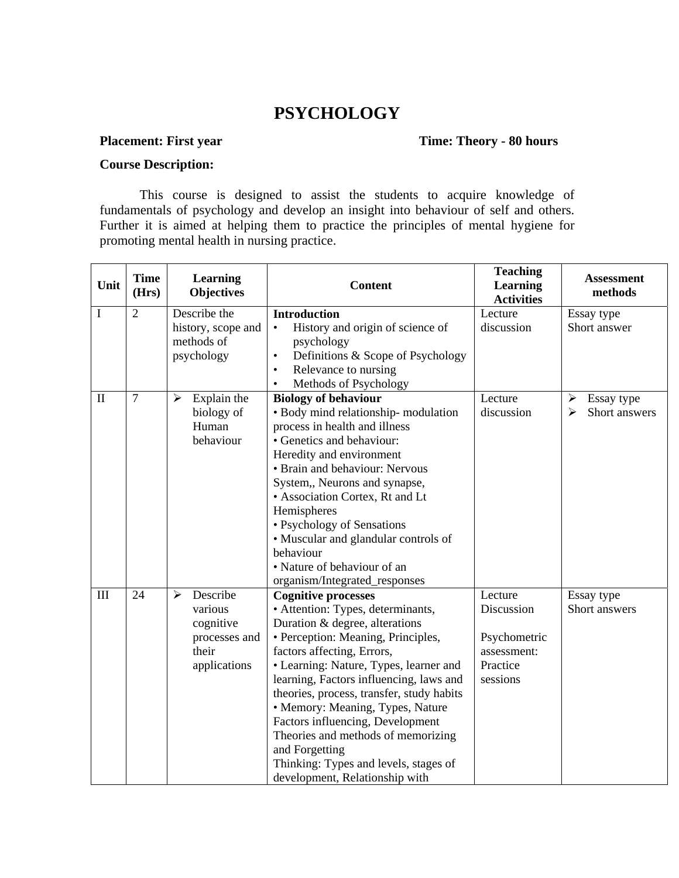# PSYCHOLOGY

**Placement: First year** **Time: Theory - 80 hours**

**Course Description:**

This course is designed to assist the students to acquire knowledge of fundamentals of psychology and develop an insight into behaviour of self and others. Further it is aimed at helping them to practice the principles of mental hygiene for promoting mental health in nursing practice.

| Unit | Time (Hrs) | Learning Objectives | Content | Teaching Learning Activities | Assessment methods |
|---|---|---|---|---|---|
| I | 2 | Describe the history, scope and methods of psychology | **Introduction**<br>• History and origin of science of psychology<br>• Definitions & Scope of Psychology<br>• Relevance to nursing<br>• Methods of Psychology | Lecture discussion | Essay type<br>Short answer |
| II | 7 | ➢ Explain the biology of Human behaviour | **Biology of behaviour**<br>• Body mind relationship- modulation process in health and illness<br>• Genetics and behaviour: Heredity and environment<br>• Brain and behaviour: Nervous System,, Neurons and synapse,<br>• Association Cortex, Rt and Lt Hemispheres<br>• Psychology of Sensations<br>• Muscular and glandular controls of behaviour<br>• Nature of behaviour of an organism/Integrated_responses | Lecture discussion | ➢ Essay type<br>➢ Short answers |
| III | 24 | ➢ Describe various cognitive processes and their applications | **Cognitive processes**<br>• Attention: Types, determinants, Duration & degree, alterations<br>• Perception: Meaning, Principles, factors affecting, Errors,<br>• Learning: Nature, Types, learner and learning, Factors influencing, laws and theories, process, transfer, study habits<br>• Memory: Meaning, Types, Nature Factors influencing, Development Theories and methods of memorizing and Forgetting<br>Thinking: Types and levels, stages of development, Relationship with | Lecture Discussion<br><br>Psychometric assessment: Practice sessions | Essay type<br>Short answers |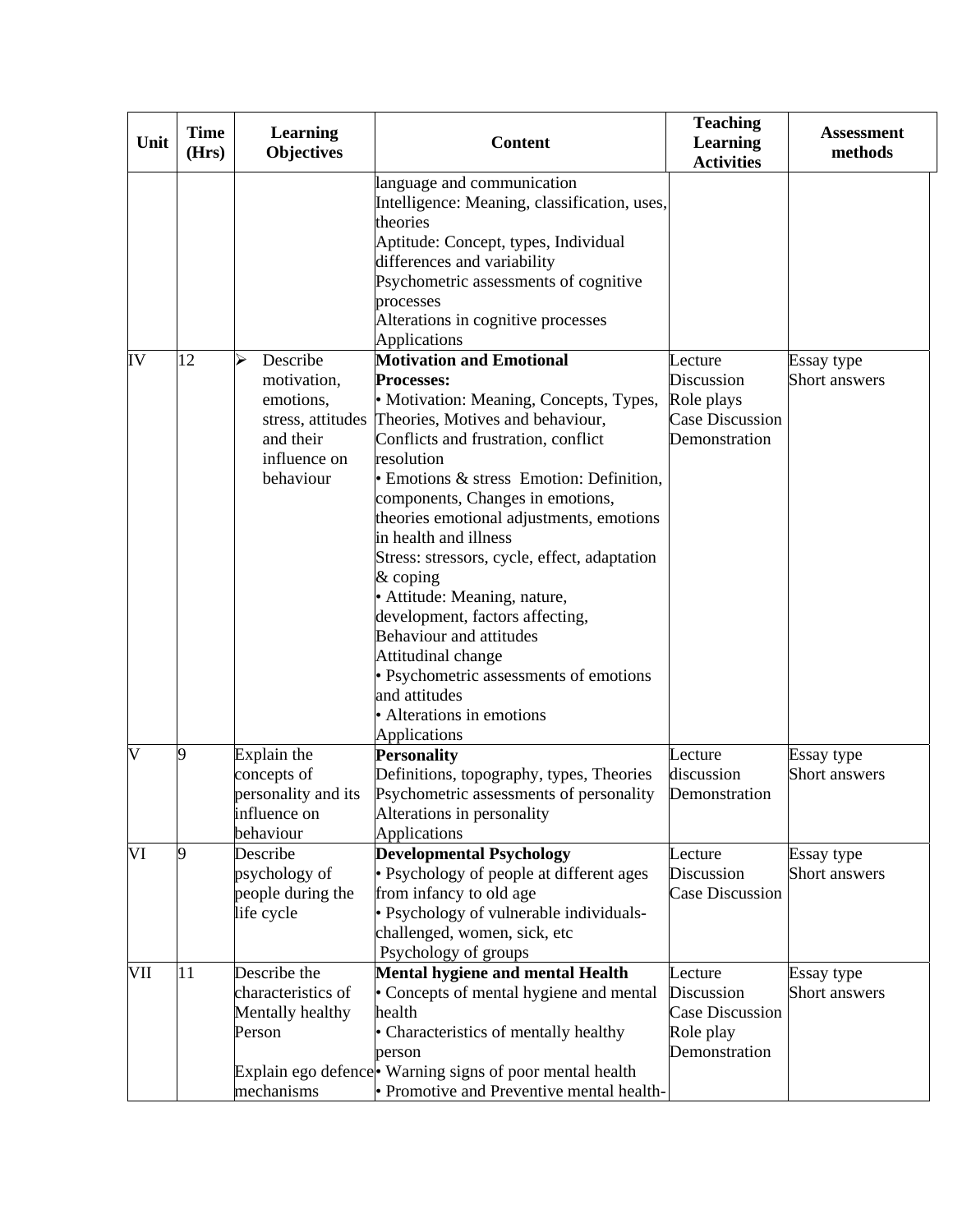| Unit | Time (Hrs) | Learning Objectives | Content | Teaching Learning Activities | Assessment methods |
|---|---|---|---|---|---|
| | | | language and communication<br>Intelligence: Meaning, classification, uses, theories<br>Aptitude: Concept, types, Individual differences and variability<br>Psychometric assessments of cognitive processes<br>Alterations in cognitive processes<br>Applications | | |
| IV | 12 | ➢ Describe motivation, emotions, stress, attitudes and their influence on behaviour | **Motivation and Emotional Processes:**<br>• Motivation: Meaning, Concepts, Types, Theories, Motives and behaviour, Conflicts and frustration, conflict resolution<br>• Emotions & stress Emotion: Definition, components, Changes in emotions, theories emotional adjustments, emotions in health and illness<br>Stress: stressors, cycle, effect, adaptation & coping<br>• Attitude: Meaning, nature, development, factors affecting, Behaviour and attitudes<br>Attitudinal change<br>• Psychometric assessments of emotions and attitudes<br>• Alterations in emotions<br>Applications | Lecture<br>Discussion<br>Role plays<br>Case Discussion<br>Demonstration | Essay type<br>Short answers |
| V | 9 | Explain the concepts of personality and its influence on behaviour | **Personality**<br>Definitions, topography, types, Theories<br>Psychometric assessments of personality<br>Alterations in personality<br>Applications | Lecture<br>discussion<br>Demonstration | Essay type<br>Short answers |
| VI | 9 | Describe psychology of people during the life cycle | **Developmental Psychology**<br>• Psychology of people at different ages from infancy to old age<br>• Psychology of vulnerable individuals- challenged, women, sick, etc<br>Psychology of groups | Lecture<br>Discussion<br>Case Discussion | Essay type<br>Short answers |
| VII | 11 | Describe the characteristics of Mentally healthy Person<br><br>Explain ego defence mechanisms | **Mental hygiene and mental Health**<br>• Concepts of mental hygiene and mental health<br>• Characteristics of mentally healthy person<br>• Warning signs of poor mental health<br>• Promotive and Preventive mental health- | Lecture<br>Discussion<br>Case Discussion<br>Role play<br>Demonstration | Essay type<br>Short answers |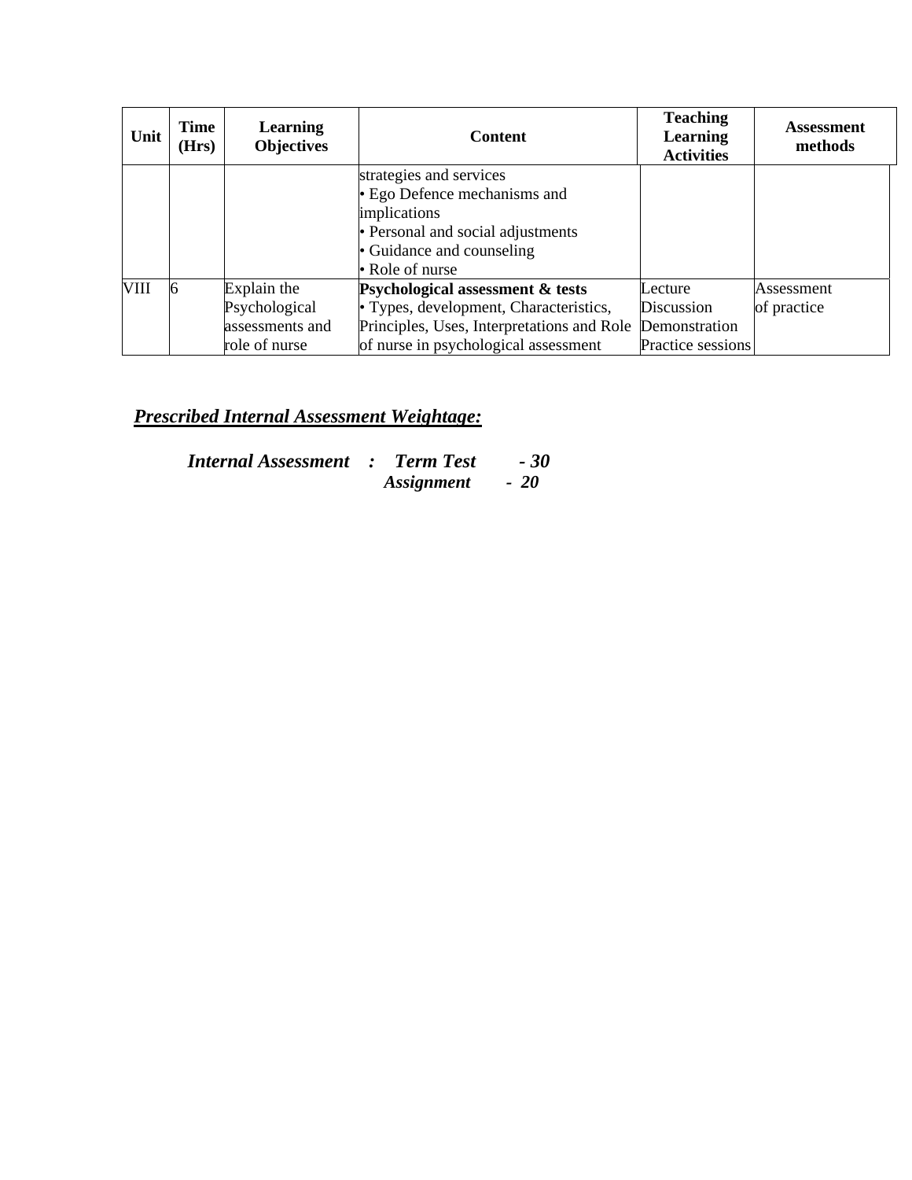| Unit | Time (Hrs) | Learning Objectives | Content | Teaching Learning Activities | Assessment methods |
|---|---|---|---|---|---|
| | | | strategies and services<br>• Ego Defence mechanisms and implications<br>• Personal and social adjustments<br>• Guidance and counseling<br>• Role of nurse | | |
| VIII | 6 | Explain the Psychological assessments and role of nurse | **Psychological assessment & tests**<br>• Types, development, Characteristics, Principles, Uses, Interpretations and Role of nurse in psychological assessment | Lecture<br>Discussion<br>Demonstration<br>Practice sessions | Assessment of practice |

***Prescribed Internal Assessment Weightage:***

***Internal Assessment : Term Test - 30***
***Assignment - 20***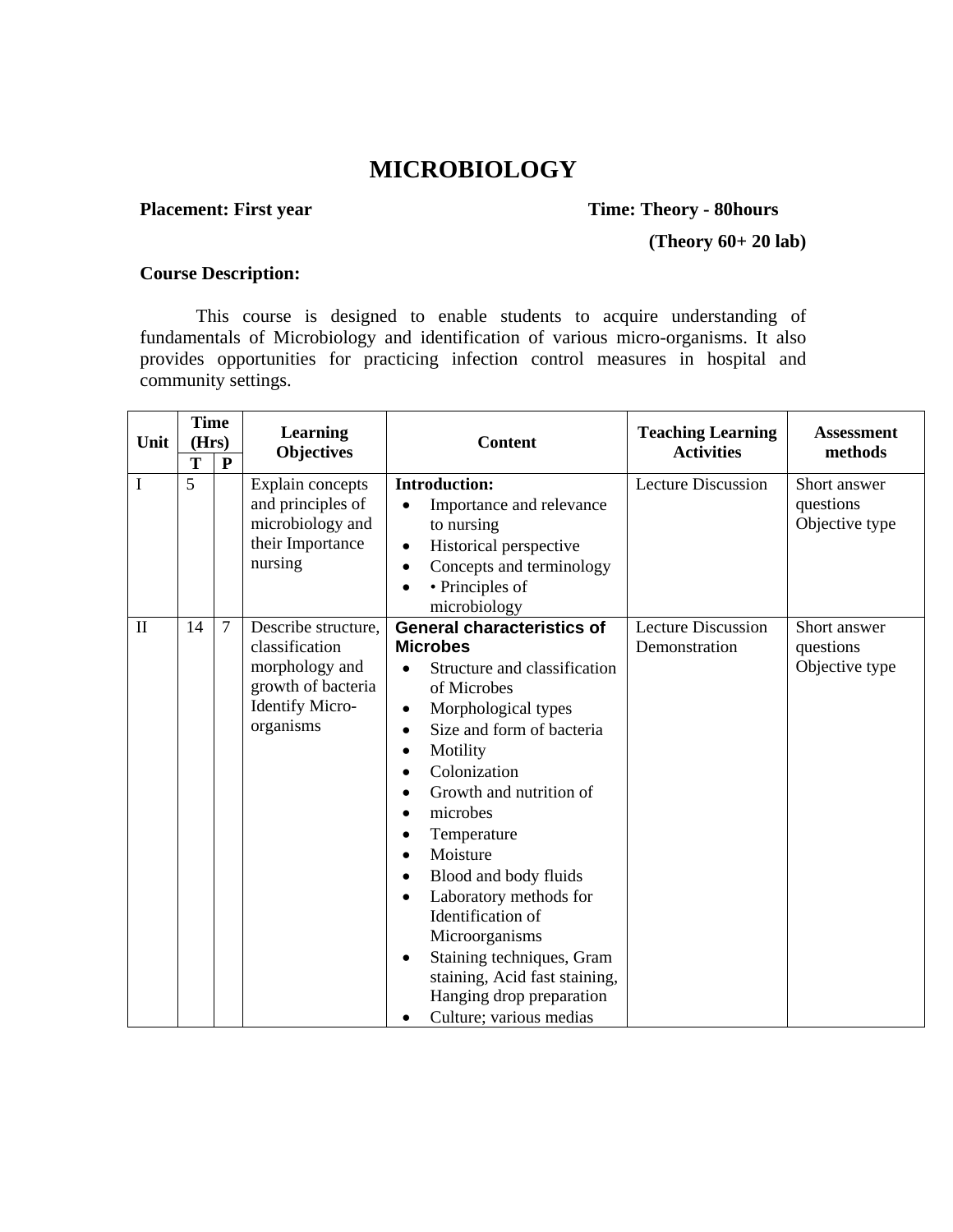# MICROBIOLOGY

**Placement: First year** **Time: Theory - 80hours**

**(Theory 60+ 20 lab)**

**Course Description:**

This course is designed to enable students to acquire understanding of fundamentals of Microbiology and identification of various micro-organisms. It also provides opportunities for practicing infection control measures in hospital and community settings.

| Unit | Time (Hrs) | | Learning Objectives | Content | Teaching Learning Activities | Assessment methods |
|---|---|---|---|---|---|---|
| | T | P | | | | |
| I | 5 | | Explain concepts and principles of microbiology and their Importance nursing | **Introduction:**<br>• Importance and relevance to nursing<br>• Historical perspective<br>• Concepts and terminology<br>• • Principles of microbiology | Lecture Discussion | Short answer questions Objective type |
| II | 14 | 7 | Describe structure, classification morphology and growth of bacteria Identify Micro-organisms | **General characteristics of Microbes**<br>• Structure and classification of Microbes<br>• Morphological types<br>• Size and form of bacteria<br>• Motility<br>• Colonization<br>• Growth and nutrition of<br>• microbes<br>• Temperature<br>• Moisture<br>• Blood and body fluids<br>• Laboratory methods for Identification of Microorganisms<br>• Staining techniques, Gram staining, Acid fast staining, Hanging drop preparation<br>• Culture; various medias | Lecture Discussion Demonstration | Short answer questions Objective type |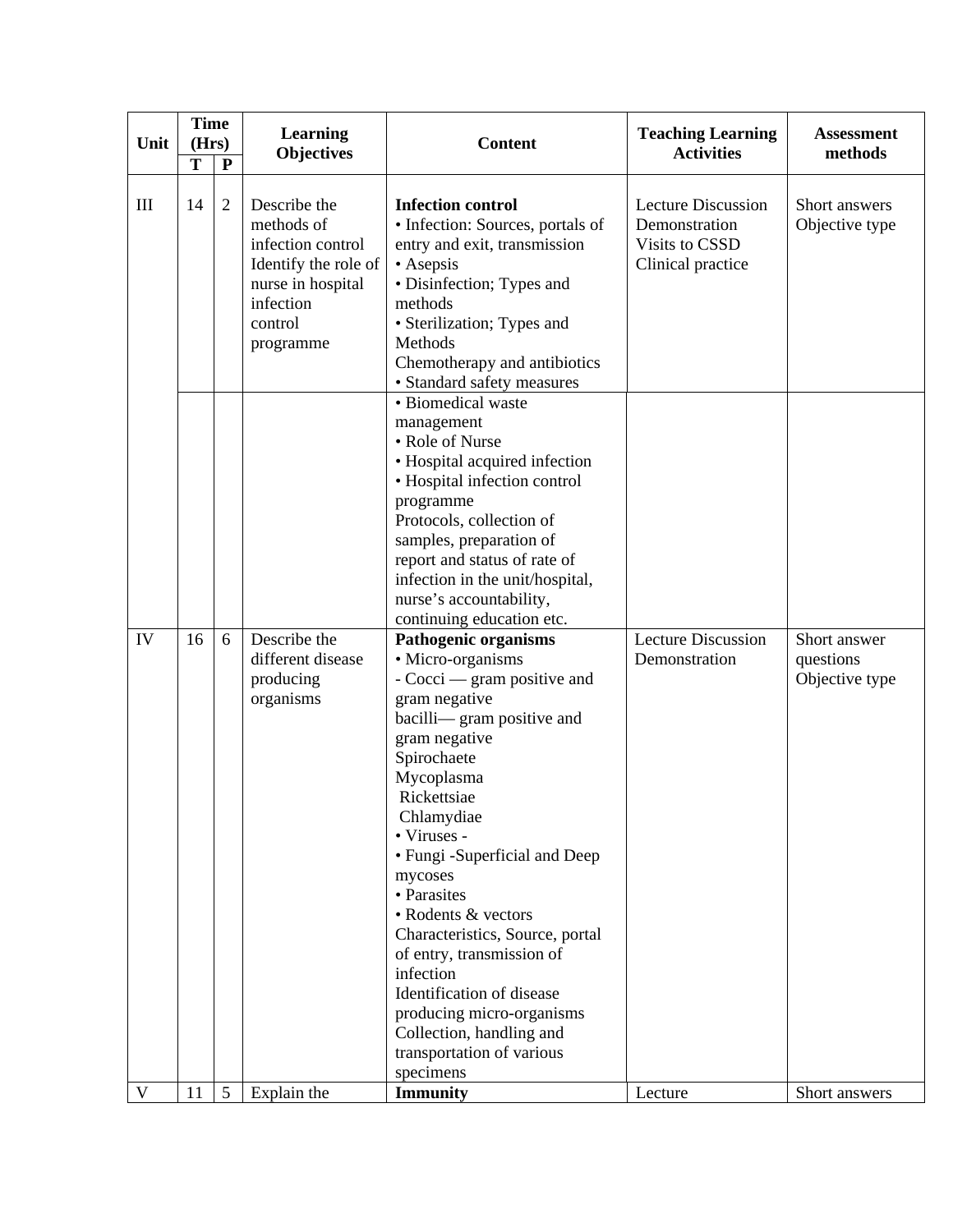| Unit | Time (Hrs) | | Learning Objectives | Content | Teaching Learning Activities | Assessment methods |
|---|---|---|---|---|---|---|
| | T | P | | | | |
| III | 14 | 2 | Describe the methods of infection control<br>Identify the role of nurse in hospital infection control programme | **Infection control**<br>• Infection: Sources, portals of entry and exit, transmission<br>• Asepsis<br>• Disinfection; Types and methods<br>• Sterilization; Types and Methods<br>Chemotherapy and antibiotics<br>• Standard safety measures | Lecture Discussion<br>Demonstration<br>Visits to CSSD<br>Clinical practice | Short answers<br>Objective type |
| | | | | • Biomedical waste management<br>• Role of Nurse<br>• Hospital acquired infection<br>• Hospital infection control programme<br>Protocols, collection of samples, preparation of report and status of rate of infection in the unit/hospital, nurse's accountability, continuing education etc. | | |
| IV | 16 | 6 | Describe the different disease producing organisms | **Pathogenic organisms**<br>• Micro-organisms<br>- Cocci — gram positive and gram negative<br>bacilli— gram positive and gram negative<br>Spirochaete<br>Mycoplasma<br>Rickettsiae<br>Chlamydiae<br>• Viruses -<br>• Fungi -Superficial and Deep mycoses<br>• Parasites<br>• Rodents & vectors<br>Characteristics, Source, portal of entry, transmission of infection<br>Identification of disease producing micro-organisms<br>Collection, handling and transportation of various specimens | Lecture Discussion<br>Demonstration | Short answer questions<br>Objective type |
| V | 11 | 5 | Explain the | **Immunity** | Lecture | Short answers |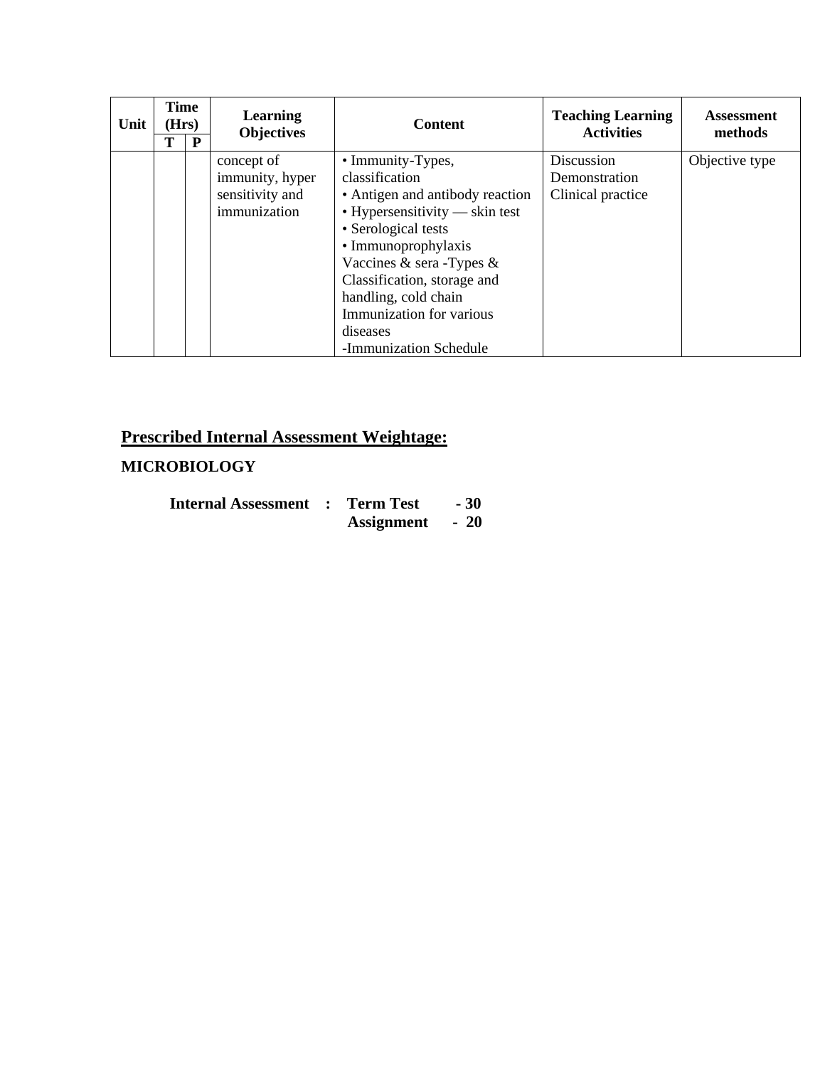| Unit | Time (Hrs) | | Learning Objectives | Content | Teaching Learning Activities | Assessment methods |
|---|---|---|---|---|---|---|
| | T | P | | | | |
| | | | concept of immunity, hyper sensitivity and immunization | • Immunity-Types, classification<br>• Antigen and antibody reaction<br>• Hypersensitivity — skin test<br>• Serological tests<br>• Immunoprophylaxis<br>Vaccines & sera -Types & Classification, storage and handling, cold chain<br>Immunization for various diseases<br>-Immunization Schedule | Discussion<br>Demonstration<br>Clinical practice | Objective type |

## Prescribed Internal Assessment Weightage:

**MICROBIOLOGY**

**Internal Assessment : Term Test - 30**
**Assignment - 20**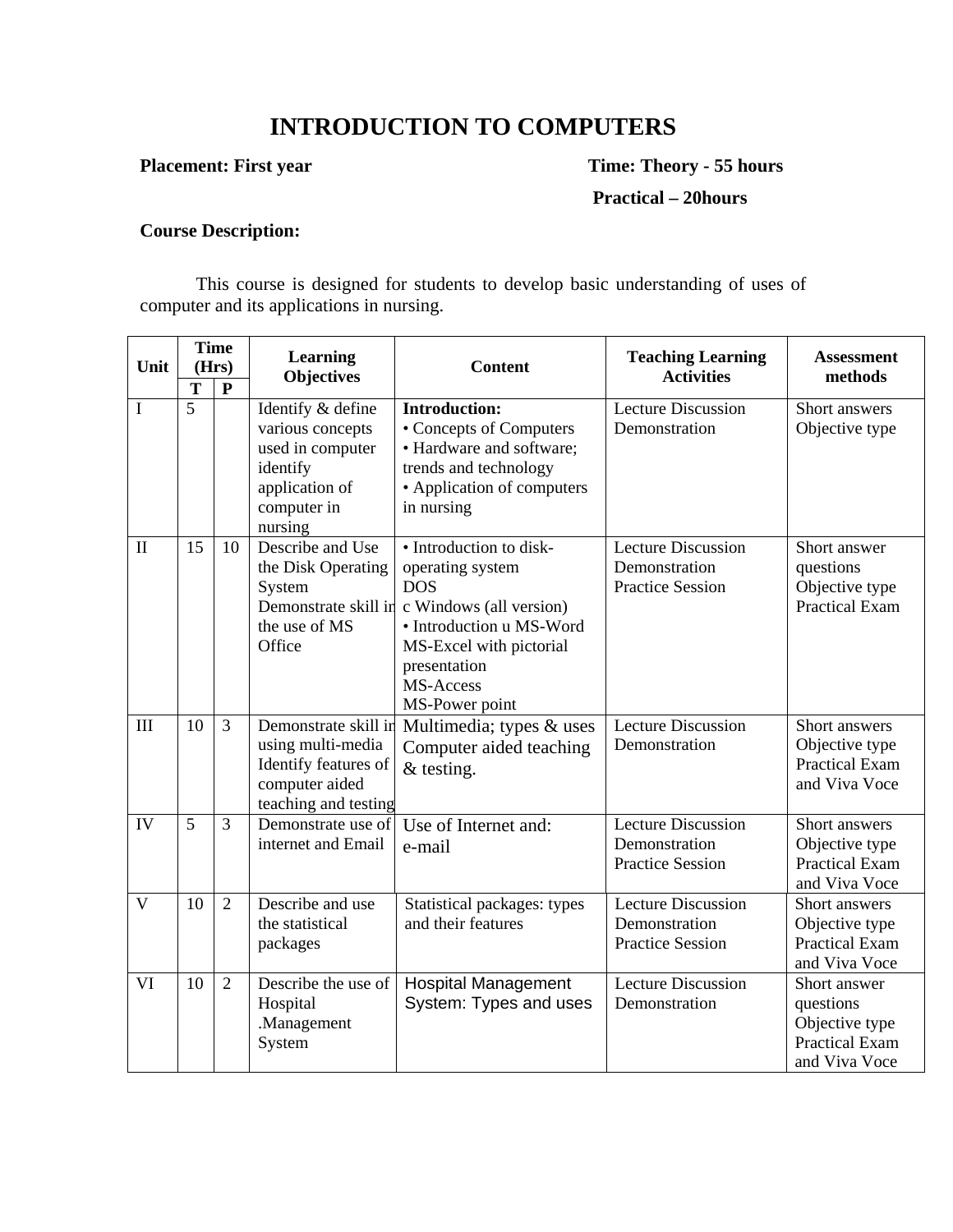# INTRODUCTION TO COMPUTERS

**Placement: First year** **Time: Theory - 55 hours**

**Practical – 20hours**

**Course Description:**

This course is designed for students to develop basic understanding of uses of computer and its applications in nursing.

| Unit | Time (Hrs) | | Learning Objectives | Content | Teaching Learning Activities | Assessment methods |
|---|---|---|---|---|---|---|
| | T | P | | | | |
| I | 5 | | Identify & define various concepts used in computer identify application of computer in nursing | **Introduction:**<br>• Concepts of Computers<br>• Hardware and software; trends and technology<br>• Application of computers in nursing | Lecture Discussion Demonstration | Short answers Objective type |
| II | 15 | 10 | Describe and Use the Disk Operating System Demonstrate skill in the use of MS Office | • Introduction to disk-operating system<br>DOS<br>c Windows (all version)<br>• Introduction u MS-Word<br>MS-Excel with pictorial presentation<br>MS-Access<br>MS-Power point | Lecture Discussion Demonstration Practice Session | Short answer questions Objective type Practical Exam |
| III | 10 | 3 | Demonstrate skill in using multi-media Identify features of computer aided teaching and testing | Multimedia; types & uses Computer aided teaching & testing. | Lecture Discussion Demonstration | Short answers Objective type Practical Exam and Viva Voce |
| IV | 5 | 3 | Demonstrate use of internet and Email | Use of Internet and: e-mail | Lecture Discussion Demonstration Practice Session | Short answers Objective type Practical Exam and Viva Voce |
| V | 10 | 2 | Describe and use the statistical packages | Statistical packages: types and their features | Lecture Discussion Demonstration Practice Session | Short answers Objective type Practical Exam and Viva Voce |
| VI | 10 | 2 | Describe the use of Hospital .Management System | Hospital Management System: Types and uses | Lecture Discussion Demonstration | Short answer questions Objective type Practical Exam and Viva Voce |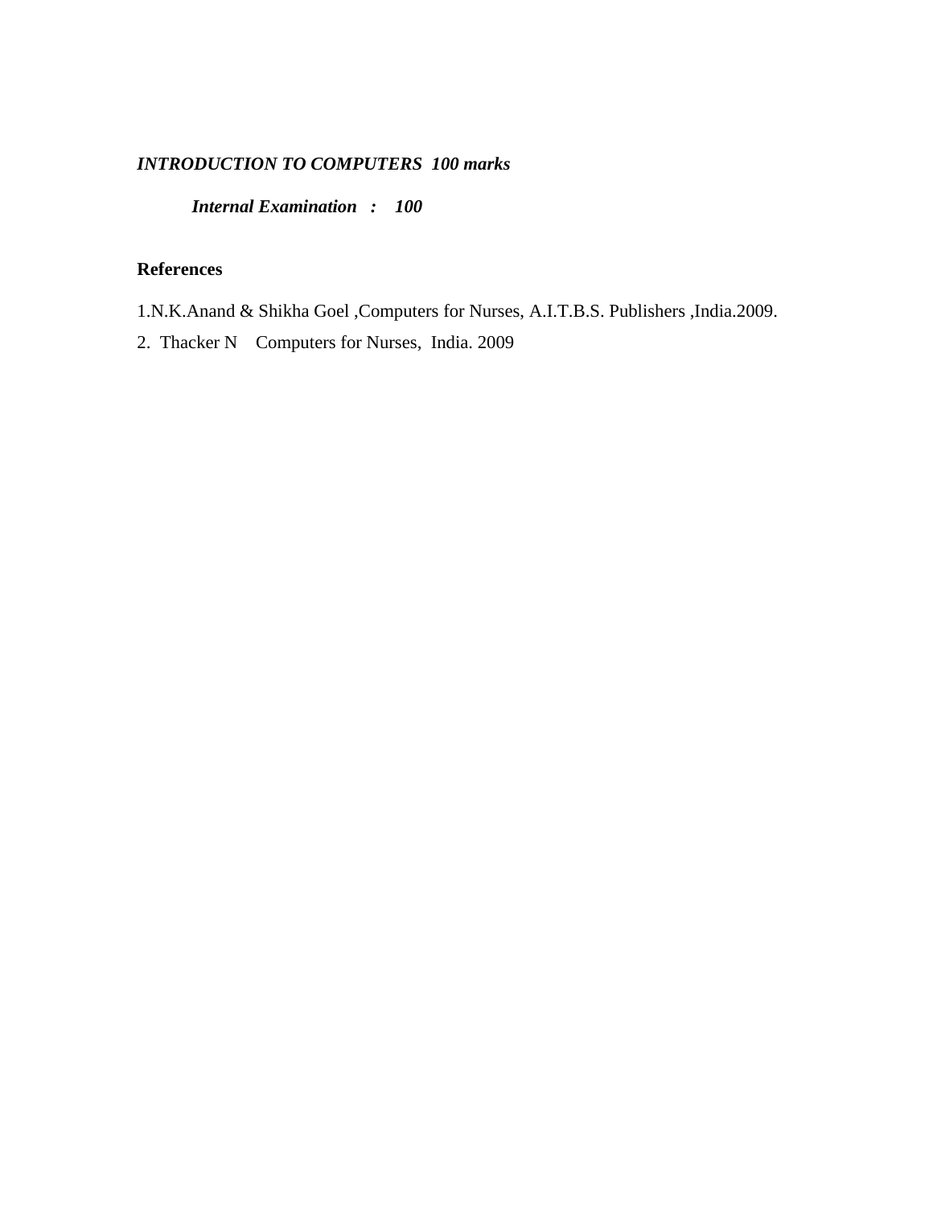***INTRODUCTION TO COMPUTERS 100 marks***

***Internal Examination : 100***

**References**

1.N.K.Anand & Shikha Goel ,Computers for Nurses, A.I.T.B.S. Publishers ,India.2009.

2. Thacker N Computers for Nurses, India. 2009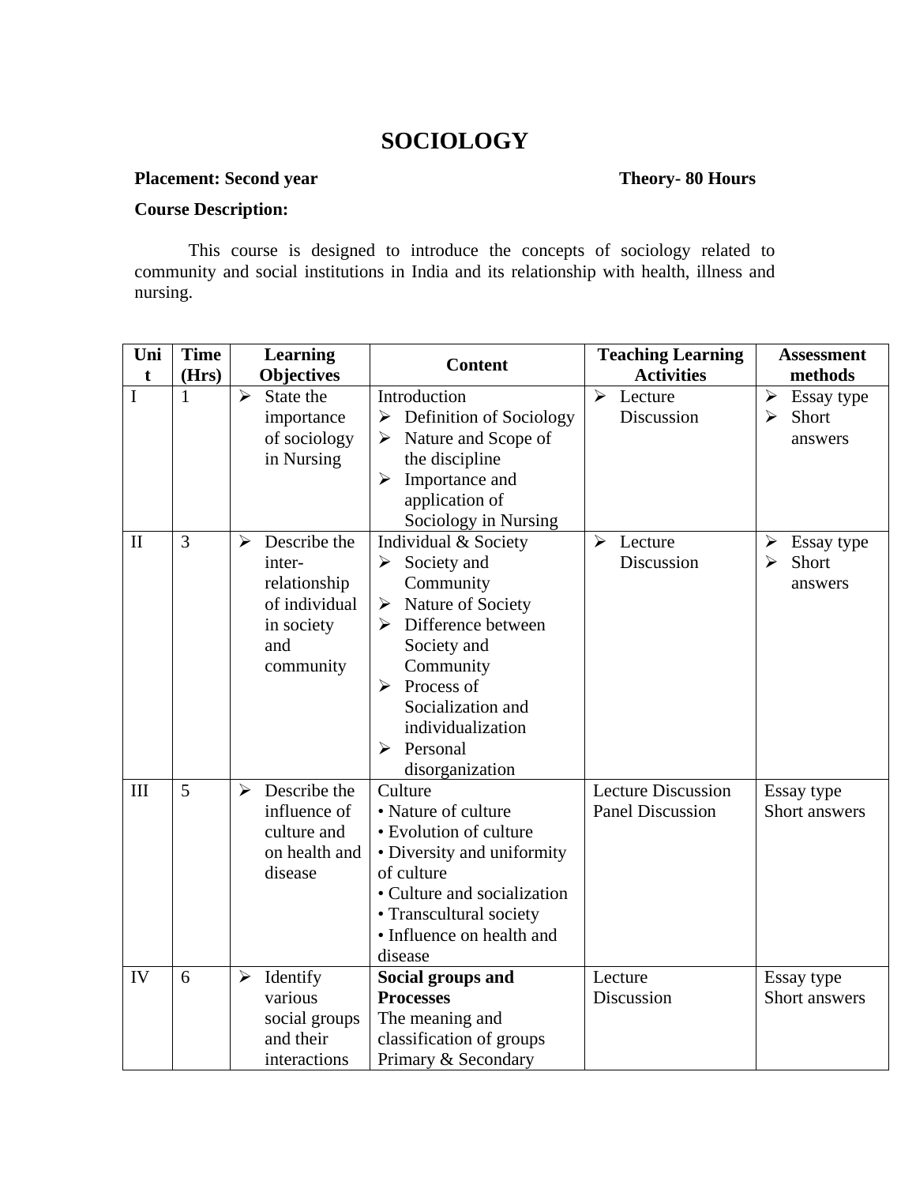# SOCIOLOGY

**Placement: Second year** **Theory- 80 Hours**

**Course Description:**

This course is designed to introduce the concepts of sociology related to community and social institutions in India and its relationship with health, illness and nursing.

| Unit | Time (Hrs) | Learning Objectives | Content | Teaching Learning Activities | Assessment methods |
|---|---|---|---|---|---|
| I | 1 | ➢ State the importance of sociology in Nursing | Introduction<br>➢ Definition of Sociology<br>➢ Nature and Scope of the discipline<br>➢ Importance and application of Sociology in Nursing | ➢ Lecture Discussion | ➢ Essay type<br>➢ Short answers |
| II | 3 | ➢ Describe the inter-relationship of individual in society and community | Individual & Society<br>➢ Society and Community<br>➢ Nature of Society<br>➢ Difference between Society and Community<br>➢ Process of Socialization and individualization<br>➢ Personal disorganization | ➢ Lecture Discussion | ➢ Essay type<br>➢ Short answers |
| III | 5 | ➢ Describe the influence of culture and on health and disease | Culture<br>• Nature of culture<br>• Evolution of culture<br>• Diversity and uniformity of culture<br>• Culture and socialization<br>• Transcultural society<br>• Influence on health and disease | Lecture Discussion<br>Panel Discussion | Essay type<br>Short answers |
| IV | 6 | ➢ Identify various social groups and their interactions | **Social groups and Processes**<br>The meaning and classification of groups<br>Primary & Secondary | Lecture Discussion | Essay type<br>Short answers |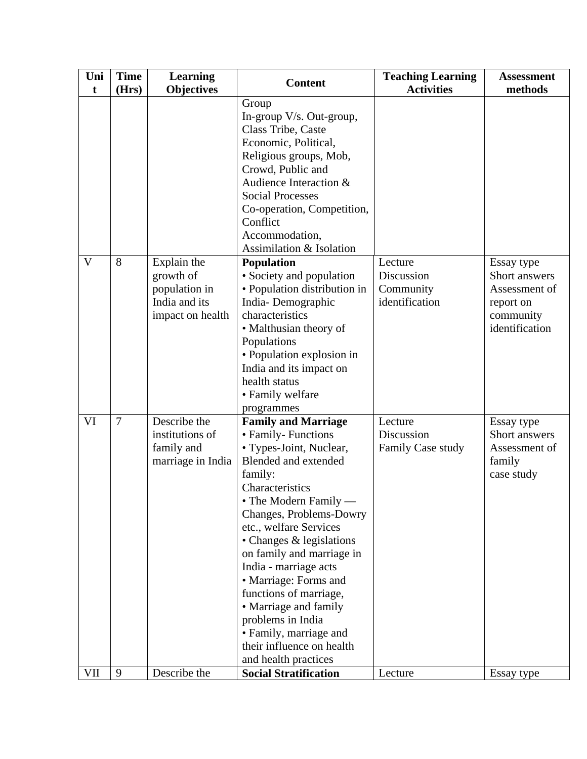| Unit | Time (Hrs) | Learning Objectives | Content | Teaching Learning Activities | Assessment methods |
|---|---|---|---|---|---|
| | | | Group<br>In-group V/s. Out-group, Class Tribe, Caste Economic, Political, Religious groups, Mob, Crowd, Public and Audience Interaction & Social Processes<br>Co-operation, Competition, Conflict<br>Accommodation, Assimilation & Isolation | | |
| V | 8 | Explain the growth of population in India and its impact on health | **Population**<br>• Society and population<br>• Population distribution in India- Demographic characteristics<br>• Malthusian theory of Populations<br>• Population explosion in India and its impact on health status<br>• Family welfare programmes | Lecture<br>Discussion<br>Community identification | Essay type<br>Short answers<br>Assessment of report on community identification |
| VI | 7 | Describe the institutions of family and marriage in India | **Family and Marriage**<br>• Family- Functions<br>• Types-Joint, Nuclear, Blended and extended family: Characteristics<br>• The Modern Family — Changes, Problems-Dowry etc., welfare Services<br>• Changes & legislations on family and marriage in India - marriage acts<br>• Marriage: Forms and functions of marriage,<br>• Marriage and family problems in India<br>• Family, marriage and their influence on health and health practices | Lecture<br>Discussion<br>Family Case study | Essay type<br>Short answers<br>Assessment of family case study |
| VII | 9 | Describe the | **Social Stratification** | Lecture | Essay type |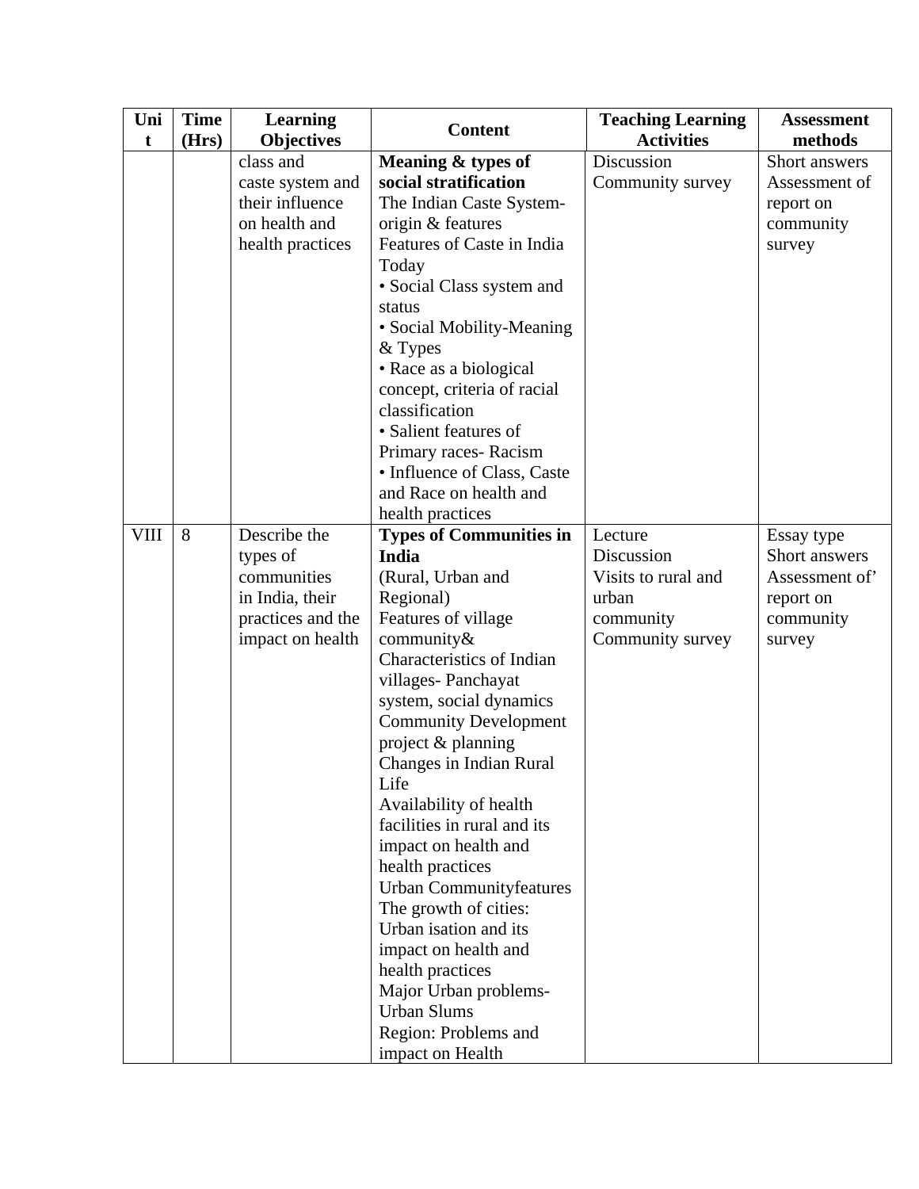| Unit | Time (Hrs) | Learning Objectives | Content | Teaching Learning Activities | Assessment methods |
|---|---|---|---|---|---|
| | | class and caste system and their influence on health and health practices | **Meaning & types of social stratification**<br>The Indian Caste System- origin & features<br>Features of Caste in India Today<br>• Social Class system and status<br>• Social Mobility-Meaning & Types<br>• Race as a biological concept, criteria of racial classification<br>• Salient features of Primary races- Racism<br>• Influence of Class, Caste and Race on health and health practices | Discussion<br>Community survey | Short answers<br>Assessment of report on community survey |
| VIII | 8 | Describe the types of communities in India, their practices and the impact on health | **Types of Communities in India**<br>(Rural, Urban and Regional)<br>Features of village community&<br>Characteristics of Indian villages- Panchayat system, social dynamics<br>Community Development project & planning<br>Changes in Indian Rural Life<br>Availability of health facilities in rural and its impact on health and health practices<br>Urban Communityfeatures<br>The growth of cities: Urban isation and its impact on health and health practices<br>Major Urban problems- Urban Slums<br>Region: Problems and impact on Health | Lecture<br>Discussion<br>Visits to rural and urban community<br>Community survey | Essay type<br>Short answers<br>Assessment of' report on community survey |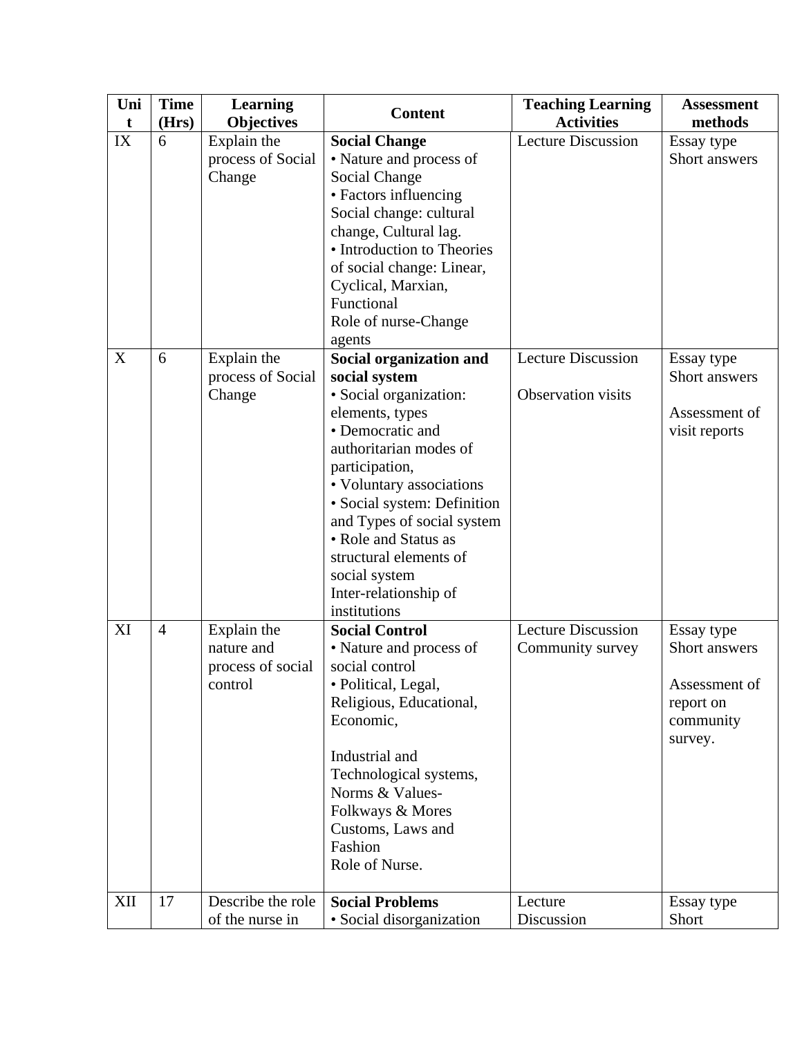| Unit | Time (Hrs) | Learning Objectives | Content | Teaching Learning Activities | Assessment methods |
|---|---|---|---|---|---|
| IX | 6 | Explain the process of Social Change | **Social Change**<br>• Nature and process of Social Change<br>• Factors influencing Social change: cultural change, Cultural lag.<br>• Introduction to Theories of social change: Linear, Cyclical, Marxian, Functional<br>Role of nurse-Change agents | Lecture Discussion | Essay type<br>Short answers |
| X | 6 | Explain the process of Social Change | **Social organization and social system**<br>• Social organization: elements, types<br>• Democratic and authoritarian modes of participation,<br>• Voluntary associations<br>• Social system: Definition and Types of social system<br>• Role and Status as structural elements of social system<br>Inter-relationship of institutions | Lecture Discussion<br><br>Observation visits | Essay type<br>Short answers<br><br>Assessment of visit reports |
| XI | 4 | Explain the nature and process of social control | **Social Control**<br>• Nature and process of social control<br>• Political, Legal, Religious, Educational, Economic,<br><br>Industrial and Technological systems, Norms & Values-Folkways & Mores Customs, Laws and Fashion<br>Role of Nurse. | Lecture Discussion<br>Community survey | Essay type<br>Short answers<br><br>Assessment of report on community survey. |
| XII | 17 | Describe the role of the nurse in | **Social Problems**<br>• Social disorganization | Lecture<br>Discussion | Essay type<br>Short |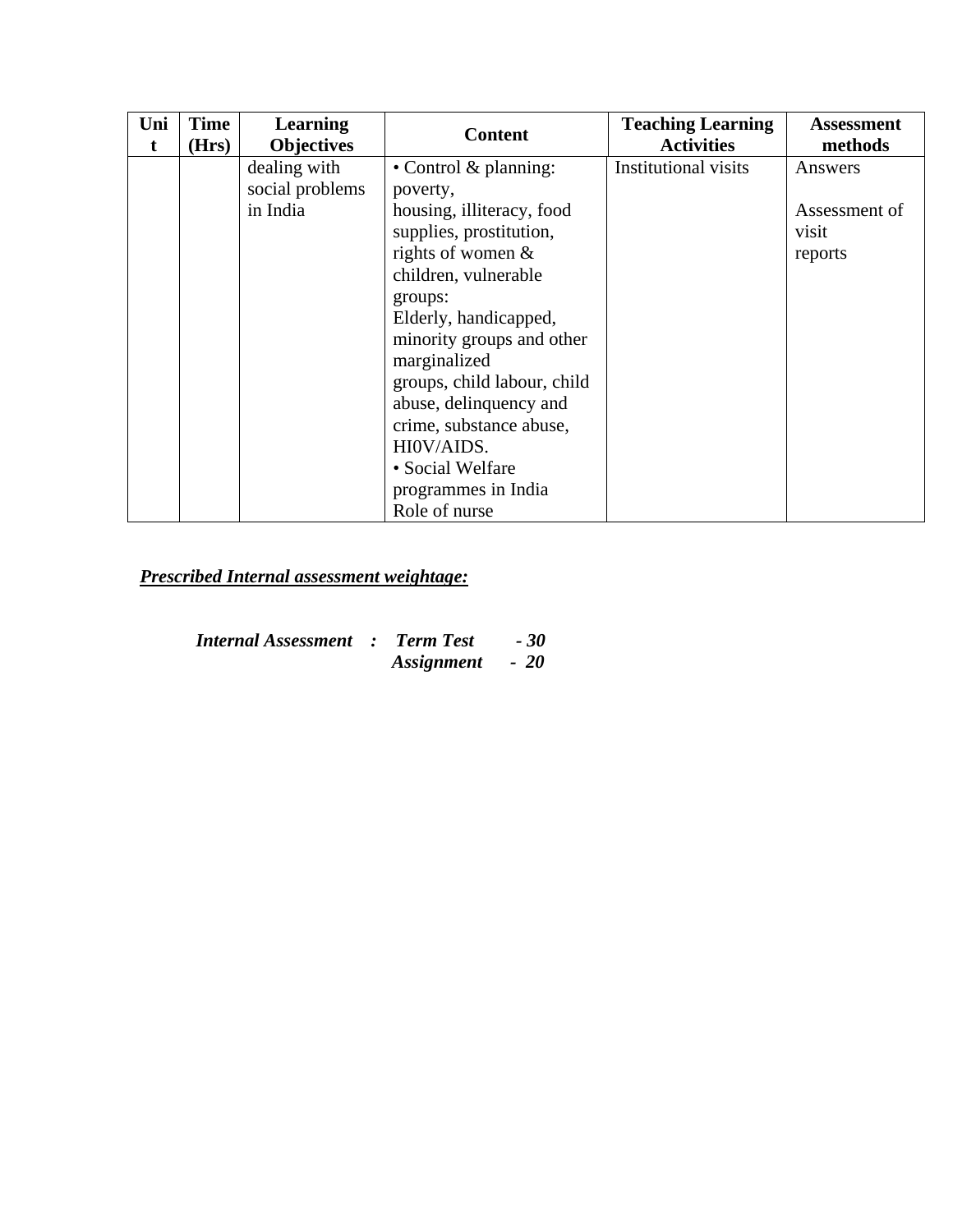| Unit | Time (Hrs) | Learning Objectives | Content | Teaching Learning Activities | Assessment methods |
|---|---|---|---|---|---|
| | | dealing with social problems in India | • Control & planning: poverty, housing, illiteracy, food supplies, prostitution, rights of women & children, vulnerable groups: Elderly, handicapped, minority groups and other marginalized groups, child labour, child abuse, delinquency and crime, substance abuse, HI0V/AIDS.<br>• Social Welfare programmes in India<br>Role of nurse | Institutional visits | Answers<br><br>Assessment of visit reports |

***Prescribed Internal assessment weightage:***

***Internal Assessment : Term Test - 30***
***Assignment - 20***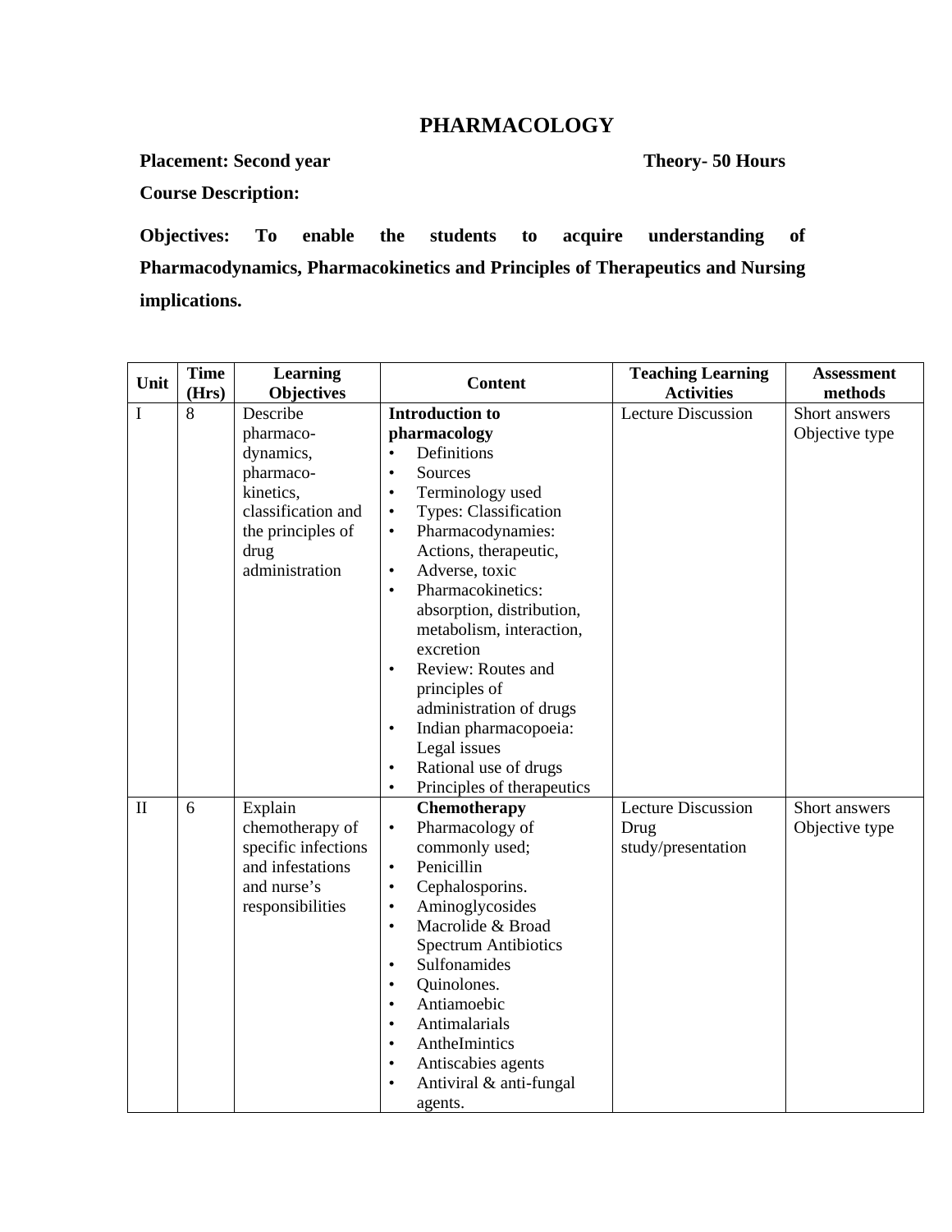# PHARMACOLOGY

**Placement: Second year** **Theory- 50 Hours**

**Course Description:**

**Objectives: To enable the students to acquire understanding of Pharmacodynamics, Pharmacokinetics and Principles of Therapeutics and Nursing implications.**

| Unit | Time (Hrs) | Learning Objectives | Content | Teaching Learning Activities | Assessment methods |
|---|---|---|---|---|---|
| I | 8 | Describe pharmaco-dynamics, pharmaco-kinetics, classification and the principles of drug administration | **Introduction to pharmacology**<br>• Definitions<br>• Sources<br>• Terminology used<br>• Types: Classification<br>• Pharmacodynamies: Actions, therapeutic,<br>• Adverse, toxic<br>• Pharmacokinetics: absorption, distribution, metabolism, interaction, excretion<br>• Review: Routes and principles of administration of drugs<br>• Indian pharmacopoeia: Legal issues<br>• Rational use of drugs<br>• Principles of therapeutics | Lecture Discussion | Short answers Objective type |
| II | 6 | Explain chemotherapy of specific infections and infestations and nurse's responsibilities | **Chemotherapy**<br>• Pharmacology of commonly used;<br>• Penicillin<br>• Cephalosporins.<br>• Aminoglycosides<br>• Macrolide & Broad Spectrum Antibiotics<br>• Sulfonamides<br>• Quinolones.<br>• Antiamoebic<br>• Antimalarials<br>• AntheImintics<br>• Antiscabies agents<br>• Antiviral & anti-fungal agents. | Lecture Discussion Drug study/presentation | Short answers Objective type |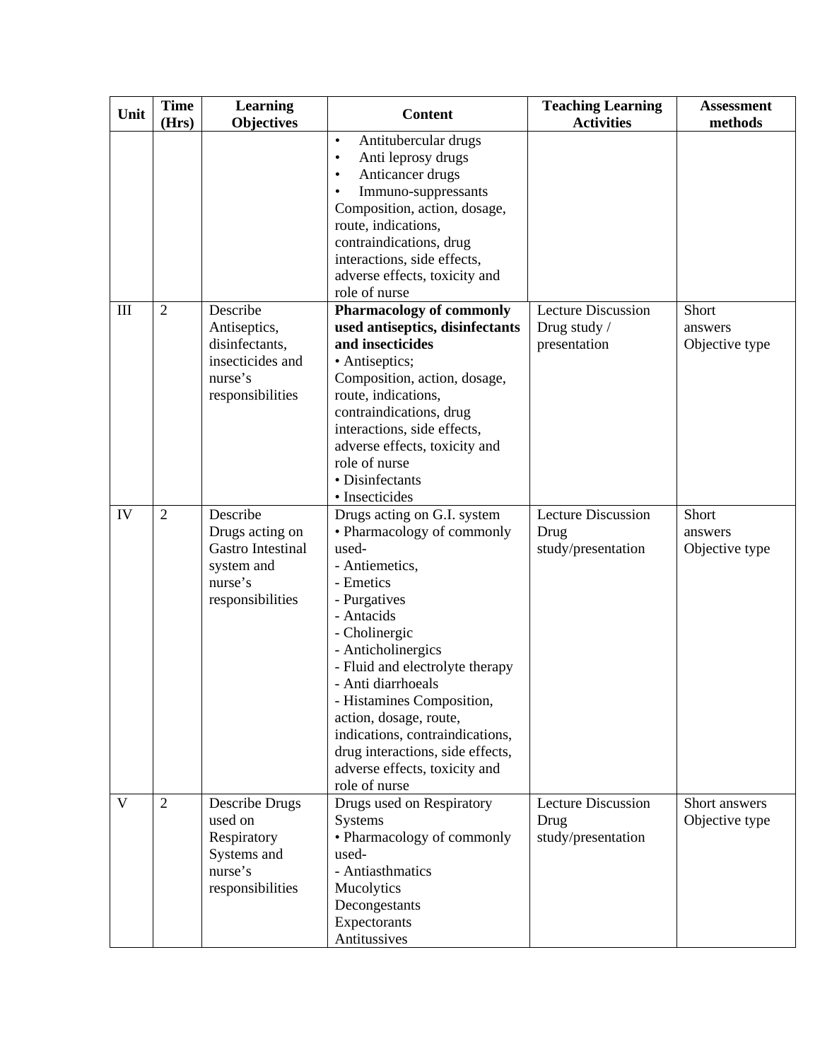| Unit | Time (Hrs) | Learning Objectives | Content | Teaching Learning Activities | Assessment methods |
|---|---|---|---|---|---|
| | | | • Antitubercular drugs<br>• Anti leprosy drugs<br>• Anticancer drugs<br>• Immuno-suppressants<br>Composition, action, dosage, route, indications, contraindications, drug interactions, side effects, adverse effects, toxicity and role of nurse | | |
| III | 2 | Describe Antiseptics, disinfectants, insecticides and nurse's responsibilities | **Pharmacology of commonly used antiseptics, disinfectants and insecticides**<br>• Antiseptics;<br>Composition, action, dosage, route, indications, contraindications, drug interactions, side effects, adverse effects, toxicity and role of nurse<br>• Disinfectants<br>• Insecticides | Lecture Discussion<br>Drug study / presentation | Short answers<br>Objective type |
| IV | 2 | Describe Drugs acting on Gastro Intestinal system and nurse's responsibilities | Drugs acting on G.I. system<br>• Pharmacology of commonly used-<br>- Antiemetics,<br>- Emetics<br>- Purgatives<br>- Antacids<br>- Cholinergic<br>- Anticholinergics<br>- Fluid and electrolyte therapy<br>- Anti diarrhoeals<br>- Histamines Composition, action, dosage, route, indications, contraindications, drug interactions, side effects, adverse effects, toxicity and role of nurse | Lecture Discussion<br>Drug study/presentation | Short answers<br>Objective type |
| V | 2 | Describe Drugs used on Respiratory Systems and nurse's responsibilities | Drugs used on Respiratory Systems<br>• Pharmacology of commonly used-<br>- Antiasthmatics<br>Mucolytics<br>Decongestants<br>Expectorants<br>Antitussives | Lecture Discussion<br>Drug study/presentation | Short answers<br>Objective type |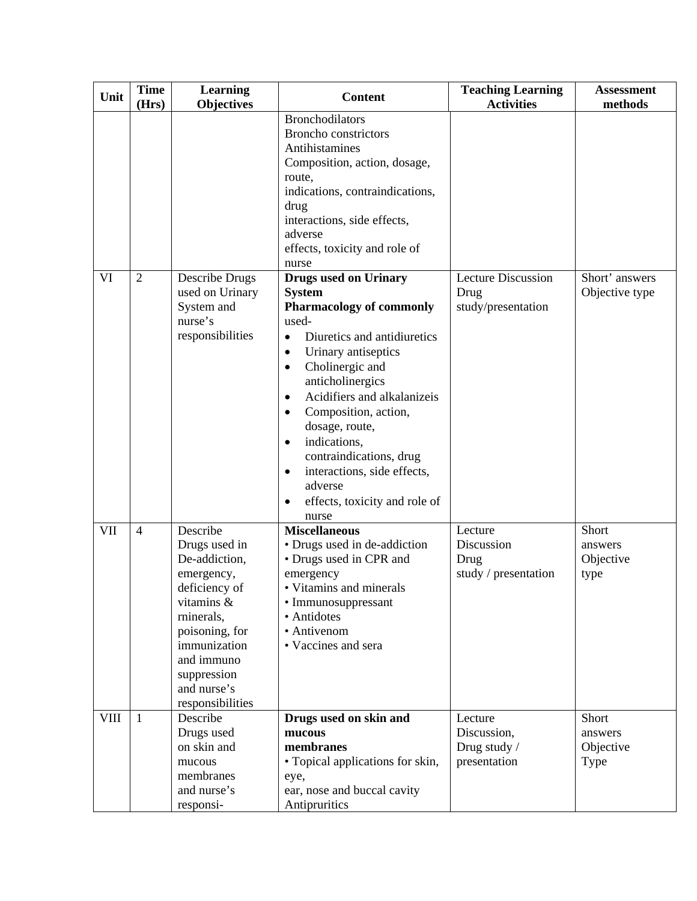| Unit | Time (Hrs) | Learning Objectives | Content | Teaching Learning Activities | Assessment methods |
|---|---|---|---|---|---|
| | | | Bronchodilators<br>Broncho constrictors<br>Antihistamines<br>Composition, action, dosage, route,<br>indications, contraindications, drug<br>interactions, side effects, adverse<br>effects, toxicity and role of nurse | | |
| VI | 2 | Describe Drugs used on Urinary System and nurse's responsibilities | **Drugs used on Urinary System**<br>**Pharmacology of commonly** used-<br>• Diuretics and antidiuretics<br>• Urinary antiseptics<br>• Cholinergic and anticholinergics<br>• Acidifiers and alkalanizeis<br>• Composition, action, dosage, route,<br>• indications, contraindications, drug<br>• interactions, side effects, adverse<br>• effects, toxicity and role of nurse | Lecture Discussion<br>Drug study/presentation | Short' answers<br>Objective type |
| VII | 4 | Describe Drugs used in De-addiction, emergency, deficiency of vitamins & rninerals, poisoning, for immunization and immuno suppression and nurse's responsibilities | **Miscellaneous**<br>• Drugs used in de-addiction<br>• Drugs used in CPR and emergency<br>• Vitamins and minerals<br>• Immunosuppressant<br>• Antidotes<br>• Antivenom<br>• Vaccines and sera | Lecture<br>Discussion<br>Drug<br>study / presentation | Short answers<br>Objective type |
| VIII | 1 | Describe Drugs used on skin and mucous membranes and nurse's responsi- | **Drugs used on skin and mucous membranes**<br>• Topical applications for skin, eye,<br>ear, nose and buccal cavity<br>Antipruritics | Lecture<br>Discussion,<br>Drug study /<br>presentation | Short answers<br>Objective Type |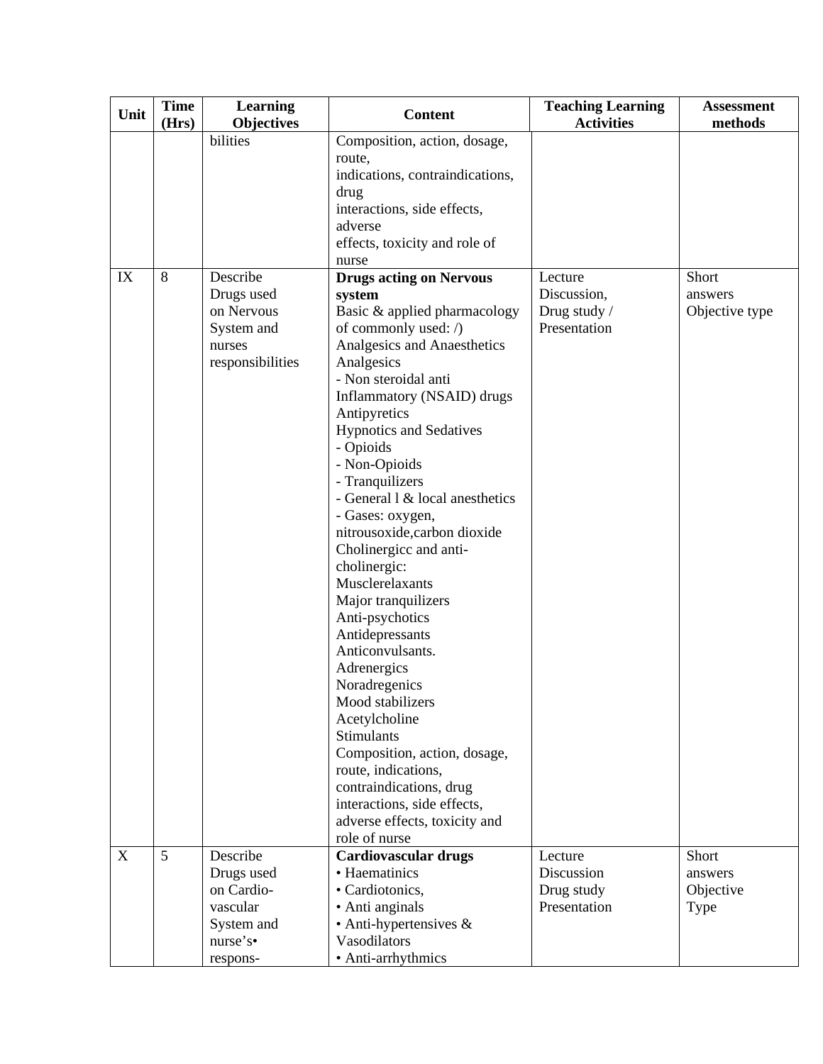| Unit | Time (Hrs) | Learning Objectives | Content | Teaching Learning Activities | Assessment methods |
|---|---|---|---|---|---|
| | | bilities | Composition, action, dosage, route, indications, contraindications, drug interactions, side effects, adverse effects, toxicity and role of nurse | | |
| IX | 8 | Describe Drugs used on Nervous System and nurses responsibilities | **Drugs acting on Nervous system**<br>Basic & applied pharmacology of commonly used: /)<br>Analgesics and Anaesthetics<br>Analgesics<br>- Non steroidal anti Inflammatory (NSAID) drugs<br>Antipyretics<br>Hypnotics and Sedatives<br>- Opioids<br>- Non-Opioids<br>- Tranquilizers<br>- General l & local anesthetics<br>- Gases: oxygen, nitrousoxide,carbon dioxide<br>Cholinergicc and anti-cholinergic:<br>Musclerelaxants<br>Major tranquilizers<br>Anti-psychotics<br>Antidepressants<br>Anticonvulsants.<br>Adrenergics<br>Noradregenics<br>Mood stabilizers<br>Acetylcholine<br>Stimulants<br>Composition, action, dosage, route, indications, contraindications, drug interactions, side effects, adverse effects, toxicity and role of nurse | Lecture Discussion, Drug study / Presentation | Short answers Objective type |
| X | 5 | Describe Drugs used on Cardio-vascular System and nurse's• respons- | **Cardiovascular drugs**<br>• Haematinics<br>• Cardiotonics,<br>• Anti anginals<br>• Anti-hypertensives & Vasodilators<br>• Anti-arrhythmics | Lecture Discussion Drug study Presentation | Short answers Objective Type |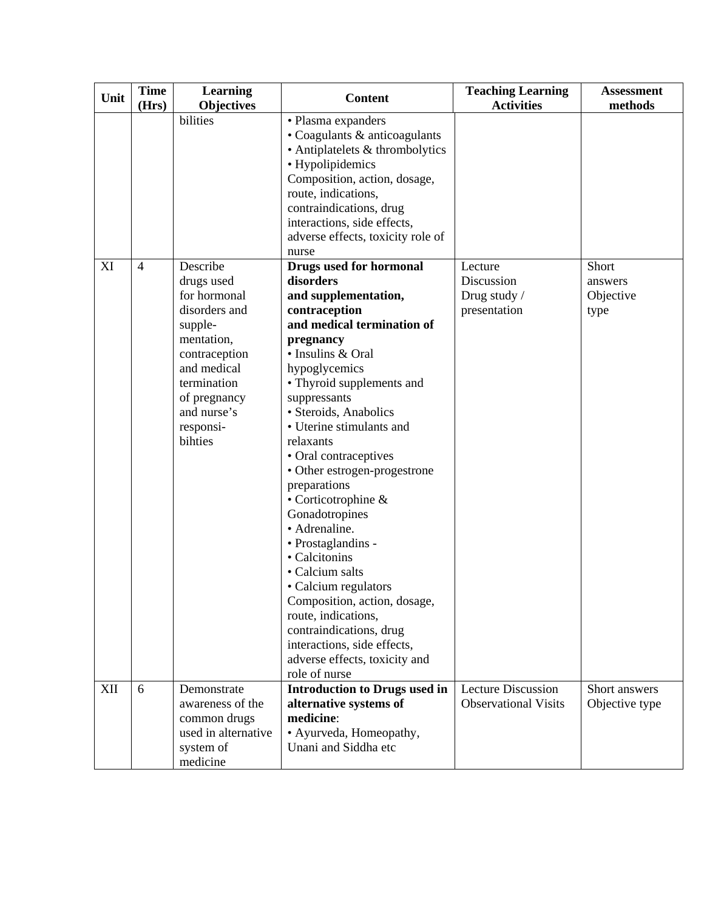| Unit | Time (Hrs) | Learning Objectives | Content | Teaching Learning Activities | Assessment methods |
|---|---|---|---|---|---|
| | | bilities | • Plasma expanders<br>• Coagulants & anticoagulants<br>• Antiplatelets & thrombolytics<br>• Hypolipidemics<br>Composition, action, dosage, route, indications, contraindications, drug interactions, side effects, adverse effects, toxicity role of nurse | | |
| XI | 4 | Describe drugs used for hormonal disorders and supple-mentation, contraception and medical termination of pregnancy and nurse's responsi-bihties | **Drugs used for hormonal disorders and supplementation, contraception and medical termination of pregnancy**<br>• Insulins & Oral hypoglycemics<br>• Thyroid supplements and suppressants<br>• Steroids, Anabolics<br>• Uterine stimulants and relaxants<br>• Oral contraceptives<br>• Other estrogen-progestrone preparations<br>• Corticotrophine & Gonadotropines<br>• Adrenaline.<br>• Prostaglandins -<br>• Calcitonins<br>• Calcium salts<br>• Calcium regulators<br>Composition, action, dosage, route, indications, contraindications, drug interactions, side effects, adverse effects, toxicity and role of nurse | Lecture<br>Discussion<br>Drug study / presentation | Short answers<br>Objective type |
| XII | 6 | Demonstrate awareness of the common drugs used in alternative system of medicine | **Introduction to Drugs used in alternative systems of medicine**:<br>• Ayurveda, Homeopathy, Unani and Siddha etc | Lecture Discussion<br>Observational Visits | Short answers<br>Objective type |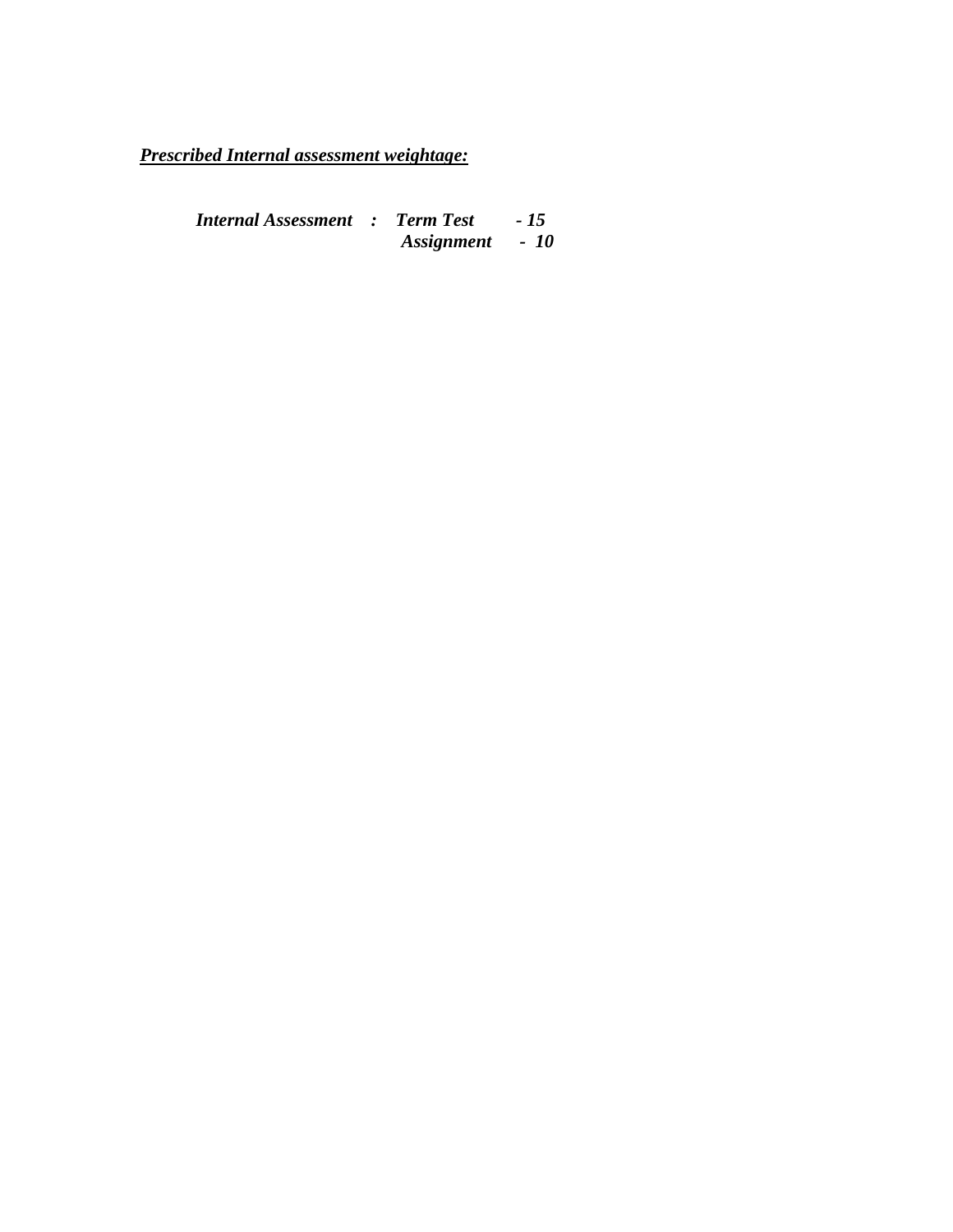***<u>Prescribed Internal assessment weightage:</u>***

***Internal Assessment : Term Test - 15***
***Assignment - 10***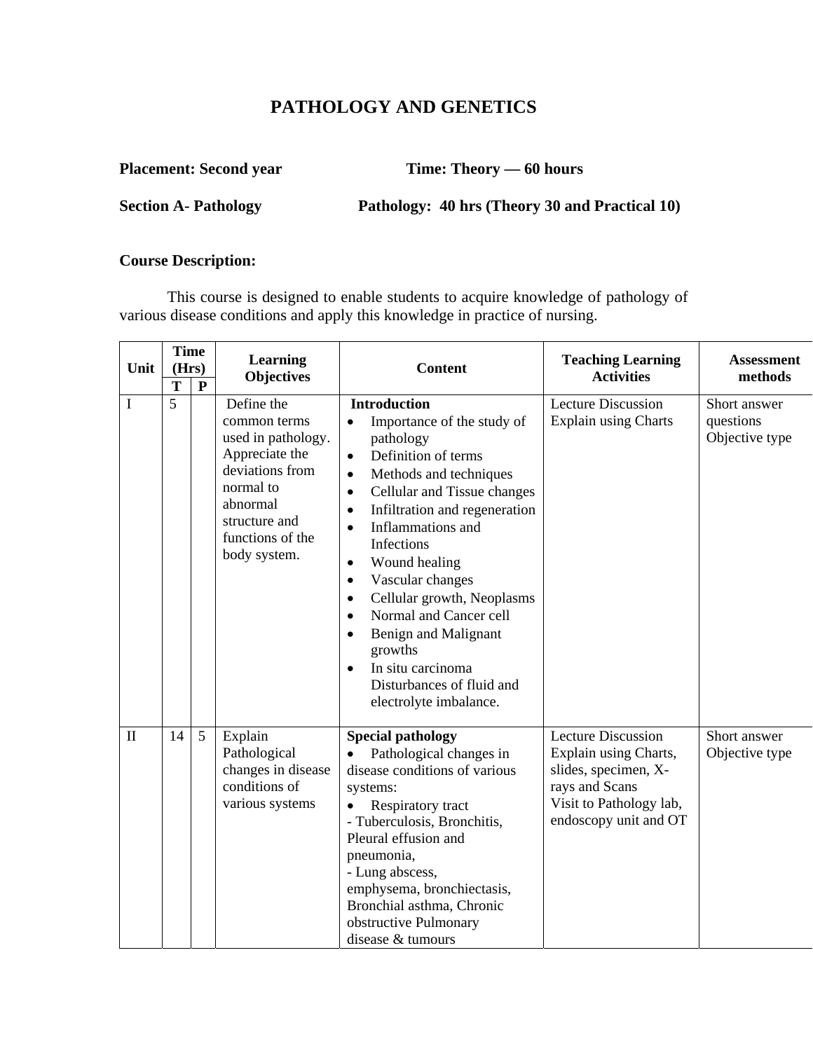# PATHOLOGY AND GENETICS

**Placement: Second year** **Time: Theory — 60 hours**

**Section A- Pathology** **Pathology: 40 hrs (Theory 30 and Practical 10)**

**Course Description:**

This course is designed to enable students to acquire knowledge of pathology of various disease conditions and apply this knowledge in practice of nursing.

| Unit | Time (Hrs) | | Learning Objectives | Content | Teaching Learning Activities | Assessment methods |
|---|---|---|---|---|---|---|
| | T | P | | | | |
| I | 5 | | Define the common terms used in pathology. Appreciate the deviations from normal to abnormal structure and functions of the body system. | **Introduction**<br>• Importance of the study of pathology<br>• Definition of terms<br>• Methods and techniques<br>• Cellular and Tissue changes<br>• Infiltration and regeneration<br>• Inflammations and Infections<br>• Wound healing<br>• Vascular changes<br>• Cellular growth, Neoplasms<br>• Normal and Cancer cell<br>• Benign and Malignant growths<br>• In situ carcinoma Disturbances of fluid and electrolyte imbalance. | Lecture Discussion<br>Explain using Charts | Short answer questions<br>Objective type |
| II | 14 | 5 | Explain Pathological changes in disease conditions of various systems | **Special pathology**<br>• Pathological changes in disease conditions of various systems:<br>• Respiratory tract<br>- Tuberculosis, Bronchitis, Pleural effusion and pneumonia,<br>- Lung abscess, emphysema, bronchiectasis, Bronchial asthma, Chronic obstructive Pulmonary disease & tumours | Lecture Discussion<br>Explain using Charts, slides, specimen, X-rays and Scans<br>Visit to Pathology lab, endoscopy unit and OT | Short answer<br>Objective type |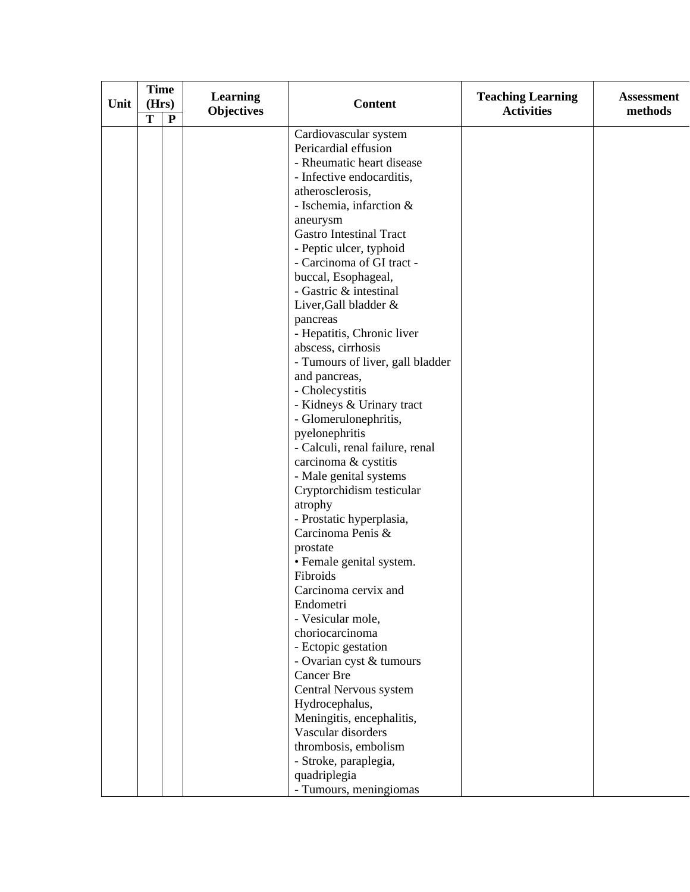| Unit | Time (Hrs) | | Learning Objectives | Content | Teaching Learning Activities | Assessment methods |
|---|---|---|---|---|---|---|
| | T | P | | | | |
| | | | | Cardiovascular system<br>Pericardial effusion<br>- Rheumatic heart disease<br>- Infective endocarditis, atherosclerosis,<br>- Ischemia, infarction & aneurysm<br>Gastro Intestinal Tract<br>- Peptic ulcer, typhoid<br>- Carcinoma of GI tract - buccal, Esophageal,<br>- Gastric & intestinal<br>Liver,Gall bladder & pancreas<br>- Hepatitis, Chronic liver abscess, cirrhosis<br>- Tumours of liver, gall bladder and pancreas,<br>- Cholecystitis<br>- Kidneys & Urinary tract<br>- Glomerulonephritis, pyelonephritis<br>- Calculi, renal failure, renal carcinoma & cystitis<br>- Male genital systems<br>Cryptorchidism testicular atrophy<br>- Prostatic hyperplasia, Carcinoma Penis & prostate<br>• Female genital system.<br>Fibroids<br>Carcinoma cervix and Endometri<br>- Vesicular mole, choriocarcinoma<br>- Ectopic gestation<br>- Ovarian cyst & tumours<br>Cancer Bre<br>Central Nervous system<br>Hydrocephalus,<br>Meningitis, encephalitis,<br>Vascular disorders thrombosis, embolism<br>- Stroke, paraplegia, quadriplegia<br>- Tumours, meningiomas | | |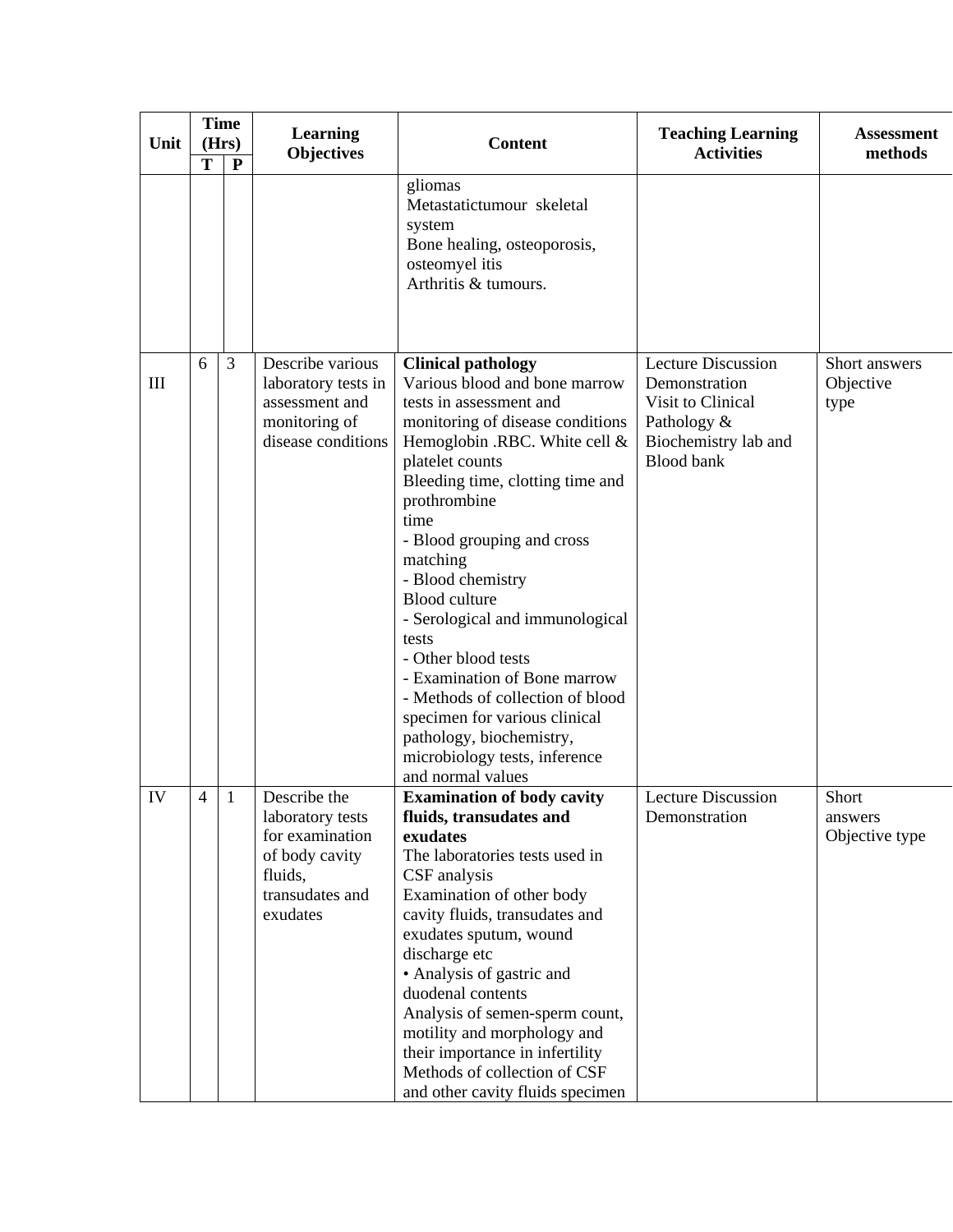| Unit | Time (Hrs) | | Learning Objectives | Content | Teaching Learning Activities | Assessment methods |
|---|---|---|---|---|---|---|
| | T | P | | | | |
| | | | | gliomas<br>Metastatictumour skeletal system<br>Bone healing, osteoporosis, osteomyel itis<br>Arthritis & tumours. | | |
| III | 6 | 3 | Describe various laboratory tests in assessment and monitoring of disease conditions | **Clinical pathology**<br>Various blood and bone marrow tests in assessment and monitoring of disease conditions<br>Hemoglobin .RBC. White cell & platelet counts<br>Bleeding time, clotting time and prothrombine time<br>- Blood grouping and cross matching<br>- Blood chemistry<br>Blood culture<br>- Serological and immunological tests<br>- Other blood tests<br>- Examination of Bone marrow<br>- Methods of collection of blood specimen for various clinical pathology, biochemistry, microbiology tests, inference and normal values | Lecture Discussion<br>Demonstration<br>Visit to Clinical Pathology & Biochemistry lab and Blood bank | Short answers<br>Objective type |
| IV | 4 | 1 | Describe the laboratory tests for examination of body cavity fluids, transudates and exudates | **Examination of body cavity fluids, transudates and exudates**<br>The laboratories tests used in CSF analysis<br>Examination of other body cavity fluids, transudates and exudates sputum, wound discharge etc<br>• Analysis of gastric and duodenal contents<br>Analysis of semen-sperm count, motility and morphology and their importance in infertility<br>Methods of collection of CSF and other cavity fluids specimen | Lecture Discussion<br>Demonstration | Short answers<br>Objective type |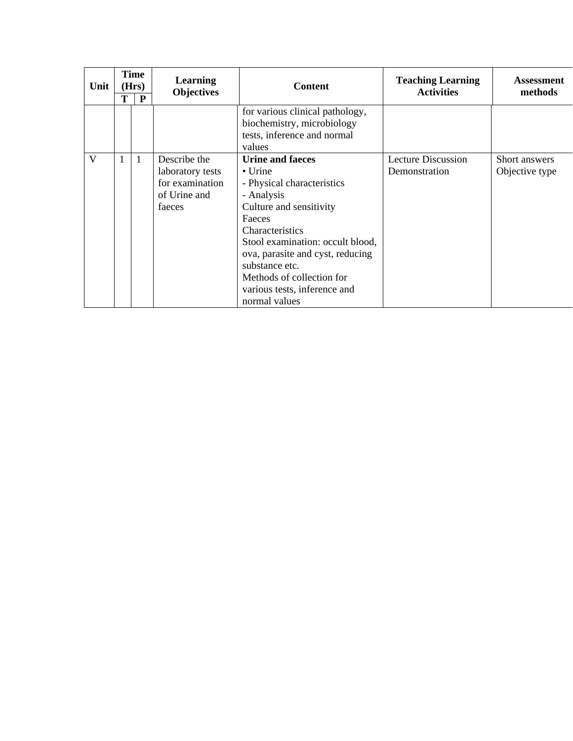| Unit | Time (Hrs) | | Learning Objectives | Content | Teaching Learning Activities | Assessment methods |
|---|---|---|---|---|---|---|
| | T | P | | | | |
| | | | | for various clinical pathology, biochemistry, microbiology tests, inference and normal values | | |
| V | 1 | 1 | Describe the laboratory tests for examination of Urine and faeces | **Urine and faeces**<br>• Urine<br>- Physical characteristics<br>- Analysis<br>Culture and sensitivity<br>Faeces<br>Characteristics<br>Stool examination: occult blood, ova, parasite and cyst, reducing substance etc.<br>Methods of collection for various tests, inference and normal values | Lecture Discussion Demonstration | Short answers Objective type |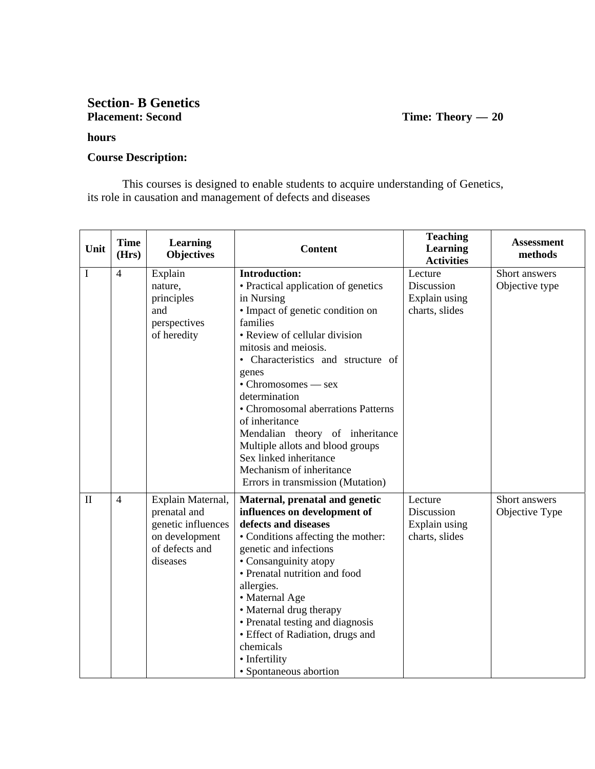## Section- B Genetics

**Placement: Second** **Time: Theory — 20 hours**

**Course Description:**

This courses is designed to enable students to acquire understanding of Genetics, its role in causation and management of defects and diseases

| Unit | Time (Hrs) | Learning Objectives | Content | Teaching Learning Activities | Assessment methods |
|---|---|---|---|---|---|
| I | 4 | Explain nature, principles and perspectives of heredity | **Introduction:**<br>• Practical application of genetics in Nursing<br>• Impact of genetic condition on families<br>• Review of cellular division mitosis and meiosis.<br>• Characteristics and structure of genes<br>• Chromosomes — sex determination<br>• Chromosomal aberrations Patterns of inheritance<br>Mendalian theory of inheritance<br>Multiple allots and blood groups<br>Sex linked inheritance<br>Mechanism of inheritance<br>Errors in transmission (Mutation) | Lecture<br>Discussion<br>Explain using charts, slides | Short answers<br>Objective type |
| II | 4 | Explain Maternal, prenatal and genetic influences on development of defects and diseases | **Maternal, prenatal and genetic influences on development of defects and diseases**<br>• Conditions affecting the mother: genetic and infections<br>• Consanguinity atopy<br>• Prenatal nutrition and food allergies.<br>• Maternal Age<br>• Maternal drug therapy<br>• Prenatal testing and diagnosis<br>• Effect of Radiation, drugs and chemicals<br>• Infertility<br>• Spontaneous abortion | Lecture<br>Discussion<br>Explain using charts, slides | Short answers<br>Objective Type |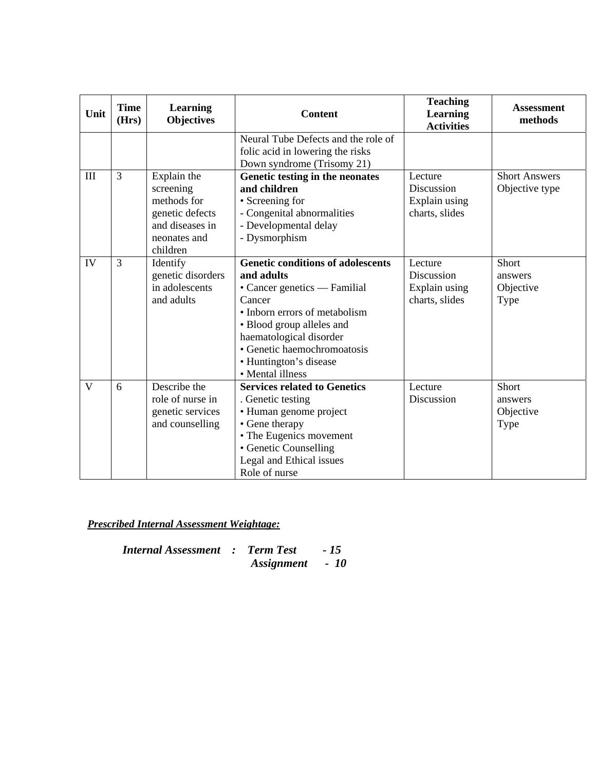| Unit | Time (Hrs) | Learning Objectives | Content | Teaching Learning Activities | Assessment methods |
|---|---|---|---|---|---|
| | | | Neural Tube Defects and the role of folic acid in lowering the risks<br>Down syndrome (Trisomy 21) | | |
| III | 3 | Explain the screening methods for genetic defects and diseases in neonates and children | **Genetic testing in the neonates and children**<br>• Screening for<br>- Congenital abnormalities<br>- Developmental delay<br>- Dysmorphism | Lecture<br>Discussion<br>Explain using charts, slides | Short Answers<br>Objective type |
| IV | 3 | Identify genetic disorders in adolescents and adults | **Genetic conditions of adolescents and adults**<br>• Cancer genetics — Familial Cancer<br>• Inborn errors of metabolism<br>• Blood group alleles and haematological disorder<br>• Genetic haemochromoatosis<br>• Huntington's disease<br>• Mental illness | Lecture<br>Discussion<br>Explain using charts, slides | Short answers<br>Objective Type |
| V | 6 | Describe the role of nurse in genetic services and counselling | **Services related to Genetics**<br>. Genetic testing<br>• Human genome project<br>• Gene therapy<br>• The Eugenics movement<br>• Genetic Counselling<br>Legal and Ethical issues<br>Role of nurse | Lecture<br>Discussion | Short answers<br>Objective Type |

***Prescribed Internal Assessment Weightage:***

***Internal Assessment : Term Test - 15***
***Assignment - 10***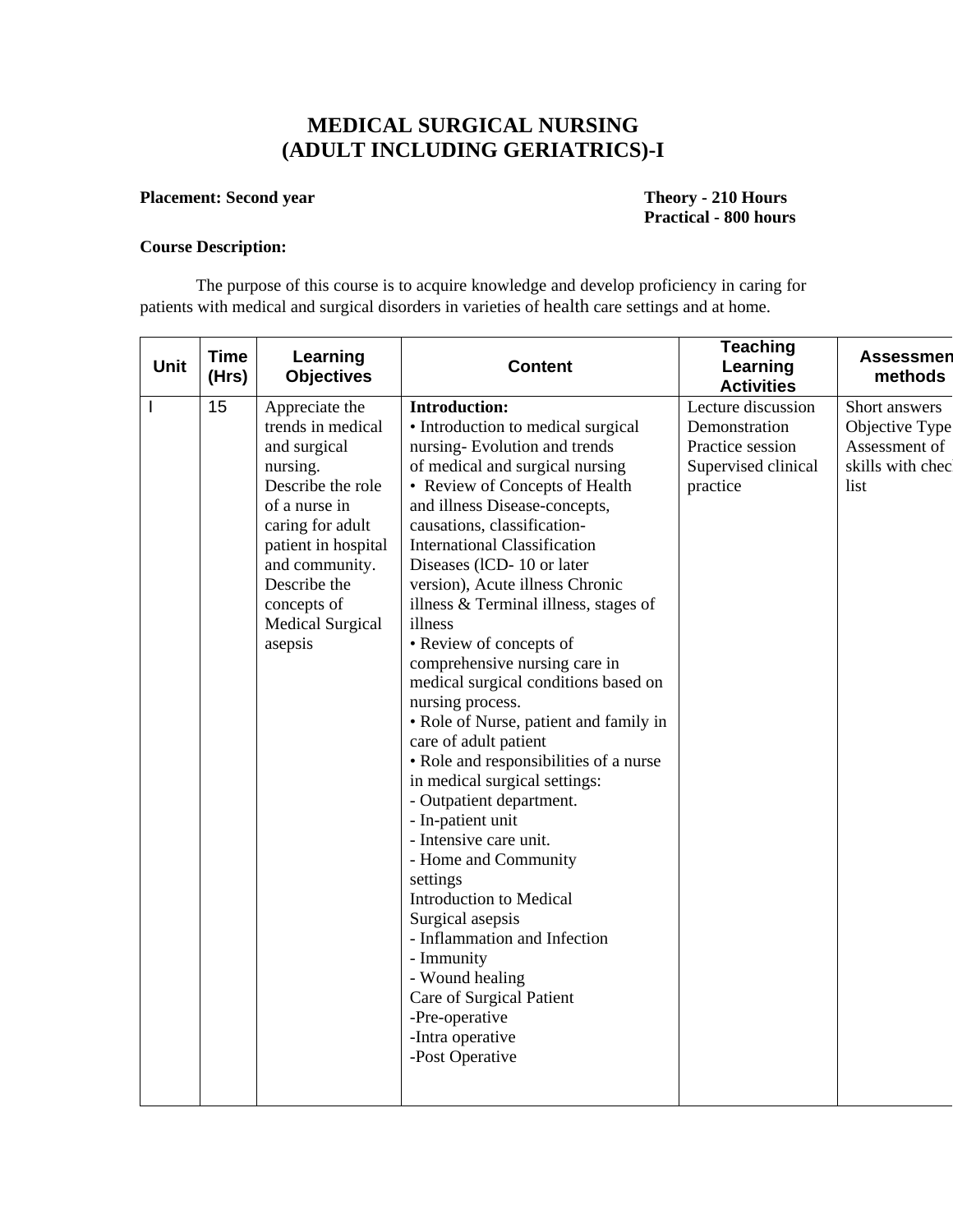# MEDICAL SURGICAL NURSING
# (ADULT INCLUDING GERIATRICS)-I

**Placement: Second year** | **Theory - 210 Hours**
**Practical - 800 hours**

**Course Description:**

The purpose of this course is to acquire knowledge and develop proficiency in caring for patients with medical and surgical disorders in varieties of health care settings and at home.

| Unit | Time (Hrs) | Learning Objectives | Content | Teaching Learning Activities | Assessment methods |
|---|---|---|---|---|---|
| I | 15 | Appreciate the trends in medical and surgical nursing.<br>Describe the role of a nurse in caring for adult patient in hospital and community.<br>Describe the concepts of Medical Surgical asepsis | **Introduction:**<br>• Introduction to medical surgical nursing- Evolution and trends of medical and surgical nursing<br>• Review of Concepts of Health and illness Disease-concepts, causations, classification- International Classification Diseases (lCD- 10 or later version), Acute illness Chronic illness & Terminal illness, stages of illness<br>• Review of concepts of comprehensive nursing care in medical surgical conditions based on nursing process.<br>• Role of Nurse, patient and family in care of adult patient<br>• Role and responsibilities of a nurse in medical surgical settings:<br>- Outpatient department.<br>- In-patient unit<br>- Intensive care unit.<br>- Home and Community settings<br>Introduction to Medical Surgical asepsis<br>- Inflammation and Infection<br>- Immunity<br>- Wound healing<br>Care of Surgical Patient<br>-Pre-operative<br>-Intra operative<br>-Post Operative | Lecture discussion<br>Demonstration<br>Practice session<br>Supervised clinical practice | Short answers<br>Objective Type<br>Assessment of skills with check list |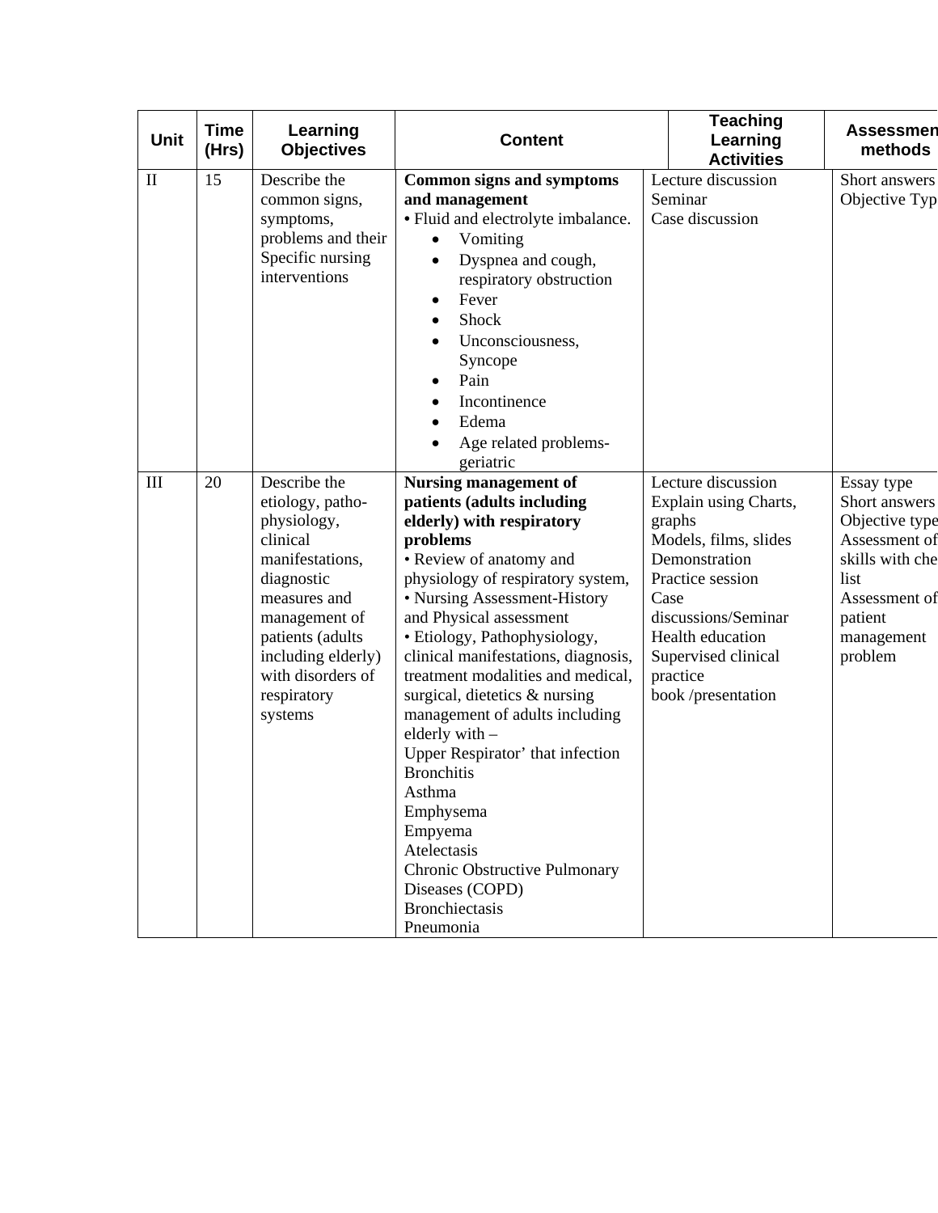| Unit | Time (Hrs) | Learning Objectives | Content | Teaching Learning Activities | Assessment methods |
|---|---|---|---|---|---|
| II | 15 | Describe the common signs, symptoms, problems and their Specific nursing interventions | **Common signs and symptoms and management**<br>• Fluid and electrolyte imbalance.<br>• Vomiting<br>• Dyspnea and cough, respiratory obstruction<br>• Fever<br>• Shock<br>• Unconsciousness, Syncope<br>• Pain<br>• Incontinence<br>• Edema<br>• Age related problems-geriatric | Lecture discussion<br>Seminar<br>Case discussion | Short answers<br>Objective Typ |
| III | 20 | Describe the etiology, patho-physiology, clinical manifestations, diagnostic measures and management of patients (adults including elderly) with disorders of respiratory systems | **Nursing management of patients (adults including elderly) with respiratory problems**<br>• Review of anatomy and physiology of respiratory system,<br>• Nursing Assessment-History and Physical assessment<br>• Etiology, Pathophysiology, clinical manifestations, diagnosis, treatment modalities and medical, surgical, dietetics & nursing management of adults including elderly with –<br>Upper Respirator' that infection<br>Bronchitis<br>Asthma<br>Emphysema<br>Empyema<br>Atelectasis<br>Chronic Obstructive Pulmonary Diseases (COPD)<br>Bronchiectasis<br>Pneumonia | Lecture discussion<br>Explain using Charts, graphs<br>Models, films, slides<br>Demonstration<br>Practice session<br>Case discussions/Seminar<br>Health education<br>Supervised clinical practice<br>book /presentation | Essay type<br>Short answers<br>Objective type<br>Assessment of skills with che list<br>Assessment of patient management problem |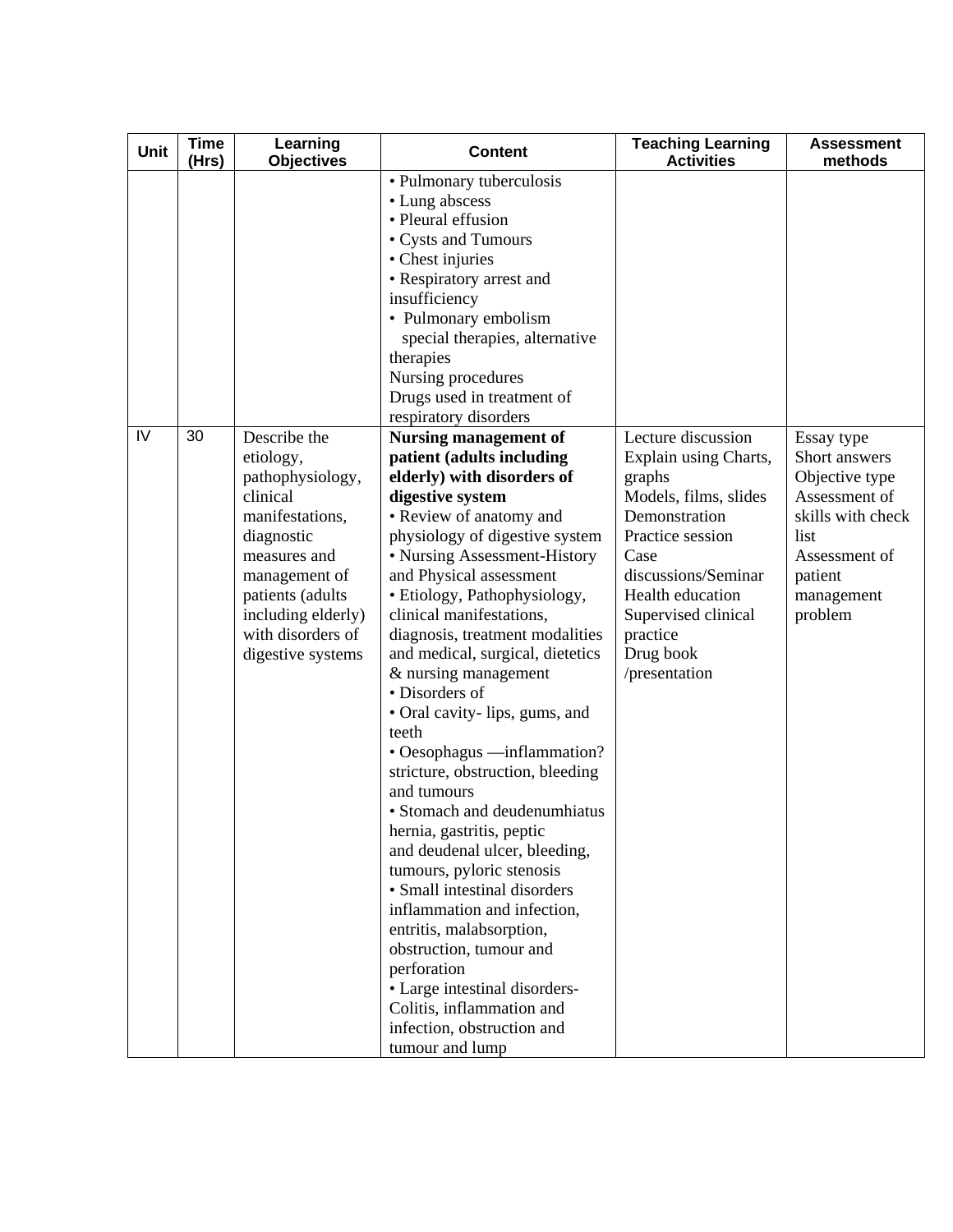| Unit | Time (Hrs) | Learning Objectives | Content | Teaching Learning Activities | Assessment methods |
|---|---|---|---|---|---|
| | | | • Pulmonary tuberculosis<br>• Lung abscess<br>• Pleural effusion<br>• Cysts and Tumours<br>• Chest injuries<br>• Respiratory arrest and insufficiency<br>• Pulmonary embolism<br>special therapies, alternative therapies<br>Nursing procedures<br>Drugs used in treatment of respiratory disorders | | |
| IV | 30 | Describe the etiology, pathophysiology, clinical manifestations, diagnostic measures and management of patients (adults including elderly) with disorders of digestive systems | **Nursing management of patient (adults including elderly) with disorders of digestive system**<br>• Review of anatomy and physiology of digestive system<br>• Nursing Assessment-History and Physical assessment<br>• Etiology, Pathophysiology, clinical manifestations, diagnosis, treatment modalities and medical, surgical, dietetics & nursing management<br>• Disorders of<br>• Oral cavity- lips, gums, and teeth<br>• Oesophagus —inflammation? stricture, obstruction, bleeding and tumours<br>• Stomach and deudenumhiatus hernia, gastritis, peptic and deudenal ulcer, bleeding, tumours, pyloric stenosis<br>• Small intestinal disorders inflammation and infection, entritis, malabsorption, obstruction, tumour and perforation<br>• Large intestinal disorders- Colitis, inflammation and infection, obstruction and tumour and lump | Lecture discussion<br>Explain using Charts, graphs<br>Models, films, slides<br>Demonstration<br>Practice session<br>Case discussions/Seminar<br>Health education<br>Supervised clinical practice<br>Drug book /presentation | Essay type<br>Short answers<br>Objective type<br>Assessment of skills with check list<br>Assessment of patient management problem |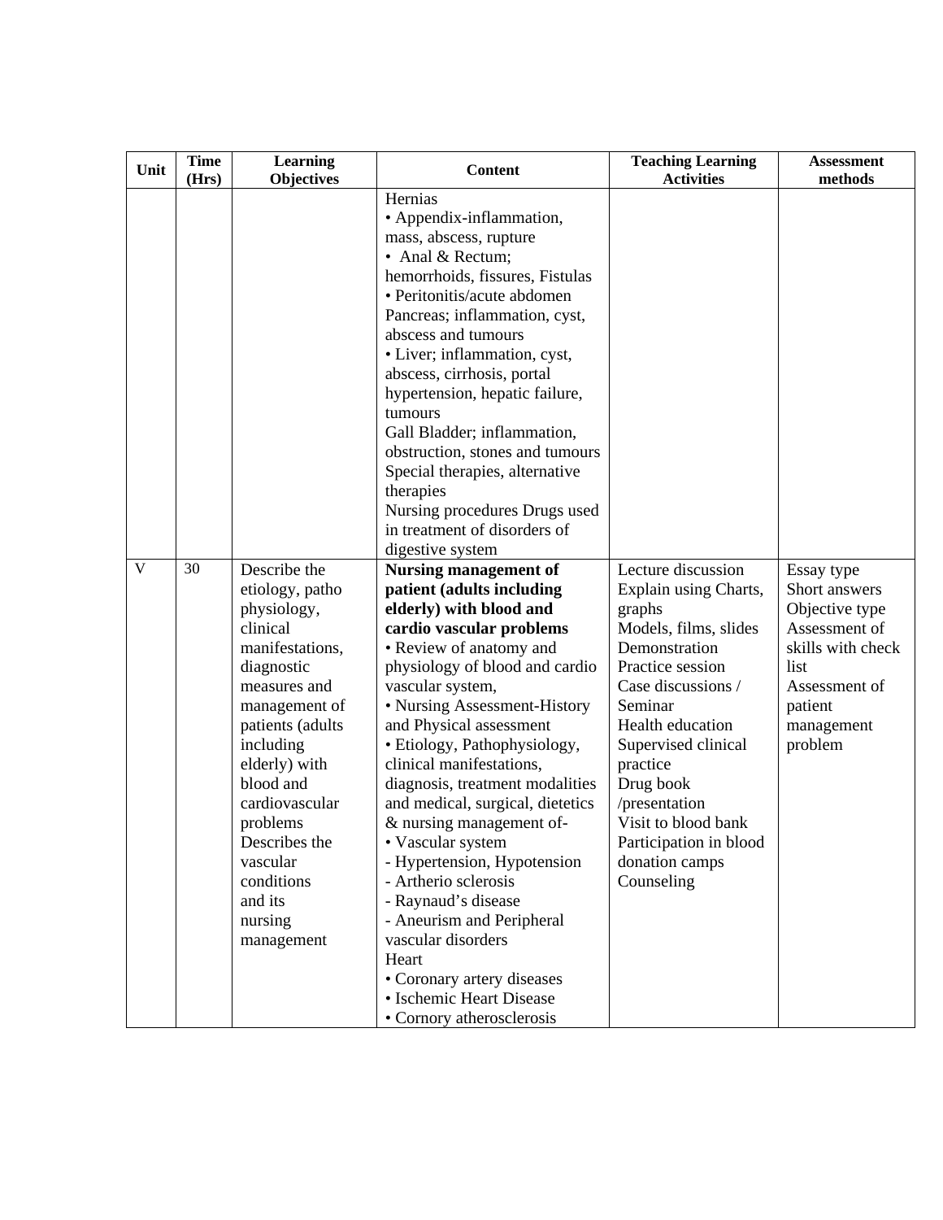| Unit | Time (Hrs) | Learning Objectives | Content | Teaching Learning Activities | Assessment methods |
|---|---|---|---|---|---|
| | | | Hernias<br>• Appendix-inflammation, mass, abscess, rupture<br>• Anal & Rectum; hemorrhoids, fissures, Fistulas<br>• Peritonitis/acute abdomen<br>Pancreas; inflammation, cyst, abscess and tumours<br>• Liver; inflammation, cyst, abscess, cirrhosis, portal hypertension, hepatic failure, tumours<br>Gall Bladder; inflammation, obstruction, stones and tumours<br>Special therapies, alternative therapies<br>Nursing procedures Drugs used in treatment of disorders of digestive system | | |
| V | 30 | Describe the etiology, patho physiology, clinical manifestations, diagnostic measures and management of patients (adults including elderly) with blood and cardiovascular problems<br>Describes the vascular conditions and its nursing management | **Nursing management of patient (adults including elderly) with blood and cardio vascular problems**<br>• Review of anatomy and physiology of blood and cardio vascular system,<br>• Nursing Assessment-History and Physical assessment<br>• Etiology, Pathophysiology, clinical manifestations, diagnosis, treatment modalities and medical, surgical, dietetics & nursing management of-<br>• Vascular system<br>- Hypertension, Hypotension<br>- Artherio sclerosis<br>- Raynaud's disease<br>- Aneurism and Peripheral vascular disorders<br>Heart<br>• Coronary artery diseases<br>• Ischemic Heart Disease<br>• Cornory atherosclerosis | Lecture discussion<br>Explain using Charts, graphs<br>Models, films, slides<br>Demonstration<br>Practice session<br>Case discussions / Seminar<br>Health education<br>Supervised clinical practice<br>Drug book /presentation<br>Visit to blood bank<br>Participation in blood donation camps<br>Counseling | Essay type<br>Short answers<br>Objective type<br>Assessment of skills with check list<br>Assessment of patient management problem |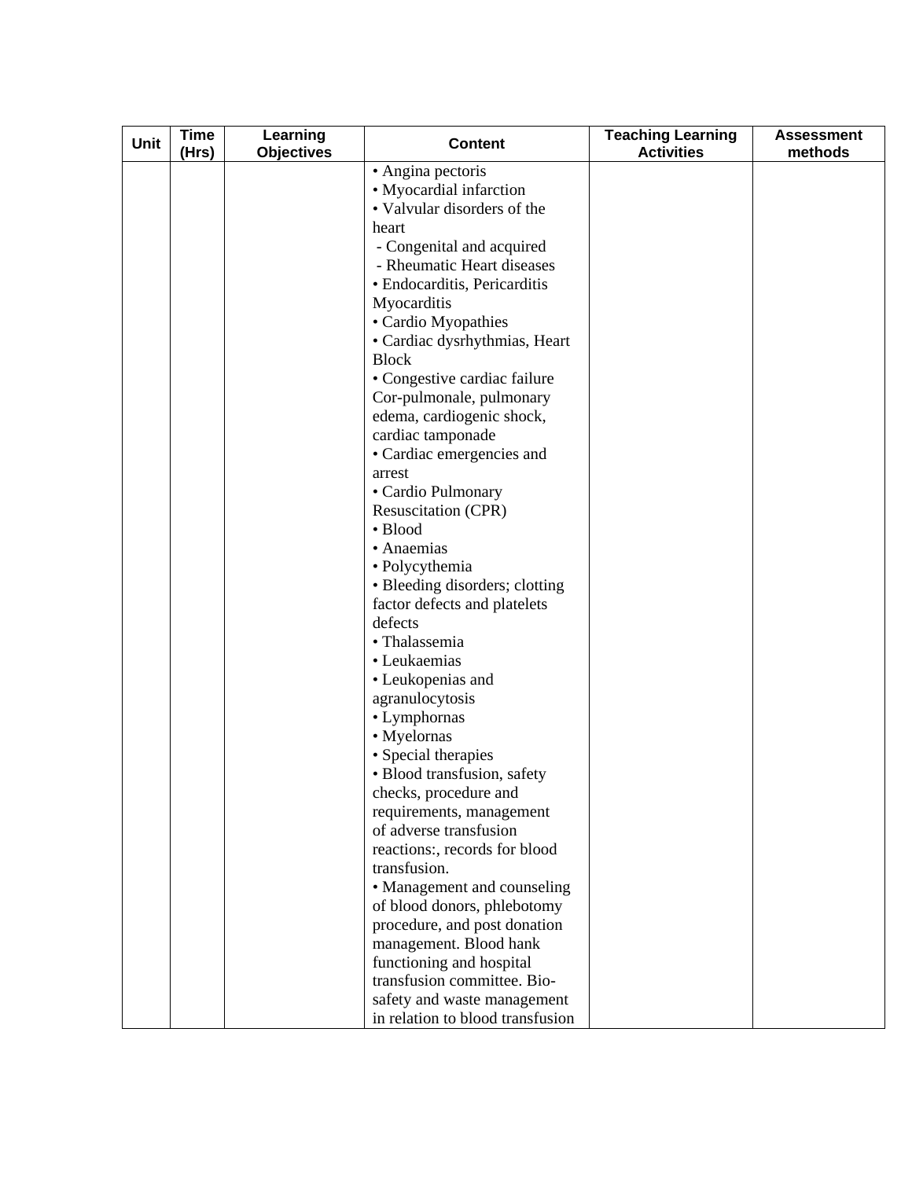| Unit | Time (Hrs) | Learning Objectives | Content | Teaching Learning Activities | Assessment methods |
|---|---|---|---|---|---|
| | | | • Angina pectoris<br>• Myocardial infarction<br>• Valvular disorders of the heart<br>- Congenital and acquired<br>- Rheumatic Heart diseases<br>• Endocarditis, Pericarditis Myocarditis<br>• Cardio Myopathies<br>• Cardiac dysrhythmias, Heart Block<br>• Congestive cardiac failure Cor-pulmonale, pulmonary edema, cardiogenic shock, cardiac tamponade<br>• Cardiac emergencies and arrest<br>• Cardio Pulmonary Resuscitation (CPR)<br>• Blood<br>• Anaemias<br>• Polycythemia<br>• Bleeding disorders; clotting factor defects and platelets defects<br>• Thalassemia<br>• Leukaemias<br>• Leukopenias and agranulocytosis<br>• Lymphornas<br>• Myelornas<br>• Special therapies<br>• Blood transfusion, safety checks, procedure and requirements, management of adverse transfusion reactions:, records for blood transfusion.<br>• Management and counseling of blood donors, phlebotomy procedure, and post donation management. Blood hank functioning and hospital transfusion committee. Bio-safety and waste management in relation to blood transfusion | | |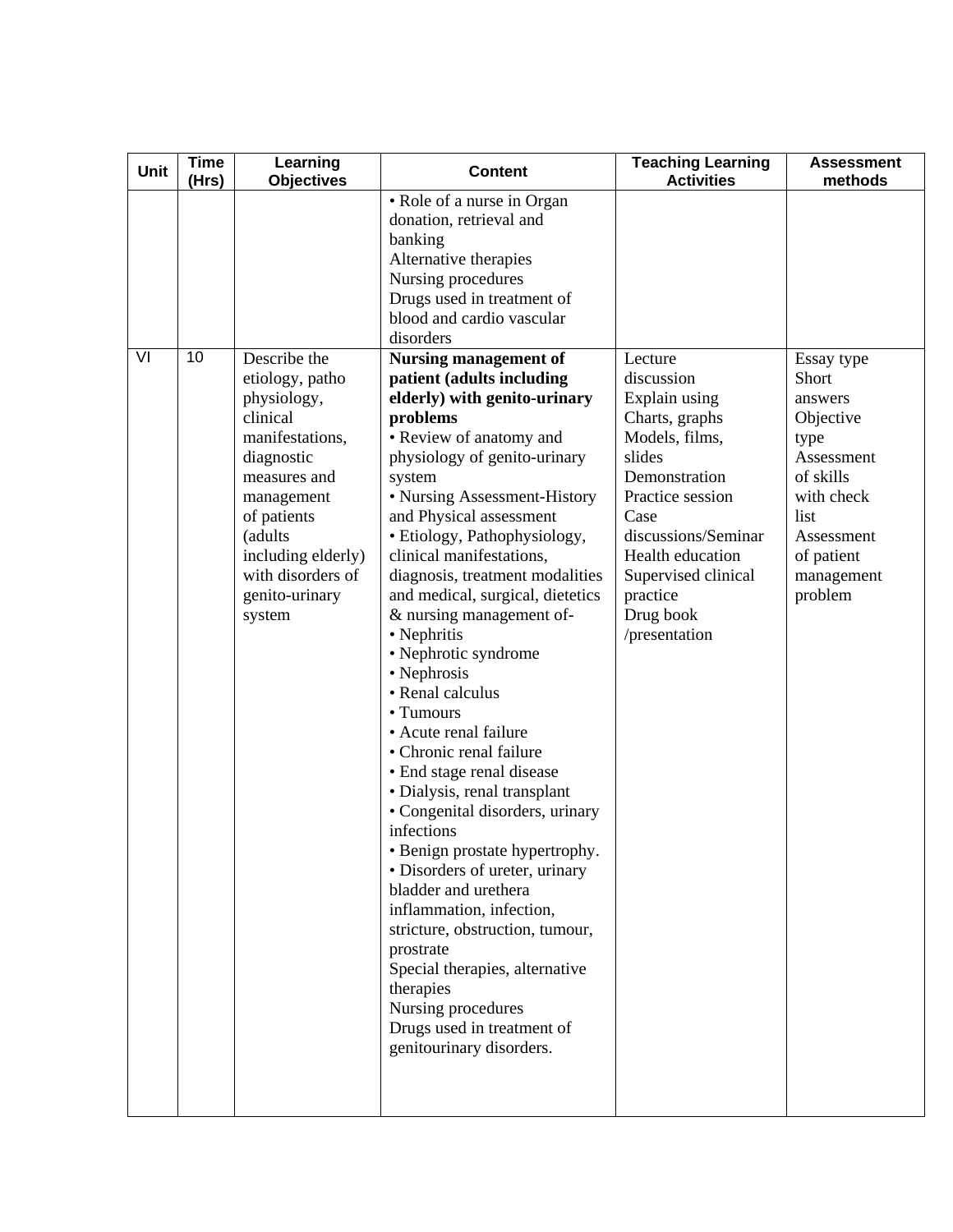| Unit | Time (Hrs) | Learning Objectives | Content | Teaching Learning Activities | Assessment methods |
|---|---|---|---|---|---|
| | | | • Role of a nurse in Organ donation, retrieval and banking<br>Alternative therapies<br>Nursing procedures<br>Drugs used in treatment of blood and cardio vascular disorders | | |
| VI | 10 | Describe the etiology, patho physiology, clinical manifestations, diagnostic measures and management of patients (adults including elderly) with disorders of genito-urinary system | **Nursing management of patient (adults including elderly) with genito-urinary problems**<br>• Review of anatomy and physiology of genito-urinary system<br>• Nursing Assessment-History and Physical assessment<br>• Etiology, Pathophysiology, clinical manifestations, diagnosis, treatment modalities and medical, surgical, dietetics & nursing management of-<br>• Nephritis<br>• Nephrotic syndrome<br>• Nephrosis<br>• Renal calculus<br>• Tumours<br>• Acute renal failure<br>• Chronic renal failure<br>• End stage renal disease<br>• Dialysis, renal transplant<br>• Congenital disorders, urinary infections<br>• Benign prostate hypertrophy.<br>• Disorders of ureter, urinary bladder and urethera inflammation, infection, stricture, obstruction, tumour, prostrate<br>Special therapies, alternative therapies<br>Nursing procedures<br>Drugs used in treatment of genitourinary disorders. | Lecture discussion<br>Explain using Charts, graphs<br>Models, films, slides<br>Demonstration<br>Practice session<br>Case discussions/Seminar<br>Health education<br>Supervised clinical practice<br>Drug book /presentation | Essay type<br>Short answers<br>Objective type<br>Assessment of skills with check list<br>Assessment of patient management problem |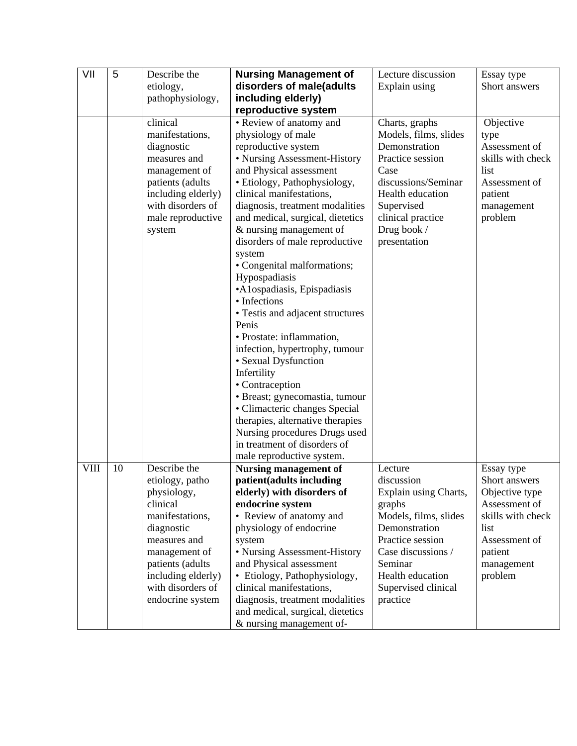| VII | 5 | Describe the etiology, pathophysiology, clinical manifestations, diagnostic measures and management of patients (adults including elderly) with disorders of male reproductive system | **Nursing Management of disorders of male(adults including elderly) reproductive system**<br>• Review of anatomy and physiology of male reproductive system<br>• Nursing Assessment-History and Physical assessment<br>• Etiology, Pathophysiology, clinical manifestations, diagnosis, treatment modalities and medical, surgical, dietetics & nursing management of disorders of male reproductive system<br>• Congenital malformations; Hypospadiasis<br>•A1ospadiasis, Epispadiasis<br>• Infections<br>• Testis and adjacent structures Penis<br>• Prostate: inflammation, infection, hypertrophy, tumour<br>• Sexual Dysfunction Infertility<br>• Contraception<br>• Breast; gynecomastia, tumour<br>• Climacteric changes Special therapies, alternative therapies Nursing procedures Drugs used in treatment of disorders of male reproductive system. | Lecture discussion<br>Explain using<br>Charts, graphs<br>Models, films, slides<br>Demonstration<br>Practice session<br>Case discussions/Seminar<br>Health education<br>Supervised clinical practice<br>Drug book / presentation | Essay type<br>Short answers<br>Objective type<br>Assessment of skills with check list<br>Assessment of patient management problem |
|---|---|---|---|---|---|
| VIII | 10 | Describe the etiology, patho physiology, clinical manifestations, diagnostic measures and management of patients (adults including elderly) with disorders of endocrine system | **Nursing management of patient(adults including elderly) with disorders of endocrine system**<br>• Review of anatomy and physiology of endocrine system<br>• Nursing Assessment-History and Physical assessment<br>• Etiology, Pathophysiology, clinical manifestations, diagnosis, treatment modalities and medical, surgical, dietetics & nursing management of- | Lecture discussion<br>Explain using Charts, graphs<br>Models, films, slides<br>Demonstration<br>Practice session<br>Case discussions / Seminar<br>Health education<br>Supervised clinical practice | Essay type<br>Short answers<br>Objective type<br>Assessment of skills with check list<br>Assessment of patient management problem |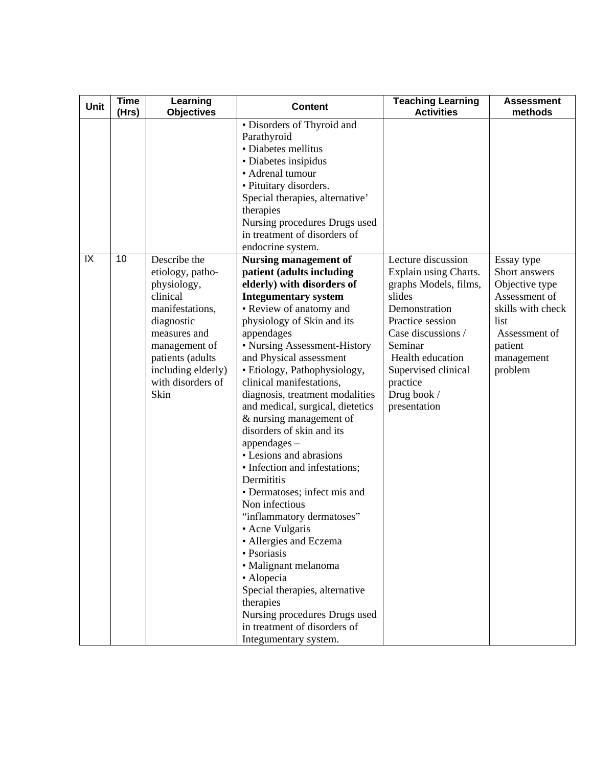| Unit | Time (Hrs) | Learning Objectives | Content | Teaching Learning Activities | Assessment methods |
|---|---|---|---|---|---|
| | | | • Disorders of Thyroid and Parathyroid<br>• Diabetes mellitus<br>• Diabetes insipidus<br>• Adrenal tumour<br>• Pituitary disorders.<br>Special therapies, alternative' therapies<br>Nursing procedures Drugs used in treatment of disorders of endocrine system. | | |
| IX | 10 | Describe the etiology, patho-physiology, clinical manifestations, diagnostic measures and management of patients (adults including elderly) with disorders of Skin | **Nursing management of patient (adults including elderly) with disorders of Integumentary system**<br>• Review of anatomy and physiology of Skin and its appendages<br>• Nursing Assessment-History and Physical assessment<br>• Etiology, Pathophysiology, clinical manifestations, diagnosis, treatment modalities and medical, surgical, dietetics & nursing management of disorders of skin and its appendages –<br>• Lesions and abrasions<br>• Infection and infestations; Dermititis<br>• Dermatoses; infect mis and Non infectious "inflammatory dermatoses"<br>• Acne Vulgaris<br>• Allergies and Eczema<br>• Psoriasis<br>• Malignant melanoma<br>• Alopecia<br>Special therapies, alternative therapies<br>Nursing procedures Drugs used in treatment of disorders of Integumentary system. | Lecture discussion<br>Explain using Charts. graphs Models, films, slides<br>Demonstration<br>Practice session<br>Case discussions / Seminar<br>Health education<br>Supervised clinical practice<br>Drug book / presentation | Essay type<br>Short answers<br>Objective type<br>Assessment of skills with check list<br>Assessment of patient management problem |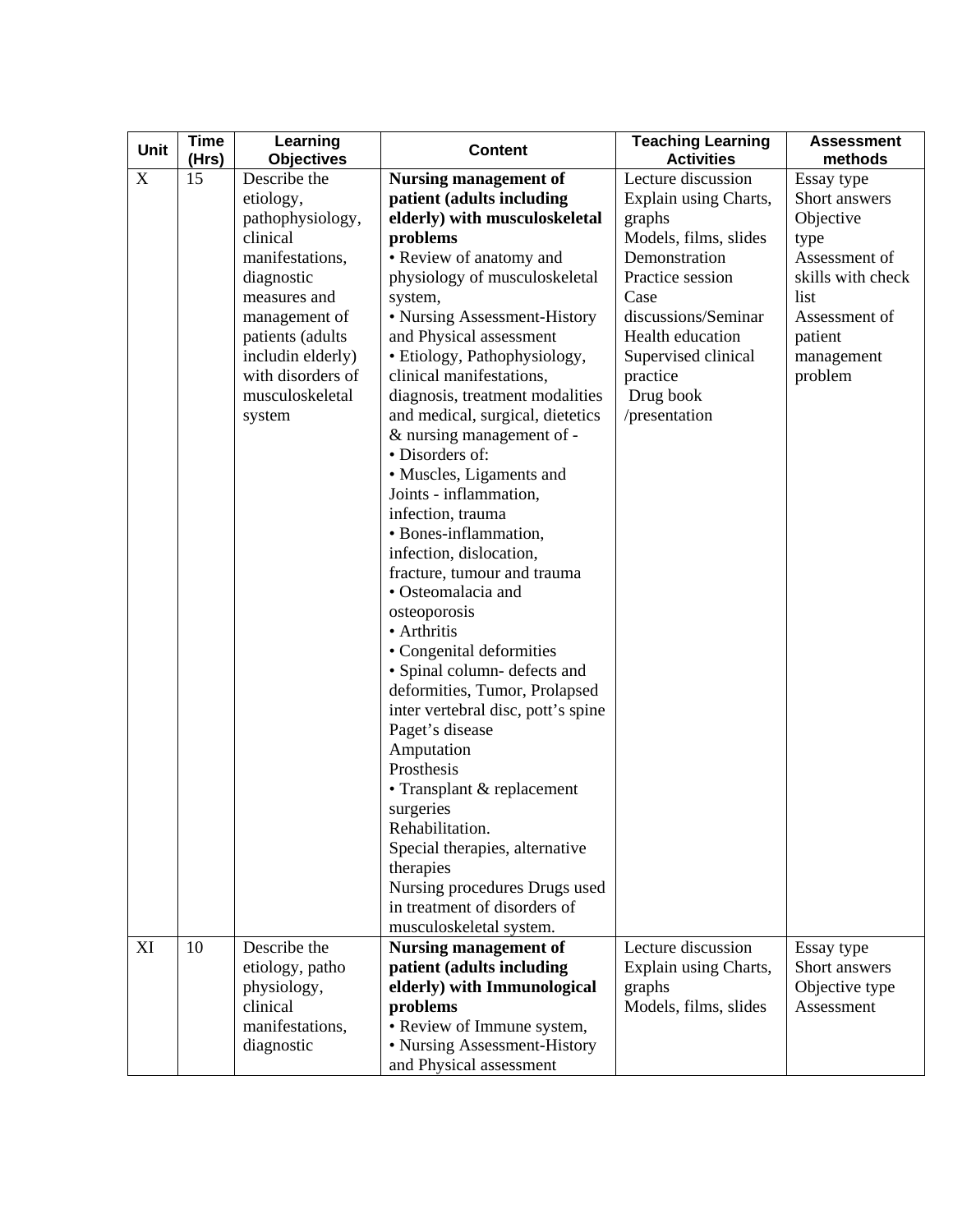| Unit | Time (Hrs) | Learning Objectives | Content | Teaching Learning Activities | Assessment methods |
|---|---|---|---|---|---|
| X | 15 | Describe the etiology, pathophysiology, clinical manifestations, diagnostic measures and management of patients (adults includin elderly) with disorders of musculoskeletal system | **Nursing management of patient (adults including elderly) with musculoskeletal problems**<br>• Review of anatomy and physiology of musculoskeletal system,<br>• Nursing Assessment-History and Physical assessment<br>• Etiology, Pathophysiology, clinical manifestations, diagnosis, treatment modalities and medical, surgical, dietetics & nursing management of -<br>• Disorders of:<br>• Muscles, Ligaments and Joints - inflammation, infection, trauma<br>• Bones-inflammation, infection, dislocation, fracture, tumour and trauma<br>• Osteomalacia and osteoporosis<br>• Arthritis<br>• Congenital deformities<br>• Spinal column- defects and deformities, Tumor, Prolapsed inter vertebral disc, pott's spine<br>Paget's disease<br>Amputation<br>Prosthesis<br>• Transplant & replacement surgeries<br>Rehabilitation.<br>Special therapies, alternative therapies<br>Nursing procedures Drugs used in treatment of disorders of musculoskeletal system. | Lecture discussion<br>Explain using Charts, graphs<br>Models, films, slides<br>Demonstration<br>Practice session<br>Case discussions/Seminar<br>Health education<br>Supervised clinical practice<br>Drug book /presentation | Essay type<br>Short answers<br>Objective type<br>Assessment of skills with check list<br>Assessment of patient management problem |
| XI | 10 | Describe the etiology, patho physiology, clinical manifestations, diagnostic | **Nursing management of patient (adults including elderly) with Immunological problems**<br>• Review of Immune system,<br>• Nursing Assessment-History and Physical assessment | Lecture discussion<br>Explain using Charts, graphs<br>Models, films, slides | Essay type<br>Short answers<br>Objective type<br>Assessment |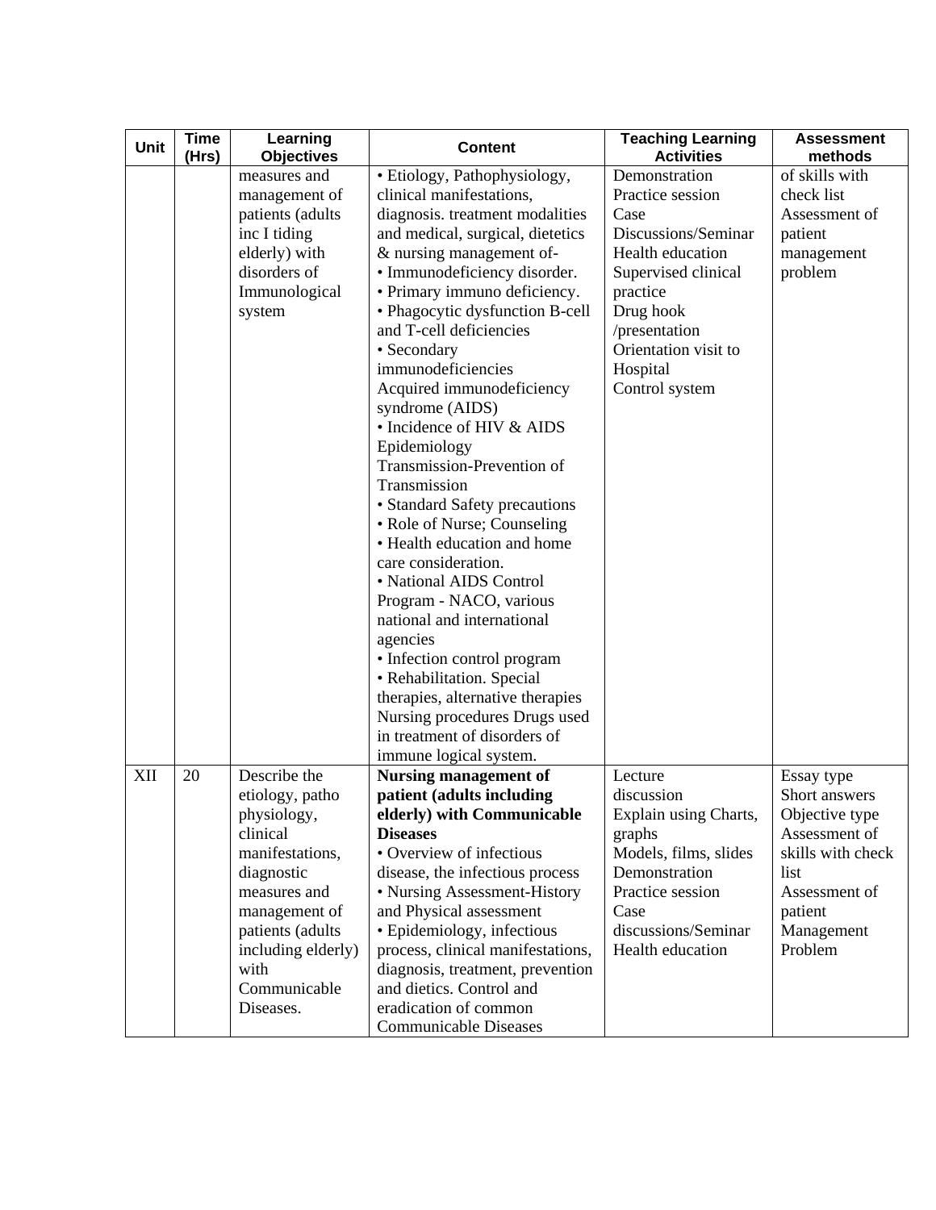| Unit | Time (Hrs) | Learning Objectives | Content | Teaching Learning Activities | Assessment methods |
|---|---|---|---|---|---|
| | | measures and management of patients (adults inc I tiding elderly) with disorders of Immunological system | • Etiology, Pathophysiology, clinical manifestations, diagnosis. treatment modalities and medical, surgical, dietetics & nursing management of-<br>• Immunodeficiency disorder.<br>• Primary immuno deficiency.<br>• Phagocytic dysfunction B-cell and T-cell deficiencies<br>• Secondary immunodeficiencies<br>Acquired immunodeficiency syndrome (AIDS)<br>• Incidence of HIV & AIDS Epidemiology<br>Transmission-Prevention of Transmission<br>• Standard Safety precautions<br>• Role of Nurse; Counseling<br>• Health education and home care consideration.<br>• National AIDS Control Program - NACO, various national and international agencies<br>• Infection control program<br>• Rehabilitation. Special therapies, alternative therapies Nursing procedures Drugs used in treatment of disorders of immune logical system. | Demonstration<br>Practice session<br>Case Discussions/Seminar<br>Health education<br>Supervised clinical practice<br>Drug hook /presentation<br>Orientation visit to Hospital Control system | of skills with check list<br>Assessment of patient management problem |
| XII | 20 | Describe the etiology, patho physiology, clinical manifestations, diagnostic measures and management of patients (adults including elderly) with Communicable Diseases. | **Nursing management of patient (adults including elderly) with Communicable Diseases**<br>• Overview of infectious disease, the infectious process<br>• Nursing Assessment-History and Physical assessment<br>• Epidemiology, infectious process, clinical manifestations, diagnosis, treatment, prevention and dietics. Control and eradication of common Communicable Diseases | Lecture discussion<br>Explain using Charts, graphs<br>Models, films, slides<br>Demonstration<br>Practice session<br>Case discussions/Seminar<br>Health education | Essay type<br>Short answers<br>Objective type<br>Assessment of skills with check list<br>Assessment of patient Management Problem |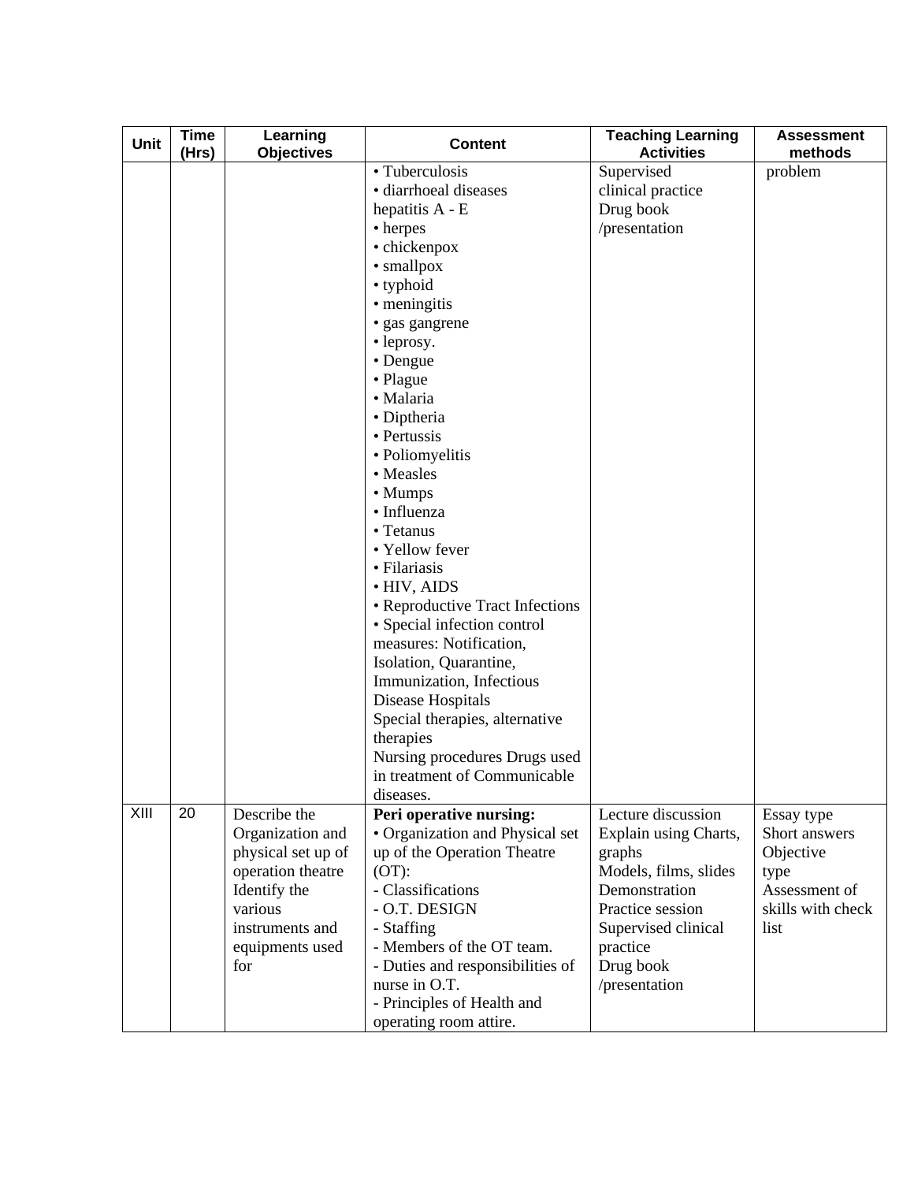| Unit | Time (Hrs) | Learning Objectives | Content | Teaching Learning Activities | Assessment methods |
|---|---|---|---|---|---|
| | | | • Tuberculosis<br>• diarrhoeal diseases<br>hepatitis A - E<br>• herpes<br>• chickenpox<br>• smallpox<br>• typhoid<br>• meningitis<br>• gas gangrene<br>• leprosy.<br>• Dengue<br>• Plague<br>• Malaria<br>• Diptheria<br>• Pertussis<br>• Poliomyelitis<br>• Measles<br>• Mumps<br>• Influenza<br>• Tetanus<br>• Yellow fever<br>• Filariasis<br>• HIV, AIDS<br>• Reproductive Tract Infections<br>• Special infection control measures: Notification, Isolation, Quarantine, Immunization, Infectious Disease Hospitals<br>Special therapies, alternative therapies<br>Nursing procedures Drugs used in treatment of Communicable diseases. | Supervised clinical practice<br>Drug book /presentation | problem |
| XIII | 20 | Describe the Organization and physical set up of operation theatre<br>Identify the various instruments and equipments used for | **Peri operative nursing:**<br>• Organization and Physical set up of the Operation Theatre (OT):<br>- Classifications<br>- O.T. DESIGN<br>- Staffing<br>- Members of the OT team.<br>- Duties and responsibilities of nurse in O.T.<br>- Principles of Health and operating room attire. | Lecture discussion<br>Explain using Charts, graphs<br>Models, films, slides<br>Demonstration<br>Practice session<br>Supervised clinical practice<br>Drug book /presentation | Essay type<br>Short answers<br>Objective type<br>Assessment of skills with check list |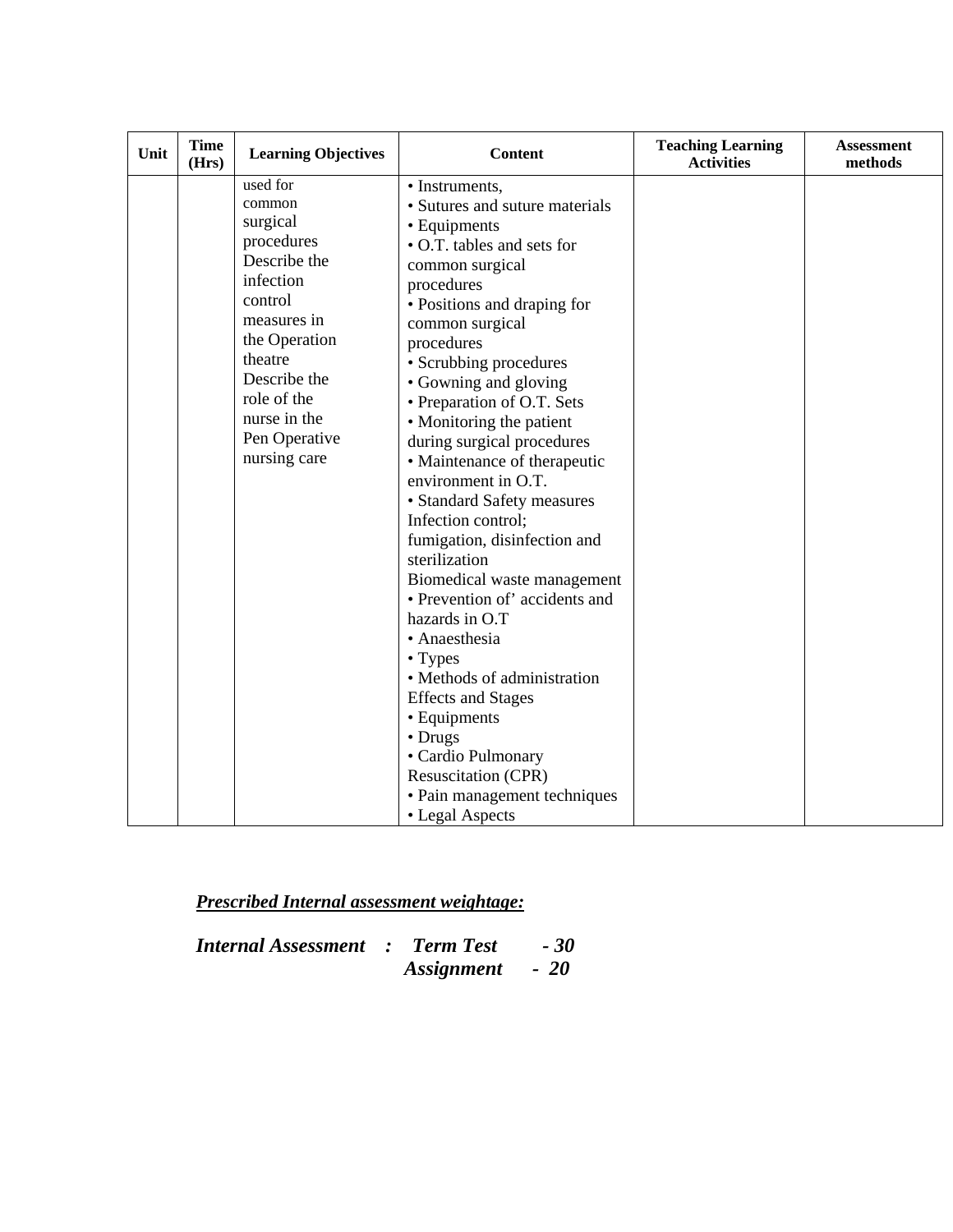| Unit | Time (Hrs) | Learning Objectives | Content | Teaching Learning Activities | Assessment methods |
|---|---|---|---|---|---|
| | | used for common surgical procedures<br>Describe the infection control measures in the Operation theatre<br>Describe the role of the nurse in the Pen Operative nursing care | • Instruments,<br>• Sutures and suture materials<br>• Equipments<br>• O.T. tables and sets for common surgical procedures<br>• Positions and draping for common surgical procedures<br>• Scrubbing procedures<br>• Gowning and gloving<br>• Preparation of O.T. Sets<br>• Monitoring the patient during surgical procedures<br>• Maintenance of therapeutic environment in O.T.<br>• Standard Safety measures Infection control; fumigation, disinfection and sterilization<br>Biomedical waste management<br>• Prevention of' accidents and hazards in O.T<br>• Anaesthesia<br>• Types<br>• Methods of administration Effects and Stages<br>• Equipments<br>• Drugs<br>• Cardio Pulmonary Resuscitation (CPR)<br>• Pain management techniques<br>• Legal Aspects | | |

***Prescribed Internal assessment weightage:***

***Internal Assessment : Term Test - 30***
***Assignment - 20***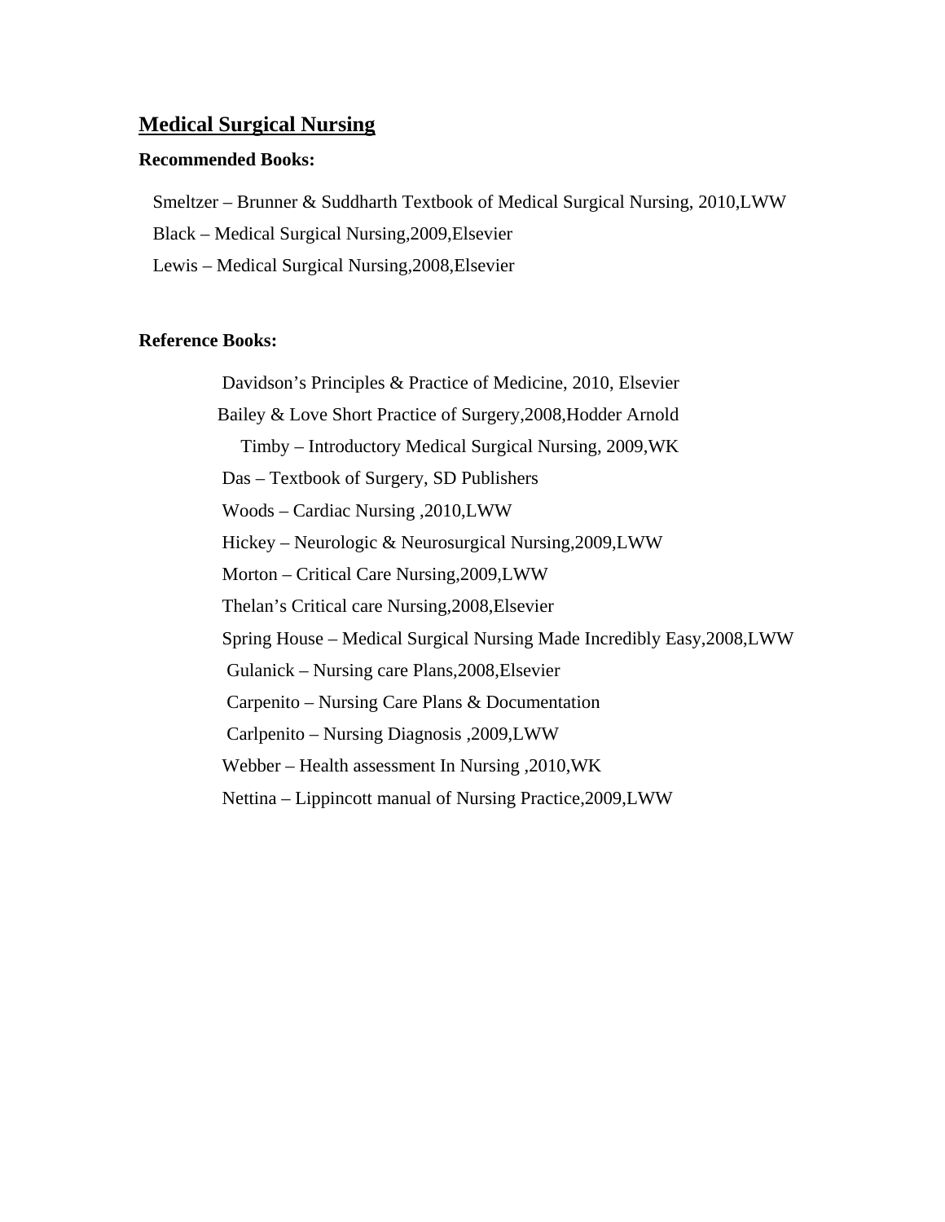## Medical Surgical Nursing

**Recommended Books:**

Smeltzer – Brunner & Suddharth Textbook of Medical Surgical Nursing, 2010,LWW

Black – Medical Surgical Nursing,2009,Elsevier

Lewis – Medical Surgical Nursing,2008,Elsevier

**Reference Books:**

Davidson's Principles & Practice of Medicine, 2010, Elsevier

Bailey & Love Short Practice of Surgery,2008,Hodder Arnold

Timby – Introductory Medical Surgical Nursing, 2009,WK

Das – Textbook of Surgery, SD Publishers

Woods – Cardiac Nursing ,2010,LWW

Hickey – Neurologic & Neurosurgical Nursing,2009,LWW

Morton – Critical Care Nursing,2009,LWW

Thelan's Critical care Nursing,2008,Elsevier

Spring House – Medical Surgical Nursing Made Incredibly Easy,2008,LWW

Gulanick – Nursing care Plans,2008,Elsevier

Carpenito – Nursing Care Plans & Documentation

Carlpenito – Nursing Diagnosis ,2009,LWW

Webber – Health assessment In Nursing ,2010,WK

Nettina – Lippincott manual of Nursing Practice,2009,LWW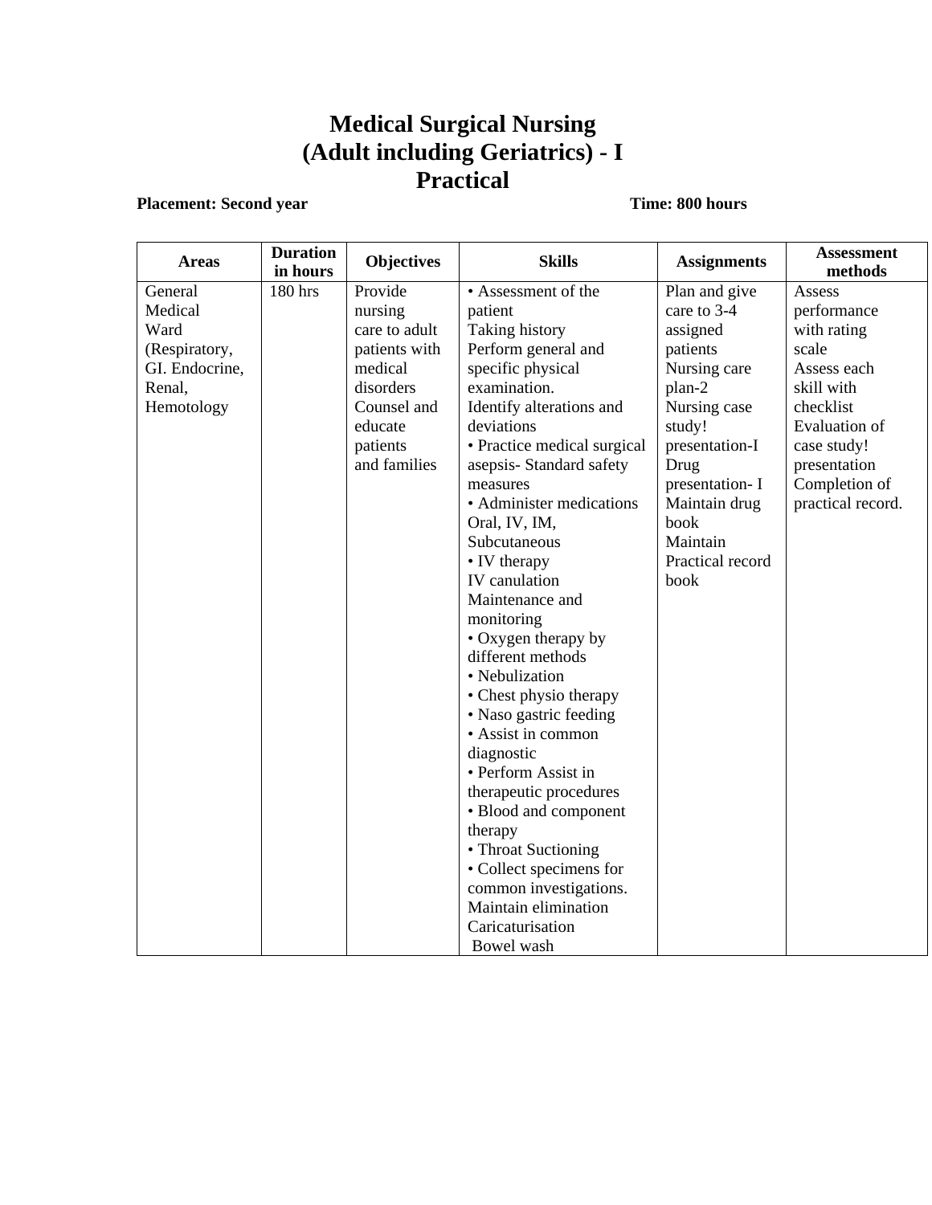# Medical Surgical Nursing
# (Adult including Geriatrics) - I
# Practical

**Placement: Second year** **Time: 800 hours**

| Areas | Duration in hours | Objectives | Skills | Assignments | Assessment methods |
|---|---|---|---|---|---|
| General Medical Ward (Respiratory, GI. Endocrine, Renal, Hemotology | 180 hrs | Provide nursing care to adult patients with medical disorders<br>Counsel and educate patients and families | • Assessment of the patient<br>Taking history<br>Perform general and specific physical examination.<br>Identify alterations and deviations<br>• Practice medical surgical asepsis- Standard safety measures<br>• Administer medications Oral, IV, IM, Subcutaneous<br>• IV therapy<br>IV canulation<br>Maintenance and monitoring<br>• Oxygen therapy by different methods<br>• Nebulization<br>• Chest physio therapy<br>• Naso gastric feeding<br>• Assist in common diagnostic<br>• Perform Assist in therapeutic procedures<br>• Blood and component therapy<br>• Throat Suctioning<br>• Collect specimens for common investigations.<br>Maintain elimination<br>Caricaturisation<br>Bowel wash | Plan and give care to 3-4 assigned patients<br>Nursing care plan-2<br>Nursing case study! presentation-I<br>Drug presentation- I<br>Maintain drug book<br>Maintain Practical record book | Assess performance with rating scale<br>Assess each skill with checklist<br>Evaluation of case study! presentation<br>Completion of practical record. |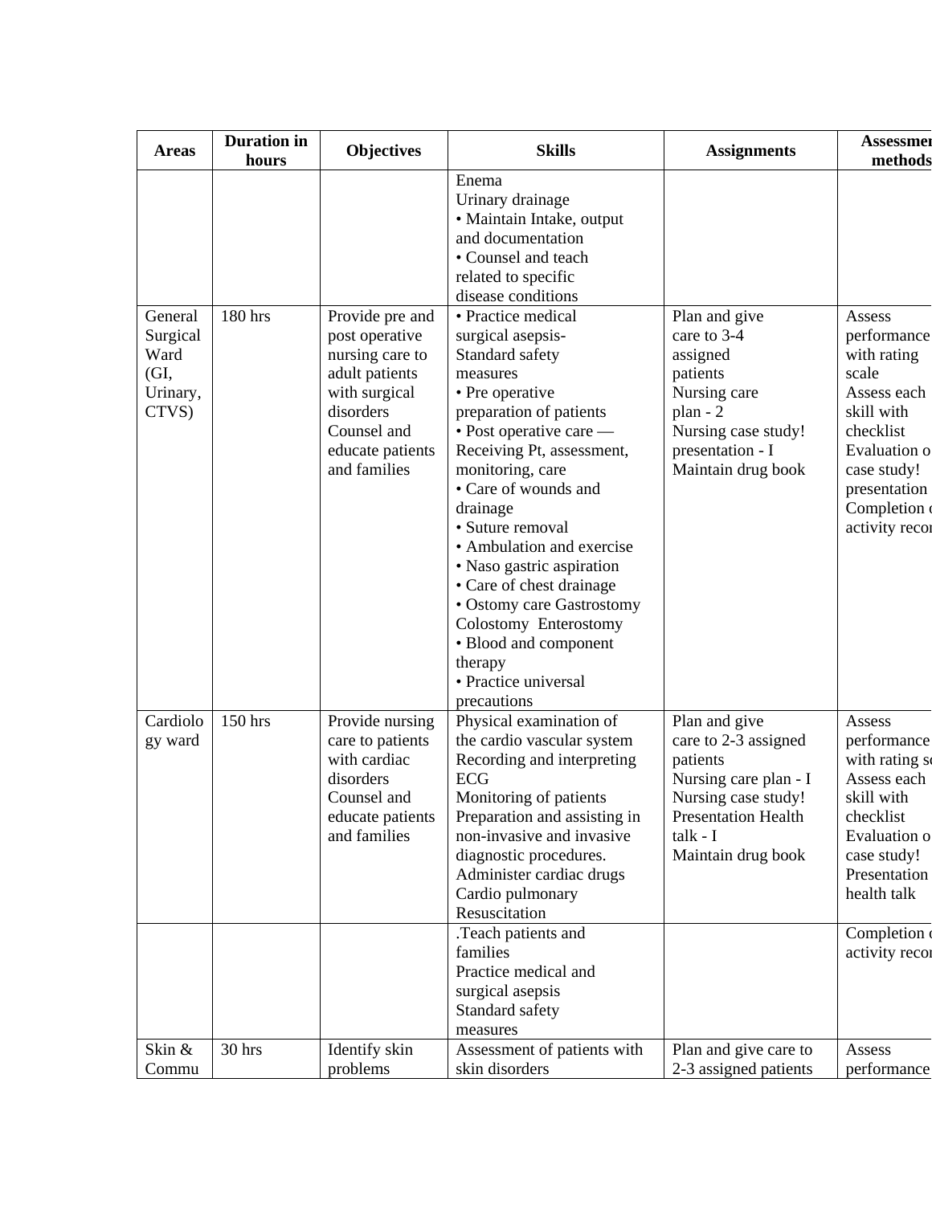| Areas | Duration in hours | Objectives | Skills | Assignments | Assessment methods |
|---|---|---|---|---|---|
| | | | Enema<br>Urinary drainage<br>• Maintain Intake, output and documentation<br>• Counsel and teach related to specific disease conditions | | |
| General Surgical Ward (GI, Urinary, CTVS) | 180 hrs | Provide pre and post operative nursing care to adult patients with surgical disorders<br>Counsel and educate patients and families | • Practice medical surgical asepsis- Standard safety measures<br>• Pre operative preparation of patients<br>• Post operative care — Receiving Pt, assessment, monitoring, care<br>• Care of wounds and drainage<br>• Suture removal<br>• Ambulation and exercise<br>• Naso gastric aspiration<br>• Care of chest drainage<br>• Ostomy care Gastrostomy Colostomy Enterostomy<br>• Blood and component therapy<br>• Practice universal precautions | Plan and give care to 3-4 assigned patients<br>Nursing care plan - 2<br>Nursing case study! presentation - I<br>Maintain drug book | Assess performance with rating scale<br>Assess each skill with checklist<br>Evaluation of case study! presentation<br>Completion of activity record |
| Cardiology ward | 150 hrs | Provide nursing care to patients with cardiac disorders<br>Counsel and educate patients and families | Physical examination of the cardio vascular system<br>Recording and interpreting ECG<br>Monitoring of patients<br>Preparation and assisting in non-invasive and invasive diagnostic procedures.<br>Administer cardiac drugs<br>Cardio pulmonary Resuscitation | Plan and give care to 2-3 assigned patients<br>Nursing care plan - I<br>Nursing case study! Presentation Health talk - I<br>Maintain drug book | Assess performance with rating scale<br>Assess each skill with checklist<br>Evaluation of case study! Presentation health talk |
| | | | .Teach patients and families<br>Practice medical and surgical asepsis<br>Standard safety measures | | Completion of activity record |
| Skin & Commu | 30 hrs | Identify skin problems | Assessment of patients with skin disorders | Plan and give care to 2-3 assigned patients | Assess performance |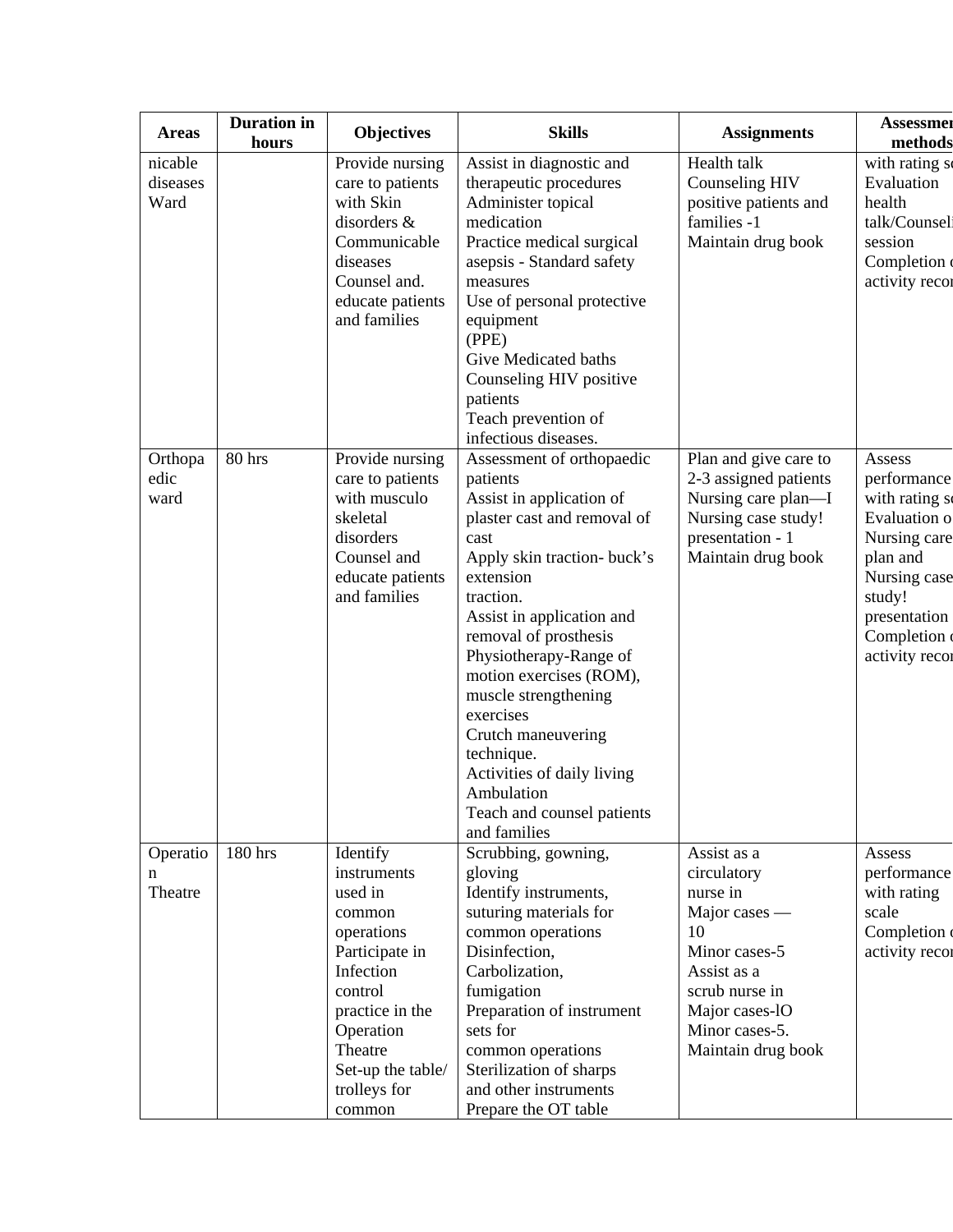| Areas | Duration in hours | Objectives | Skills | Assignments | Assessmen methods |
|---|---|---|---|---|---|
| nicable diseases Ward | | Provide nursing care to patients with Skin disorders & Communicable diseases Counsel and. educate patients and families | Assist in diagnostic and therapeutic procedures Administer topical medication Practice medical surgical asepsis - Standard safety measures Use of personal protective equipment (PPE) Give Medicated baths Counseling HIV positive patients Teach prevention of infectious diseases. | Health talk Counseling HIV positive patients and families -1 Maintain drug book | with rating s Evaluation health talk/Counseli session Completion o activity recor |
| Orthopaedic ward | 80 hrs | Provide nursing care to patients with musculo skeletal disorders Counsel and educate patients and families | Assessment of orthopaedic patients Assist in application of plaster cast and removal of cast Apply skin traction- buck's extension traction. Assist in application and removal of prosthesis Physiotherapy-Range of motion exercises (ROM), muscle strengthening exercises Crutch maneuvering technique. Activities of daily living Ambulation Teach and counsel patients and families | Plan and give care to 2-3 assigned patients Nursing care plan—I Nursing case study! presentation - 1 Maintain drug book | Assess performance with rating s Evaluation o Nursing care plan and Nursing case study! presentation Completion o activity recor |
| Operation Theatre | 180 hrs | Identify instruments used in common operations Participate in Infection control practice in the Operation Theatre Set-up the table/ trolleys for common | Scrubbing, gowning, gloving Identify instruments, suturing materials for common operations Disinfection, Carbolization, fumigation Preparation of instrument sets for common operations Sterilization of sharps and other instruments Prepare the OT table | Assist as a circulatory nurse in Major cases — 10 Minor cases-5 Assist as a scrub nurse in Major cases-lO Minor cases-5. Maintain drug book | Assess performance with rating scale Completion o activity recor |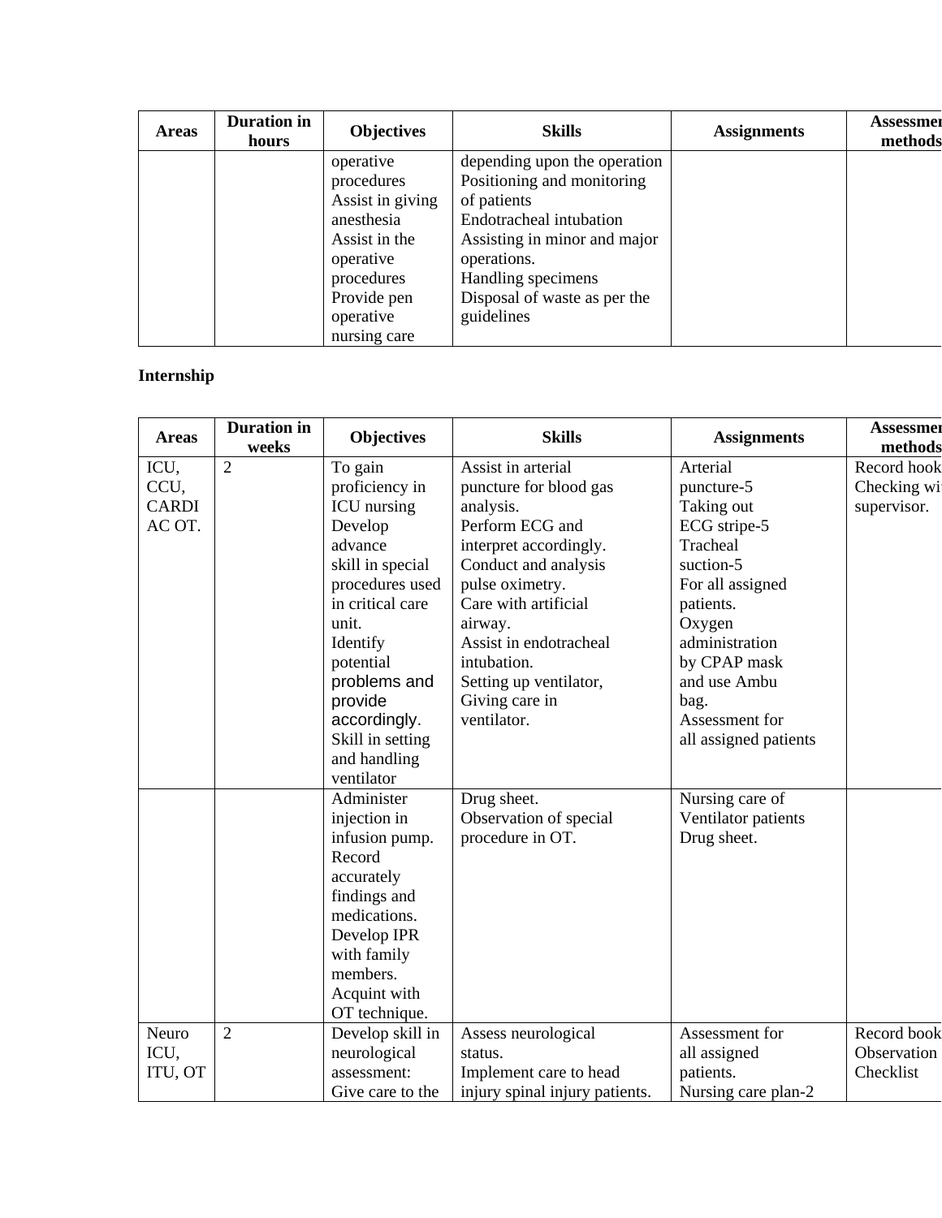| Areas | Duration in hours | Objectives | Skills | Assignments | Assessment methods |
|---|---|---|---|---|---|
| | | operative procedures<br>Assist in giving anesthesia<br>Assist in the operative procedures<br>Provide pen operative nursing care | depending upon the operation<br>Positioning and monitoring of patients<br>Endotracheal intubation<br>Assisting in minor and major operations.<br>Handling specimens<br>Disposal of waste as per the guidelines | | |

**Internship**

| Areas | Duration in weeks | Objectives | Skills | Assignments | Assessment methods |
|---|---|---|---|---|---|
| ICU, CCU, CARDIAC OT. | 2 | To gain proficiency in ICU nursing<br>Develop advance skill in special procedures used in critical care unit.<br>Identify potential problems and provide accordingly.<br>Skill in setting and handling ventilator | Assist in arterial puncture for blood gas analysis.<br>Perform ECG and interpret accordingly.<br>Conduct and analysis pulse oximetry.<br>Care with artificial airway.<br>Assist in endotracheal intubation.<br>Setting up ventilator,<br>Giving care in ventilator. | Arterial puncture-5<br>Taking out ECG stripe-5<br>Tracheal suction-5<br>For all assigned patients.<br>Oxygen administration by CPAP mask and use Ambu bag.<br>Assessment for all assigned patients | Record book<br>Checking with supervisor. |
| | | Administer injection in infusion pump.<br>Record accurately findings and medications.<br>Develop IPR with family members.<br>Acquint with OT technique. | Drug sheet.<br>Observation of special procedure in OT. | Nursing care of Ventilator patients<br>Drug sheet. | |
| Neuro ICU, ITU, OT | 2 | Develop skill in neurological assessment:<br>Give care to the | Assess neurological status.<br>Implement care to head injury spinal injury patients. | Assessment for all assigned patients.<br>Nursing care plan-2 | Record book<br>Observation<br>Checklist |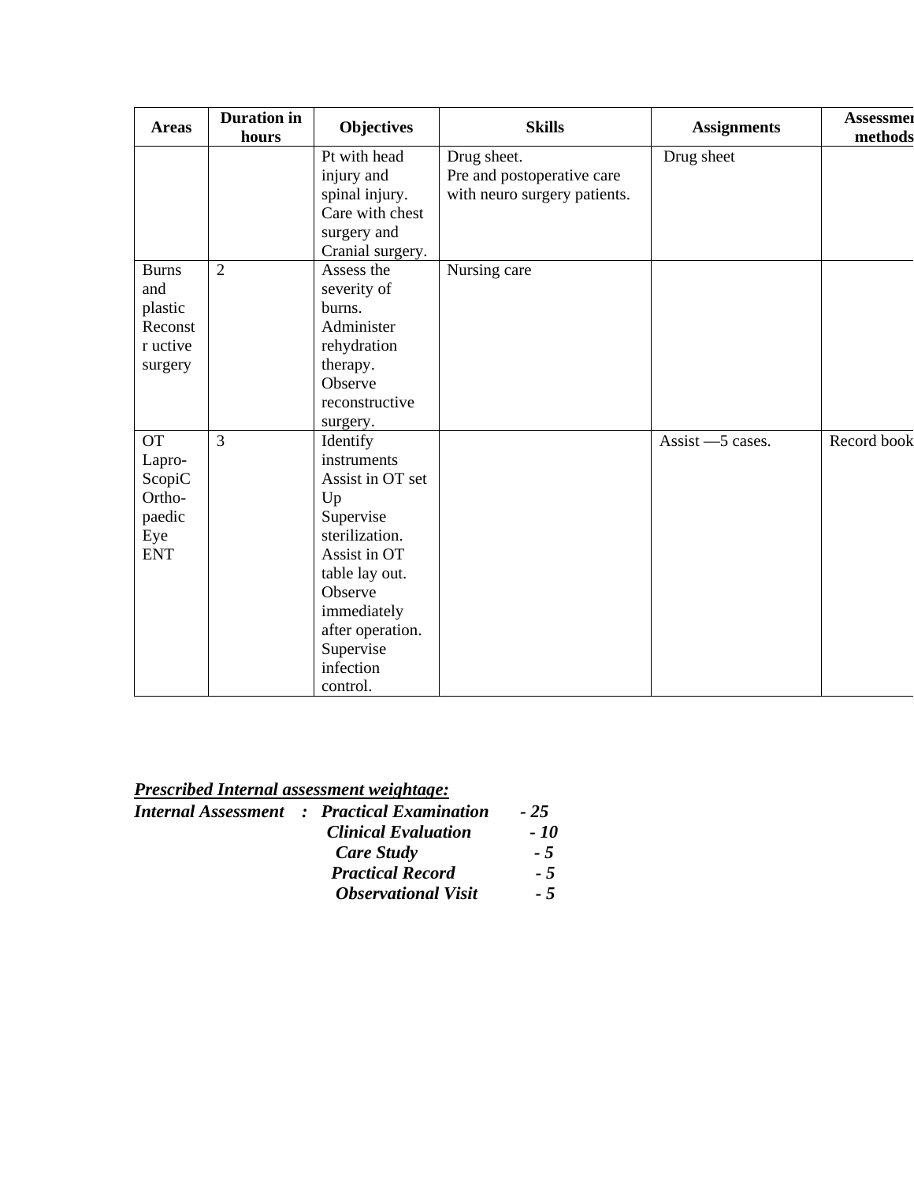| Areas | Duration in hours | Objectives | Skills | Assignments | Assessment methods |
|---|---|---|---|---|---|
| | | Pt with head injury and spinal injury. Care with chest surgery and Cranial surgery. | Drug sheet. Pre and postoperative care with neuro surgery patients. | Drug sheet | |
| Burns and plastic Reconst r uctive surgery | 2 | Assess the severity of burns. Administer rehydration therapy. Observe reconstructive surgery. | Nursing care | | |
| OT Lapro-ScopiC Ortho-paedic Eye ENT | 3 | Identify instruments Assist in OT set Up Supervise sterilization. Assist in OT table lay out. Observe immediately after operation. Supervise infection control. | | Assist —5 cases. | Record book |

***Prescribed Internal assessment weightage:***

***Internal Assessment : Practical Examination - 25***
***Clinical Evaluation - 10***
***Care Study - 5***
***Practical Record - 5***
***Observational Visit - 5***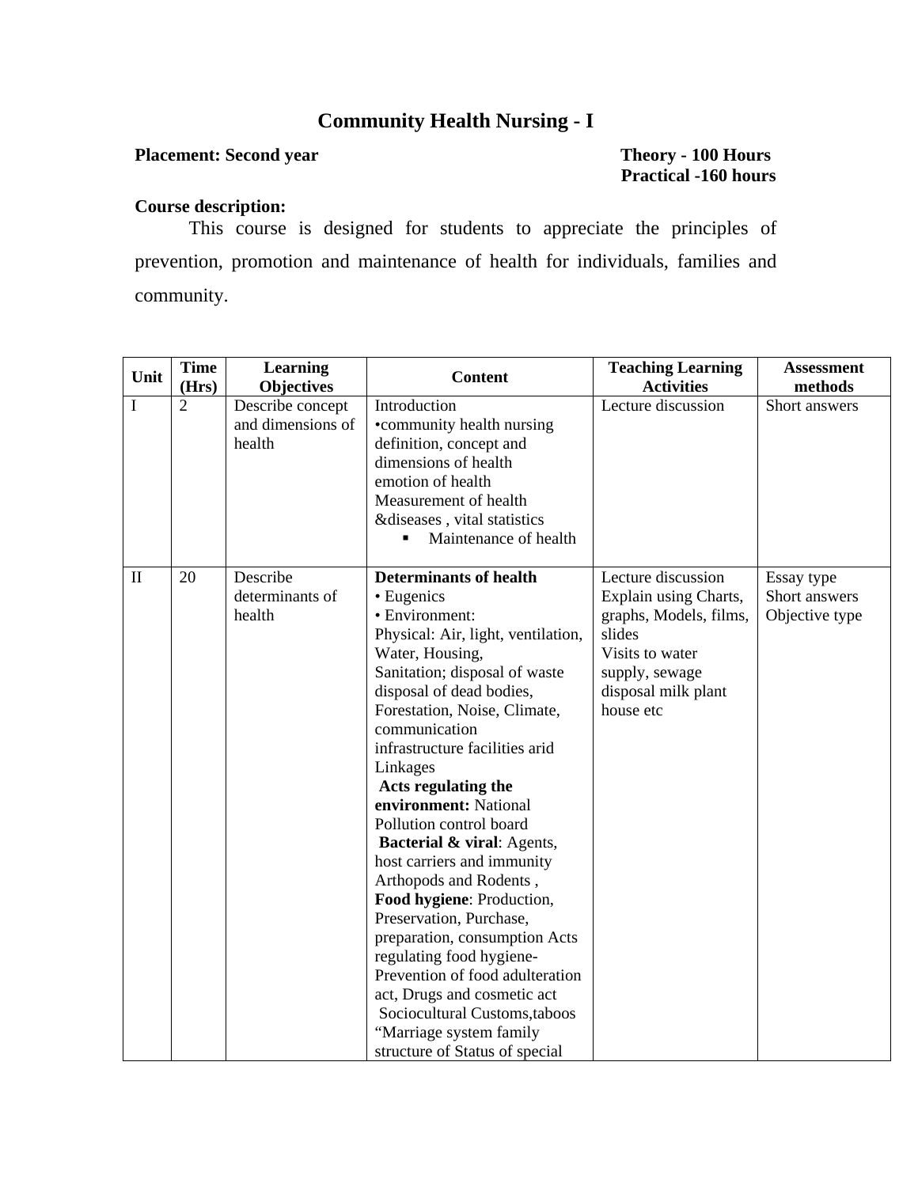# Community Health Nursing - I

**Placement: Second year** **Theory - 100 Hours**
**Practical -160 hours**

**Course description:**

This course is designed for students to appreciate the principles of prevention, promotion and maintenance of health for individuals, families and community.

| Unit | Time (Hrs) | Learning Objectives | Content | Teaching Learning Activities | Assessment methods |
|---|---|---|---|---|---|
| I | 2 | Describe concept and dimensions of health | Introduction<br>•community health nursing definition, concept and dimensions of health<br>emotion of health<br>Measurement of health &diseases , vital statistics<br>▪ Maintenance of health | Lecture discussion | Short answers |
| II | 20 | Describe determinants of health | **Determinants of health**<br>• Eugenics<br>• Environment:<br>Physical: Air, light, ventilation, Water, Housing,<br>Sanitation; disposal of waste disposal of dead bodies, Forestation, Noise, Climate, communication infrastructure facilities arid Linkages<br>**Acts regulating the environment:** National Pollution control board<br>**Bacterial & viral**: Agents, host carriers and immunity Arthopods and Rodents ,<br>**Food hygiene**: Production, Preservation, Purchase, preparation, consumption Acts regulating food hygiene- Prevention of food adulteration act, Drugs and cosmetic act<br>Sociocultural Customs,taboos “Marriage system family structure of Status of special | Lecture discussion<br>Explain using Charts, graphs, Models, films, slides<br>Visits to water supply, sewage disposal milk plant house etc | Essay type<br>Short answers<br>Objective type |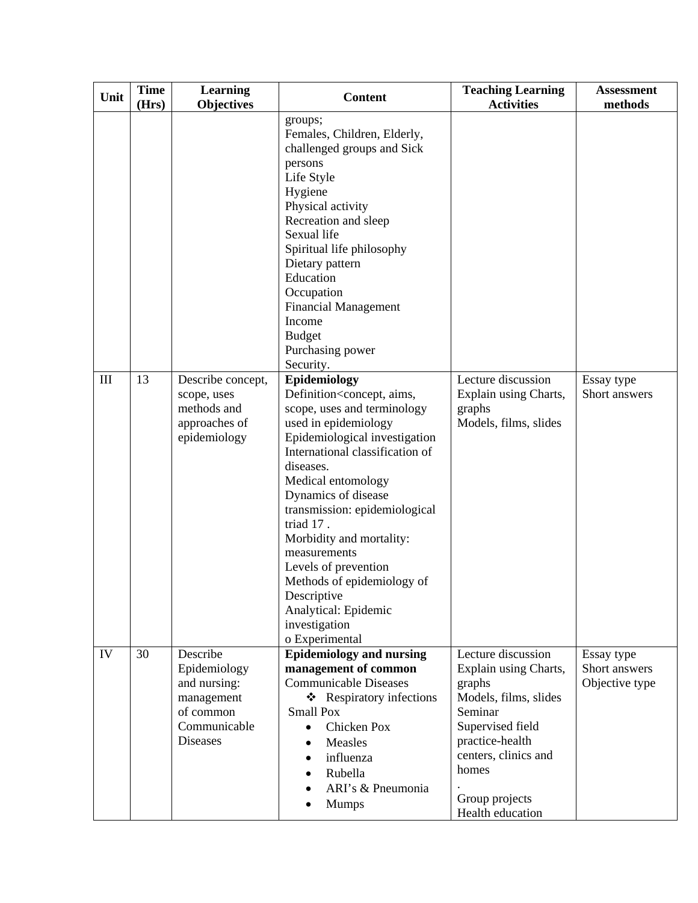| Unit | Time (Hrs) | Learning Objectives | Content | Teaching Learning Activities | Assessment methods |
|---|---|---|---|---|---|
| | | | groups;<br>Females, Children, Elderly, challenged groups and Sick persons<br>Life Style<br>Hygiene<br>Physical activity<br>Recreation and sleep<br>Sexual life<br>Spiritual life philosophy<br>Dietary pattern<br>Education<br>Occupation<br>Financial Management<br>Income<br>Budget<br>Purchasing power<br>Security. | | |
| III | 13 | Describe concept, scope, uses methods and approaches of epidemiology | **Epidemiology**<br>Definition<concept, aims, scope, uses and terminology used in epidemiology<br>Epidemiological investigation<br>International classification of diseases.<br>Medical entomology<br>Dynamics of disease transmission: epidemiological triad 17 .<br>Morbidity and mortality: measurements<br>Levels of prevention<br>Methods of epidemiology of<br>Descriptive<br>Analytical: Epidemic investigation<br>o Experimental | Lecture discussion<br>Explain using Charts, graphs<br>Models, films, slides | Essay type<br>Short answers |
| IV | 30 | Describe Epidemiology and nursing: management of common Communicable Diseases | **Epidemiology and nursing management of common** Communicable Diseases<br>❖ Respiratory infections<br>Small Pox<br>• Chicken Pox<br>• Measles<br>• influenza<br>• Rubella<br>• ARI's & Pneumonia<br>• Mumps | Lecture discussion<br>Explain using Charts, graphs<br>Models, films, slides<br>Seminar<br>Supervised field practice-health centers, clinics and homes<br>.<br>Group projects<br>Health education | Essay type<br>Short answers<br>Objective type |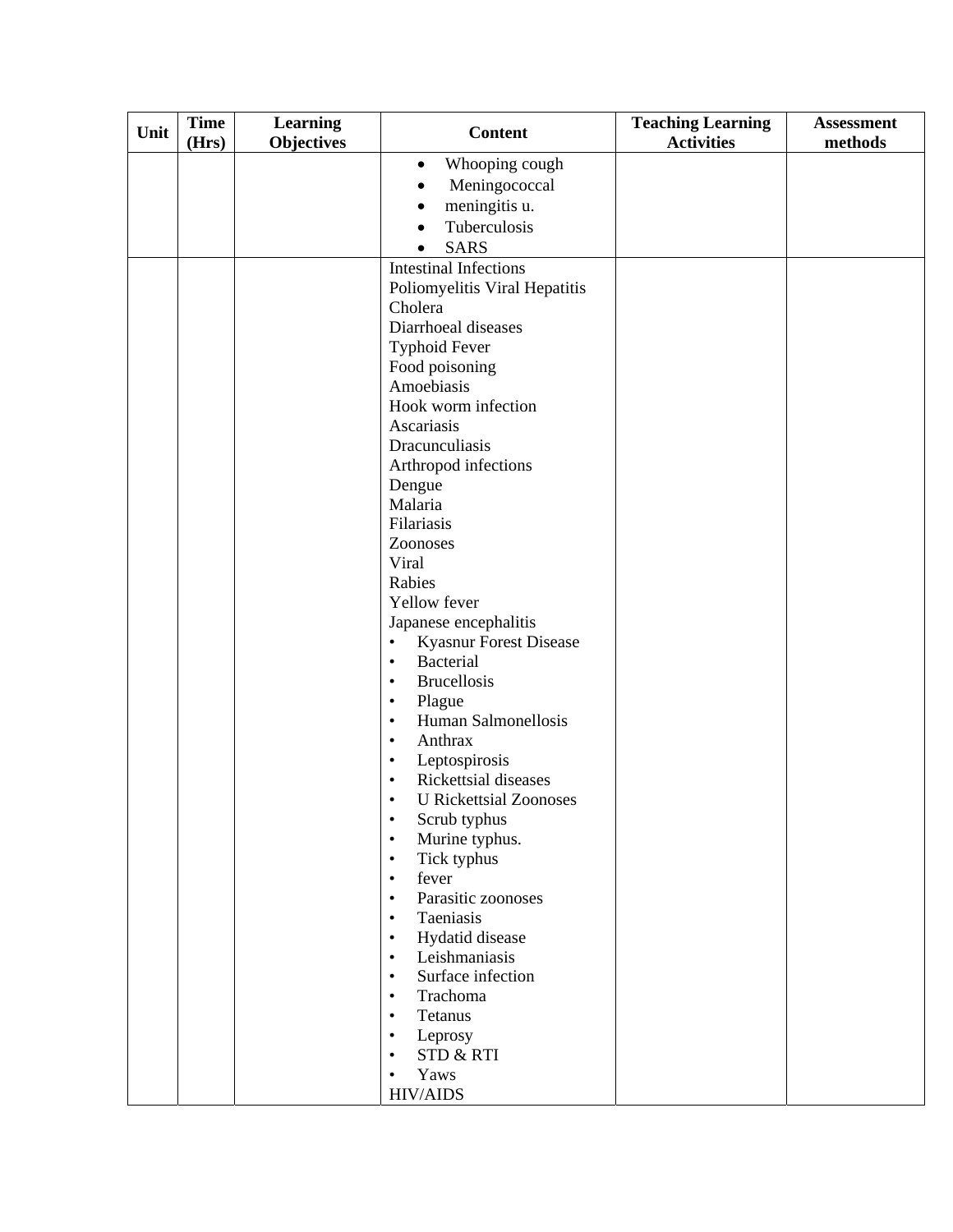| Unit | Time (Hrs) | Learning Objectives | Content | Teaching Learning Activities | Assessment methods |
|---|---|---|---|---|---|
| | | | • Whooping cough<br>• Meningococcal<br>• meningitis u.<br>• Tuberculosis<br>• SARS | | |
| | | | Intestinal Infections<br>Poliomyelitis Viral Hepatitis<br>Cholera<br>Diarrhoeal diseases<br>Typhoid Fever<br>Food poisoning<br>Amoebiasis<br>Hook worm infection<br>Ascariasis<br>Dracunculiasis<br>Arthropod infections<br>Dengue<br>Malaria<br>Filariasis<br>Zoonoses<br>Viral<br>Rabies<br>Yellow fever<br>Japanese encephalitis<br>• Kyasnur Forest Disease<br>• Bacterial<br>• Brucellosis<br>• Plague<br>• Human Salmonellosis<br>• Anthrax<br>• Leptospirosis<br>• Rickettsial diseases<br>• U Rickettsial Zoonoses<br>• Scrub typhus<br>• Murine typhus.<br>• Tick typhus<br>• fever<br>• Parasitic zoonoses<br>• Taeniasis<br>• Hydatid disease<br>• Leishmaniasis<br>• Surface infection<br>• Trachoma<br>• Tetanus<br>• Leprosy<br>• STD & RTI<br>• Yaws<br>HIV/AIDS | | |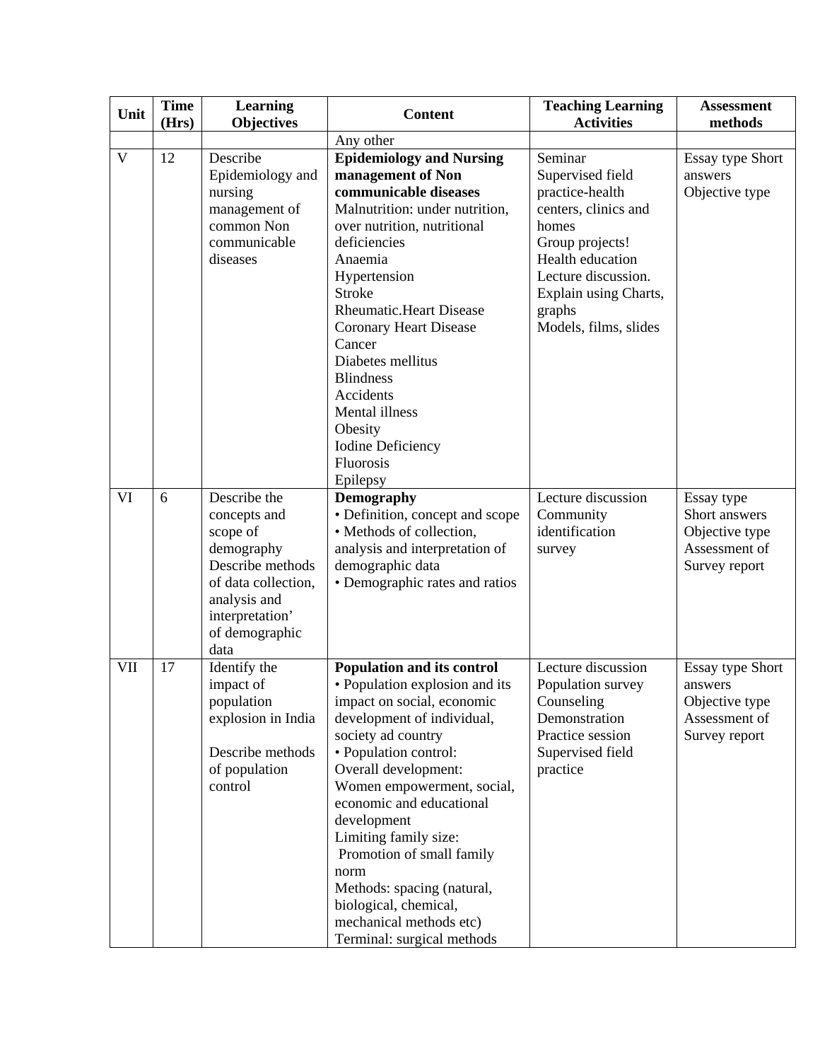| Unit | Time (Hrs) | Learning Objectives | Content | Teaching Learning Activities | Assessment methods |
|---|---|---|---|---|---|
| | | | Any other | | |
| V | 12 | Describe Epidemiology and nursing management of common Non communicable diseases | **Epidemiology and Nursing management of Non communicable diseases**<br>Malnutrition: under nutrition, over nutrition, nutritional deficiencies<br>Anaemia<br>Hypertension<br>Stroke<br>Rheumatic.Heart Disease<br>Coronary Heart Disease<br>Cancer<br>Diabetes mellitus<br>Blindness<br>Accidents<br>Mental illness<br>Obesity<br>Iodine Deficiency<br>Fluorosis<br>Epilepsy | Seminar<br>Supervised field practice-health centers, clinics and homes<br>Group projects!<br>Health education<br>Lecture discussion.<br>Explain using Charts, graphs<br>Models, films, slides | Essay type Short answers<br>Objective type |
| VI | 6 | Describe the concepts and scope of demography<br>Describe methods of data collection, analysis and interpretation' of demographic data | **Demography**<br>• Definition, concept and scope<br>• Methods of collection, analysis and interpretation of demographic data<br>• Demographic rates and ratios | Lecture discussion<br>Community identification survey | Essay type<br>Short answers<br>Objective type<br>Assessment of Survey report |
| VII | 17 | Identify the impact of population explosion in India<br><br>Describe methods of population control | **Population and its control**<br>• Population explosion and its impact on social, economic development of individual, society ad country<br>• Population control:<br>Overall development:<br>Women empowerment, social, economic and educational development<br>Limiting family size:<br>Promotion of small family norm<br>Methods: spacing (natural, biological, chemical, mechanical methods etc)<br>Terminal: surgical methods | Lecture discussion<br>Population survey<br>Counseling<br>Demonstration<br>Practice session<br>Supervised field practice | Essay type Short answers<br>Objective type<br>Assessment of Survey report |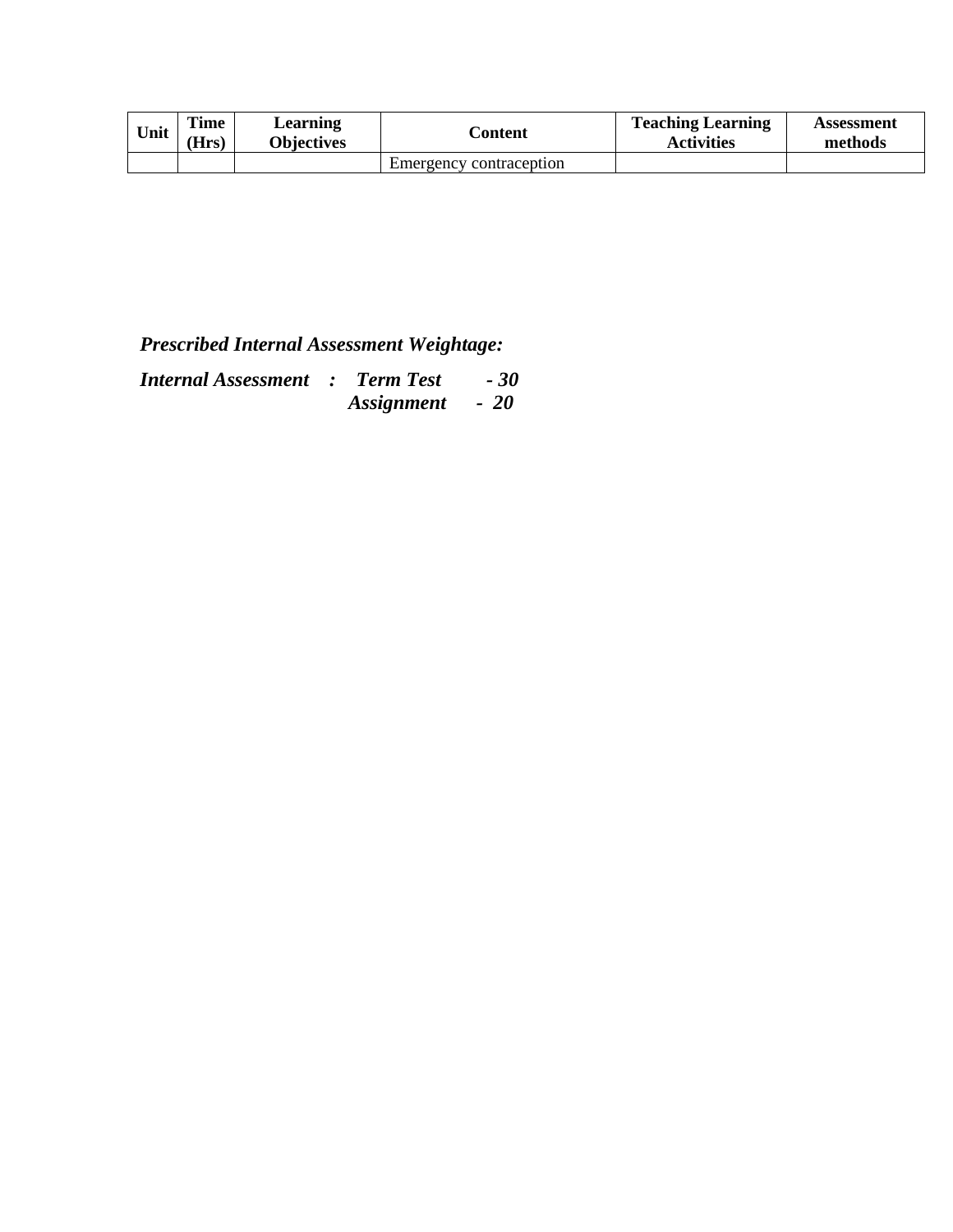| Unit | Time (Hrs) | Learning Objectives | Content | Teaching Learning Activities | Assessment methods |
|---|---|---|---|---|---|
| | | | Emergency contraception | | |

***Prescribed Internal Assessment Weightage:***

***Internal Assessment : Term Test - 30***
***Assignment - 20***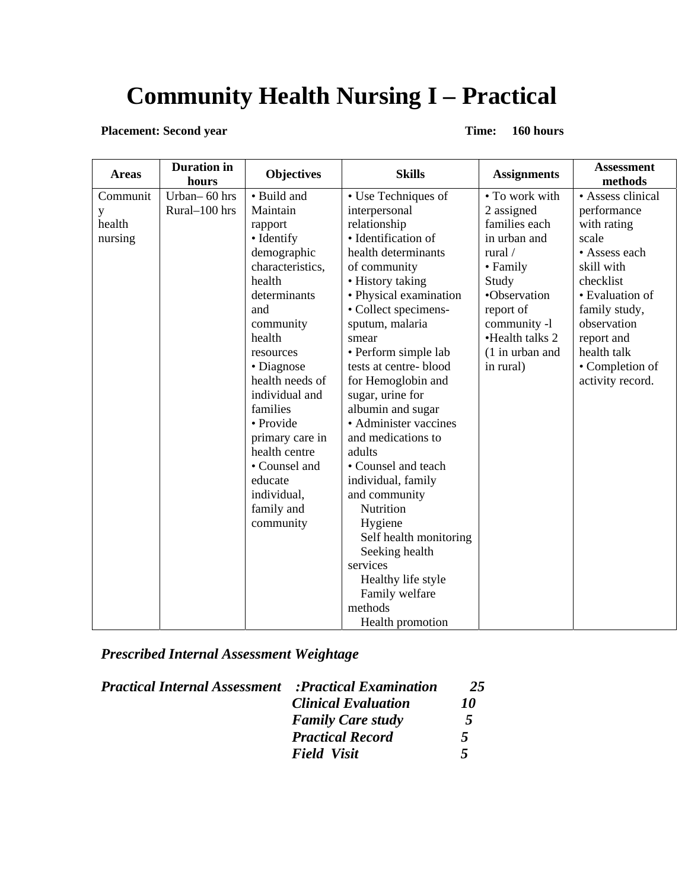# Community Health Nursing I – Practical

**Placement: Second year** **Time: 160 hours**

| Areas | Duration in hours | Objectives | Skills | Assignments | Assessment methods |
|---|---|---|---|---|---|
| Community health nursing | Urban– 60 hrs<br>Rural–100 hrs | • Build and Maintain rapport<br>• Identify demographic characteristics, health determinants and community health resources<br>• Diagnose health needs of individual and families<br>• Provide primary care in health centre<br>• Counsel and educate individual, family and community | • Use Techniques of interpersonal relationship<br>• Identification of health determinants of community<br>• History taking<br>• Physical examination<br>• Collect specimens- sputum, malaria smear<br>• Perform simple lab tests at centre- blood for Hemoglobin and sugar, urine for albumin and sugar<br>• Administer vaccines and medications to adults<br>• Counsel and teach individual, family and community<br>Nutrition<br>Hygiene<br>Self health monitoring<br>Seeking health services<br>Healthy life style<br>Family welfare methods<br>Health promotion | • To work with 2 assigned families each in urban and rural /<br>• Family Study<br>•Observation report of community -l<br>•Health talks 2 (1 in urban and in rural) | • Assess clinical performance with rating scale<br>• Assess each skill with checklist<br>• Evaluation of family study, observation report and health talk<br>• Completion of activity record. |

***Prescribed Internal Assessment Weightage***

| ***Practical Internal Assessment*** | ***:Practical Examination*** | ***25*** |
|---|---|---|
| | ***Clinical Evaluation*** | ***10*** |
| | ***Family Care study*** | ***5*** |
| | ***Practical Record*** | ***5*** |
| | ***Field Visit*** | ***5*** |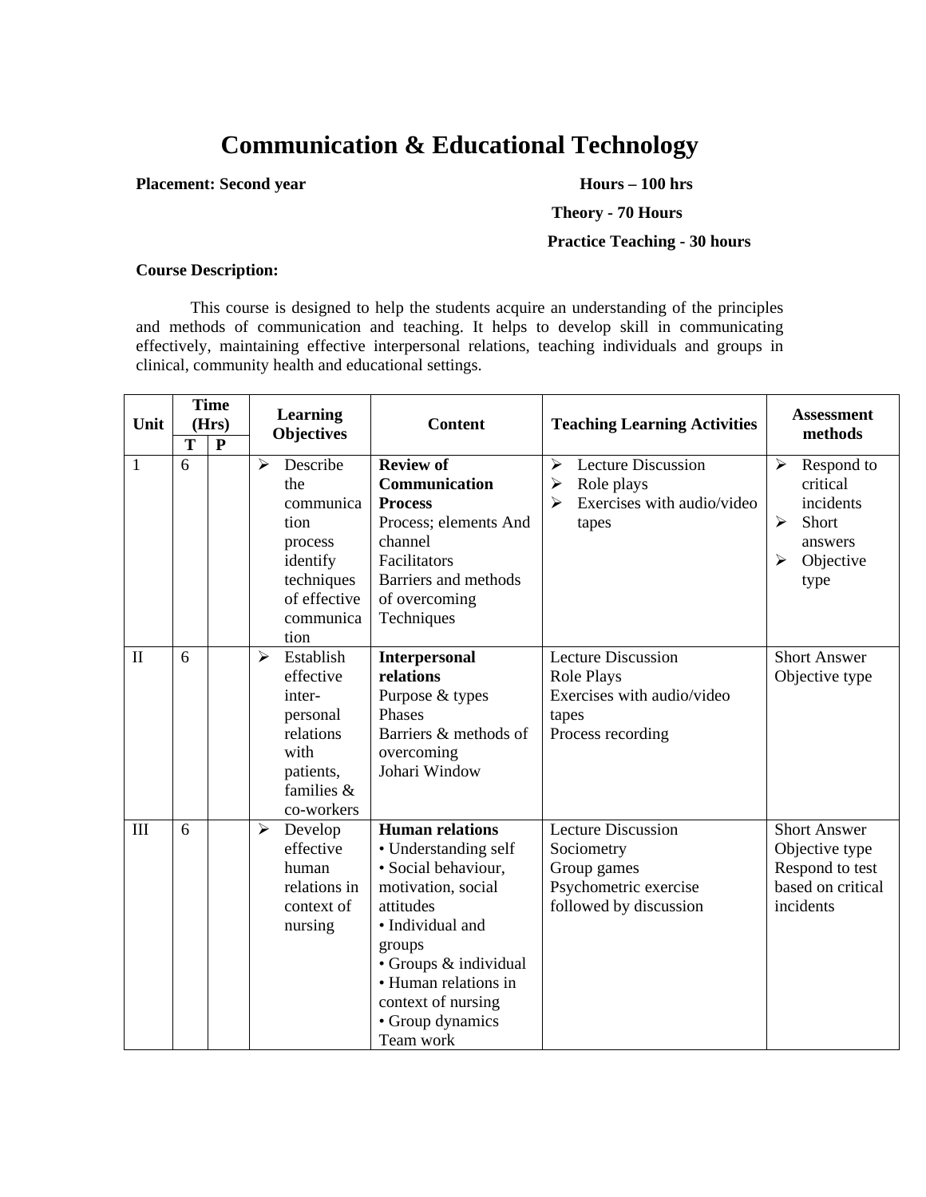# Communication & Educational Technology

**Placement: Second year** **Hours – 100 hrs**

**Theory - 70 Hours**

**Practice Teaching - 30 hours**

**Course Description:**

This course is designed to help the students acquire an understanding of the principles and methods of communication and teaching. It helps to develop skill in communicating effectively, maintaining effective interpersonal relations, teaching individuals and groups in clinical, community health and educational settings.

| Unit | Time (Hrs) | | Learning Objectives | Content | Teaching Learning Activities | Assessment methods |
|---|---|---|---|---|---|---|
| | T | P | | | | |
| 1 | 6 | | ➢ Describe the communication process identify techniques of effective communication | **Review of Communication Process**<br>Process; elements And channel<br>Facilitators<br>Barriers and methods of overcoming<br>Techniques | ➢ Lecture Discussion<br>➢ Role plays<br>➢ Exercises with audio/video tapes | ➢ Respond to critical incidents<br>➢ Short answers<br>➢ Objective type |
| II | 6 | | ➢ Establish effective inter-personal relations with patients, families & co-workers | **Interpersonal relations**<br>Purpose & types<br>Phases<br>Barriers & methods of overcoming<br>Johari Window | Lecture Discussion<br>Role Plays<br>Exercises with audio/video tapes<br>Process recording | Short Answer<br>Objective type |
| III | 6 | | ➢ Develop effective human relations in context of nursing | **Human relations**<br>• Understanding self<br>• Social behaviour, motivation, social attitudes<br>• Individual and groups<br>• Groups & individual<br>• Human relations in context of nursing<br>• Group dynamics<br>Team work | Lecture Discussion<br>Sociometry<br>Group games<br>Psychometric exercise followed by discussion | Short Answer<br>Objective type<br>Respond to test based on critical incidents |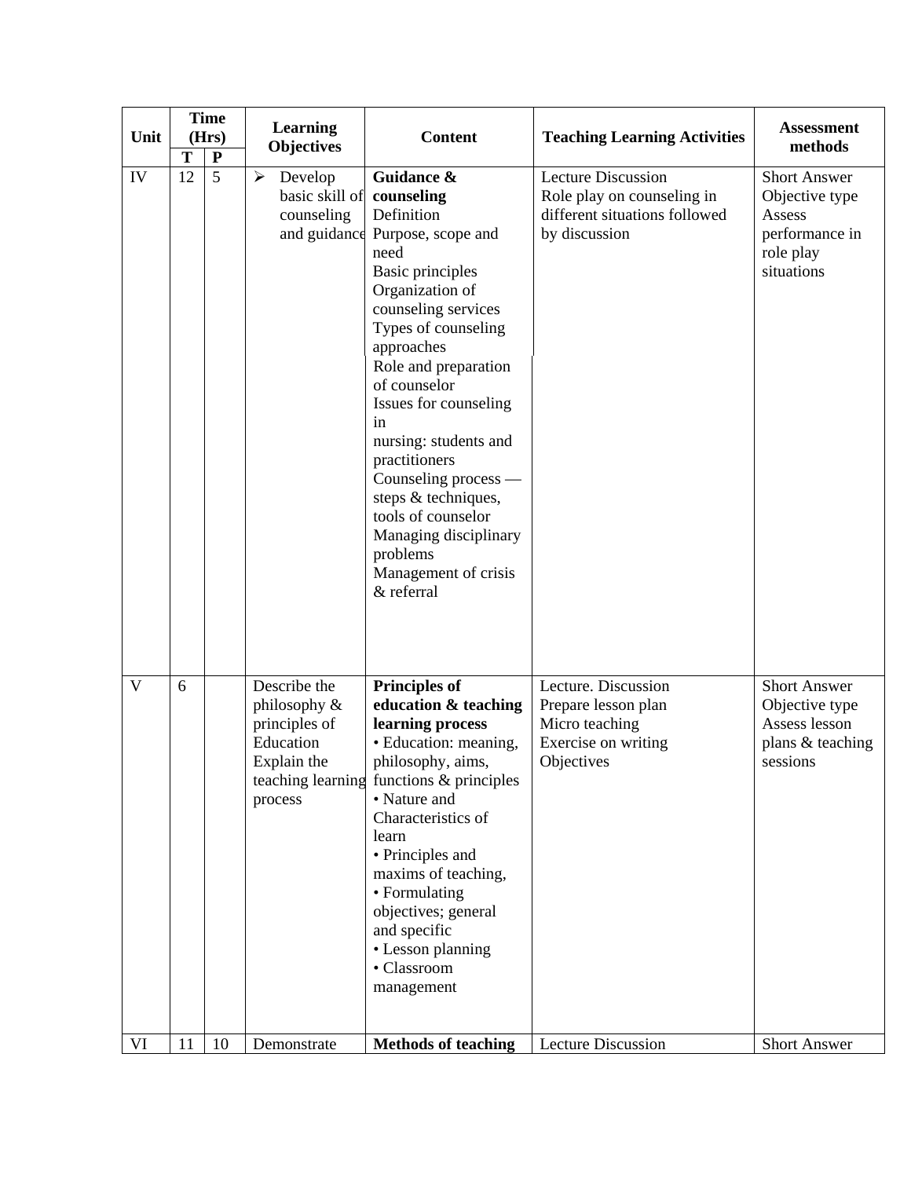| Unit | Time (Hrs) | | Learning Objectives | Content | Teaching Learning Activities | Assessment methods |
|---|---|---|---|---|---|---|
| | T | P | | | | |
| IV | 12 | 5 | ➢ Develop basic skill of counseling and guidance | **Guidance & counseling**<br>Definition<br>Purpose, scope and need<br>Basic principles<br>Organization of counseling services<br>Types of counseling approaches<br>Role and preparation of counselor<br>Issues for counseling in<br>nursing: students and practitioners<br>Counseling process — steps & techniques, tools of counselor<br>Managing disciplinary problems<br>Management of crisis & referral | Lecture Discussion<br>Role play on counseling in different situations followed by discussion | Short Answer<br>Objective type<br>Assess performance in role play situations |
| V | 6 | | Describe the philosophy & principles of Education<br>Explain the teaching learning process | **Principles of education & teaching learning process**<br>• Education: meaning, philosophy, aims, functions & principles<br>• Nature and Characteristics of learn<br>• Principles and maxims of teaching,<br>• Formulating objectives; general and specific<br>• Lesson planning<br>• Classroom management | Lecture. Discussion<br>Prepare lesson plan<br>Micro teaching<br>Exercise on writing Objectives | Short Answer<br>Objective type<br>Assess lesson plans & teaching sessions |
| VI | 11 | 10 | Demonstrate | **Methods of teaching** | Lecture Discussion | Short Answer |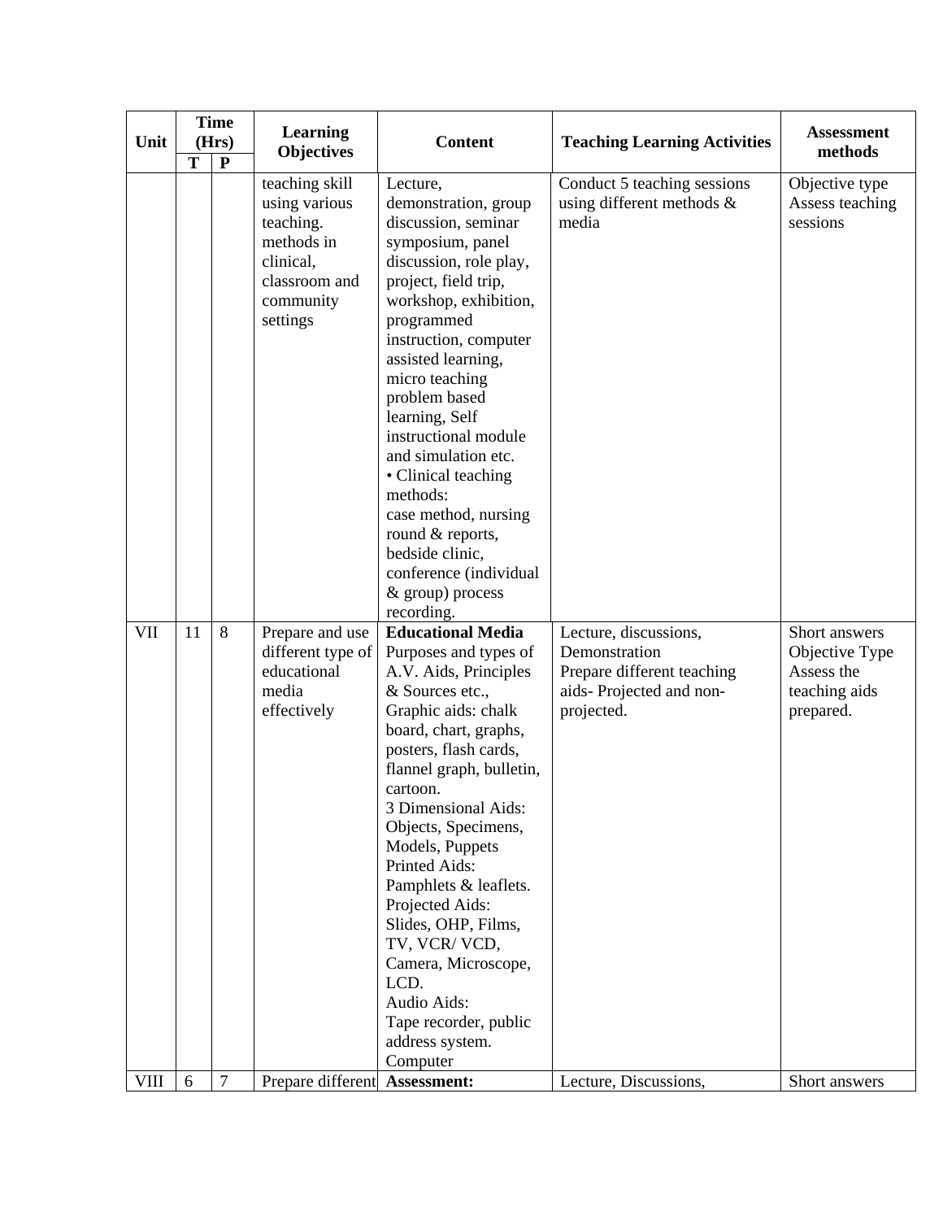| Unit | Time (Hrs) | | Learning Objectives | Content | Teaching Learning Activities | Assessment methods |
|---|---|---|---|---|---|---|
| | T | P | | | | |
| | | | teaching skill using various teaching. methods in clinical, classroom and community settings | Lecture, demonstration, group discussion, seminar symposium, panel discussion, role play, project, field trip, workshop, exhibition, programmed instruction, computer assisted learning, micro teaching problem based learning, Self instructional module and simulation etc. • Clinical teaching methods: case method, nursing round & reports, bedside clinic, conference (individual & group) process recording. | Conduct 5 teaching sessions using different methods & media | Objective type Assess teaching sessions |
| VII | 11 | 8 | Prepare and use different type of educational media effectively | **Educational Media** Purposes and types of A.V. Aids, Principles & Sources etc., Graphic aids: chalk board, chart, graphs, posters, flash cards, flannel graph, bulletin, cartoon. 3 Dimensional Aids: Objects, Specimens, Models, Puppets Printed Aids: Pamphlets & leaflets. Projected Aids: Slides, OHP, Films, TV, VCR/ VCD, Camera, Microscope, LCD. Audio Aids: Tape recorder, public address system. Computer | Lecture, discussions, Demonstration Prepare different teaching aids- Projected and non-projected. | Short answers Objective Type Assess the teaching aids prepared. |
| VIII | 6 | 7 | Prepare different | **Assessment:** | Lecture, Discussions, | Short answers |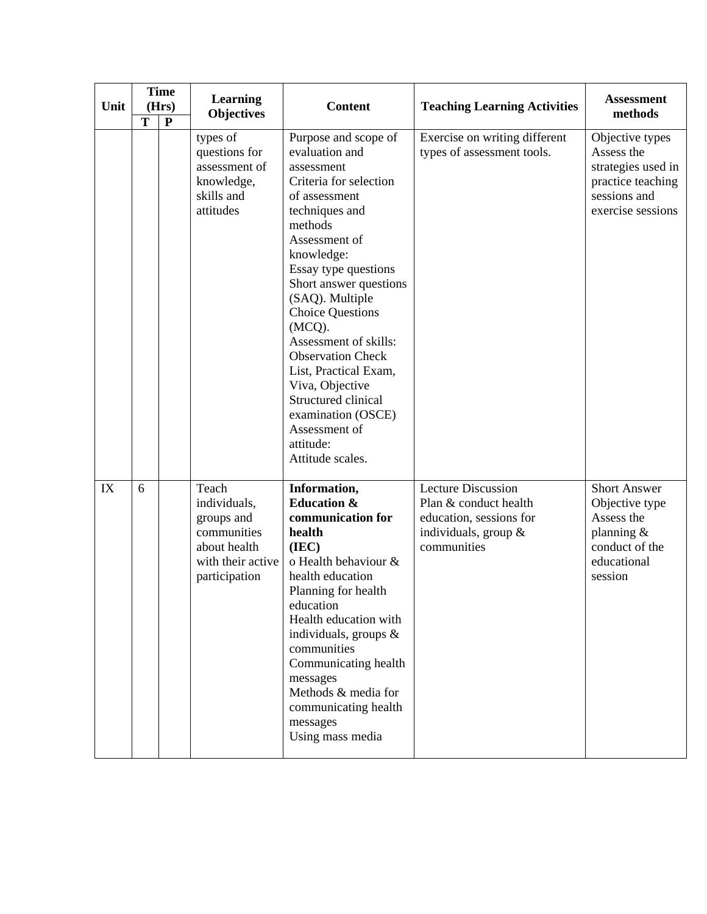| Unit | Time (Hrs) | | Learning Objectives | Content | Teaching Learning Activities | Assessment methods |
|---|---|---|---|---|---|---|
| | T | P | | | | |
| | | | types of questions for assessment of knowledge, skills and attitudes | Purpose and scope of evaluation and assessment<br>Criteria for selection of assessment techniques and methods<br>Assessment of knowledge:<br>Essay type questions<br>Short answer questions (SAQ). Multiple Choice Questions (MCQ).<br>Assessment of skills: Observation Check List, Practical Exam, Viva, Objective Structured clinical examination (OSCE)<br>Assessment of attitude:<br>Attitude scales. | Exercise on writing different types of assessment tools. | Objective types<br>Assess the strategies used in practice teaching sessions and exercise sessions |
| IX | 6 | | Teach individuals, groups and communities about health with their active participation | **Information, Education & communication for health (IEC)**<br>o Health behaviour & health education<br>Planning for health education<br>Health education with individuals, groups & communities<br>Communicating health messages<br>Methods & media for communicating health messages<br>Using mass media | Lecture Discussion<br>Plan & conduct health education, sessions for individuals, group & communities | Short Answer<br>Objective type<br>Assess the planning & conduct of the educational session |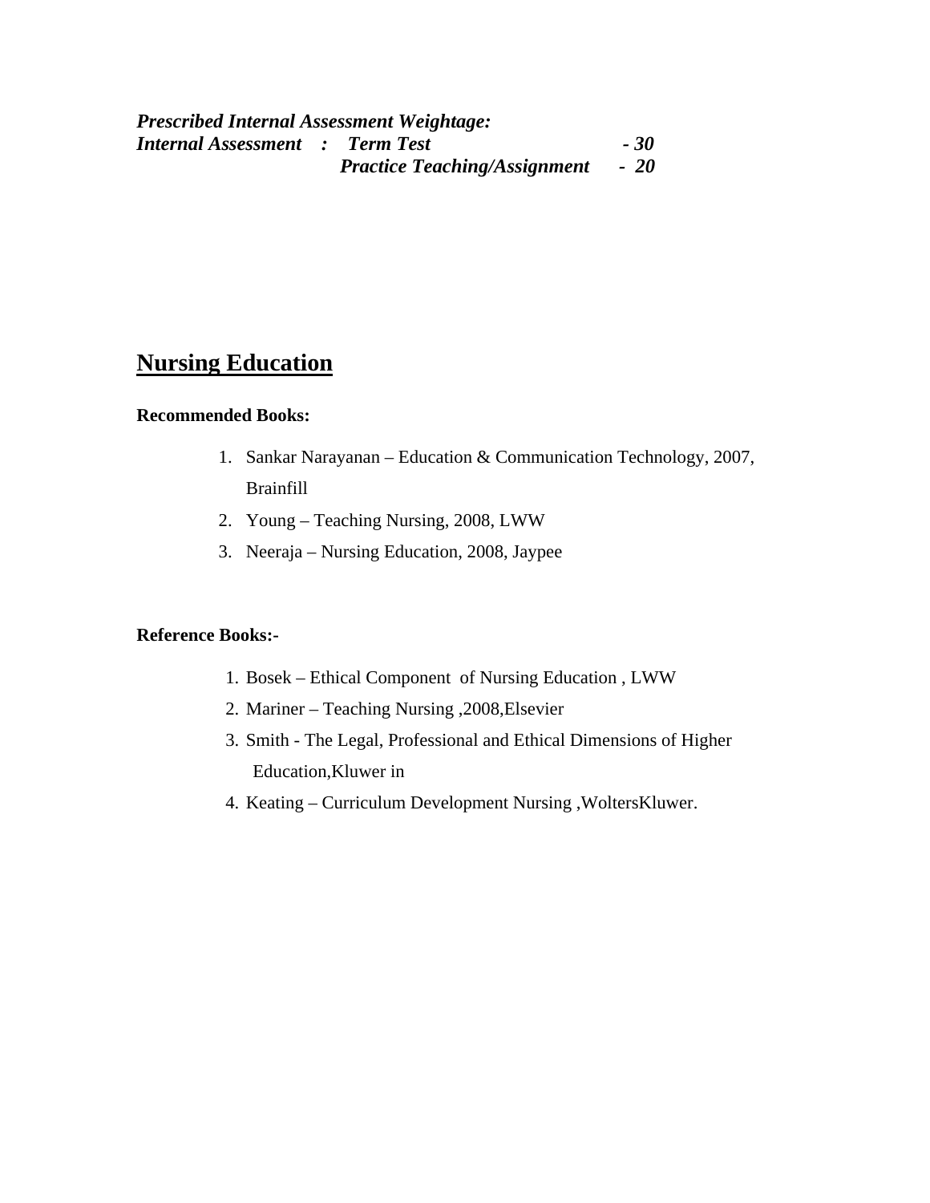***Prescribed Internal Assessment Weightage:***
***Internal Assessment : Term Test - 30***
***Practice Teaching/Assignment - 20***

## Nursing Education

**Recommended Books:**

1. Sankar Narayanan – Education & Communication Technology, 2007, Brainfill
2. Young – Teaching Nursing, 2008, LWW
3. Neeraja – Nursing Education, 2008, Jaypee

**Reference Books:-**

1. Bosek – Ethical Component of Nursing Education , LWW
2. Mariner – Teaching Nursing ,2008,Elsevier
3. Smith - The Legal, Professional and Ethical Dimensions of Higher Education,Kluwer in
4. Keating – Curriculum Development Nursing ,WoltersKluwer.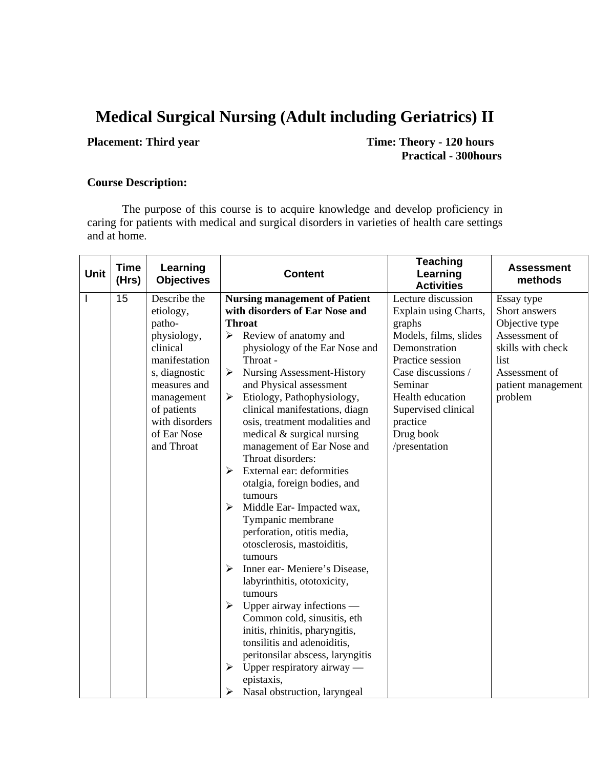# Medical Surgical Nursing (Adult including Geriatrics) II

**Placement: Third year** **Time: Theory - 120 hours**
**Practical - 300hours**

**Course Description:**

The purpose of this course is to acquire knowledge and develop proficiency in caring for patients with medical and surgical disorders in varieties of health care settings and at home.

| Unit | Time (Hrs) | Learning Objectives | Content | Teaching Learning Activities | Assessment methods |
|---|---|---|---|---|---|
| I | 15 | Describe the etiology, patho-physiology, clinical manifestations, diagnostic measures and management of patients with disorders of Ear Nose and Throat | **Nursing management of Patient with disorders of Ear Nose and Throat**<br>➢ Review of anatomy and physiology of the Ear Nose and Throat -<br>➢ Nursing Assessment-History and Physical assessment<br>➢ Etiology, Pathophysiology, clinical manifestations, diagnosis, treatment modalities and medical & surgical nursing management of Ear Nose and Throat disorders:<br>➢ External ear: deformities otalgia, foreign bodies, and tumours<br>➢ Middle Ear- Impacted wax, Tympanic membrane perforation, otitis media, otosclerosis, mastoiditis, tumours<br>➢ Inner ear- Meniere's Disease, labyrinthitis, ototoxicity, tumours<br>➢ Upper airway infections — Common cold, sinusitis, ethinitis, rhinitis, pharyngitis, tonsilitis and adenoiditis, peritonsilar abscess, laryngitis<br>➢ Upper respiratory airway — epistaxis,<br>➢ Nasal obstruction, laryngeal | Lecture discussion<br>Explain using Charts, graphs<br>Models, films, slides<br>Demonstration<br>Practice session<br>Case discussions / Seminar<br>Health education<br>Supervised clinical practice<br>Drug book /presentation | Essay type<br>Short answers<br>Objective type<br>Assessment of skills with check list<br>Assessment of patient management problem |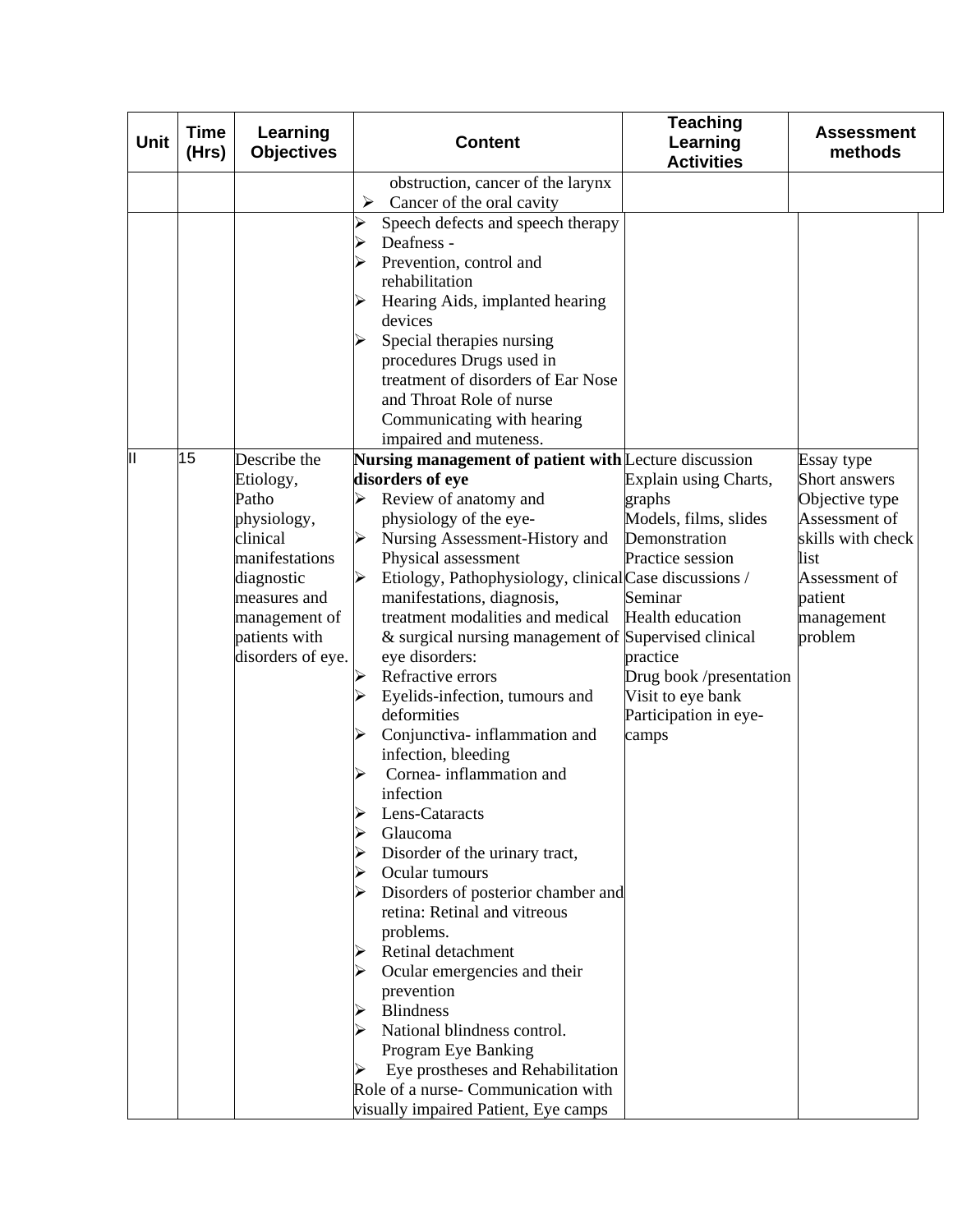| Unit | Time (Hrs) | Learning Objectives | Content | Teaching Learning Activities | Assessment methods |
|---|---|---|---|---|---|
| | | | obstruction, cancer of the larynx<br>➢ Cancer of the oral cavity | | |
| | | | ➢ Speech defects and speech therapy<br>➢ Deafness -<br>➢ Prevention, control and rehabilitation<br>➢ Hearing Aids, implanted hearing devices<br>➢ Special therapies nursing procedures Drugs used in treatment of disorders of Ear Nose and Throat Role of nurse Communicating with hearing impaired and muteness. | | |
| II | 15 | Describe the Etiology, Patho physiology, clinical manifestations diagnostic measures and management of patients with disorders of eye. | **Nursing management of patient with disorders of eye**<br>➢ Review of anatomy and physiology of the eye-<br>➢ Nursing Assessment-History and Physical assessment<br>➢ Etiology, Pathophysiology, clinical manifestations, diagnosis, treatment modalities and medical & surgical nursing management of eye disorders:<br>➢ Refractive errors<br>➢ Eyelids-infection, tumours and deformities<br>➢ Conjunctiva- inflammation and infection, bleeding<br>➢ Cornea- inflammation and infection<br>➢ Lens-Cataracts<br>➢ Glaucoma<br>➢ Disorder of the urinary tract,<br>➢ Ocular tumours<br>➢ Disorders of posterior chamber and retina: Retinal and vitreous problems.<br>➢ Retinal detachment<br>➢ Ocular emergencies and their prevention<br>➢ Blindness<br>➢ National blindness control. Program Eye Banking<br>➢ Eye prostheses and Rehabilitation<br>Role of a nurse- Communication with visually impaired Patient, Eye camps | Lecture discussion<br>Explain using Charts, graphs<br>Models, films, slides<br>Demonstration<br>Practice session<br>Case discussions / Seminar<br>Health education<br>Supervised clinical practice<br>Drug book /presentation<br>Visit to eye bank<br>Participation in eye-camps | Essay type<br>Short answers<br>Objective type<br>Assessment of skills with check list<br>Assessment of patient management problem |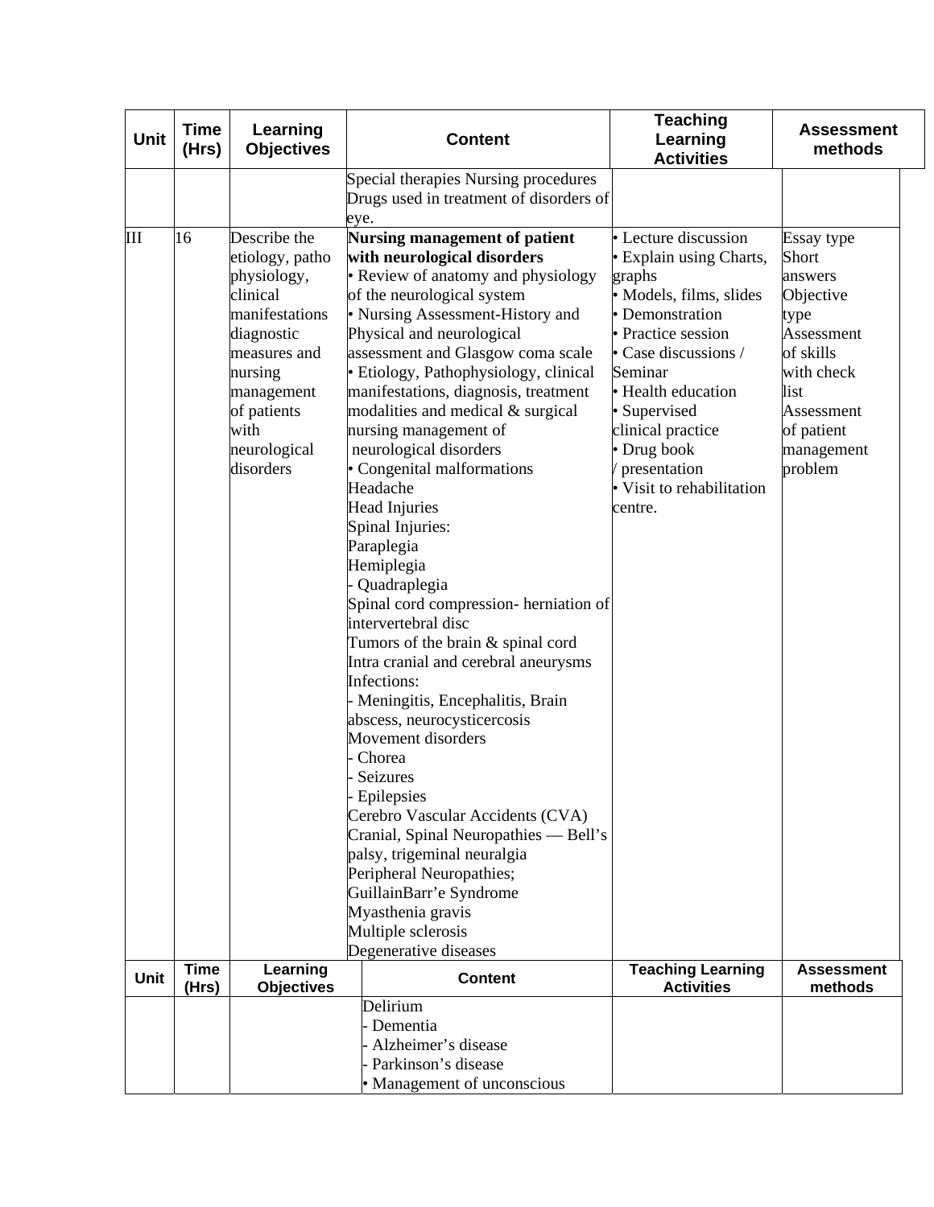| Unit | Time (Hrs) | Learning Objectives | Content | Teaching Learning Activities | Assessment methods |
|---|---|---|---|---|---|
| | | | Special therapies Nursing procedures<br>Drugs used in treatment of disorders of eye. | | |
| III | 16 | Describe the etiology, patho physiology, clinical manifestations diagnostic measures and nursing management of patients with neurological disorders | **Nursing management of patient with neurological disorders**<br>• Review of anatomy and physiology of the neurological system<br>• Nursing Assessment-History and Physical and neurological assessment and Glasgow coma scale<br>• Etiology, Pathophysiology, clinical manifestations, diagnosis, treatment modalities and medical & surgical nursing management of neurological disorders<br>• Congenital malformations<br>Headache<br>Head Injuries<br>Spinal Injuries:<br>Paraplegia<br>Hemiplegia<br>- Quadraplegia<br>Spinal cord compression- herniation of intervertebral disc<br>Tumors of the brain & spinal cord<br>Intra cranial and cerebral aneurysms<br>Infections:<br>- Meningitis, Encephalitis, Brain abscess, neurocysticercosis<br>Movement disorders<br>- Chorea<br>- Seizures<br>- Epilepsies<br>Cerebro Vascular Accidents (CVA)<br>Cranial, Spinal Neuropathies — Bell's palsy, trigeminal neuralgia<br>Peripheral Neuropathies;<br>GuillainBarr'e Syndrome<br>Myasthenia gravis<br>Multiple sclerosis<br>Degenerative diseases | • Lecture discussion<br>• Explain using Charts, graphs<br>• Models, films, slides<br>• Demonstration<br>• Practice session<br>• Case discussions / Seminar<br>• Health education<br>• Supervised clinical practice<br>• Drug book / presentation<br>• Visit to rehabilitation centre. | Essay type<br>Short answers<br>Objective type<br>Assessment of skills with check list<br>Assessment of patient management problem |

| Unit | Time (Hrs) | Learning Objectives | Content | Teaching Learning Activities | Assessment methods |
|---|---|---|---|---|---|
| | | | Delirium<br>- Dementia<br>- Alzheimer's disease<br>- Parkinson's disease<br>• Management of unconscious | | |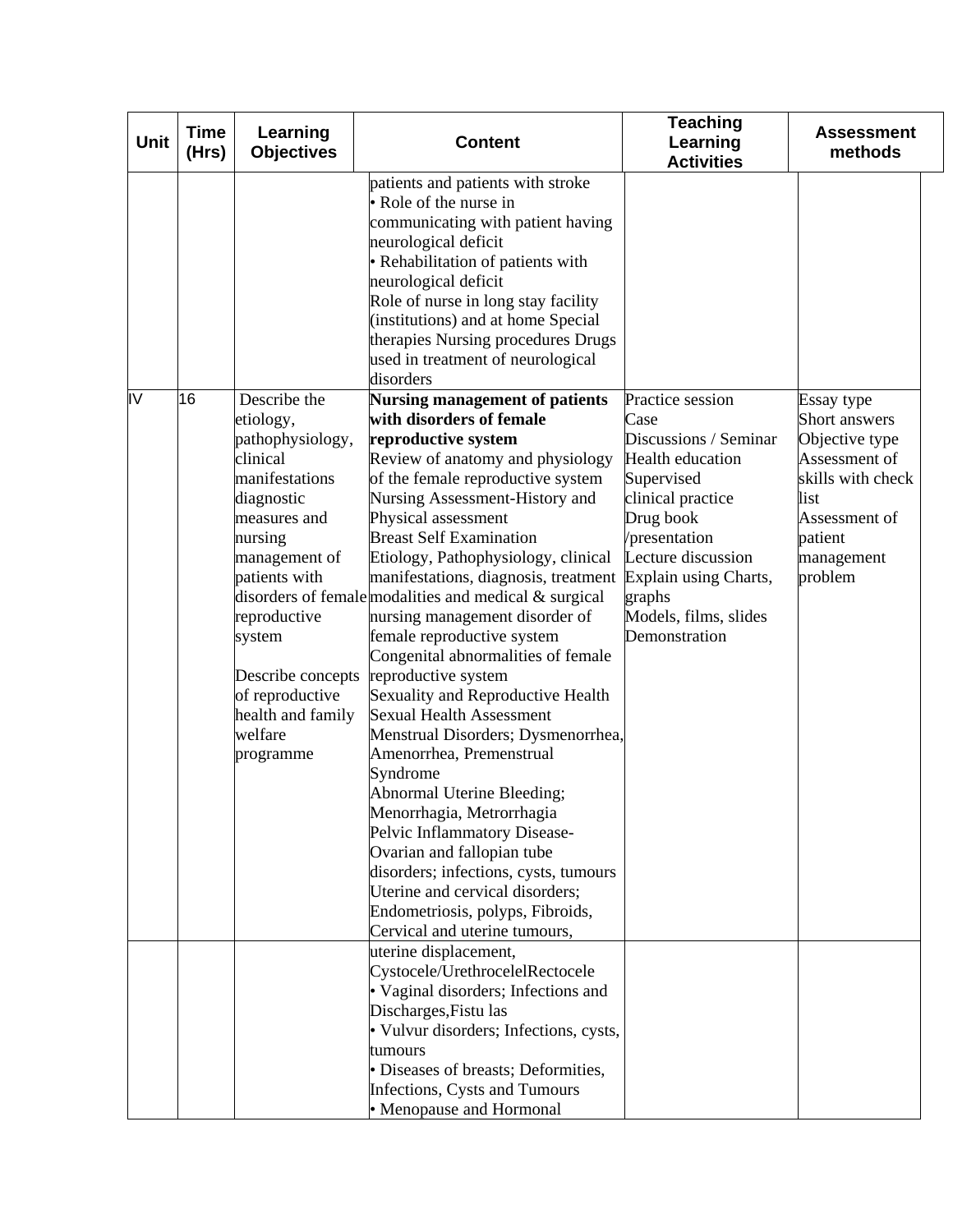| Unit | Time (Hrs) | Learning Objectives | Content | Teaching Learning Activities | Assessment methods |
|---|---|---|---|---|---|
| | | | patients and patients with stroke<br>• Role of the nurse in communicating with patient having neurological deficit<br>• Rehabilitation of patients with neurological deficit<br>Role of nurse in long stay facility (institutions) and at home Special therapies Nursing procedures Drugs used in treatment of neurological disorders | | |
| IV | 16 | Describe the etiology, pathophysiology, clinical manifestations diagnostic measures and nursing management of patients with disorders of female reproductive system<br><br>Describe concepts of reproductive health and family welfare programme | **Nursing management of patients with disorders of female reproductive system**<br>Review of anatomy and physiology of the female reproductive system<br>Nursing Assessment-History and Physical assessment<br>Breast Self Examination<br>Etiology, Pathophysiology, clinical manifestations, diagnosis, treatment modalities and medical & surgical nursing management disorder of female reproductive system<br>Congenital abnormalities of female reproductive system<br>Sexuality and Reproductive Health<br>Sexual Health Assessment<br>Menstrual Disorders; Dysmenorrhea, Amenorrhea, Premenstrual Syndrome<br>Abnormal Uterine Bleeding; Menorrhagia, Metrorrhagia<br>Pelvic Inflammatory Disease-Ovarian and fallopian tube disorders; infections, cysts, tumours<br>Uterine and cervical disorders; Endometriosis, polyps, Fibroids, Cervical and uterine tumours, | Practice session<br>Case<br>Discussions / Seminar<br>Health education<br>Supervised clinical practice<br>Drug book /presentation<br>Lecture discussion<br>Explain using Charts, graphs<br>Models, films, slides<br>Demonstration | Essay type<br>Short answers<br>Objective type<br>Assessment of skills with check list<br>Assessment of patient management problem |
| | | | uterine displacement, Cystocele/UrethrocelelRectocele<br>• Vaginal disorders; Infections and Discharges,Fistu las<br>• Vulvur disorders; Infections, cysts, tumours<br>• Diseases of breasts; Deformities, Infections, Cysts and Tumours<br>• Menopause and Hormonal | | |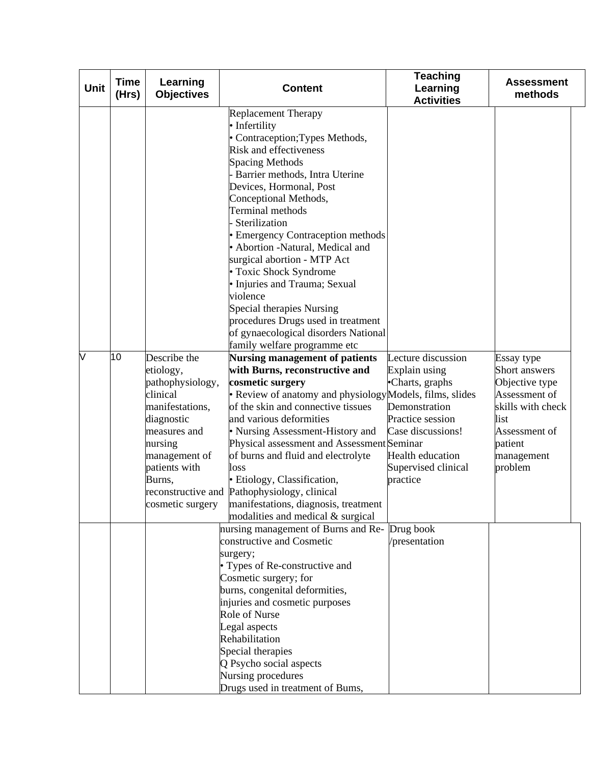| Unit | Time (Hrs) | Learning Objectives | Content | Teaching Learning Activities | Assessment methods |
|---|---|---|---|---|---|
| | | | Replacement Therapy<br>• Infertility<br>• Contraception;Types Methods, Risk and effectiveness<br>Spacing Methods<br>- Barrier methods, Intra Uterine Devices, Hormonal, Post Conceptional Methods,<br>Terminal methods<br>- Sterilization<br>• Emergency Contraception methods<br>• Abortion -Natural, Medical and surgical abortion - MTP Act<br>• Toxic Shock Syndrome<br>• Injuries and Trauma; Sexual violence<br>Special therapies Nursing procedures Drugs used in treatment of gynaecological disorders National family welfare programme etc | | |
| V | 10 | Describe the etiology, pathophysiology, clinical manifestations, diagnostic measures and nursing management of patients with Burns, reconstructive and cosmetic surgery | **Nursing management of patients with Burns, reconstructive and cosmetic surgery**<br>• Review of anatomy and physiology of the skin and connective tissues and various deformities<br>• Nursing Assessment-History and Physical assessment and Assessment of burns and fluid and electrolyte loss<br>• Etiology, Classification, Pathophysiology, clinical manifestations, diagnosis, treatment modalities and medical & surgical nursing management of Burns and Re-constructive and Cosmetic surgery;<br>• Types of Re-constructive and Cosmetic surgery; for burns, congenital deformities, injuries and cosmetic purposes<br>Role of Nurse<br>Legal aspects<br>Rehabilitation<br>Special therapies<br>Q Psycho social aspects<br>Nursing procedures<br>Drugs used in treatment of Bums, | Lecture discussion<br>Explain using<br>•Charts, graphs<br>Models, films, slides<br>Demonstration<br>Practice session<br>Case discussions!<br>Seminar<br>Health education<br>Supervised clinical practice<br>Drug book /presentation | Essay type<br>Short answers<br>Objective type<br>Assessment of skills with check list<br>Assessment of patient management problem |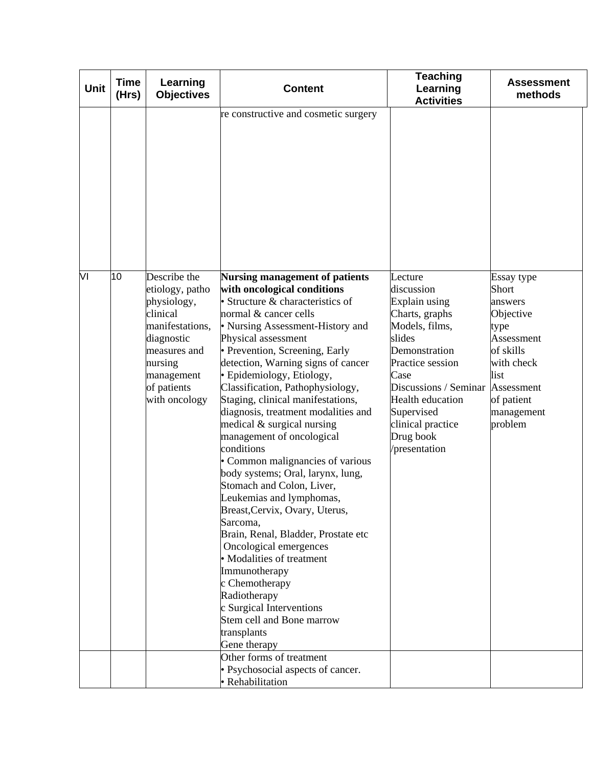| Unit | Time (Hrs) | Learning Objectives | Content | Teaching Learning Activities | Assessment methods |
|---|---|---|---|---|---|
| | | | re constructive and cosmetic surgery | | |
| VI | 10 | Describe the etiology, patho physiology, clinical manifestations, diagnostic measures and nursing management of patients with oncology | **Nursing management of patients with oncological conditions**<br>• Structure & characteristics of normal & cancer cells<br>• Nursing Assessment-History and Physical assessment<br>• Prevention, Screening, Early detection, Warning signs of cancer<br>• Epidemiology, Etiology, Classification, Pathophysiology, Staging, clinical manifestations, diagnosis, treatment modalities and medical & surgical nursing management of oncological conditions<br>• Common malignancies of various body systems; Oral, larynx, lung, Stomach and Colon, Liver, Leukemias and lymphomas, Breast,Cervix, Ovary, Uterus, Sarcoma,<br>Brain, Renal, Bladder, Prostate etc<br>Oncological emergences<br>• Modalities of treatment<br>Immunotherapy<br>c Chemotherapy<br>Radiotherapy<br>c Surgical Interventions<br>Stem cell and Bone marrow transplants<br>Gene therapy | Lecture discussion<br>Explain using Charts, graphs<br>Models, films, slides<br>Demonstration<br>Practice session<br>Case Discussions / Seminar<br>Health education<br>Supervised clinical practice<br>Drug book /presentation | Essay type<br>Short answers<br>Objective type<br>Assessment of skills with check list<br>Assessment of patient management problem |
| | | | Other forms of treatment<br>• Psychosocial aspects of cancer.<br>• Rehabilitation | | |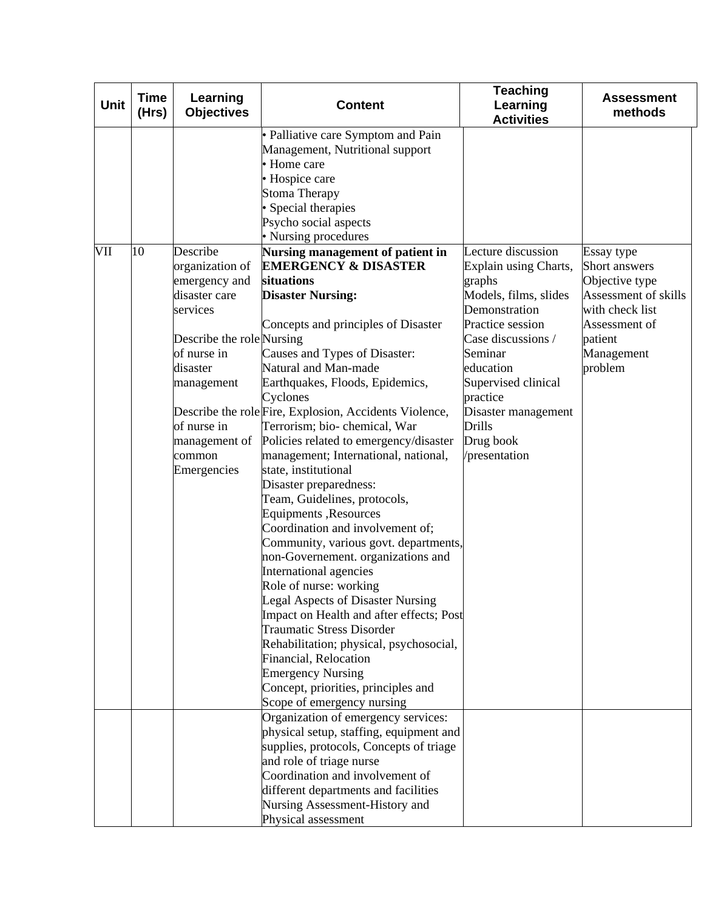| Unit | Time (Hrs) | Learning Objectives | Content | Teaching Learning Activities | Assessment methods |
|---|---|---|---|---|---|
| | | | • Palliative care Symptom and Pain Management, Nutritional support<br>• Home care<br>• Hospice care<br>Stoma Therapy<br>• Special therapies<br>Psycho social aspects<br>• Nursing procedures | | |
| VII | 10 | Describe organization of emergency and disaster care services<br><br>Describe the role of nurse in disaster management<br><br>Describe the role of nurse in management of common Emergencies | **Nursing management of patient in EMERGENCY & DISASTER situations**<br>**Disaster Nursing:**<br><br>Concepts and principles of Disaster Nursing<br>Causes and Types of Disaster: Natural and Man-made<br>Earthquakes, Floods, Epidemics, Cyclones<br>Fire, Explosion, Accidents Violence, Terrorism; bio- chemical, War<br>Policies related to emergency/disaster management; International, national, state, institutional<br>Disaster preparedness:<br>Team, Guidelines, protocols, Equipments ,Resources<br>Coordination and involvement of; Community, various govt. departments, non-Governement. organizations and International agencies<br>Role of nurse: working<br>Legal Aspects of Disaster Nursing<br>Impact on Health and after effects; Post Traumatic Stress Disorder<br>Rehabilitation; physical, psychosocial, Financial, Relocation<br>Emergency Nursing<br>Concept, priorities, principles and Scope of emergency nursing | Lecture discussion<br>Explain using Charts, graphs<br>Models, films, slides<br>Demonstration<br>Practice session<br>Case discussions / Seminar<br>education<br>Supervised clinical practice<br>Disaster management Drills<br>Drug book /presentation | Essay type<br>Short answers<br>Objective type<br>Assessment of skills with check list<br>Assessment of patient Management problem |
| | | | Organization of emergency services: physical setup, staffing, equipment and supplies, protocols, Concepts of triage and role of triage nurse<br>Coordination and involvement of different departments and facilities<br>Nursing Assessment-History and Physical assessment | | |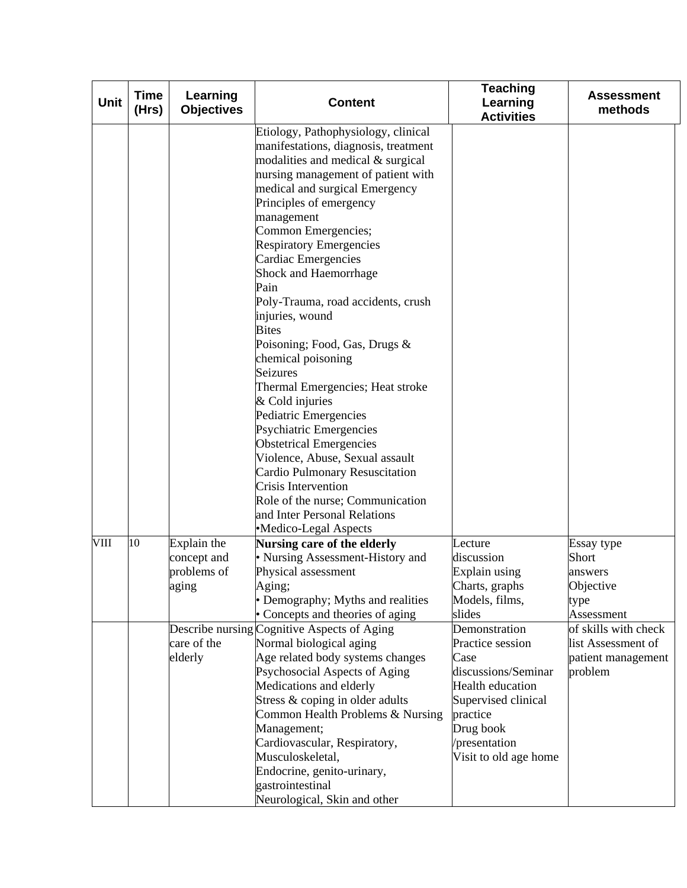| Unit | Time (Hrs) | Learning Objectives | Content | Teaching Learning Activities | Assessment methods |
|---|---|---|---|---|---|
| | | | Etiology, Pathophysiology, clinical manifestations, diagnosis, treatment modalities and medical & surgical nursing management of patient with medical and surgical Emergency<br>Principles of emergency management<br>Common Emergencies;<br>Respiratory Emergencies<br>Cardiac Emergencies<br>Shock and Haemorrhage<br>Pain<br>Poly-Trauma, road accidents, crush injuries, wound<br>Bites<br>Poisoning; Food, Gas, Drugs & chemical poisoning<br>Seizures<br>Thermal Emergencies; Heat stroke & Cold injuries<br>Pediatric Emergencies<br>Psychiatric Emergencies<br>Obstetrical Emergencies<br>Violence, Abuse, Sexual assault<br>Cardio Pulmonary Resuscitation<br>Crisis Intervention<br>Role of the nurse; Communication and Inter Personal Relations<br>•Medico-Legal Aspects | | |
| VIII | 10 | Explain the concept and problems of aging | **Nursing care of the elderly**<br>• Nursing Assessment-History and Physical assessment<br>Aging;<br>• Demography; Myths and realities<br>• Concepts and theories of aging | Lecture discussion<br>Explain using Charts, graphs<br>Models, films, slides | Essay type<br>Short answers<br>Objective type<br>Assessment |
| | | Describe nursing care of the elderly | Cognitive Aspects of Aging<br>Normal biological aging<br>Age related body systems changes<br>Psychosocial Aspects of Aging<br>Medications and elderly<br>Stress & coping in older adults<br>Common Health Problems & Nursing Management;<br>Cardiovascular, Respiratory, Musculoskeletal,<br>Endocrine, genito-urinary, gastrointestinal<br>Neurological, Skin and other | Demonstration<br>Practice session<br>Case discussions/Seminar<br>Health education<br>Supervised clinical practice<br>Drug book /presentation<br>Visit to old age home | of skills with check list Assessment of patient management problem |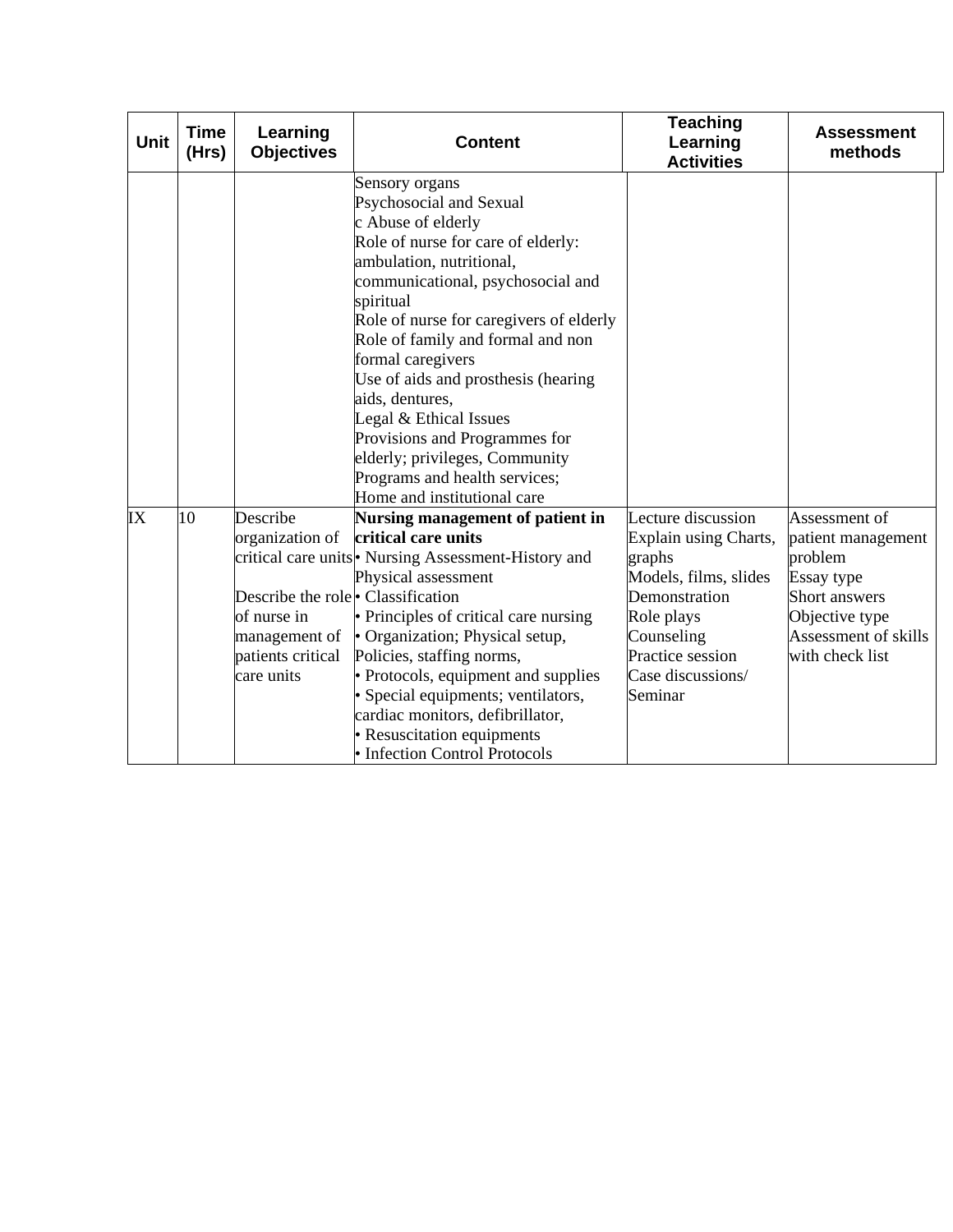| Unit | Time (Hrs) | Learning Objectives | Content | Teaching Learning Activities | Assessment methods |
|---|---|---|---|---|---|
| | | | Sensory organs<br>Psychosocial and Sexual<br>c Abuse of elderly<br>Role of nurse for care of elderly: ambulation, nutritional, communicational, psychosocial and spiritual<br>Role of nurse for caregivers of elderly<br>Role of family and formal and non formal caregivers<br>Use of aids and prosthesis (hearing aids, dentures,<br>Legal & Ethical Issues<br>Provisions and Programmes for elderly; privileges, Community Programs and health services;<br>Home and institutional care | | |
| IX | 10 | Describe organization of critical care units<br><br>Describe the role of nurse in management of patients critical care units | **Nursing management of patient in critical care units**<br>• Nursing Assessment-History and Physical assessment<br>• Classification<br>• Principles of critical care nursing<br>• Organization; Physical setup, Policies, staffing norms,<br>• Protocols, equipment and supplies<br>• Special equipments; ventilators, cardiac monitors, defibrillator,<br>• Resuscitation equipments<br>• Infection Control Protocols | Lecture discussion<br>Explain using Charts, graphs<br>Models, films, slides<br>Demonstration<br>Role plays<br>Counseling<br>Practice session<br>Case discussions/ Seminar | Assessment of patient management problem<br>Essay type<br>Short answers<br>Objective type<br>Assessment of skills with check list |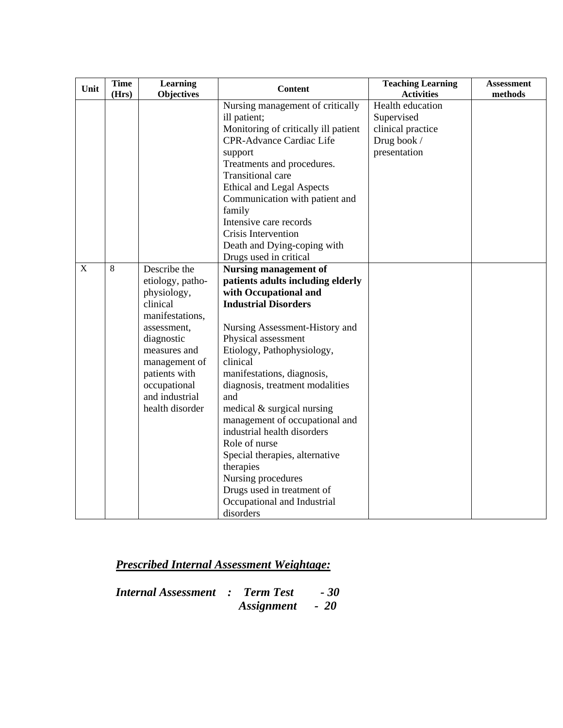| Unit | Time (Hrs) | Learning Objectives | Content | Teaching Learning Activities | Assessment methods |
|---|---|---|---|---|---|
| | | | Nursing management of critically ill patient;<br>Monitoring of critically ill patient<br>CPR-Advance Cardiac Life support<br>Treatments and procedures.<br>Transitional care<br>Ethical and Legal Aspects<br>Communication with patient and family<br>Intensive care records<br>Crisis Intervention<br>Death and Dying-coping with<br>Drugs used in critical | Health education<br>Supervised clinical practice<br>Drug book / presentation | |
| X | 8 | Describe the etiology, patho-physiology, clinical manifestations, assessment, diagnostic measures and management of patients with occupational and industrial health disorder | **Nursing management of patients adults including elderly with Occupational and Industrial Disorders**<br><br>Nursing Assessment-History and Physical assessment<br>Etiology, Pathophysiology, clinical manifestations, diagnosis, diagnosis, treatment modalities and medical & surgical nursing management of occupational and industrial health disorders<br>Role of nurse<br>Special therapies, alternative therapies<br>Nursing procedures<br>Drugs used in treatment of Occupational and Industrial disorders | | |

***Prescribed Internal Assessment Weightage:***

***Internal Assessment : Term Test - 30***
***Assignment - 20***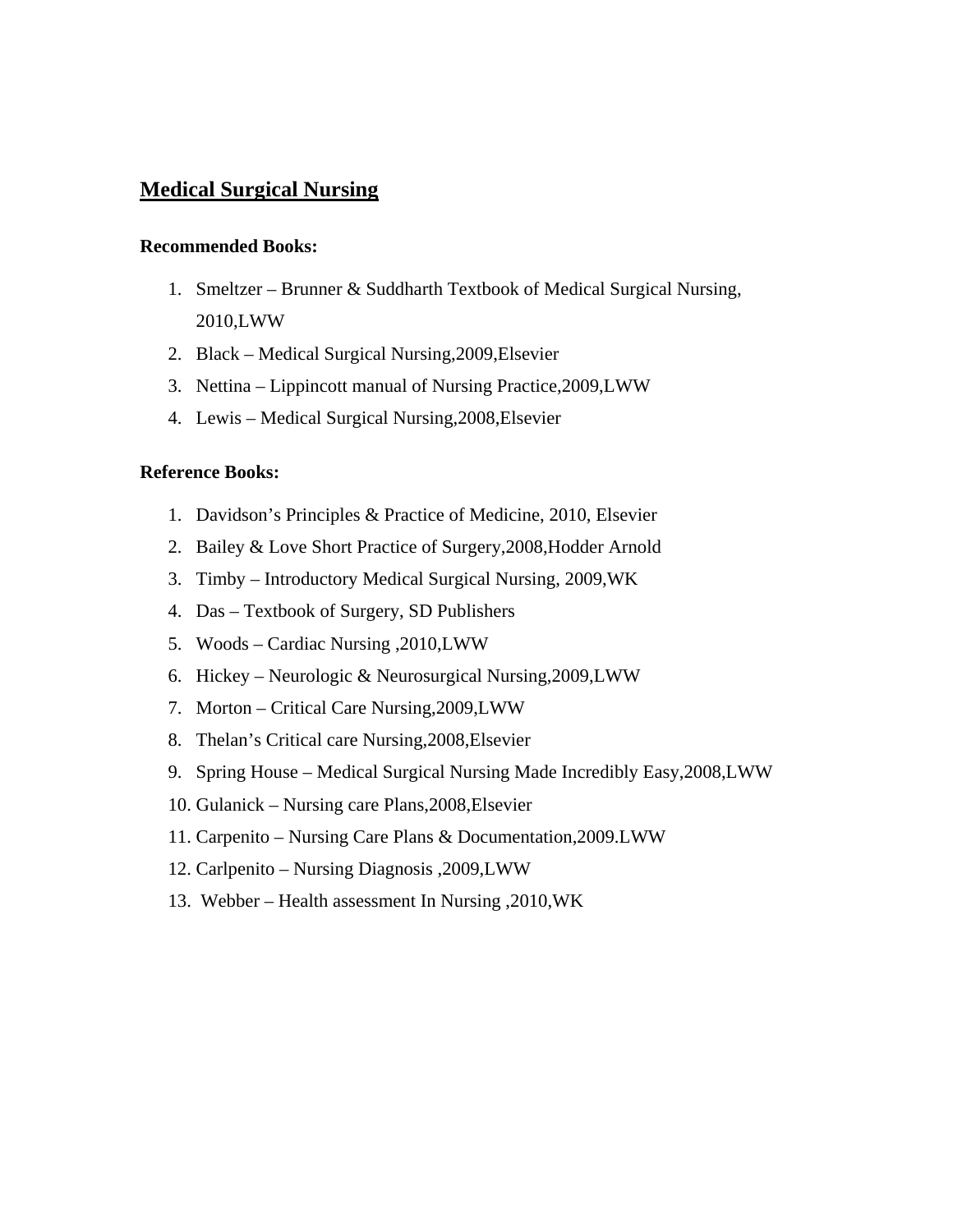## Medical Surgical Nursing

**Recommended Books:**

1. Smeltzer – Brunner & Suddharth Textbook of Medical Surgical Nursing, 2010,LWW
2. Black – Medical Surgical Nursing,2009,Elsevier
3. Nettina – Lippincott manual of Nursing Practice,2009,LWW
4. Lewis – Medical Surgical Nursing,2008,Elsevier

**Reference Books:**

1. Davidson's Principles & Practice of Medicine, 2010, Elsevier
2. Bailey & Love Short Practice of Surgery,2008,Hodder Arnold
3. Timby – Introductory Medical Surgical Nursing, 2009,WK
4. Das – Textbook of Surgery, SD Publishers
5. Woods – Cardiac Nursing ,2010,LWW
6. Hickey – Neurologic & Neurosurgical Nursing,2009,LWW
7. Morton – Critical Care Nursing,2009,LWW
8. Thelan's Critical care Nursing,2008,Elsevier
9. Spring House – Medical Surgical Nursing Made Incredibly Easy,2008,LWW
10. Gulanick – Nursing care Plans,2008,Elsevier
11. Carpenito – Nursing Care Plans & Documentation,2009.LWW
12. Carlpenito – Nursing Diagnosis ,2009,LWW
13. Webber – Health assessment In Nursing ,2010,WK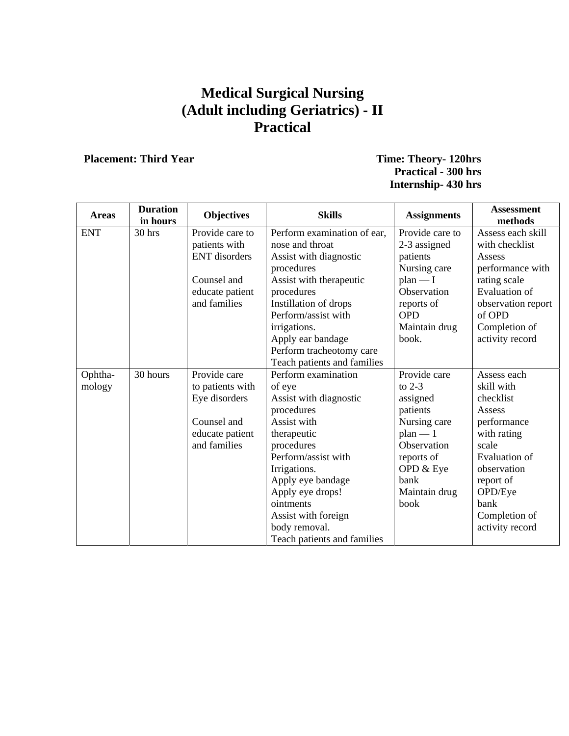# Medical Surgical Nursing
# (Adult including Geriatrics) - II
# Practical

**Placement: Third Year**

**Time: Theory- 120hrs**
**Practical - 300 hrs**
**Internship- 430 hrs**

| Areas | Duration in hours | Objectives | Skills | Assignments | Assessment methods |
|---|---|---|---|---|---|
| ENT | 30 hrs | Provide care to patients with ENT disorders<br><br>Counsel and educate patient and families | Perform examination of ear, nose and throat<br>Assist with diagnostic procedures<br>Assist with therapeutic procedures<br>Instillation of drops<br>Perform/assist with irrigations.<br>Apply ear bandage<br>Perform tracheotomy care<br>Teach patients and families | Provide care to 2-3 assigned patients<br>Nursing care plan — I<br>Observation reports of OPD<br>Maintain drug book. | Assess each skill with checklist<br>Assess performance with rating scale<br>Evaluation of observation report of OPD<br>Completion of activity record |
| Ophtha-mology | 30 hours | Provide care to patients with Eye disorders<br><br>Counsel and educate patient and families | Perform examination of eye<br>Assist with diagnostic procedures<br>Assist with therapeutic procedures<br>Perform/assist with Irrigations.<br>Apply eye bandage<br>Apply eye drops! ointments<br>Assist with foreign body removal.<br>Teach patients and families | Provide care to 2-3 assigned patients<br>Nursing care plan — 1<br>Observation reports of OPD & Eye bank<br>Maintain drug book | Assess each skill with checklist<br>Assess performance with rating scale<br>Evaluation of observation report of OPD/Eye bank<br>Completion of activity record |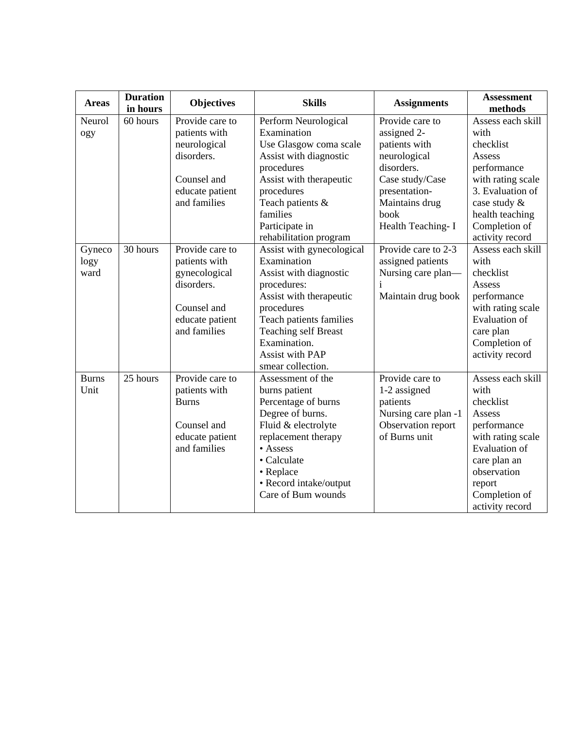| Areas | Duration in hours | Objectives | Skills | Assignments | Assessment methods |
|---|---|---|---|---|---|
| Neurology | 60 hours | Provide care to patients with neurological disorders.<br><br>Counsel and educate patient and families | Perform Neurological Examination<br>Use Glasgow coma scale<br>Assist with diagnostic procedures<br>Assist with therapeutic procedures<br>Teach patients & families<br>Participate in rehabilitation program | Provide care to assigned 2-patients with neurological disorders.<br>Case study/Case presentation-<br>Maintains drug book<br>Health Teaching- I | Assess each skill with checklist<br>Assess performance with rating scale<br>3. Evaluation of case study & health teaching<br>Completion of activity record |
| Gynecology ward | 30 hours | Provide care to patients with gynecological disorders.<br><br>Counsel and educate patient and families | Assist with gynecological Examination<br>Assist with diagnostic procedures:<br>Assist with therapeutic procedures<br>Teach patients families<br>Teaching self Breast Examination.<br>Assist with PAP smear collection. | Provide care to 2-3 assigned patients<br>Nursing care plan—i<br>Maintain drug book | Assess each skill with checklist<br>Assess performance with rating scale<br>Evaluation of care plan<br>Completion of activity record |
| Burns Unit | 25 hours | Provide care to patients with Burns<br><br>Counsel and educate patient and families | Assessment of the burns patient<br>Percentage of burns<br>Degree of burns.<br>Fluid & electrolyte replacement therapy<br>• Assess<br>• Calculate<br>• Replace<br>• Record intake/output<br>Care of Bum wounds | Provide care to 1-2 assigned patients<br>Nursing care plan -1<br>Observation report of Burns unit | Assess each skill with checklist<br>Assess performance with rating scale<br>Evaluation of care plan an observation report<br>Completion of activity record |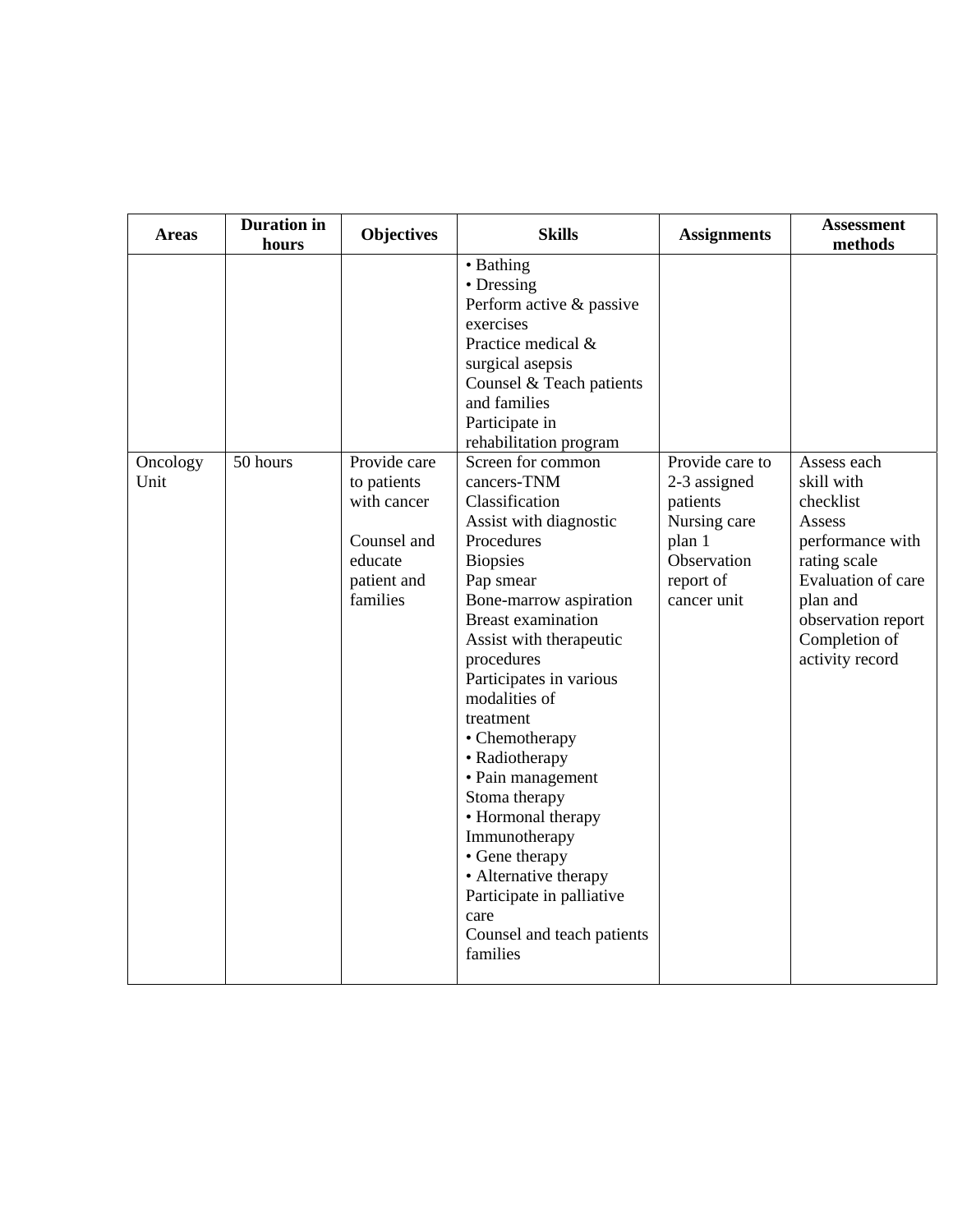| Areas | Duration in hours | Objectives | Skills | Assignments | Assessment methods |
|---|---|---|---|---|---|
| | | | • Bathing<br>• Dressing<br>Perform active & passive exercises<br>Practice medical & surgical asepsis<br>Counsel & Teach patients and families<br>Participate in rehabilitation program | | |
| Oncology Unit | 50 hours | Provide care to patients with cancer<br><br>Counsel and educate patient and families | Screen for common cancers-TNM Classification<br>Assist with diagnostic Procedures<br>Biopsies<br>Pap smear<br>Bone-marrow aspiration<br>Breast examination<br>Assist with therapeutic procedures<br>Participates in various modalities of treatment<br>• Chemotherapy<br>• Radiotherapy<br>• Pain management<br>Stoma therapy<br>• Hormonal therapy<br>Immunotherapy<br>• Gene therapy<br>• Alternative therapy<br>Participate in palliative care<br>Counsel and teach patients families | Provide care to 2-3 assigned patients<br>Nursing care plan 1<br>Observation report of cancer unit | Assess each skill with checklist<br>Assess performance with rating scale<br>Evaluation of care plan and observation report<br>Completion of activity record |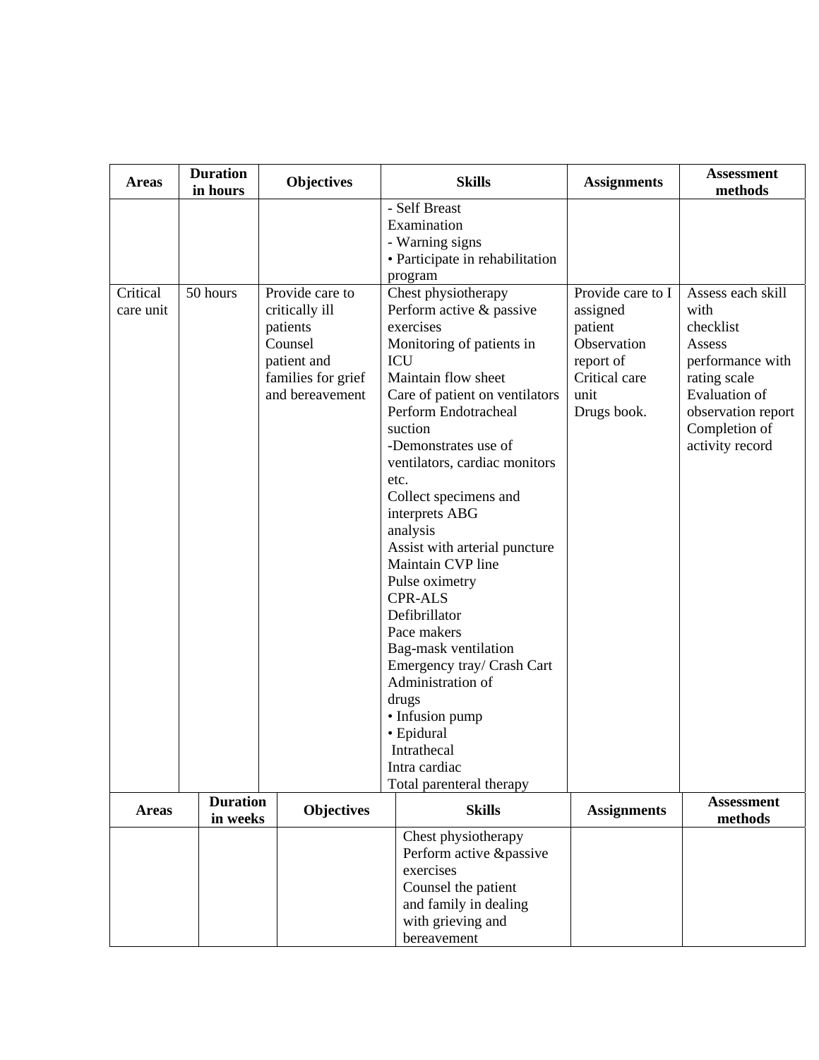| Areas | Duration in hours | Objectives | Skills | Assignments | Assessment methods |
|---|---|---|---|---|---|
| | | | - Self Breast Examination<br>- Warning signs<br>• Participate in rehabilitation program | | |
| Critical care unit | 50 hours | Provide care to critically ill patients<br>Counsel patient and families for grief and bereavement | Chest physiotherapy<br>Perform active & passive exercises<br>Monitoring of patients in ICU<br>Maintain flow sheet<br>Care of patient on ventilators<br>Perform Endotracheal suction<br>-Demonstrates use of ventilators, cardiac monitors etc.<br>Collect specimens and interprets ABG analysis<br>Assist with arterial puncture<br>Maintain CVP line<br>Pulse oximetry<br>CPR-ALS<br>Defibrillator<br>Pace makers<br>Bag-mask ventilation<br>Emergency tray/ Crash Cart<br>Administration of drugs<br>• Infusion pump<br>• Epidural<br>Intrathecal<br>Intra cardiac<br>Total parenteral therapy | Provide care to I assigned patient<br>Observation report of Critical care unit<br>Drugs book. | Assess each skill with checklist<br>Assess performance with rating scale<br>Evaluation of observation report<br>Completion of activity record |

| Areas | Duration in weeks | Objectives | Skills | Assignments | Assessment methods |
|---|---|---|---|---|---|
| | | | Chest physiotherapy<br>Perform active &passive exercises<br>Counsel the patient and family in dealing with grieving and bereavement | | |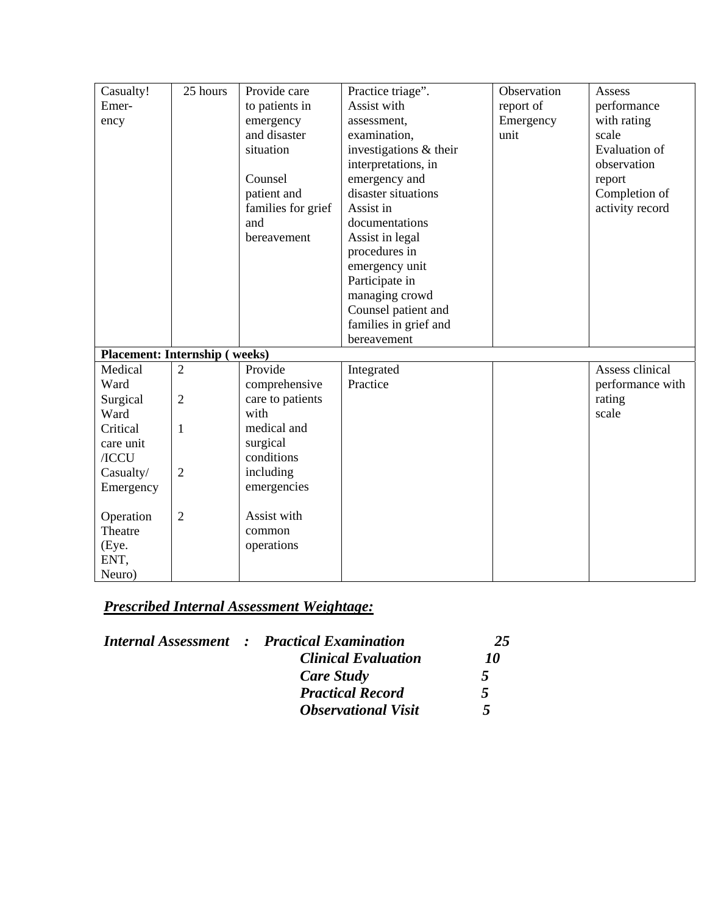| Casualty/ Emer-ency | 25 hours | Provide care to patients in emergency and disaster situation<br><br>Counsel patient and families for grief and bereavement | Practice triage". Assist with assessment, examination, investigations & their interpretations, in emergency and disaster situations Assist in documentations Assist in legal procedures in emergency unit Participate in managing crowd Counsel patient and families in grief and bereavement | Observation report of Emergency unit | Assess performance with rating scale Evaluation of observation report Completion of activity record |
|---|---|---|---|---|---|
| **Placement: Internship ( weeks)** | | | | | |
| Medical Ward<br>Surgical Ward<br>Critical care unit /ICCU<br>Casualty/ Emergency<br><br>Operation Theatre (Eye. ENT, Neuro) | 2<br><br>2<br><br>1<br><br>2<br><br>2 | Provide comprehensive care to patients with medical and surgical conditions including emergencies<br><br>Assist with common operations | Integrated Practice | | Assess clinical performance with rating scale |

***Prescribed Internal Assessment Weightage:***

| | | | |
|---|---|---|---|
| ***Internal Assessment*** | ***:*** | ***Practical Examination*** | ***25*** |
| | | ***Clinical Evaluation*** | ***10*** |
| | | ***Care Study*** | ***5*** |
| | | ***Practical Record*** | ***5*** |
| | | ***Observational Visit*** | ***5*** |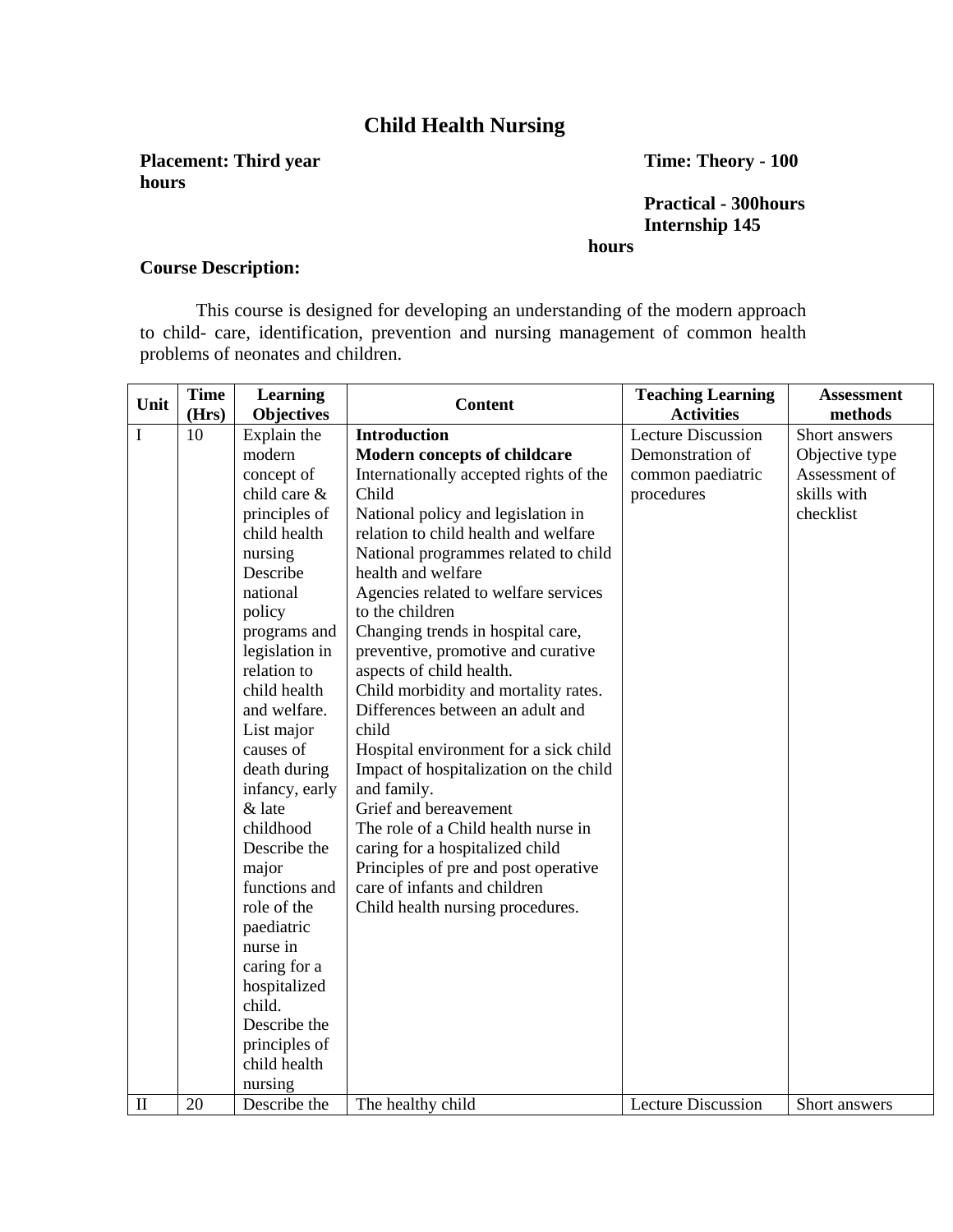# Child Health Nursing

**Placement: Third year** **Time: Theory - 100 hours**

**Practical - 300hours**
**Internship 145 hours**

**Course Description:**

This course is designed for developing an understanding of the modern approach to child- care, identification, prevention and nursing management of common health problems of neonates and children.

| Unit | Time (Hrs) | Learning Objectives | Content | Teaching Learning Activities | Assessment methods |
|---|---|---|---|---|---|
| I | 10 | Explain the modern concept of child care & principles of child health nursing<br>Describe national policy programs and legislation in relation to child health and welfare.<br>List major causes of death during infancy, early & late childhood<br>Describe the major functions and role of the paediatric nurse in caring for a hospitalized child.<br>Describe the principles of child health nursing | **Introduction**<br>**Modern concepts of childcare**<br>Internationally accepted rights of the Child<br>National policy and legislation in relation to child health and welfare<br>National programmes related to child health and welfare<br>Agencies related to welfare services to the children<br>Changing trends in hospital care, preventive, promotive and curative aspects of child health.<br>Child morbidity and mortality rates.<br>Differences between an adult and child<br>Hospital environment for a sick child<br>Impact of hospitalization on the child and family.<br>Grief and bereavement<br>The role of a Child health nurse in caring for a hospitalized child<br>Principles of pre and post operative care of infants and children<br>Child health nursing procedures. | Lecture Discussion<br>Demonstration of common paediatric procedures | Short answers<br>Objective type<br>Assessment of skills with checklist |
| II | 20 | Describe the | The healthy child | Lecture Discussion | Short answers |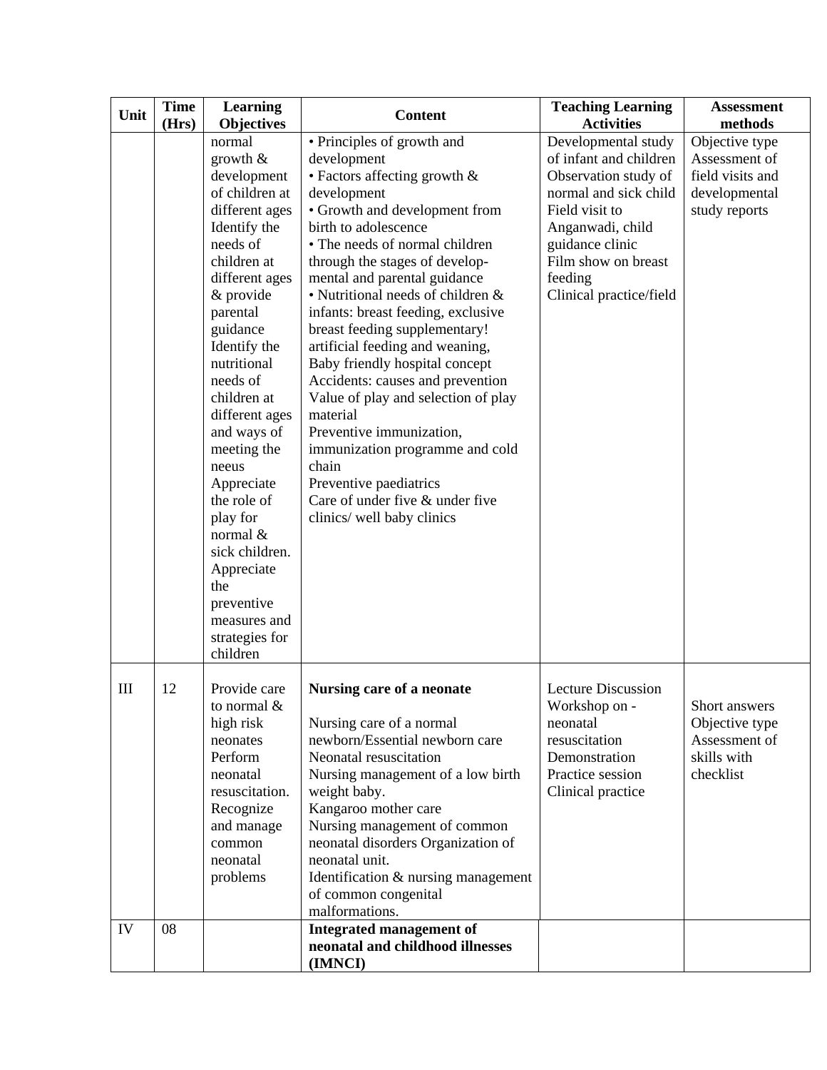| Unit | Time (Hrs) | Learning Objectives | Content | Teaching Learning Activities | Assessment methods |
|---|---|---|---|---|---|
| | | normal growth & development of children at different ages<br>Identify the needs of children at different ages & provide parental guidance<br>Identify the nutritional needs of children at different ages and ways of meeting the neeus<br>Appreciate the role of play for normal & sick children.<br>Appreciate the preventive measures and strategies for children | • Principles of growth and development<br>• Factors affecting growth & development<br>• Growth and development from birth to adolescence<br>• The needs of normal children through the stages of develop-mental and parental guidance<br>• Nutritional needs of children & infants: breast feeding, exclusive breast feeding supplementary! artificial feeding and weaning,<br>Baby friendly hospital concept<br>Accidents: causes and prevention<br>Value of play and selection of play material<br>Preventive immunization, immunization programme and cold chain<br>Preventive paediatrics<br>Care of under five & under five clinics/ well baby clinics | Developmental study of infant and children<br>Observation study of normal and sick child<br>Field visit to Anganwadi, child guidance clinic<br>Film show on breast feeding<br>Clinical practice/field | Objective type<br>Assessment of field visits and developmental study reports |
| III | 12 | Provide care to normal & high risk neonates<br>Perform neonatal resuscitation.<br>Recognize and manage common neonatal problems | **Nursing care of a neonate**<br><br>Nursing care of a normal newborn/Essential newborn care<br>Neonatal resuscitation<br>Nursing management of a low birth weight baby.<br>Kangaroo mother care<br>Nursing management of common neonatal disorders Organization of neonatal unit.<br>Identification & nursing management of common congenital malformations. | Lecture Discussion<br>Workshop on - neonatal resuscitation<br>Demonstration<br>Practice session<br>Clinical practice | Short answers<br>Objective type<br>Assessment of skills with checklist |
| IV | 08 | | **Integrated management of neonatal and childhood illnesses (IMNCI)** | | |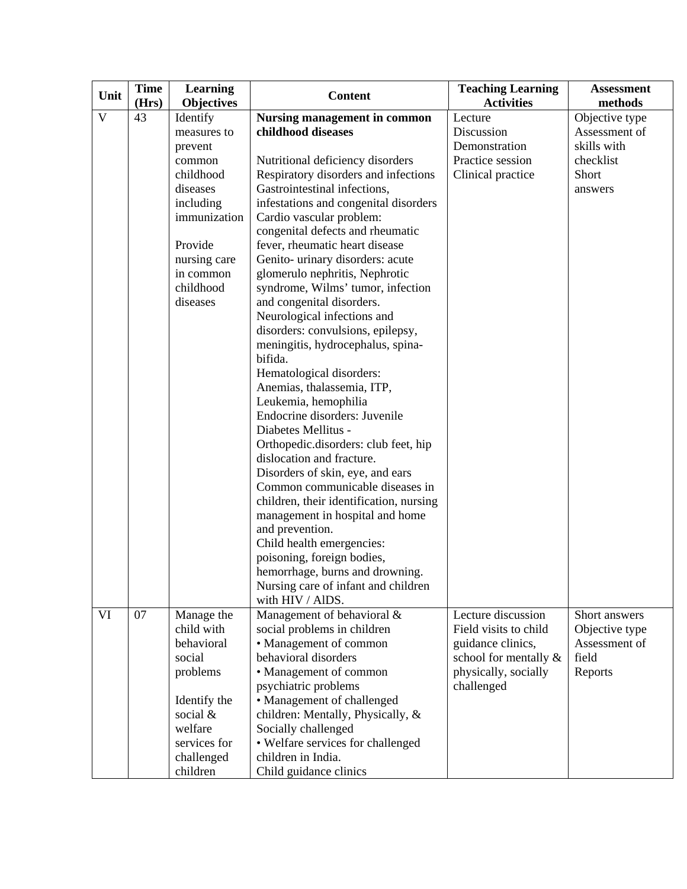| Unit | Time (Hrs) | Learning Objectives | Content | Teaching Learning Activities | Assessment methods |
|---|---|---|---|---|---|
| V | 43 | Identify measures to prevent common childhood diseases including immunization<br><br>Provide nursing care in common childhood diseases | **Nursing management in common childhood diseases**<br><br>Nutritional deficiency disorders<br>Respiratory disorders and infections<br>Gastrointestinal infections, infestations and congenital disorders<br>Cardio vascular problem: congenital defects and rheumatic fever, rheumatic heart disease<br>Genito- urinary disorders: acute glomerulo nephritis, Nephrotic syndrome, Wilms' tumor, infection and congenital disorders.<br>Neurological infections and disorders: convulsions, epilepsy, meningitis, hydrocephalus, spina-bifida.<br>Hematological disorders: Anemias, thalassemia, ITP, Leukemia, hemophilia<br>Endocrine disorders: Juvenile Diabetes Mellitus -<br>Orthopedic.disorders: club feet, hip dislocation and fracture.<br>Disorders of skin, eye, and ears<br>Common communicable diseases in children, their identification, nursing management in hospital and home and prevention.<br>Child health emergencies: poisoning, foreign bodies, hemorrhage, burns and drowning.<br>Nursing care of infant and children with HIV / AlDS. | Lecture<br>Discussion<br>Demonstration<br>Practice session<br>Clinical practice | Objective type<br>Assessment of skills with checklist<br>Short answers |
| VI | 07 | Manage the child with behavioral social problems<br><br>Identify the social & welfare services for challenged children | Management of behavioral & social problems in children<br>• Management of common behavioral disorders<br>• Management of common psychiatric problems<br>• Management of challenged children: Mentally, Physically, & Socially challenged<br>• Welfare services for challenged children in India.<br>Child guidance clinics | Lecture discussion<br>Field visits to child guidance clinics, school for mentally & physically, socially challenged | Short answers<br>Objective type<br>Assessment of field<br>Reports |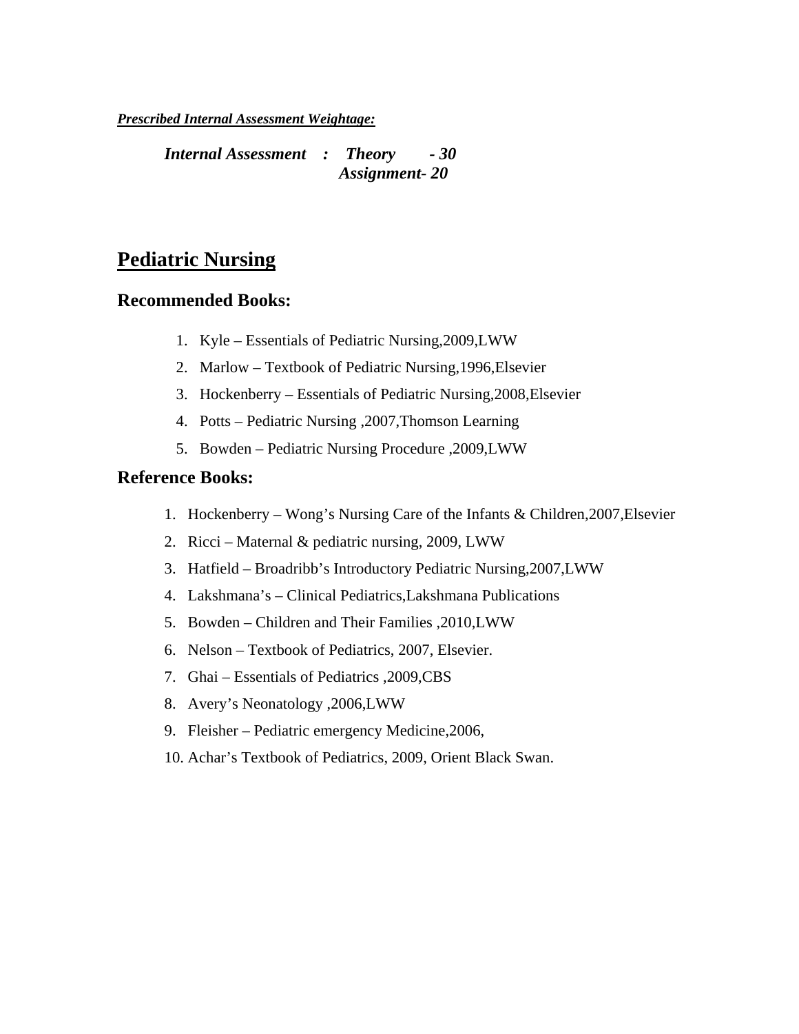***Prescribed Internal Assessment Weightage:***

***Internal Assessment : Theory - 30***
***Assignment- 20***

# Pediatric Nursing

## Recommended Books:

1. Kyle – Essentials of Pediatric Nursing,2009,LWW
2. Marlow – Textbook of Pediatric Nursing,1996,Elsevier
3. Hockenberry – Essentials of Pediatric Nursing,2008,Elsevier
4. Potts – Pediatric Nursing ,2007,Thomson Learning
5. Bowden – Pediatric Nursing Procedure ,2009,LWW

## Reference Books:

1. Hockenberry – Wong's Nursing Care of the Infants & Children,2007,Elsevier
2. Ricci – Maternal & pediatric nursing, 2009, LWW
3. Hatfield – Broadribb's Introductory Pediatric Nursing,2007,LWW
4. Lakshmana's – Clinical Pediatrics,Lakshmana Publications
5. Bowden – Children and Their Families ,2010,LWW
6. Nelson – Textbook of Pediatrics, 2007, Elsevier.
7. Ghai – Essentials of Pediatrics ,2009,CBS
8. Avery's Neonatology ,2006,LWW
9. Fleisher – Pediatric emergency Medicine,2006,
10. Achar's Textbook of Pediatrics, 2009, Orient Black Swan.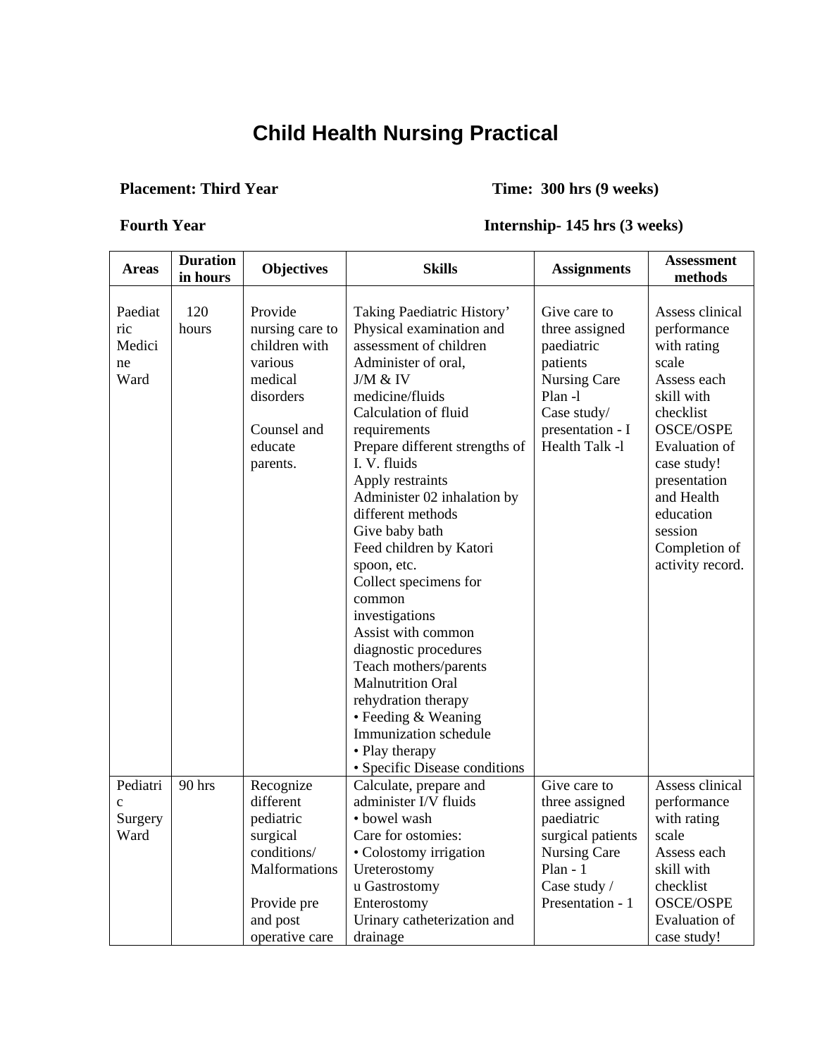# Child Health Nursing Practical

**Placement: Third Year** **Time: 300 hrs (9 weeks)**

**Fourth Year** **Internship- 145 hrs (3 weeks)**

| Areas | Duration in hours | Objectives | Skills | Assignments | Assessment methods |
|---|---|---|---|---|---|
| Paediatric Medicine Ward | 120 hours | Provide nursing care to children with various medical disorders<br><br>Counsel and educate parents. | Taking Paediatric History'<br>Physical examination and assessment of children<br>Administer of oral, J/M & IV medicine/fluids<br>Calculation of fluid requirements<br>Prepare different strengths of I. V. fluids<br>Apply restraints<br>Administer 02 inhalation by different methods<br>Give baby bath<br>Feed children by Katori spoon, etc.<br>Collect specimens for common investigations<br>Assist with common diagnostic procedures<br>Teach mothers/parents<br>Malnutrition Oral rehydration therapy<br>• Feeding & Weaning<br>Immunization schedule<br>• Play therapy<br>• Specific Disease conditions | Give care to three assigned paediatric patients<br>Nursing Care Plan -l<br>Case study/ presentation - I<br>Health Talk -l | Assess clinical performance with rating scale<br>Assess each skill with checklist<br>OSCE/OSPE<br>Evaluation of case study! presentation and Health education session<br>Completion of activity record. |
| Pediatric Surgery Ward | 90 hrs | Recognize different pediatric surgical conditions/ Malformations<br><br>Provide pre and post operative care | Calculate, prepare and administer I/V fluids<br>• bowel wash<br>Care for ostomies:<br>• Colostomy irrigation<br>Ureterostomy<br>u Gastrostomy<br>Enterostomy<br>Urinary catheterization and drainage | Give care to three assigned paediatric surgical patients<br>Nursing Care Plan - 1<br>Case study / Presentation - 1 | Assess clinical performance with rating scale<br>Assess each skill with checklist<br>OSCE/OSPE<br>Evaluation of case study! |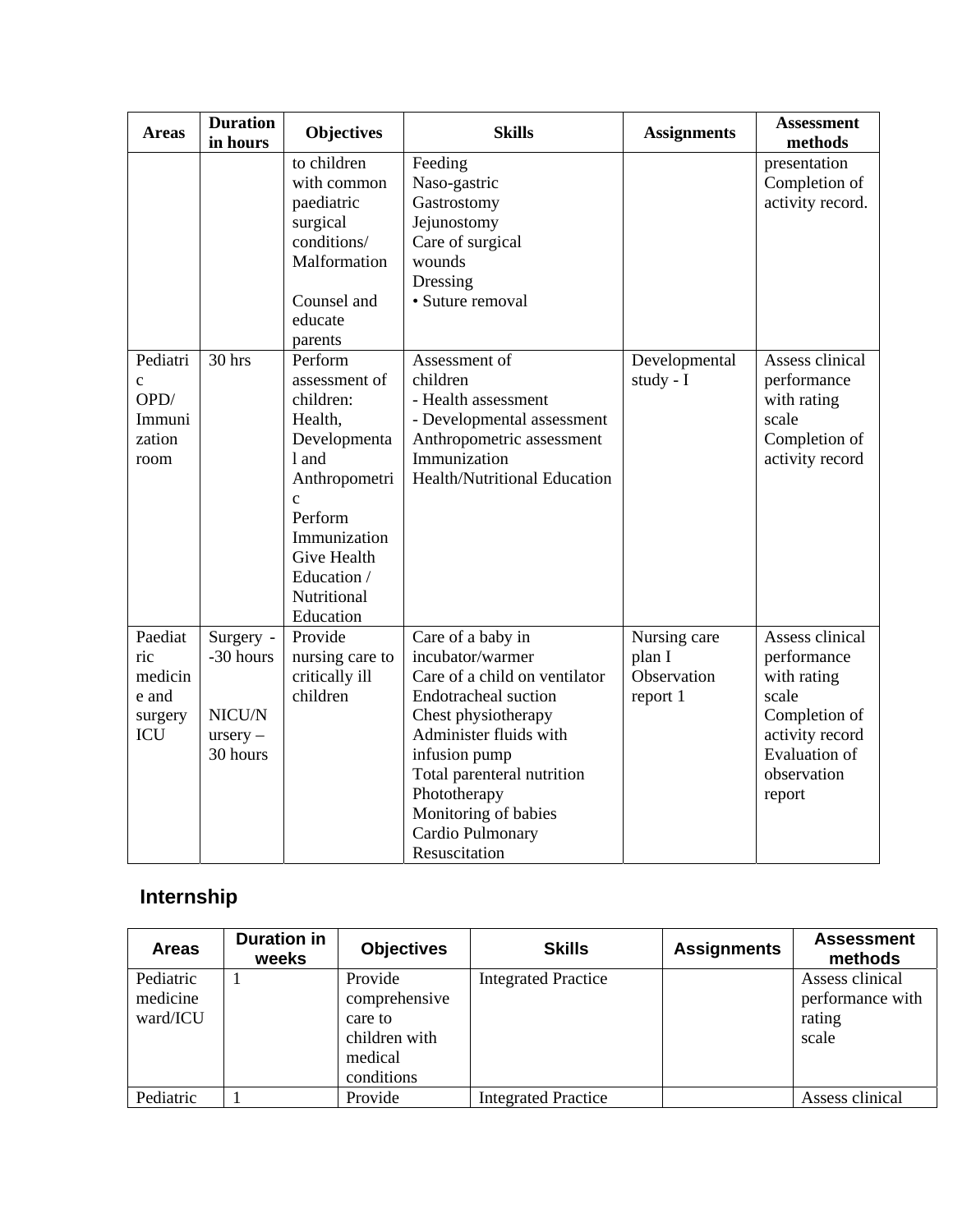| Areas | Duration in hours | Objectives | Skills | Assignments | Assessment methods |
|---|---|---|---|---|---|
| | | to children with common paediatric surgical conditions/ Malformation<br><br>Counsel and educate parents | Feeding<br>Naso-gastric<br>Gastrostomy<br>Jejunostomy<br>Care of surgical wounds<br>Dressing<br>• Suture removal | | presentation<br>Completion of activity record. |
| Pediatric OPD/ Immunization room | 30 hrs | Perform assessment of children: Health, Developmental and Anthropometric<br>Perform Immunization<br>Give Health Education / Nutritional Education | Assessment of children<br>- Health assessment<br>- Developmental assessment<br>Anthropometric assessment<br>Immunization<br>Health/Nutritional Education | Developmental study - I | Assess clinical performance with rating scale<br>Completion of activity record |
| Paediatric medicine and surgery ICU | Surgery - -30 hours<br><br>NICU/Nursery – 30 hours | Provide nursing care to critically ill children | Care of a baby in incubator/warmer<br>Care of a child on ventilator<br>Endotracheal suction<br>Chest physiotherapy<br>Administer fluids with infusion pump<br>Total parenteral nutrition<br>Phototherapy<br>Monitoring of babies<br>Cardio Pulmonary Resuscitation | Nursing care plan I<br>Observation report 1 | Assess clinical performance with rating scale<br>Completion of activity record<br>Evaluation of observation report |

## Internship

| Areas | Duration in weeks | Objectives | Skills | Assignments | Assessment methods |
|---|---|---|---|---|---|
| Pediatric medicine ward/ICU | 1 | Provide comprehensive care to children with medical conditions | Integrated Practice | | Assess clinical performance with rating scale |
| Pediatric | 1 | Provide | Integrated Practice | | Assess clinical |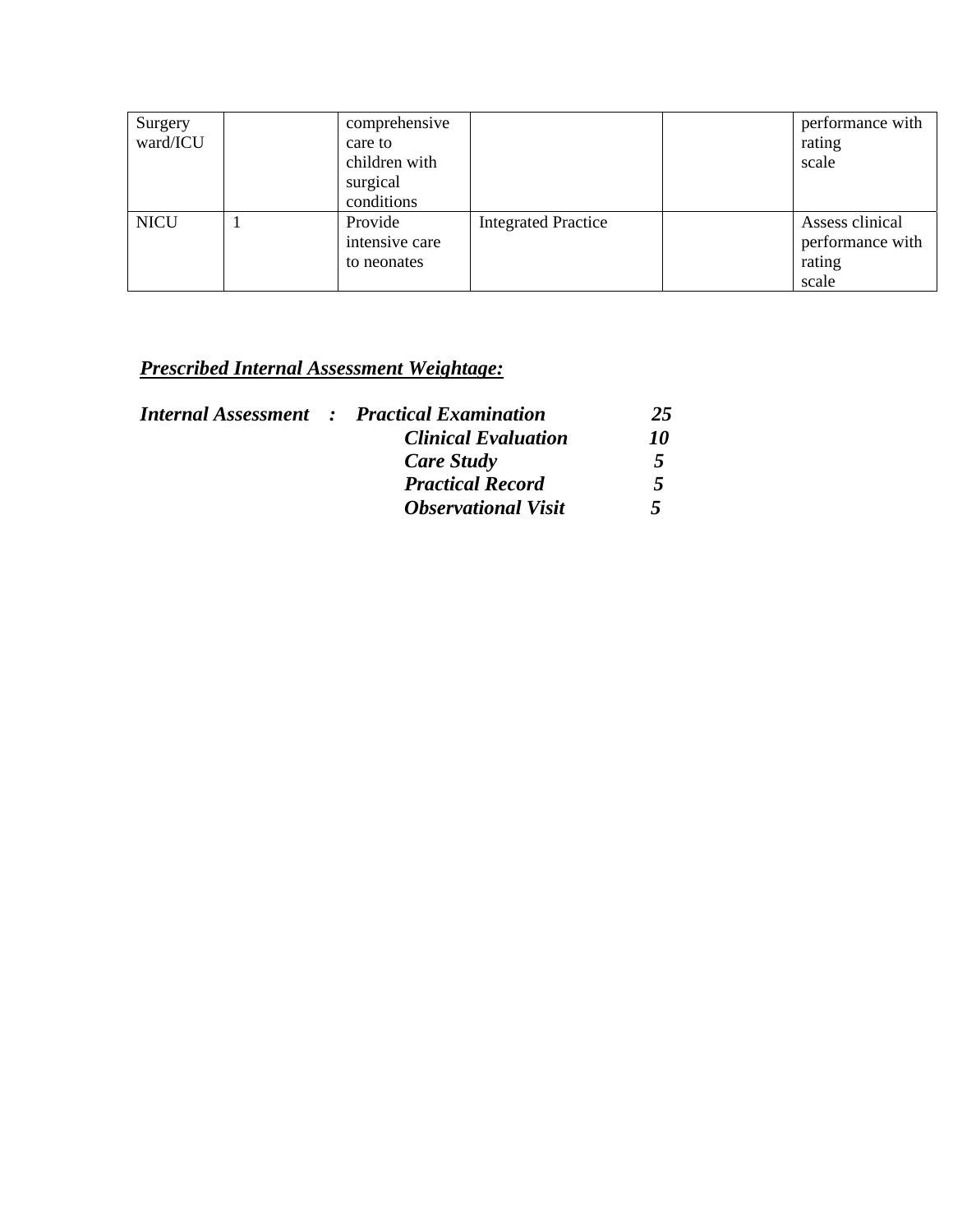| | | | | | |
|---|---|---|---|---|---|
| Surgery ward/ICU | | comprehensive care to children with surgical conditions | | | performance with rating scale |
| NICU | 1 | Provide intensive care to neonates | Integrated Practice | | Assess clinical performance with rating scale |

***Prescribed Internal Assessment Weightage:***

***Internal Assessment : Practical Examination 25***

***Clinical Evaluation 10***

***Care Study 5***

***Practical Record 5***

***Observational Visit 5***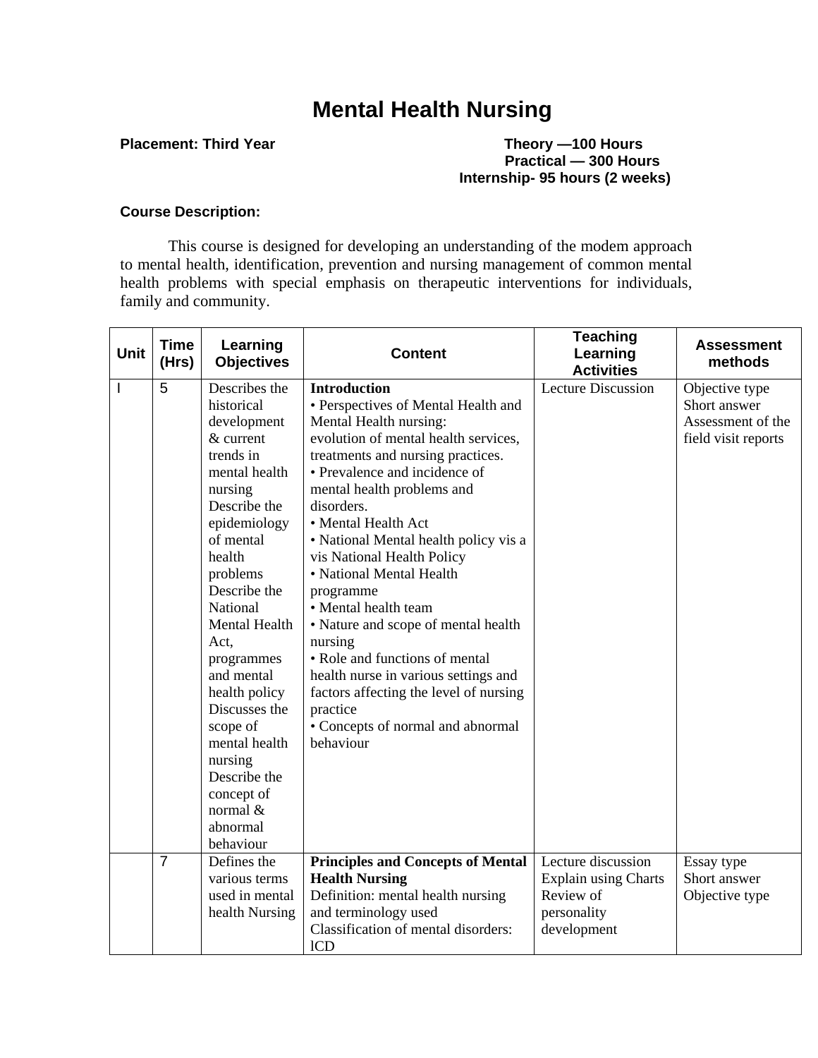# Mental Health Nursing

**Placement: Third Year**

**Theory —100 Hours**
**Practical — 300 Hours**
**Internship- 95 hours (2 weeks)**

**Course Description:**

This course is designed for developing an understanding of the modem approach to mental health, identification, prevention and nursing management of common mental health problems with special emphasis on therapeutic interventions for individuals, family and community.

| Unit | Time (Hrs) | Learning Objectives | Content | Teaching Learning Activities | Assessment methods |
|---|---|---|---|---|---|
| I | 5 | Describes the historical development & current trends in mental health nursing<br>Describe the epidemiology of mental health problems<br>Describe the National Mental Health Act, programmes and mental health policy<br>Discusses the scope of mental health nursing<br>Describe the concept of normal & abnormal behaviour | **Introduction**<br>• Perspectives of Mental Health and Mental Health nursing: evolution of mental health services, treatments and nursing practices.<br>• Prevalence and incidence of mental health problems and disorders.<br>• Mental Health Act<br>• National Mental health policy vis a vis National Health Policy<br>• National Mental Health programme<br>• Mental health team<br>• Nature and scope of mental health nursing<br>• Role and functions of mental health nurse in various settings and factors affecting the level of nursing practice<br>• Concepts of normal and abnormal behaviour | Lecture Discussion | Objective type<br>Short answer<br>Assessment of the field visit reports |
| | 7 | Defines the various terms used in mental health Nursing | **Principles and Concepts of Mental Health Nursing**<br>Definition: mental health nursing and terminology used<br>Classification of mental disorders: lCD | Lecture discussion<br>Explain using Charts<br>Review of personality development | Essay type<br>Short answer<br>Objective type |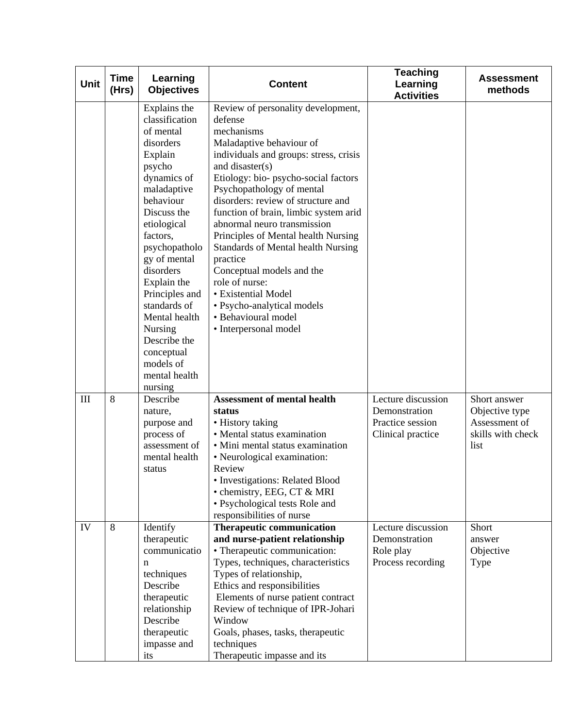| Unit | Time (Hrs) | Learning Objectives | Content | Teaching Learning Activities | Assessment methods |
|---|---|---|---|---|---|
| | | Explains the classification of mental disorders<br>Explain psycho dynamics of maladaptive behaviour<br>Discuss the etiological factors, psychopathology of mental disorders<br>Explain the Principles and standards of Mental health Nursing<br>Describe the conceptual models of mental health nursing | Review of personality development, defense mechanisms<br>Maladaptive behaviour of individuals and groups: stress, crisis and disaster(s)<br>Etiology: bio- psycho-social factors<br>Psychopathology of mental disorders: review of structure and function of brain, limbic system arid abnormal neuro transmission<br>Principles of Mental health Nursing<br>Standards of Mental health Nursing practice<br>Conceptual models and the role of nurse:<br>• Existential Model<br>• Psycho-analytical models<br>• Behavioural model<br>• Interpersonal model | | |
| III | 8 | Describe nature, purpose and process of assessment of mental health status | **Assessment of mental health status**<br>• History taking<br>• Mental status examination<br>• Mini mental status examination<br>• Neurological examination: Review<br>• Investigations: Related Blood<br>• chemistry, EEG, CT & MRI<br>• Psychological tests Role and responsibilities of nurse | Lecture discussion<br>Demonstration<br>Practice session<br>Clinical practice | Short answer<br>Objective type<br>Assessment of skills with check list |
| IV | 8 | Identify therapeutic communication techniques<br>Describe therapeutic relationship<br>Describe therapeutic impasse and its | **Therapeutic communication and nurse-patient relationship**<br>• Therapeutic communication: Types, techniques, characteristics<br>Types of relationship,<br>Ethics and responsibilities<br>Elements of nurse patient contract<br>Review of technique of IPR-Johari Window<br>Goals, phases, tasks, therapeutic techniques<br>Therapeutic impasse and its | Lecture discussion<br>Demonstration<br>Role play<br>Process recording | Short answer<br>Objective Type |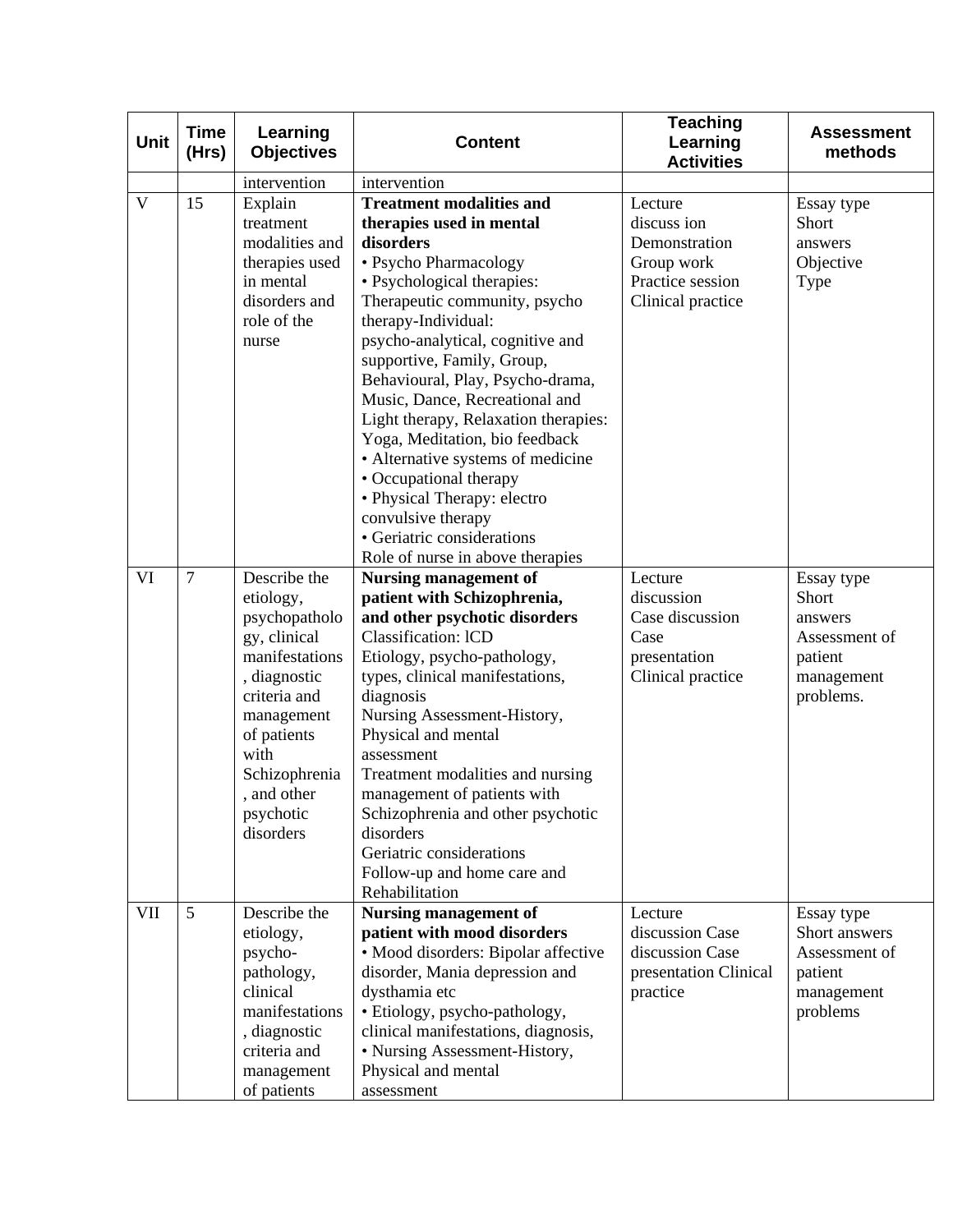| Unit | Time (Hrs) | Learning Objectives | Content | Teaching Learning Activities | Assessment methods |
|---|---|---|---|---|---|
| | | intervention | intervention | | |
| V | 15 | Explain treatment modalities and therapies used in mental disorders and role of the nurse | **Treatment modalities and therapies used in mental disorders**<br>• Psycho Pharmacology<br>• Psychological therapies: Therapeutic community, psycho therapy-Individual: psycho-analytical, cognitive and supportive, Family, Group, Behavioural, Play, Psycho-drama, Music, Dance, Recreational and Light therapy, Relaxation therapies: Yoga, Meditation, bio feedback<br>• Alternative systems of medicine<br>• Occupational therapy<br>• Physical Therapy: electro convulsive therapy<br>• Geriatric considerations<br>Role of nurse in above therapies | Lecture<br>discuss ion<br>Demonstration<br>Group work<br>Practice session<br>Clinical practice | Essay type<br>Short answers<br>Objective Type |
| VI | 7 | Describe the etiology, psychopathology, clinical manifestations, diagnostic criteria and management of patients with Schizophrenia, and other psychotic disorders | **Nursing management of patient with Schizophrenia, and other psychotic disorders**<br>Classification: lCD<br>Etiology, psycho-pathology, types, clinical manifestations, diagnosis<br>Nursing Assessment-History, Physical and mental assessment<br>Treatment modalities and nursing management of patients with Schizophrenia and other psychotic disorders<br>Geriatric considerations<br>Follow-up and home care and Rehabilitation | Lecture<br>discussion<br>Case discussion<br>Case presentation<br>Clinical practice | Essay type<br>Short answers<br>Assessment of patient management problems. |
| VII | 5 | Describe the etiology, psycho-pathology, clinical manifestations, diagnostic criteria and management of patients | **Nursing management of patient with mood disorders**<br>• Mood disorders: Bipolar affective disorder, Mania depression and dysthamia etc<br>• Etiology, psycho-pathology, clinical manifestations, diagnosis,<br>• Nursing Assessment-History, Physical and mental assessment | Lecture<br>discussion Case discussion Case presentation Clinical practice | Essay type<br>Short answers<br>Assessment of patient management problems |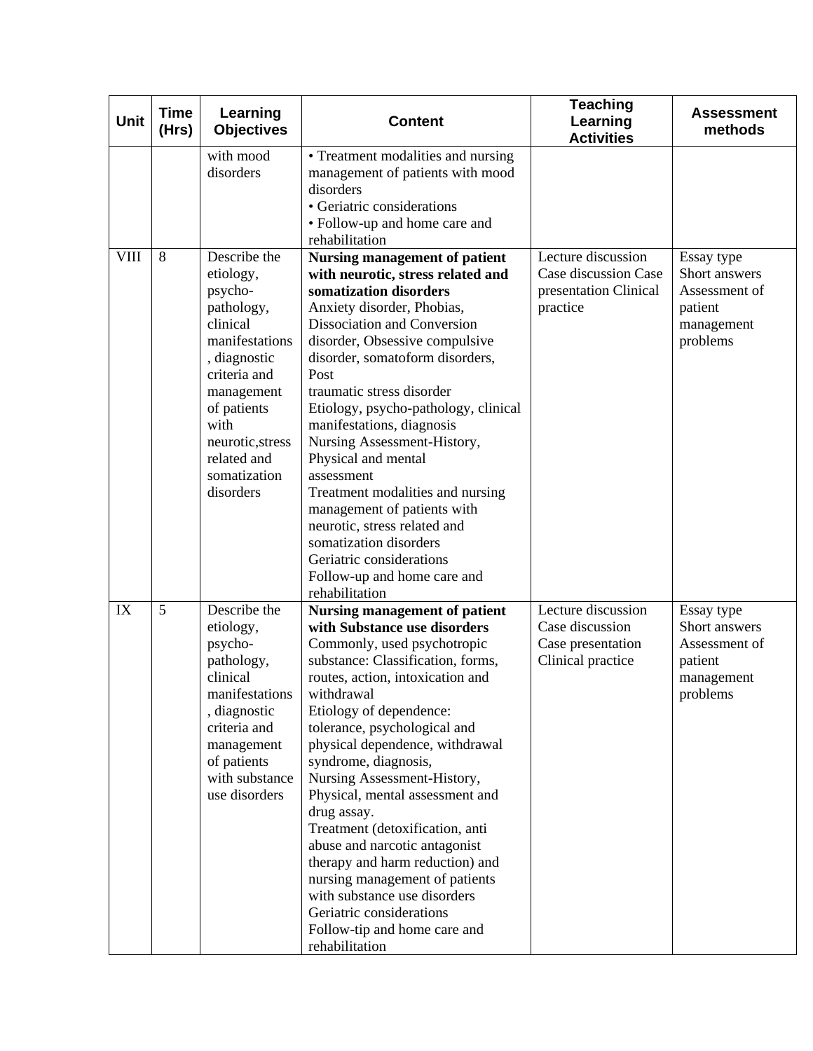| Unit | Time (Hrs) | Learning Objectives | Content | Teaching Learning Activities | Assessment methods |
|---|---|---|---|---|---|
| | | with mood disorders | • Treatment modalities and nursing management of patients with mood disorders<br>• Geriatric considerations<br>• Follow-up and home care and rehabilitation | | |
| VIII | 8 | Describe the etiology, psycho-pathology, clinical manifestations, diagnostic criteria and management of patients with neurotic,stress related and somatization disorders | **Nursing management of patient with neurotic, stress related and somatization disorders**<br>Anxiety disorder, Phobias, Dissociation and Conversion disorder, Obsessive compulsive disorder, somatoform disorders, Post traumatic stress disorder<br>Etiology, psycho-pathology, clinical manifestations, diagnosis<br>Nursing Assessment-History, Physical and mental assessment<br>Treatment modalities and nursing management of patients with neurotic, stress related and somatization disorders<br>Geriatric considerations<br>Follow-up and home care and rehabilitation | Lecture discussion Case discussion Case presentation Clinical practice | Essay type Short answers Assessment of patient management problems |
| IX | 5 | Describe the etiology, psycho-pathology, clinical manifestations, diagnostic criteria and management of patients with substance use disorders | **Nursing management of patient with Substance use disorders**<br>Commonly, used psychotropic substance: Classification, forms, routes, action, intoxication and withdrawal<br>Etiology of dependence: tolerance, psychological and physical dependence, withdrawal syndrome, diagnosis,<br>Nursing Assessment-History, Physical, mental assessment and drug assay.<br>Treatment (detoxification, anti abuse and narcotic antagonist therapy and harm reduction) and nursing management of patients with substance use disorders<br>Geriatric considerations<br>Follow-tip and home care and rehabilitation | Lecture discussion<br>Case discussion<br>Case presentation<br>Clinical practice | Essay type Short answers Assessment of patient management problems |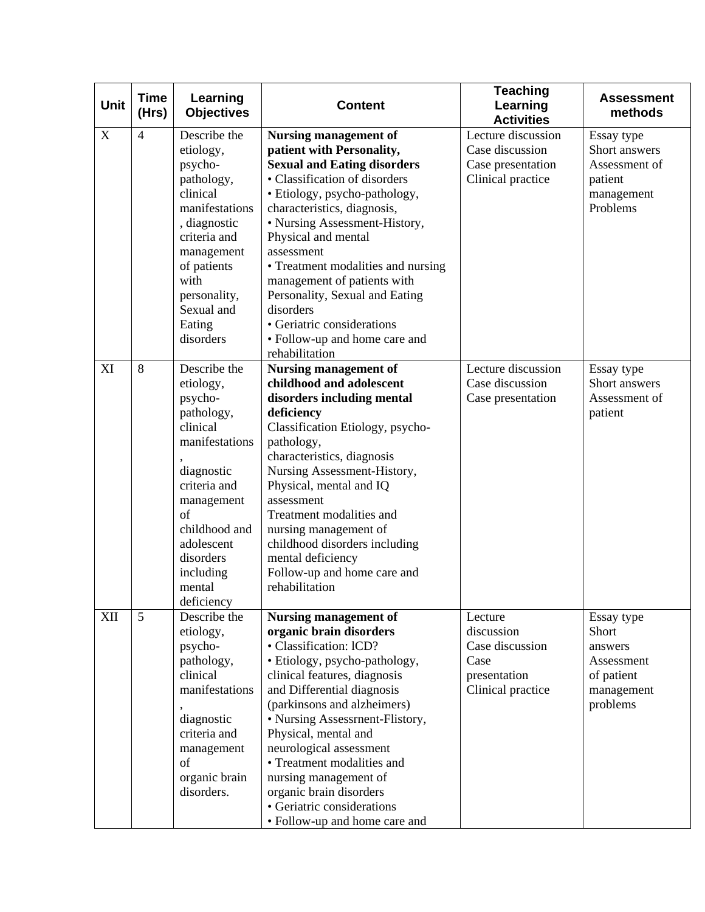| Unit | Time (Hrs) | Learning Objectives | Content | Teaching Learning Activities | Assessment methods |
|---|---|---|---|---|---|
| X | 4 | Describe the etiology, psycho-pathology, clinical manifestations, diagnostic criteria and management of patients with personality, Sexual and Eating disorders | **Nursing management of patient with Personality, Sexual and Eating disorders**<br>• Classification of disorders<br>• Etiology, psycho-pathology, characteristics, diagnosis,<br>• Nursing Assessment-History, Physical and mental assessment<br>• Treatment modalities and nursing management of patients with Personality, Sexual and Eating disorders<br>• Geriatric considerations<br>• Follow-up and home care and rehabilitation | Lecture discussion<br>Case discussion<br>Case presentation<br>Clinical practice | Essay type<br>Short answers<br>Assessment of patient management Problems |
| XI | 8 | Describe the etiology, psycho-pathology, clinical manifestations, diagnostic criteria and management of childhood and adolescent disorders including mental deficiency | **Nursing management of childhood and adolescent disorders including mental deficiency**<br>Classification Etiology, psycho-pathology, characteristics, diagnosis<br>Nursing Assessment-History, Physical, mental and IQ assessment<br>Treatment modalities and nursing management of childhood disorders including mental deficiency<br>Follow-up and home care and rehabilitation | Lecture discussion<br>Case discussion<br>Case presentation | Essay type<br>Short answers<br>Assessment of patient |
| XII | 5 | Describe the etiology, psycho-pathology, clinical manifestations, diagnostic criteria and management of organic brain disorders. | **Nursing management of organic brain disorders**<br>• Classification: lCD?<br>• Etiology, psycho-pathology, clinical features, diagnosis and Differential diagnosis (parkinsons and alzheimers)<br>• Nursing Assesssrnent-Flistory, Physical, mental and neurological assessment<br>• Treatment modalities and nursing management of organic brain disorders<br>• Geriatric considerations<br>• Follow-up and home care and | Lecture discussion<br>Case discussion<br>Case presentation<br>Clinical practice | Essay type<br>Short answers<br>Assessment of patient management problems |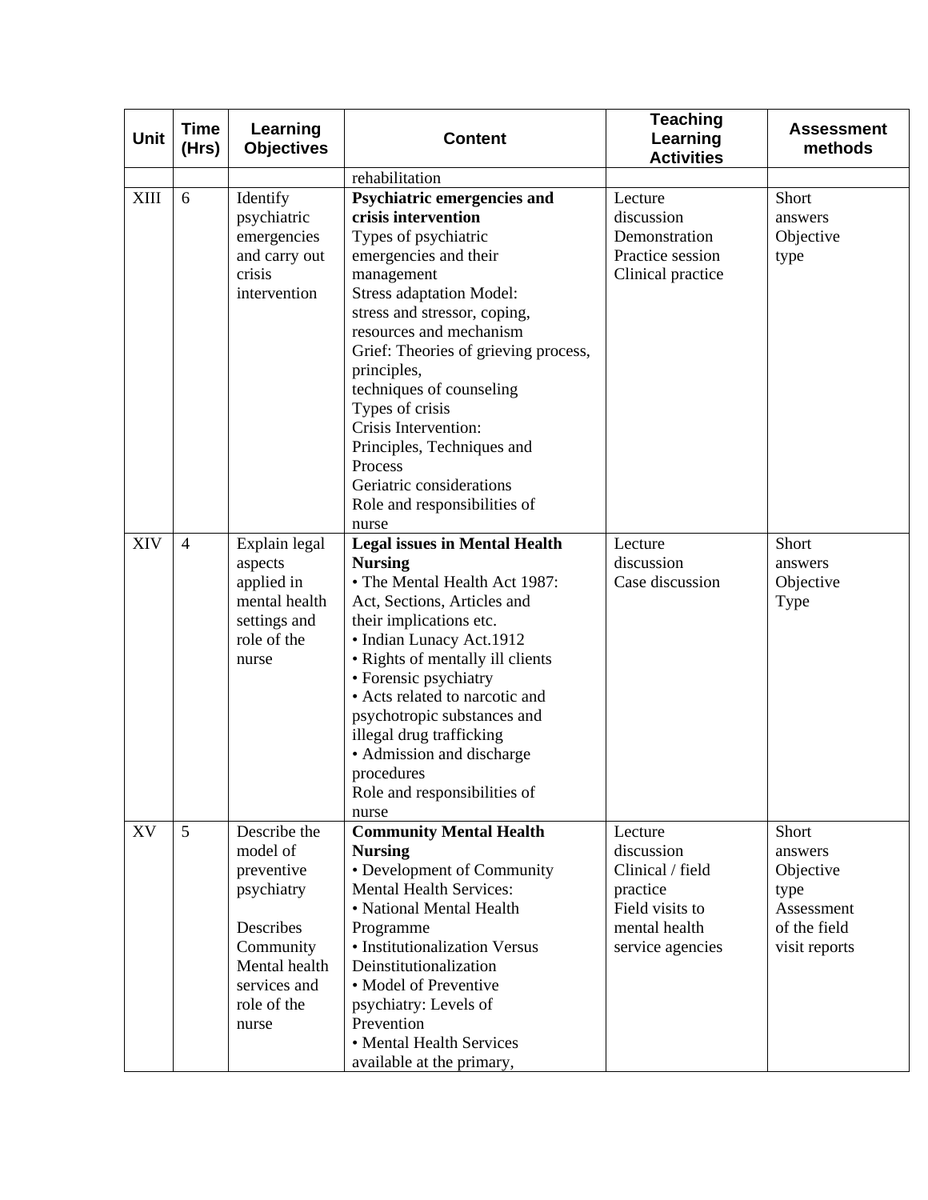| Unit | Time (Hrs) | Learning Objectives | Content | Teaching Learning Activities | Assessment methods |
|---|---|---|---|---|---|
| | | | rehabilitation | | |
| XIII | 6 | Identify psychiatric emergencies and carry out crisis intervention | **Psychiatric emergencies and crisis intervention**<br>Types of psychiatric emergencies and their management<br>Stress adaptation Model: stress and stressor, coping, resources and mechanism<br>Grief: Theories of grieving process, principles,<br>techniques of counseling<br>Types of crisis<br>Crisis Intervention: Principles, Techniques and Process<br>Geriatric considerations<br>Role and responsibilities of nurse | Lecture discussion<br>Demonstration<br>Practice session<br>Clinical practice | Short answers<br>Objective type |
| XIV | 4 | Explain legal aspects applied in mental health settings and role of the nurse | **Legal issues in Mental Health Nursing**<br>• The Mental Health Act 1987: Act, Sections, Articles and their implications etc.<br>• Indian Lunacy Act.1912<br>• Rights of mentally ill clients<br>• Forensic psychiatry<br>• Acts related to narcotic and psychotropic substances and illegal drug trafficking<br>• Admission and discharge procedures<br>Role and responsibilities of nurse | Lecture discussion<br>Case discussion | Short answers<br>Objective Type |
| XV | 5 | Describe the model of preventive psychiatry<br><br>Describes Community Mental health services and role of the nurse | **Community Mental Health Nursing**<br>• Development of Community Mental Health Services:<br>• National Mental Health Programme<br>• Institutionalization Versus Deinstitutionalization<br>• Model of Preventive psychiatry: Levels of Prevention<br>• Mental Health Services available at the primary, | Lecture discussion<br>Clinical / field practice<br>Field visits to mental health service agencies | Short answers<br>Objective type<br>Assessment of the field visit reports |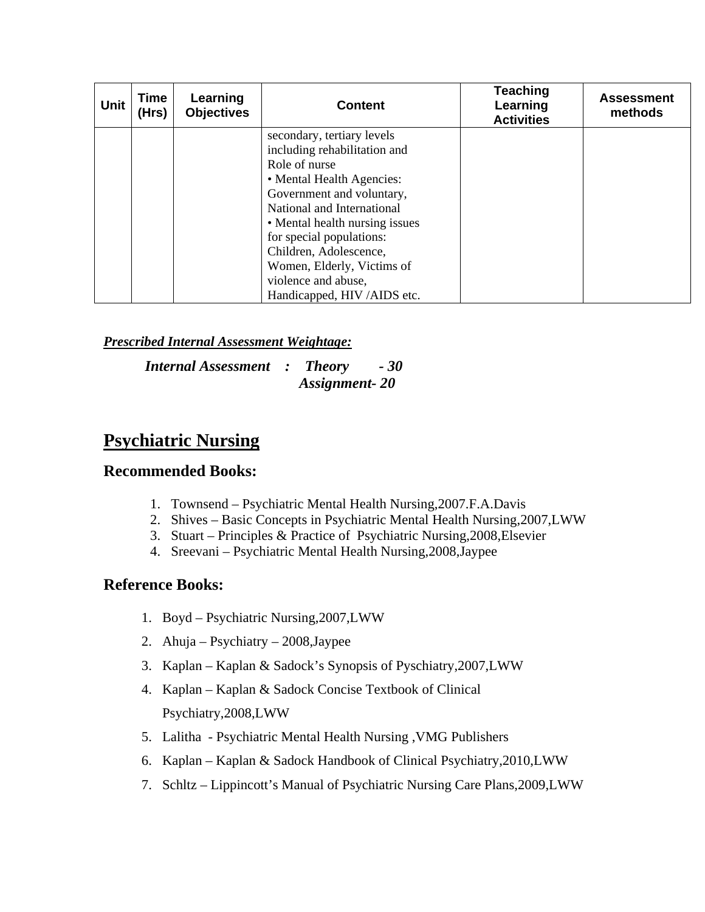| Unit | Time (Hrs) | Learning Objectives | Content | Teaching Learning Activities | Assessment methods |
|---|---|---|---|---|---|
| | | | secondary, tertiary levels including rehabilitation and Role of nurse<br>• Mental Health Agencies: Government and voluntary, National and International<br>• Mental health nursing issues for special populations: Children, Adolescence, Women, Elderly, Victims of violence and abuse, Handicapped, HIV /AIDS etc. | | |

***Prescribed Internal Assessment Weightage:***

***Internal Assessment : Theory - 30***
***Assignment- 20***

# Psychiatric Nursing

## Recommended Books:

1. Townsend – Psychiatric Mental Health Nursing,2007.F.A.Davis
2. Shives – Basic Concepts in Psychiatric Mental Health Nursing,2007,LWW
3. Stuart – Principles & Practice of Psychiatric Nursing,2008,Elsevier
4. Sreevani – Psychiatric Mental Health Nursing,2008,Jaypee

## Reference Books:

1. Boyd – Psychiatric Nursing,2007,LWW
2. Ahuja – Psychiatry – 2008,Jaypee
3. Kaplan – Kaplan & Sadock's Synopsis of Pyschiatry,2007,LWW
4. Kaplan – Kaplan & Sadock Concise Textbook of Clinical Psychiatry,2008,LWW
5. Lalitha - Psychiatric Mental Health Nursing ,VMG Publishers
6. Kaplan – Kaplan & Sadock Handbook of Clinical Psychiatry,2010,LWW
7. Schltz – Lippincott's Manual of Psychiatric Nursing Care Plans,2009,LWW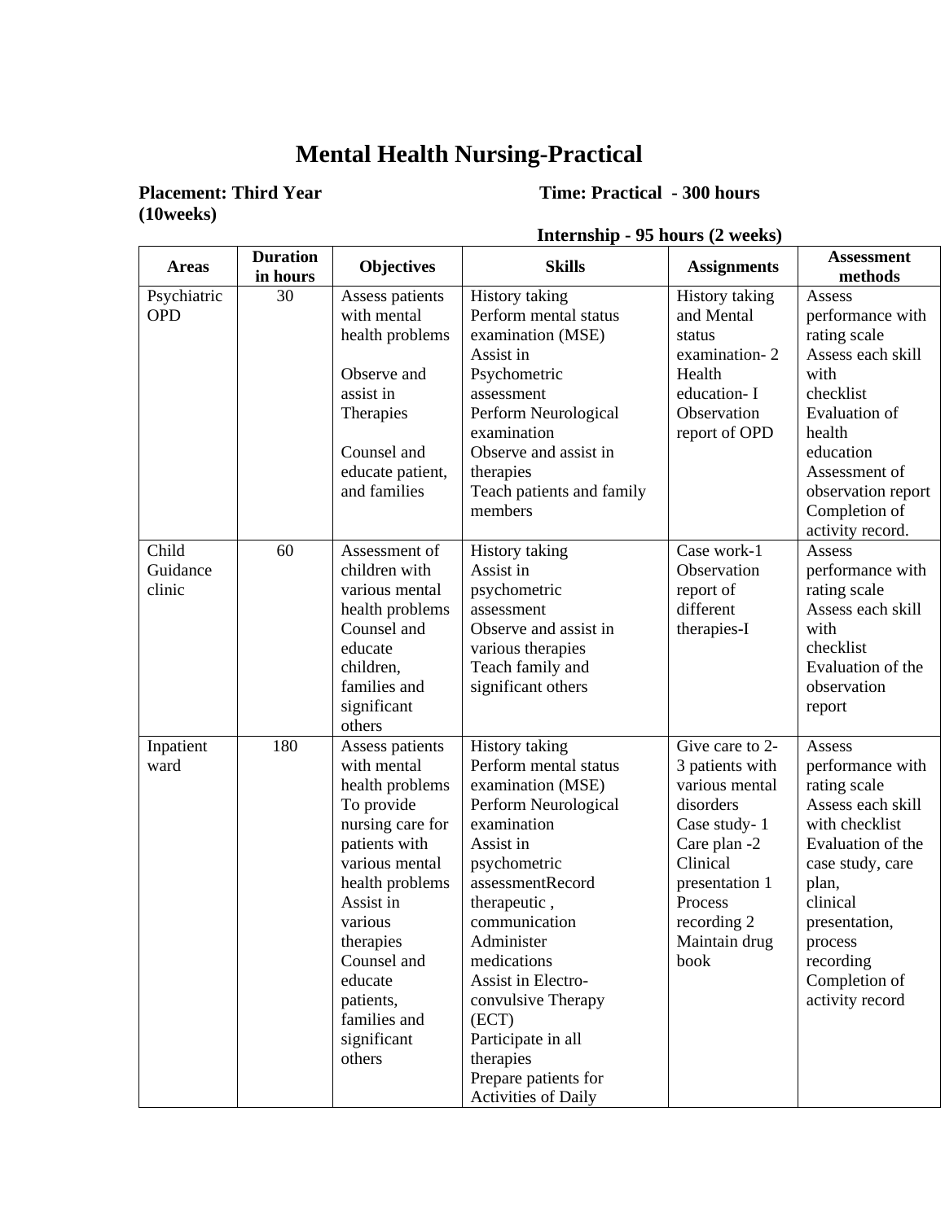# Mental Health Nursing-Practical

**Placement: Third Year (10weeks)** **Time: Practical - 300 hours**

**Internship - 95 hours (2 weeks)**

| Areas | Duration in hours | Objectives | Skills | Assignments | Assessment methods |
|---|---|---|---|---|---|
| Psychiatric OPD | 30 | Assess patients with mental health problems<br><br>Observe and assist in Therapies<br><br>Counsel and educate patient, and families | History taking<br>Perform mental status examination (MSE)<br>Assist in Psychometric assessment<br>Perform Neurological examination<br>Observe and assist in therapies<br>Teach patients and family members | History taking and Mental status examination- 2<br>Health education- I<br>Observation report of OPD | Assess performance with rating scale<br>Assess each skill with checklist<br>Evaluation of health education<br>Assessment of observation report<br>Completion of activity record. |
| Child Guidance clinic | 60 | Assessment of children with various mental health problems<br>Counsel and educate children, families and significant others | History taking<br>Assist in psychometric assessment<br>Observe and assist in various therapies<br>Teach family and significant others | Case work-1<br>Observation report of different therapies-I | Assess performance with rating scale<br>Assess each skill with checklist<br>Evaluation of the observation report |
| Inpatient ward | 180 | Assess patients with mental health problems<br>To provide nursing care for patients with various mental health problems<br>Assist in various therapies<br>Counsel and educate patients, families and significant others | History taking<br>Perform mental status examination (MSE)<br>Perform Neurological examination<br>Assist in psychometric assessmentRecord therapeutic , communication<br>Administer medications<br>Assist in Electro-convulsive Therapy (ECT)<br>Participate in all therapies<br>Prepare patients for Activities of Daily | Give care to 2-3 patients with various mental disorders<br>Case study- 1<br>Care plan -2<br>Clinical presentation 1<br>Process recording 2<br>Maintain drug book | Assess performance with rating scale<br>Assess each skill with checklist<br>Evaluation of the case study, care plan, clinical presentation, process recording<br>Completion of activity record |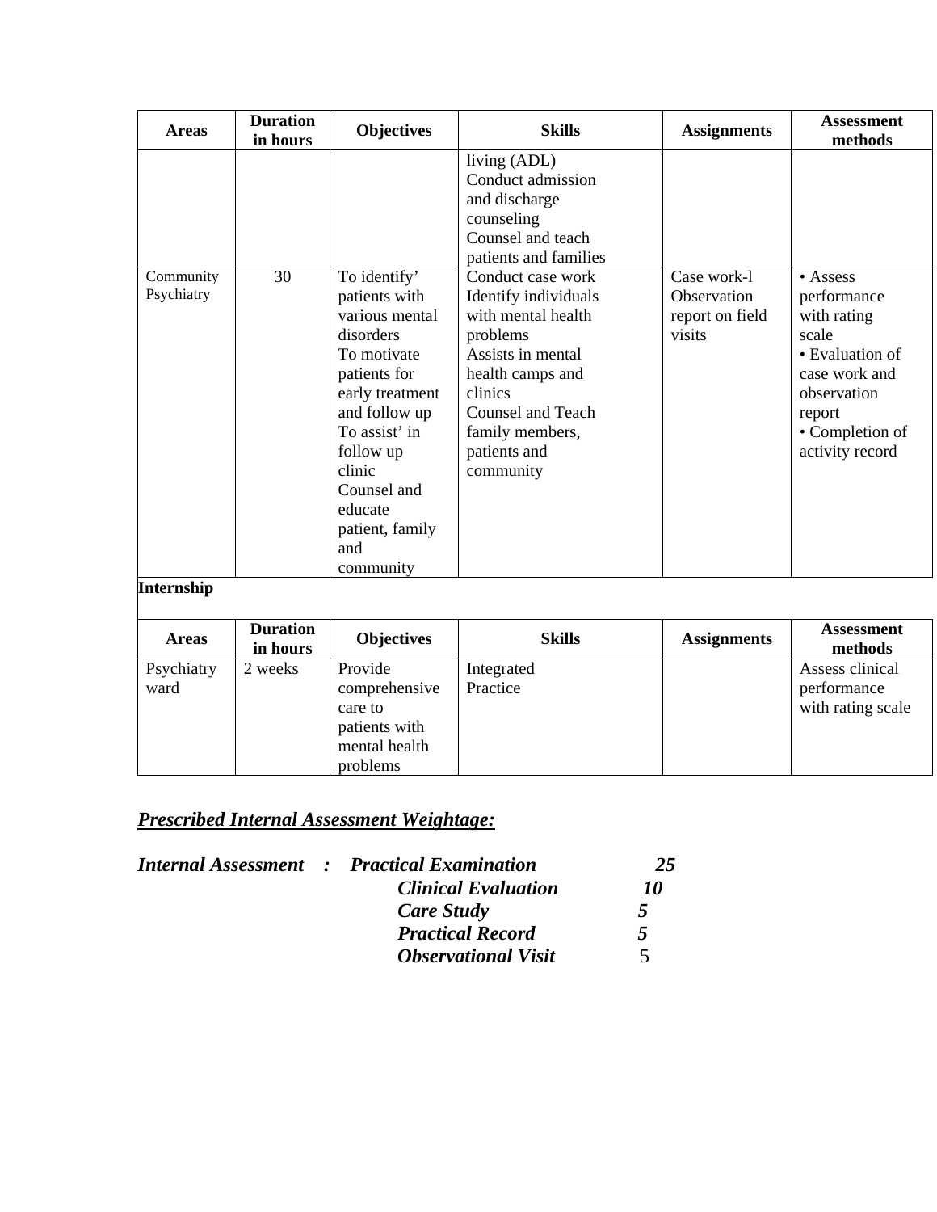| Areas | Duration in hours | Objectives | Skills | Assignments | Assessment methods |
|---|---|---|---|---|---|
| | | | living (ADL) Conduct admission and discharge counseling Counsel and teach patients and families | | |
| Community Psychiatry | 30 | To identify' patients with various mental disorders To motivate patients for early treatment and follow up To assist' in follow up clinic Counsel and educate patient, family and community | Conduct case work Identify individuals with mental health problems Assists in mental health camps and clinics Counsel and Teach family members, patients and community | Case work-l Observation report on field visits | • Assess performance with rating scale • Evaluation of case work and observation report • Completion of activity record |

**Internship**

| Areas | Duration in hours | Objectives | Skills | Assignments | Assessment methods |
|---|---|---|---|---|---|
| Psychiatry ward | 2 weeks | Provide comprehensive care to patients with mental health problems | Integrated Practice | | Assess clinical performance with rating scale |

***Prescribed Internal Assessment Weightage:***

***Internal Assessment : Practical Examination 25***

| | |
|---|---|
| ***Clinical Evaluation*** | ***10*** |
| ***Care Study*** | ***5*** |
| ***Practical Record*** | ***5*** |
| ***Observational Visit*** | 5 |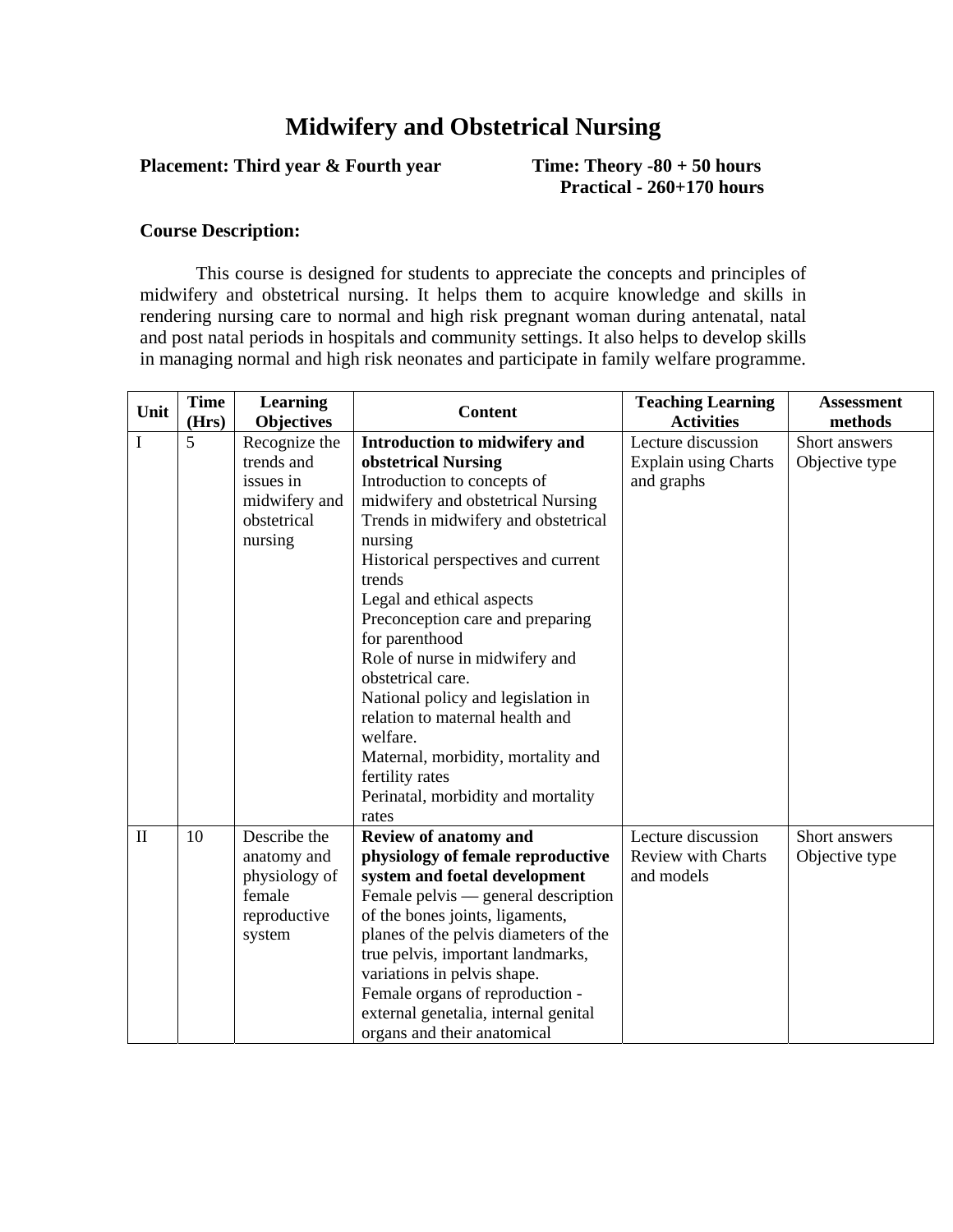# Midwifery and Obstetrical Nursing

**Placement: Third year & Fourth year** **Time: Theory -80 + 50 hours**
**Practical - 260+170 hours**

**Course Description:**

This course is designed for students to appreciate the concepts and principles of midwifery and obstetrical nursing. It helps them to acquire knowledge and skills in rendering nursing care to normal and high risk pregnant woman during antenatal, natal and post natal periods in hospitals and community settings. It also helps to develop skills in managing normal and high risk neonates and participate in family welfare programme.

| Unit | Time (Hrs) | Learning Objectives | Content | Teaching Learning Activities | Assessment methods |
|---|---|---|---|---|---|
| I | 5 | Recognize the trends and issues in midwifery and obstetrical nursing | **Introduction to midwifery and obstetrical Nursing**<br>Introduction to concepts of midwifery and obstetrical Nursing<br>Trends in midwifery and obstetrical nursing<br>Historical perspectives and current trends<br>Legal and ethical aspects<br>Preconception care and preparing for parenthood<br>Role of nurse in midwifery and obstetrical care.<br>National policy and legislation in relation to maternal health and welfare.<br>Maternal, morbidity, mortality and fertility rates<br>Perinatal, morbidity and mortality rates | Lecture discussion<br>Explain using Charts and graphs | Short answers<br>Objective type |
| II | 10 | Describe the anatomy and physiology of female reproductive system | **Review of anatomy and physiology of female reproductive system and foetal development**<br>Female pelvis — general description of the bones joints, ligaments, planes of the pelvis diameters of the true pelvis, important landmarks, variations in pelvis shape.<br>Female organs of reproduction - external genetalia, internal genital organs and their anatomical | Lecture discussion<br>Review with Charts and models | Short answers<br>Objective type |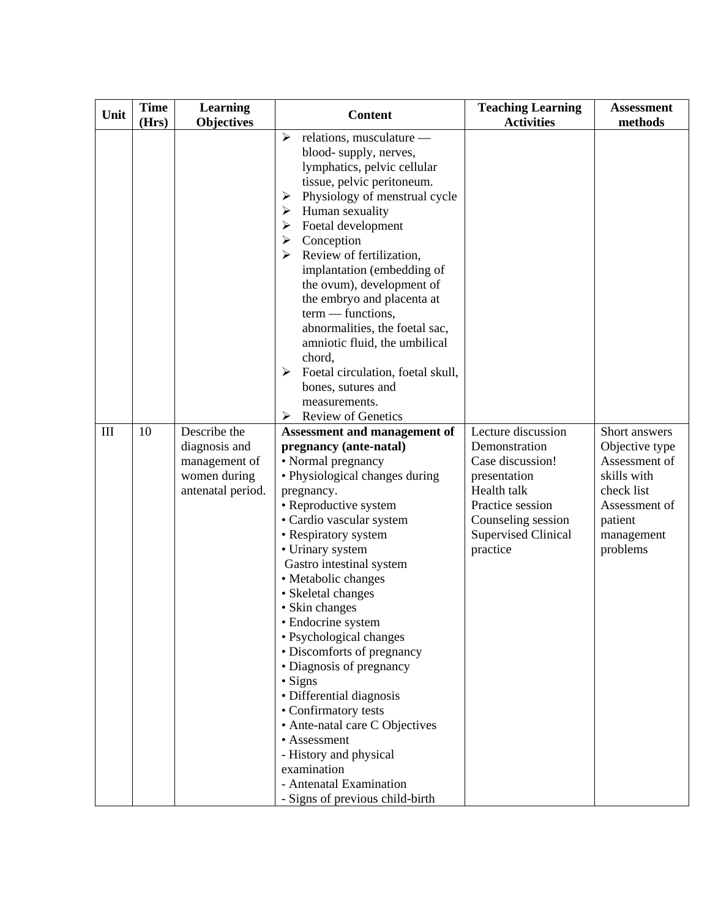| Unit | Time (Hrs) | Learning Objectives | Content | Teaching Learning Activities | Assessment methods |
|---|---|---|---|---|---|
| | | | ➢ relations, musculature — blood- supply, nerves, lymphatics, pelvic cellular tissue, pelvic peritoneum.<br>➢ Physiology of menstrual cycle<br>➢ Human sexuality<br>➢ Foetal development<br>➢ Conception<br>➢ Review of fertilization, implantation (embedding of the ovum), development of the embryo and placenta at term — functions, abnormalities, the foetal sac, amniotic fluid, the umbilical chord,<br>➢ Foetal circulation, foetal skull, bones, sutures and measurements.<br>➢ Review of Genetics | | |
| III | 10 | Describe the diagnosis and management of women during antenatal period. | **Assessment and management of pregnancy (ante-natal)**<br>• Normal pregnancy<br>• Physiological changes during pregnancy.<br>• Reproductive system<br>• Cardio vascular system<br>• Respiratory system<br>• Urinary system<br>Gastro intestinal system<br>• Metabolic changes<br>• Skeletal changes<br>• Skin changes<br>• Endocrine system<br>• Psychological changes<br>• Discomforts of pregnancy<br>• Diagnosis of pregnancy<br>• Signs<br>• Differential diagnosis<br>• Confirmatory tests<br>• Ante-natal care C Objectives<br>• Assessment<br>- History and physical examination<br>- Antenatal Examination<br>- Signs of previous child-birth | Lecture discussion<br>Demonstration<br>Case discussion! presentation<br>Health talk<br>Practice session<br>Counseling session<br>Supervised Clinical practice | Short answers<br>Objective type<br>Assessment of skills with check list<br>Assessment of patient management problems |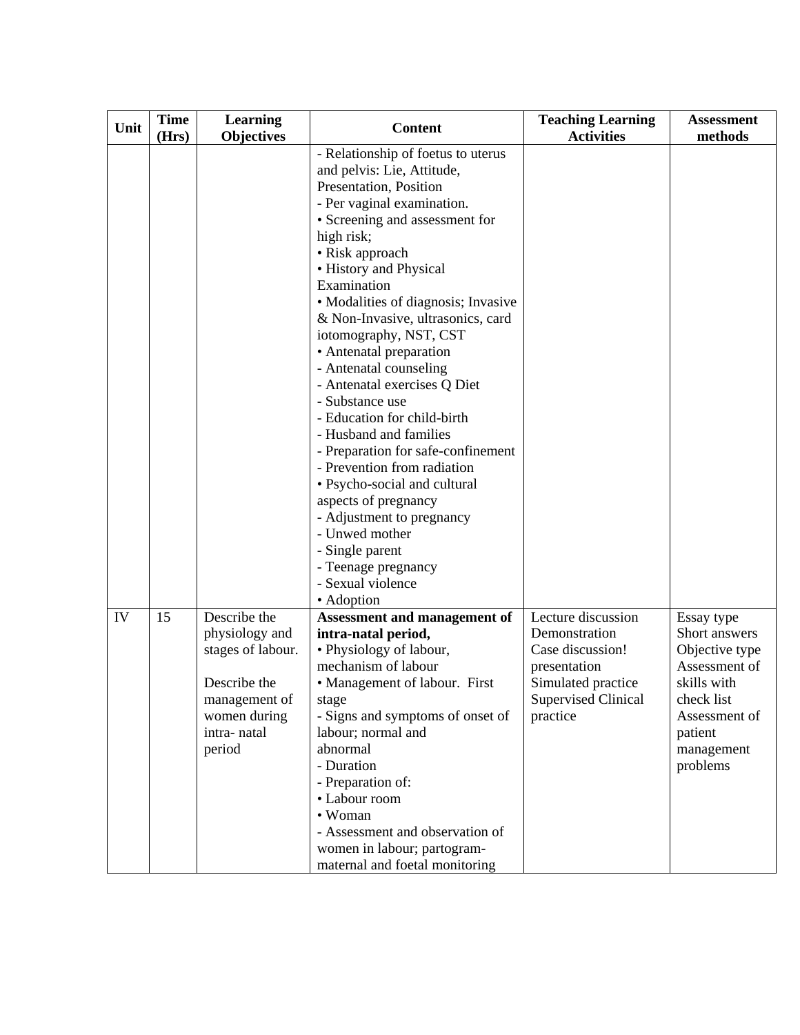| Unit | Time (Hrs) | Learning Objectives | Content | Teaching Learning Activities | Assessment methods |
|---|---|---|---|---|---|
| | | | - Relationship of foetus to uterus and pelvis: Lie, Attitude, Presentation, Position<br>- Per vaginal examination.<br>• Screening and assessment for high risk;<br>• Risk approach<br>• History and Physical Examination<br>• Modalities of diagnosis; Invasive & Non-Invasive, ultrasonics, card iotomography, NST, CST<br>• Antenatal preparation<br>- Antenatal counseling<br>- Antenatal exercises Q Diet<br>- Substance use<br>- Education for child-birth<br>- Husband and families<br>- Preparation for safe-confinement<br>- Prevention from radiation<br>• Psycho-social and cultural aspects of pregnancy<br>- Adjustment to pregnancy<br>- Unwed mother<br>- Single parent<br>- Teenage pregnancy<br>- Sexual violence<br>• Adoption | | |
| IV | 15 | Describe the physiology and stages of labour.<br><br>Describe the management of women during intra- natal period | **Assessment and management of intra-natal period,**<br>• Physiology of labour, mechanism of labour<br>• Management of labour. First stage<br>- Signs and symptoms of onset of labour; normal and abnormal<br>- Duration<br>- Preparation of:<br>• Labour room<br>• Woman<br>- Assessment and observation of women in labour; partogram- maternal and foetal monitoring | Lecture discussion<br>Demonstration<br>Case discussion! presentation<br>Simulated practice<br>Supervised Clinical practice | Essay type<br>Short answers<br>Objective type<br>Assessment of skills with check list<br>Assessment of patient management problems |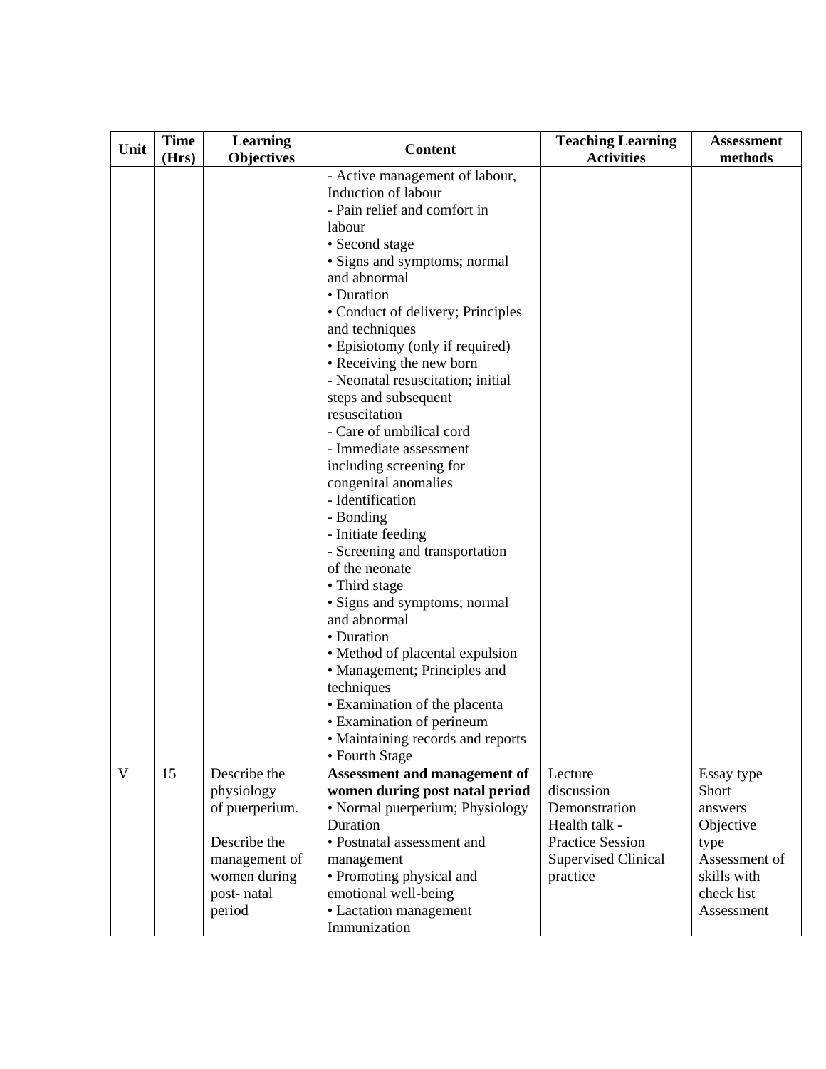| Unit | Time (Hrs) | Learning Objectives | Content | Teaching Learning Activities | Assessment methods |
|---|---|---|---|---|---|
| | | | - Active management of labour, Induction of labour<br>- Pain relief and comfort in labour<br>• Second stage<br>• Signs and symptoms; normal and abnormal<br>• Duration<br>• Conduct of delivery; Principles and techniques<br>• Episiotomy (only if required)<br>• Receiving the new born<br>- Neonatal resuscitation; initial steps and subsequent resuscitation<br>- Care of umbilical cord<br>- Immediate assessment including screening for congenital anomalies<br>- Identification<br>- Bonding<br>- Initiate feeding<br>- Screening and transportation of the neonate<br>• Third stage<br>• Signs and symptoms; normal and abnormal<br>• Duration<br>• Method of placental expulsion<br>• Management; Principles and techniques<br>• Examination of the placenta<br>• Examination of perineum<br>• Maintaining records and reports<br>• Fourth Stage | | |
| V | 15 | Describe the physiology of puerperium.<br><br>Describe the management of women during post- natal period | **Assessment and management of women during post natal period**<br>• Normal puerperium; Physiology Duration<br>• Postnatal assessment and management<br>• Promoting physical and emotional well-being<br>• Lactation management Immunization | Lecture discussion<br>Demonstration<br>Health talk -<br>Practice Session<br>Supervised Clinical practice | Essay type<br>Short answers<br>Objective type<br>Assessment of skills with check list<br>Assessment |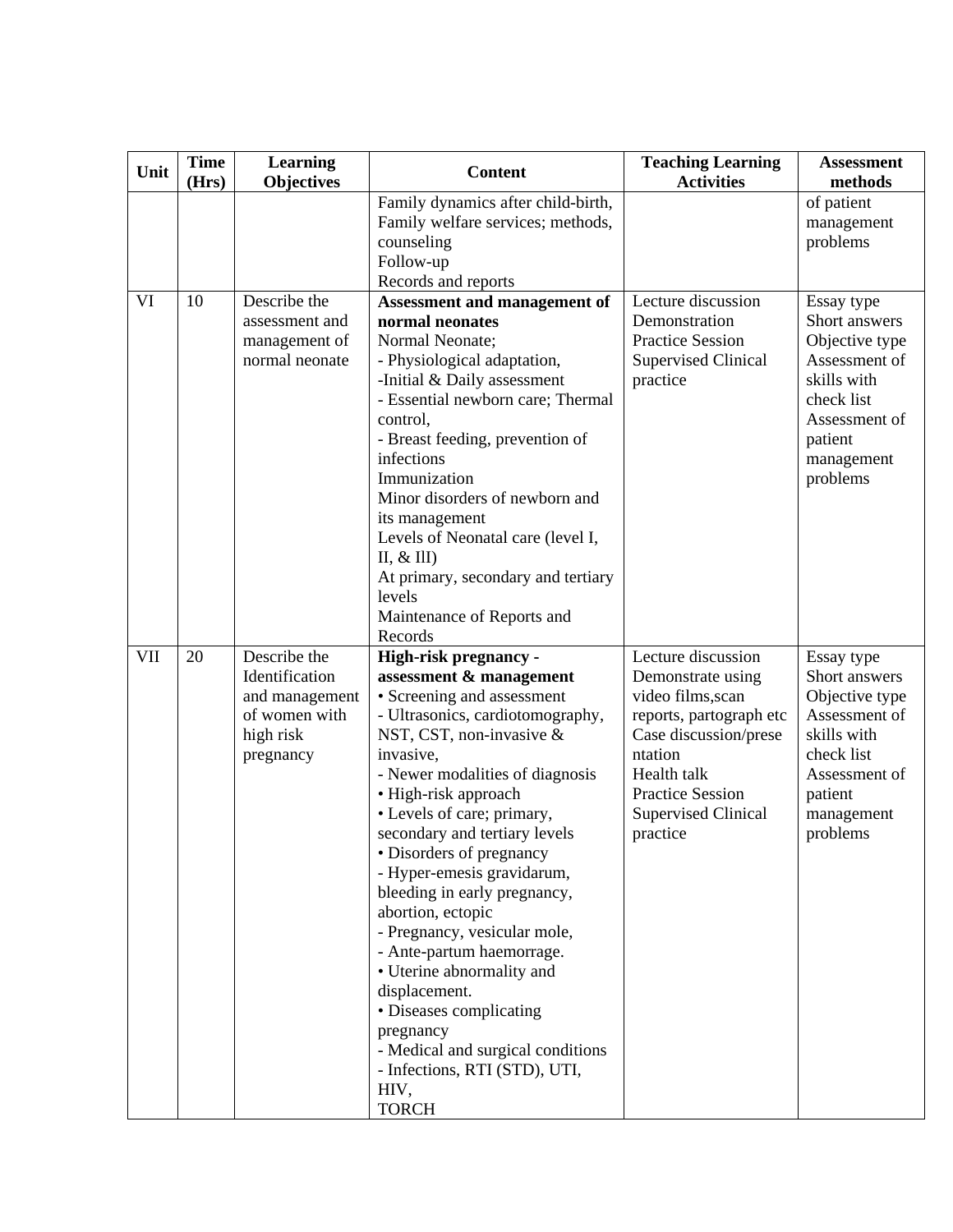| Unit | Time (Hrs) | Learning Objectives | Content | Teaching Learning Activities | Assessment methods |
| --- | --- | --- | --- | --- | --- |
| | | | Family dynamics after child-birth, Family welfare services; methods, counseling<br>Follow-up<br>Records and reports | | of patient management problems |
| VI | 10 | Describe the assessment and management of normal neonate | **Assessment and management of normal neonates**<br>Normal Neonate;<br>- Physiological adaptation,<br>-Initial & Daily assessment<br>- Essential newborn care; Thermal control,<br>- Breast feeding, prevention of infections<br>Immunization<br>Minor disorders of newborn and its management<br>Levels of Neonatal care (level I, II, & IlI)<br>At primary, secondary and tertiary levels<br>Maintenance of Reports and Records | Lecture discussion<br>Demonstration<br>Practice Session<br>Supervised Clinical practice | Essay type<br>Short answers<br>Objective type<br>Assessment of skills with check list<br>Assessment of patient management problems |
| VII | 20 | Describe the Identification and management of women with high risk pregnancy | **High-risk pregnancy - assessment & management**<br>• Screening and assessment<br>- Ultrasonics, cardiotomography, NST, CST, non-invasive & invasive,<br>- Newer modalities of diagnosis<br>• High-risk approach<br>• Levels of care; primary, secondary and tertiary levels<br>• Disorders of pregnancy<br>- Hyper-emesis gravidarum, bleeding in early pregnancy, abortion, ectopic<br>- Pregnancy, vesicular mole,<br>- Ante-partum haemorrage.<br>• Uterine abnormality and displacement.<br>• Diseases complicating pregnancy<br>- Medical and surgical conditions<br>- Infections, RTI (STD), UTI, HIV,<br>TORCH | Lecture discussion<br>Demonstrate using video films,scan reports, partograph etc<br>Case discussion/presentation<br>Health talk<br>Practice Session<br>Supervised Clinical practice | Essay type<br>Short answers<br>Objective type<br>Assessment of skills with check list<br>Assessment of patient management problems |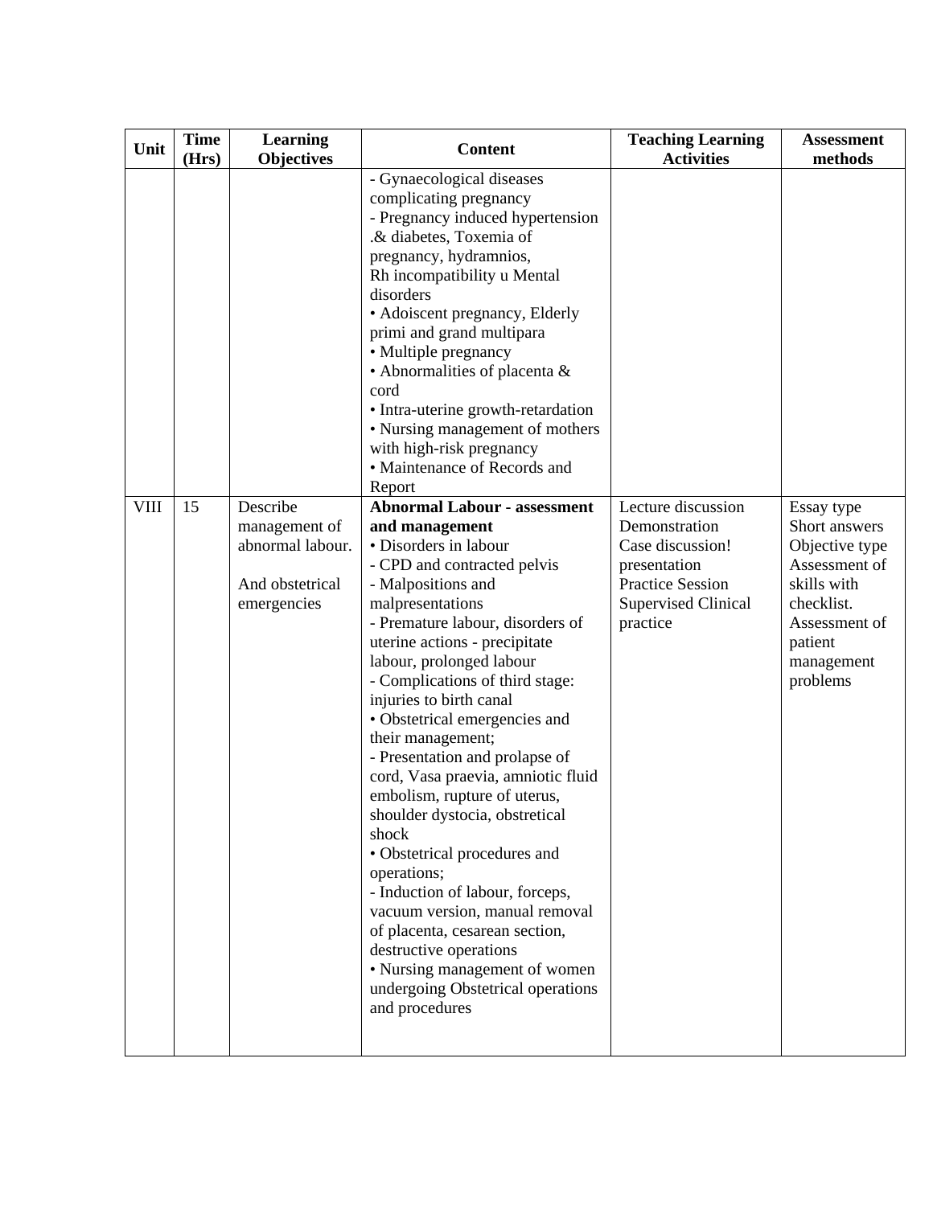| Unit | Time (Hrs) | Learning Objectives | Content | Teaching Learning Activities | Assessment methods |
|---|---|---|---|---|---|
| | | | - Gynaecological diseases complicating pregnancy<br>- Pregnancy induced hypertension .& diabetes, Toxemia of pregnancy, hydramnios, Rh incompatibility u Mental disorders<br>• Adoiscent pregnancy, Elderly primi and grand multipara<br>• Multiple pregnancy<br>• Abnormalities of placenta & cord<br>• Intra-uterine growth-retardation<br>• Nursing management of mothers with high-risk pregnancy<br>• Maintenance of Records and Report | | |
| VIII | 15 | Describe management of abnormal labour.<br><br>And obstetrical emergencies | **Abnormal Labour - assessment and management**<br>• Disorders in labour<br>- CPD and contracted pelvis<br>- Malpositions and malpresentations<br>- Premature labour, disorders of uterine actions - precipitate labour, prolonged labour<br>- Complications of third stage: injuries to birth canal<br>• Obstetrical emergencies and their management;<br>- Presentation and prolapse of cord, Vasa praevia, amniotic fluid embolism, rupture of uterus, shoulder dystocia, obstretical shock<br>• Obstetrical procedures and operations;<br>- Induction of labour, forceps, vacuum version, manual removal of placenta, cesarean section, destructive operations<br>• Nursing management of women undergoing Obstetrical operations and procedures | Lecture discussion<br>Demonstration<br>Case discussion! presentation<br>Practice Session<br>Supervised Clinical practice | Essay type<br>Short answers<br>Objective type<br>Assessment of skills with checklist.<br>Assessment of patient management problems |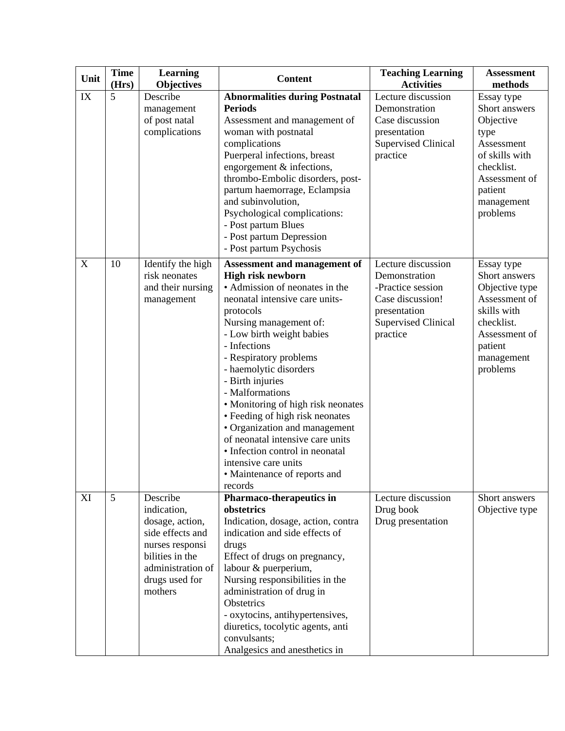| Unit | Time (Hrs) | Learning Objectives | Content | Teaching Learning Activities | Assessment methods |
|---|---|---|---|---|---|
| IX | 5 | Describe management of post natal complications | **Abnormalities during Postnatal Periods**<br>Assessment and management of woman with postnatal complications<br>Puerperal infections, breast engorgement & infections, thrombo-Embolic disorders, post-partum haemorrage, Eclampsia and subinvolution,<br>Psychological complications:<br>- Post partum Blues<br>- Post partum Depression<br>- Post partum Psychosis | Lecture discussion<br>Demonstration<br>Case discussion presentation<br>Supervised Clinical practice | Essay type<br>Short answers<br>Objective type<br>Assessment of skills with checklist.<br>Assessment of patient management problems |
| X | 10 | Identify the high risk neonates and their nursing management | **Assessment and management of High risk newborn**<br>• Admission of neonates in the neonatal intensive care units- protocols<br>Nursing management of:<br>- Low birth weight babies<br>- Infections<br>- Respiratory problems<br>- haemolytic disorders<br>- Birth injuries<br>- Malformations<br>• Monitoring of high risk neonates<br>• Feeding of high risk neonates<br>• Organization and management of neonatal intensive care units<br>• Infection control in neonatal intensive care units<br>• Maintenance of reports and records | Lecture discussion<br>Demonstration<br>-Practice session<br>Case discussion! presentation<br>Supervised Clinical practice | Essay type<br>Short answers<br>Objective type<br>Assessment of skills with checklist.<br>Assessment of patient management problems |
| XI | 5 | Describe indication, dosage, action, side effects and nurses responsi bilities in the administration of drugs used for mothers | **Pharmaco-therapeutics in obstetrics**<br>Indication, dosage, action, contra indication and side effects of drugs<br>Effect of drugs on pregnancy, labour & puerperium,<br>Nursing responsibilities in the administration of drug in Obstetrics<br>- oxytocins, antihypertensives, diuretics, tocolytic agents, anti convulsants;<br>Analgesics and anesthetics in | Lecture discussion<br>Drug book<br>Drug presentation | Short answers<br>Objective type |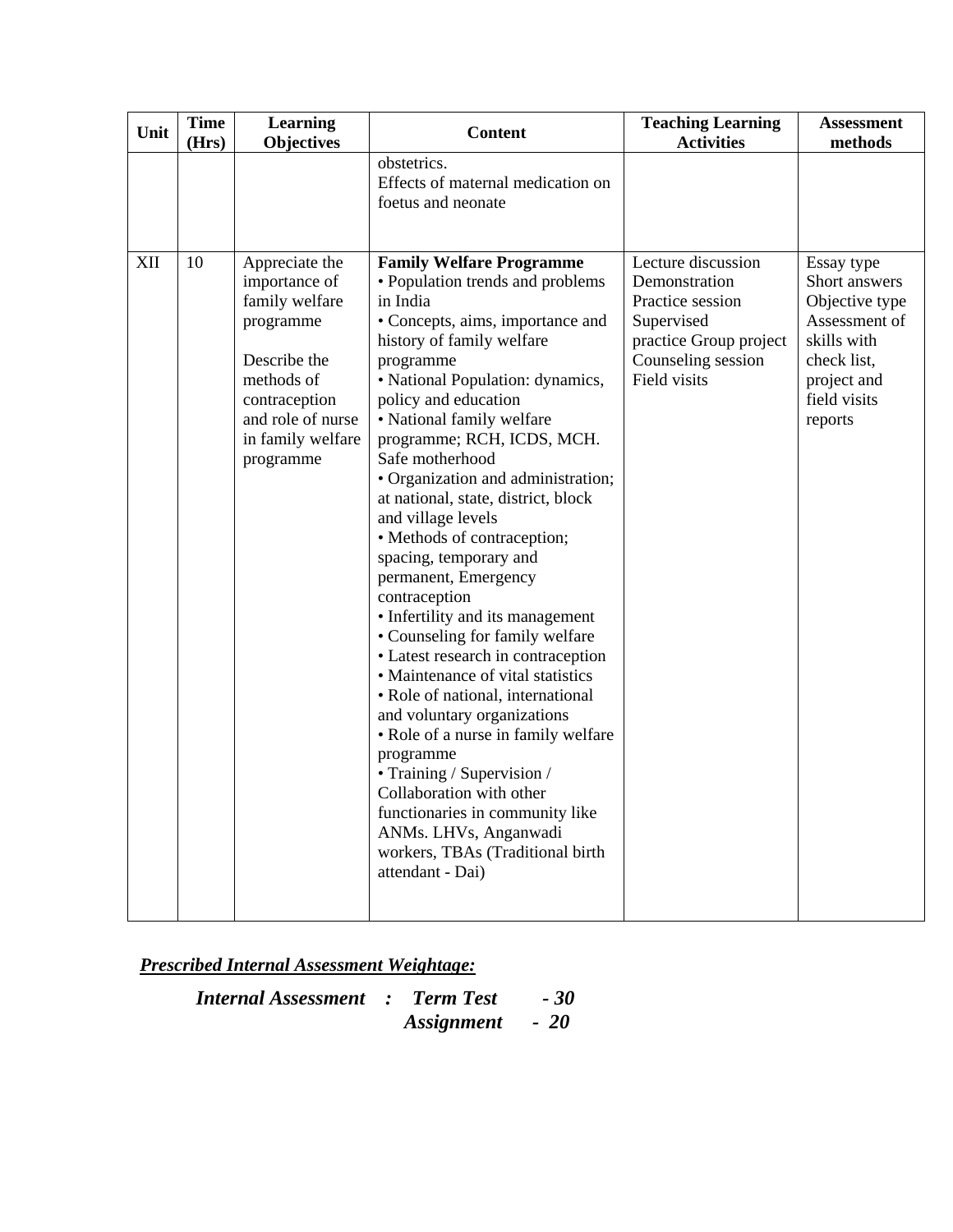| Unit | Time (Hrs) | Learning Objectives | Content | Teaching Learning Activities | Assessment methods |
|---|---|---|---|---|---|
| | | | obstetrics.<br>Effects of maternal medication on foetus and neonate | | |
| XII | 10 | Appreciate the importance of family welfare programme<br><br>Describe the methods of contraception and role of nurse in family welfare programme | **Family Welfare Programme**<br>• Population trends and problems in India<br>• Concepts, aims, importance and history of family welfare programme<br>• National Population: dynamics, policy and education<br>• National family welfare programme; RCH, ICDS, MCH. Safe motherhood<br>• Organization and administration; at national, state, district, block and village levels<br>• Methods of contraception; spacing, temporary and permanent, Emergency contraception<br>• Infertility and its management<br>• Counseling for family welfare<br>• Latest research in contraception<br>• Maintenance of vital statistics<br>• Role of national, international and voluntary organizations<br>• Role of a nurse in family welfare programme<br>• Training / Supervision / Collaboration with other functionaries in community like ANMs. LHVs, Anganwadi workers, TBAs (Traditional birth attendant - Dai) | Lecture discussion<br>Demonstration<br>Practice session<br>Supervised practice Group project<br>Counseling session<br>Field visits | Essay type<br>Short answers<br>Objective type<br>Assessment of skills with check list, project and field visits reports |

***Prescribed Internal Assessment Weightage:***

***Internal Assessment : Term Test - 30***
***Assignment - 20***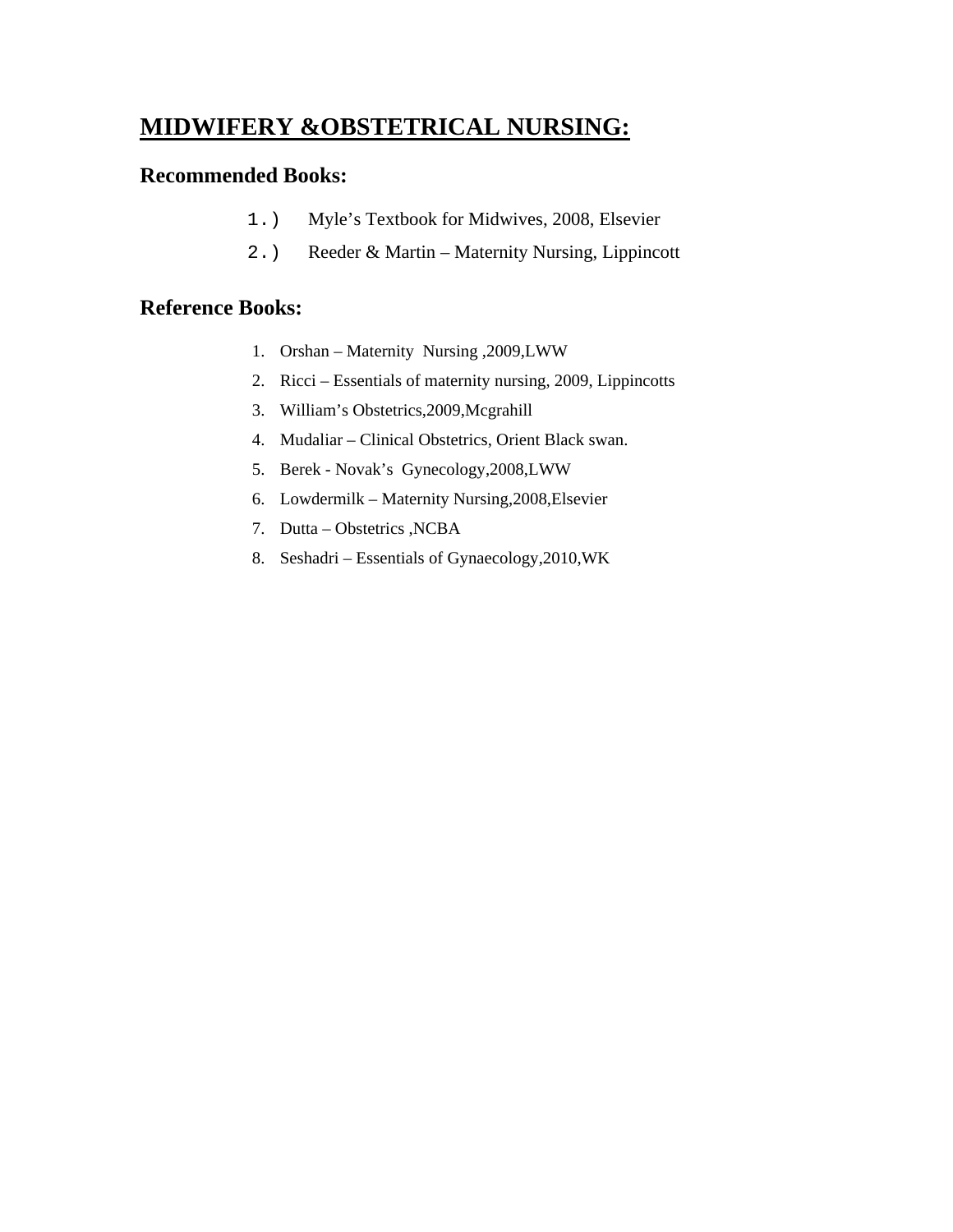# MIDWIFERY &OBSTETRICAL NURSING:

## Recommended Books:

1.) Myle's Textbook for Midwives, 2008, Elsevier

2.) Reeder & Martin – Maternity Nursing, Lippincott

## Reference Books:

1. Orshan – Maternity Nursing ,2009,LWW
2. Ricci – Essentials of maternity nursing, 2009, Lippincotts
3. William's Obstetrics,2009,Mcgrahill
4. Mudaliar – Clinical Obstetrics, Orient Black swan.
5. Berek - Novak's Gynecology,2008,LWW
6. Lowdermilk – Maternity Nursing,2008,Elsevier
7. Dutta – Obstetrics ,NCBA
8. Seshadri – Essentials of Gynaecology,2010,WK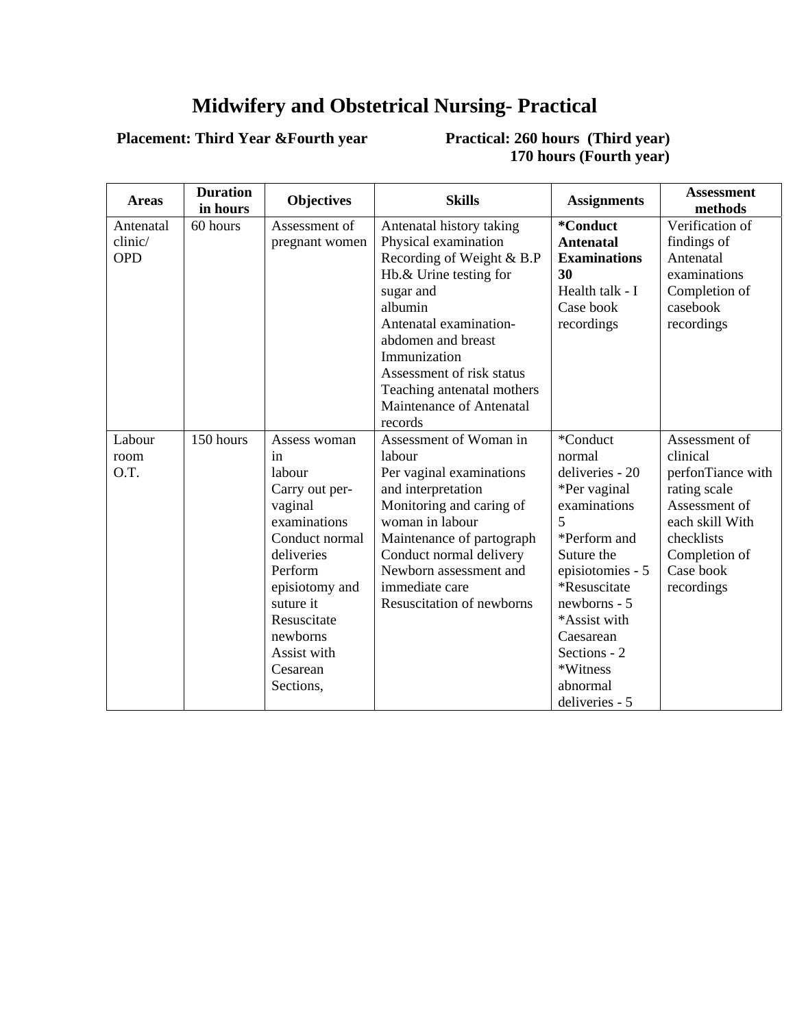# Midwifery and Obstetrical Nursing- Practical

**Placement: Third Year &Fourth year** **Practical: 260 hours (Third year)**
**170 hours (Fourth year)**

| Areas | Duration in hours | Objectives | Skills | Assignments | Assessment methods |
|---|---|---|---|---|---|
| Antenatal clinic/ OPD | 60 hours | Assessment of pregnant women | Antenatal history taking<br>Physical examination<br>Recording of Weight & B.P<br>Hb.& Urine testing for sugar and albumin<br>Antenatal examination- abdomen and breast<br>Immunization<br>Assessment of risk status<br>Teaching antenatal mothers<br>Maintenance of Antenatal records | **\*Conduct Antenatal Examinations 30**<br>Health talk - I<br>Case book recordings | Verification of findings of Antenatal examinations<br>Completion of casebook recordings |
| Labour room O.T. | 150 hours | Assess woman in labour<br>Carry out per-vaginal examinations<br>Conduct normal deliveries<br>Perform episiotomy and suture it<br>Resuscitate newborns<br>Assist with Cesarean Sections, | Assessment of Woman in labour<br>Per vaginal examinations and interpretation<br>Monitoring and caring of woman in labour<br>Maintenance of partograph<br>Conduct normal delivery<br>Newborn assessment and immediate care<br>Resuscitation of newborns | \*Conduct normal deliveries - 20<br>\*Per vaginal examinations 5<br>\*Perform and Suture the episiotomies - 5<br>\*Resuscitate newborns - 5<br>\*Assist with Caesarean Sections - 2<br>\*Witness abnormal deliveries - 5 | Assessment of clinical perfonTiance with rating scale<br>Assessment of each skill With checklists<br>Completion of Case book recordings |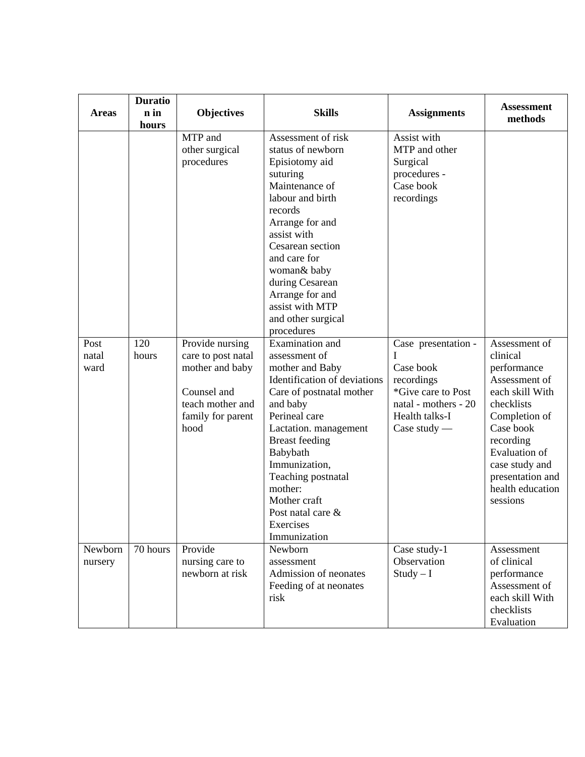| Areas | Duration in hours | Objectives | Skills | Assignments | Assessment methods |
|---|---|---|---|---|---|
| | | MTP and other surgical procedures | Assessment of risk status of newborn<br>Episiotomy aid suturing<br>Maintenance of labour and birth records<br>Arrange for and assist with Cesarean section and care for woman& baby during Cesarean<br>Arrange for and assist with MTP and other surgical procedures | Assist with MTP and other Surgical procedures - Case book recordings | |
| Post natal ward | 120 hours | Provide nursing care to post natal mother and baby<br><br>Counsel and teach mother and family for parent hood | Examination and assessment of mother and Baby<br>Identification of deviations<br>Care of postnatal mother and baby<br>Perineal care<br>Lactation. management<br>Breast feeding<br>Babybath<br>Immunization,<br>Teaching postnatal mother:<br>Mother craft<br>Post natal care & Exercises<br>Immunization | Case presentation - I<br>Case book recordings<br>*Give care to Post natal - mothers - 20<br>Health talks-I<br>Case study — | Assessment of clinical performance<br>Assessment of each skill With checklists<br>Completion of Case book recording<br>Evaluation of case study and presentation and health education sessions |
| Newborn nursery | 70 hours | Provide nursing care to newborn at risk | Newborn assessment<br>Admission of neonates<br>Feeding of at neonates risk | Case study-1<br>Observation Study – I | Assessment of clinical performance<br>Assessment of each skill With checklists<br>Evaluation |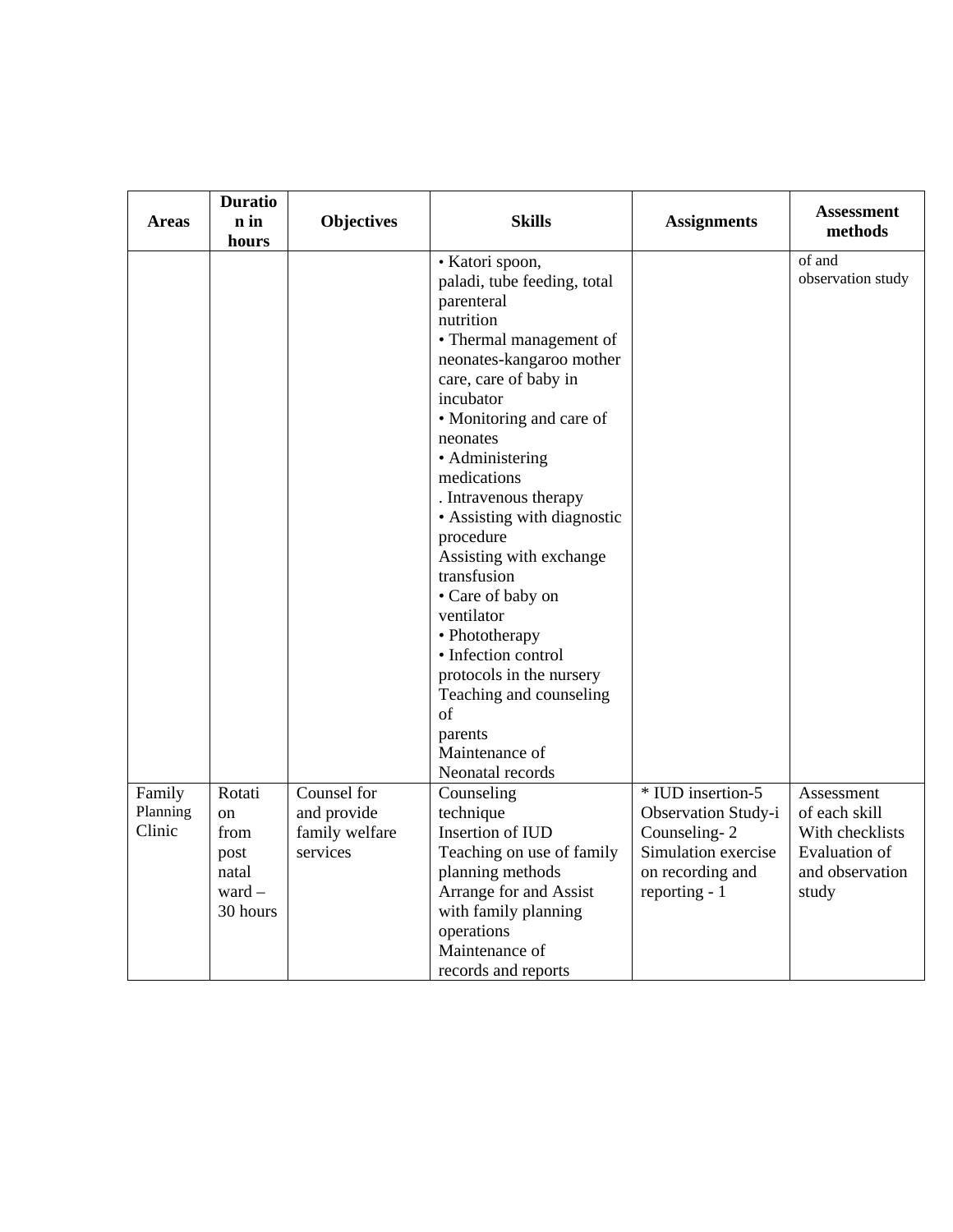| Areas | Duration in hours | Objectives | Skills | Assignments | Assessment methods |
|---|---|---|---|---|---|
| | | | • Katori spoon, paladi, tube feeding, total parenteral nutrition<br>• Thermal management of neonates-kangaroo mother care, care of baby in incubator<br>• Monitoring and care of neonates<br>• Administering medications<br>. Intravenous therapy<br>• Assisting with diagnostic procedure<br>Assisting with exchange transfusion<br>• Care of baby on ventilator<br>• Phototherapy<br>• Infection control protocols in the nursery<br>Teaching and counseling of parents<br>Maintenance of Neonatal records | | of and observation study |
| Family Planning Clinic | Rotation from post natal ward – 30 hours | Counsel for and provide family welfare services | Counseling technique<br>Insertion of IUD<br>Teaching on use of family planning methods<br>Arrange for and Assist with family planning operations<br>Maintenance of records and reports | * IUD insertion-5<br>Observation Study-i<br>Counseling- 2<br>Simulation exercise on recording and reporting - 1 | Assessment of each skill With checklists<br>Evaluation of and observation study |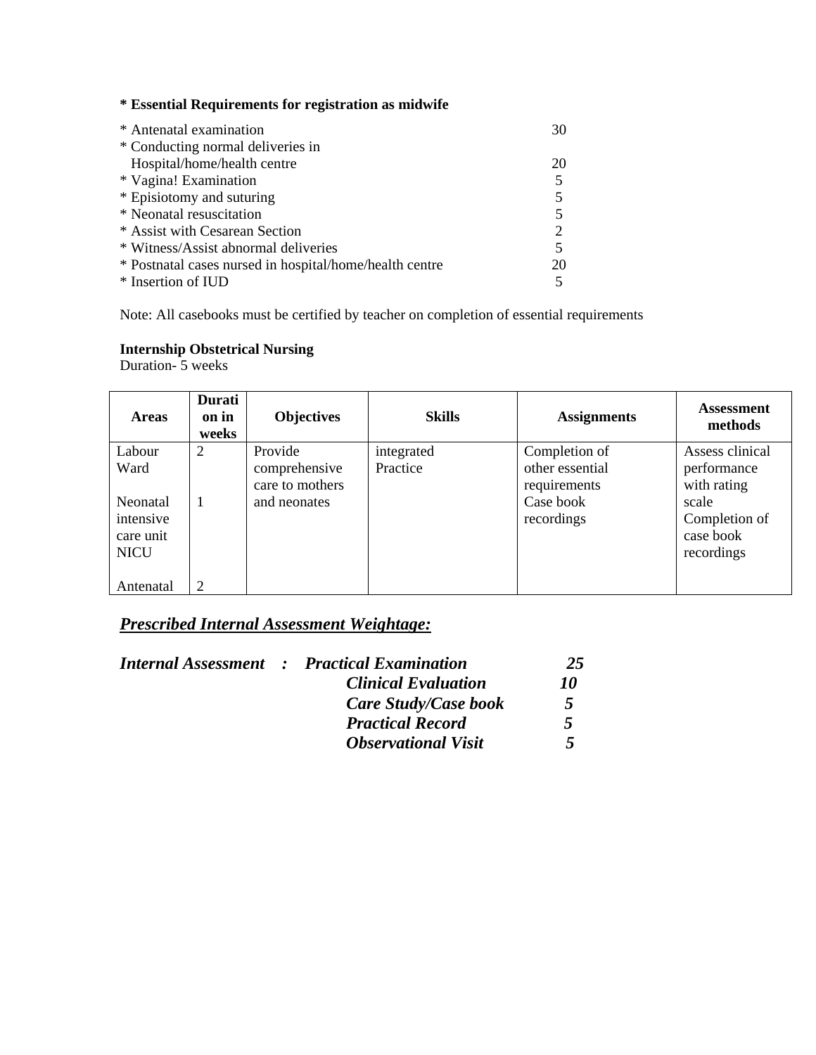**\* Essential Requirements for registration as midwife**

| | |
|---|---|
| \* Antenatal examination | 30 |
| \* Conducting normal deliveries in Hospital/home/health centre | 20 |
| \* Vagina! Examination | 5 |
| \* Episiotomy and suturing | 5 |
| \* Neonatal resuscitation | 5 |
| \* Assist with Cesarean Section | 2 |
| \* Witness/Assist abnormal deliveries | 5 |
| \* Postnatal cases nursed in hospital/home/health centre | 20 |
| \* Insertion of IUD | 5 |

Note: All casebooks must be certified by teacher on completion of essential requirements

**Internship Obstetrical Nursing**
Duration- 5 weeks

| Areas | Duration in weeks | Objectives | Skills | Assignments | Assessment methods |
|---|---|---|---|---|---|
| Labour Ward<br><br>Neonatal intensive care unit NICU<br><br>Antenatal | 2<br><br>1<br><br><br><br>2 | Provide comprehensive care to mothers and neonates | integrated Practice | Completion of other essential requirements<br>Case book recordings | Assess clinical performance with rating scale<br>Completion of case book recordings |

## ***Prescribed Internal Assessment Weightage:***

| | | | |
|---|---|---|---|
| ***Internal Assessment*** | ***:*** | ***Practical Examination*** | ***25*** |
| | | ***Clinical Evaluation*** | ***10*** |
| | | ***Care Study/Case book*** | ***5*** |
| | | ***Practical Record*** | ***5*** |
| | | ***Observational Visit*** | ***5*** |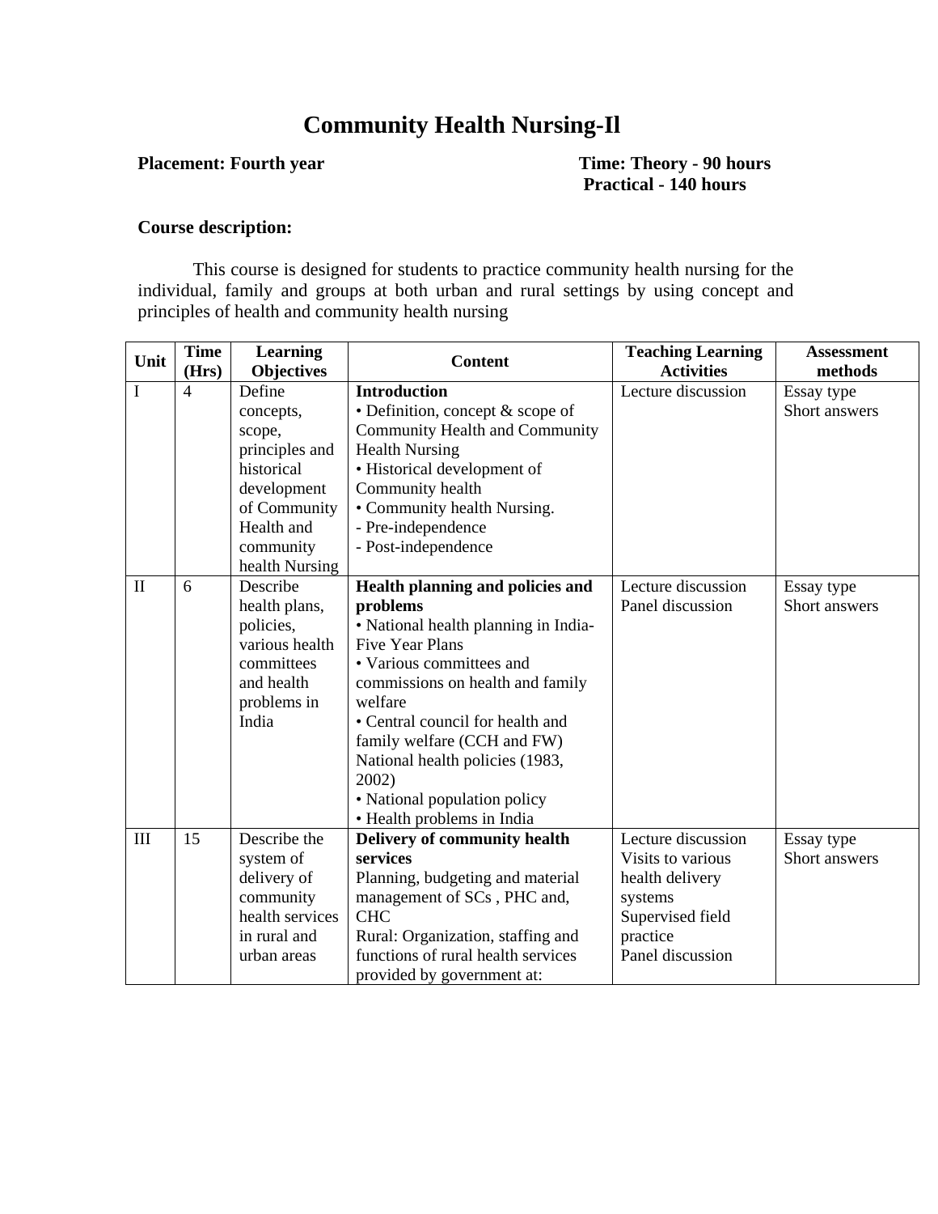# Community Health Nursing-Il

**Placement: Fourth year** **Time: Theory - 90 hours**
**Practical - 140 hours**

**Course description:**

This course is designed for students to practice community health nursing for the individual, family and groups at both urban and rural settings by using concept and principles of health and community health nursing

| Unit | Time (Hrs) | Learning Objectives | Content | Teaching Learning Activities | Assessment methods |
|---|---|---|---|---|---|
| I | 4 | Define concepts, scope, principles and historical development of Community Health and community health Nursing | **Introduction**<br>• Definition, concept & scope of Community Health and Community Health Nursing<br>• Historical development of Community health<br>• Community health Nursing.<br>- Pre-independence<br>- Post-independence | Lecture discussion | Essay type<br>Short answers |
| II | 6 | Describe health plans, policies, various health committees and health problems in India | **Health planning and policies and problems**<br>• National health planning in India-Five Year Plans<br>• Various committees and commissions on health and family welfare<br>• Central council for health and family welfare (CCH and FW)<br>National health policies (1983, 2002)<br>• National population policy<br>• Health problems in India | Lecture discussion<br>Panel discussion | Essay type<br>Short answers |
| III | 15 | Describe the system of delivery of community health services in rural and urban areas | **Delivery of community health services**<br>Planning, budgeting and material management of SCs , PHC and, CHC<br>Rural: Organization, staffing and functions of rural health services provided by government at: | Lecture discussion<br>Visits to various health delivery systems<br>Supervised field practice<br>Panel discussion | Essay type<br>Short answers |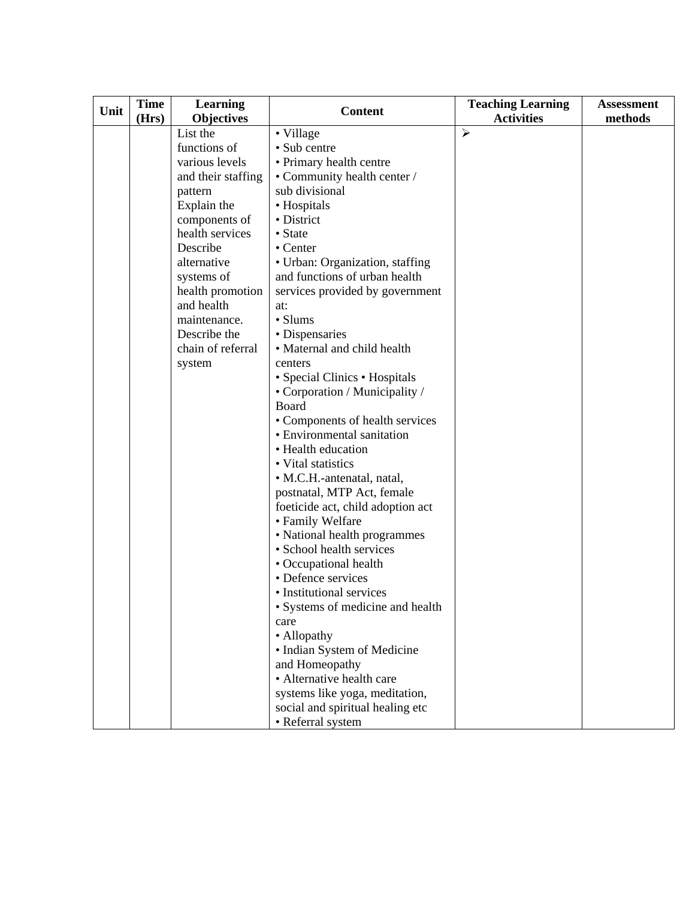| Unit | Time (Hrs) | Learning Objectives | Content | Teaching Learning Activities | Assessment methods |
|---|---|---|---|---|---|
| | | List the functions of various levels and their staffing pattern<br>Explain the components of health services<br>Describe alternative systems of health promotion and health maintenance.<br>Describe the chain of referral system | • Village<br>• Sub centre<br>• Primary health centre<br>• Community health center / sub divisional<br>• Hospitals<br>• District<br>• State<br>• Center<br>• Urban: Organization, staffing and functions of urban health services provided by government at:<br>• Slums<br>• Dispensaries<br>• Maternal and child health centers<br>• Special Clinics • Hospitals<br>• Corporation / Municipality / Board<br>• Components of health services<br>• Environmental sanitation<br>• Health education<br>• Vital statistics<br>• M.C.H.-antenatal, natal, postnatal, MTP Act, female foeticide act, child adoption act<br>• Family Welfare<br>• National health programmes<br>• School health services<br>• Occupational health<br>• Defence services<br>• Institutional services<br>• Systems of medicine and health care<br>• Allopathy<br>• Indian System of Medicine and Homeopathy<br>• Alternative health care systems like yoga, meditation, social and spiritual healing etc<br>• Referral system | ➢ | |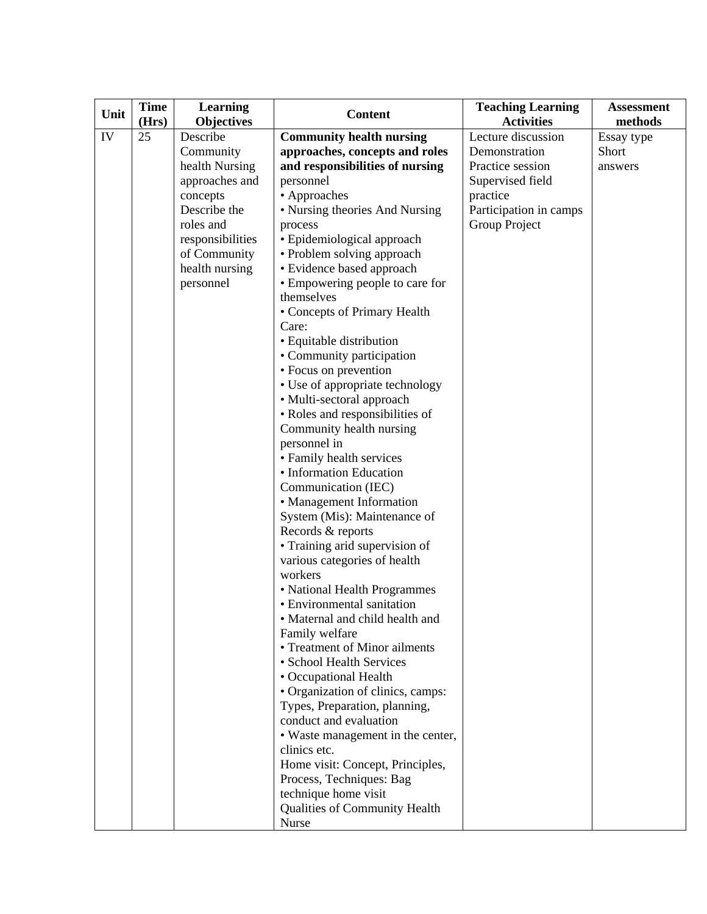| Unit | Time (Hrs) | Learning Objectives | Content | Teaching Learning Activities | Assessment methods |
|---|---|---|---|---|---|
| IV | 25 | Describe Community health Nursing approaches and concepts<br>Describe the roles and responsibilities of Community health nursing personnel | **Community health nursing approaches, concepts and roles and responsibilities of nursing** personnel<br>• Approaches<br>• Nursing theories And Nursing process<br>• Epidemiological approach<br>• Problem solving approach<br>• Evidence based approach<br>• Empowering people to care for themselves<br>• Concepts of Primary Health Care:<br>• Equitable distribution<br>• Community participation<br>• Focus on prevention<br>• Use of appropriate technology<br>• Multi-sectoral approach<br>• Roles and responsibilities of Community health nursing personnel in<br>• Family health services<br>• Information Education Communication (IEC)<br>• Management Information System (Mis): Maintenance of Records & reports<br>• Training arid supervision of various categories of health workers<br>• National Health Programmes<br>• Environmental sanitation<br>• Maternal and child health and Family welfare<br>• Treatment of Minor ailments<br>• School Health Services<br>• Occupational Health<br>• Organization of clinics, camps: Types, Preparation, planning, conduct and evaluation<br>• Waste management in the center, clinics etc.<br>Home visit: Concept, Principles, Process, Techniques: Bag technique home visit<br>Qualities of Community Health Nurse | Lecture discussion<br>Demonstration<br>Practice session<br>Supervised field practice<br>Participation in camps<br>Group Project | Essay type<br>Short answers |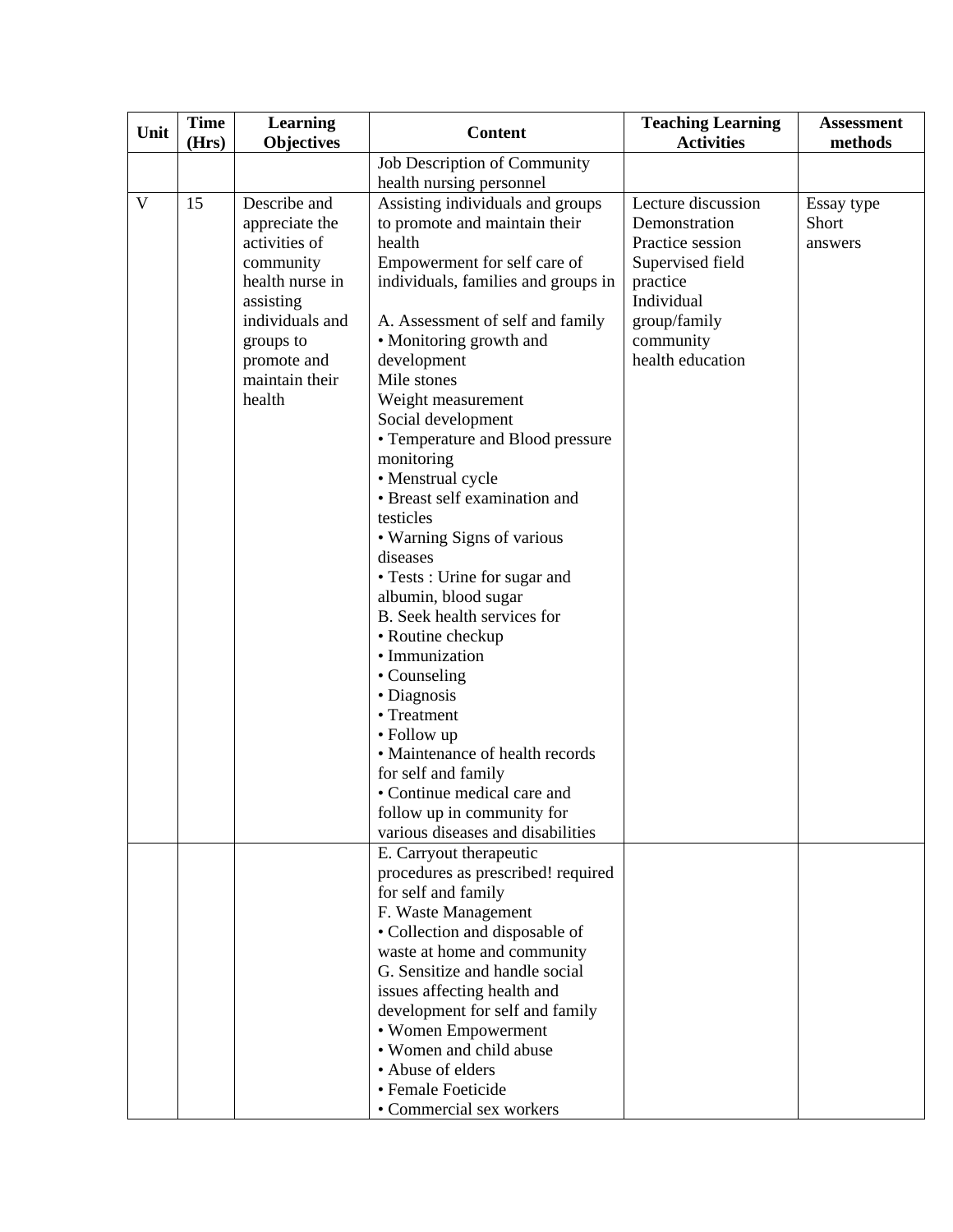| Unit | Time (Hrs) | Learning Objectives | Content | Teaching Learning Activities | Assessment methods |
|---|---|---|---|---|---|
| | | | Job Description of Community health nursing personnel | | |
| V | 15 | Describe and appreciate the activities of community health nurse in assisting individuals and groups to promote and maintain their health | Assisting individuals and groups to promote and maintain their health<br>Empowerment for self care of individuals, families and groups in<br><br>A. Assessment of self and family<br>• Monitoring growth and development<br>Mile stones<br>Weight measurement<br>Social development<br>• Temperature and Blood pressure monitoring<br>• Menstrual cycle<br>• Breast self examination and testicles<br>• Warning Signs of various diseases<br>• Tests : Urine for sugar and albumin, blood sugar<br>B. Seek health services for<br>• Routine checkup<br>• Immunization<br>• Counseling<br>• Diagnosis<br>• Treatment<br>• Follow up<br>• Maintenance of health records for self and family<br>• Continue medical care and follow up in community for various diseases and disabilities | Lecture discussion<br>Demonstration<br>Practice session<br>Supervised field practice<br>Individual group/family community health education | Essay type<br>Short answers |
| | | | E. Carryout therapeutic procedures as prescribed! required for self and family<br>F. Waste Management<br>• Collection and disposable of waste at home and community<br>G. Sensitize and handle social issues affecting health and development for self and family<br>• Women Empowerment<br>• Women and child abuse<br>• Abuse of elders<br>• Female Foeticide<br>• Commercial sex workers | | |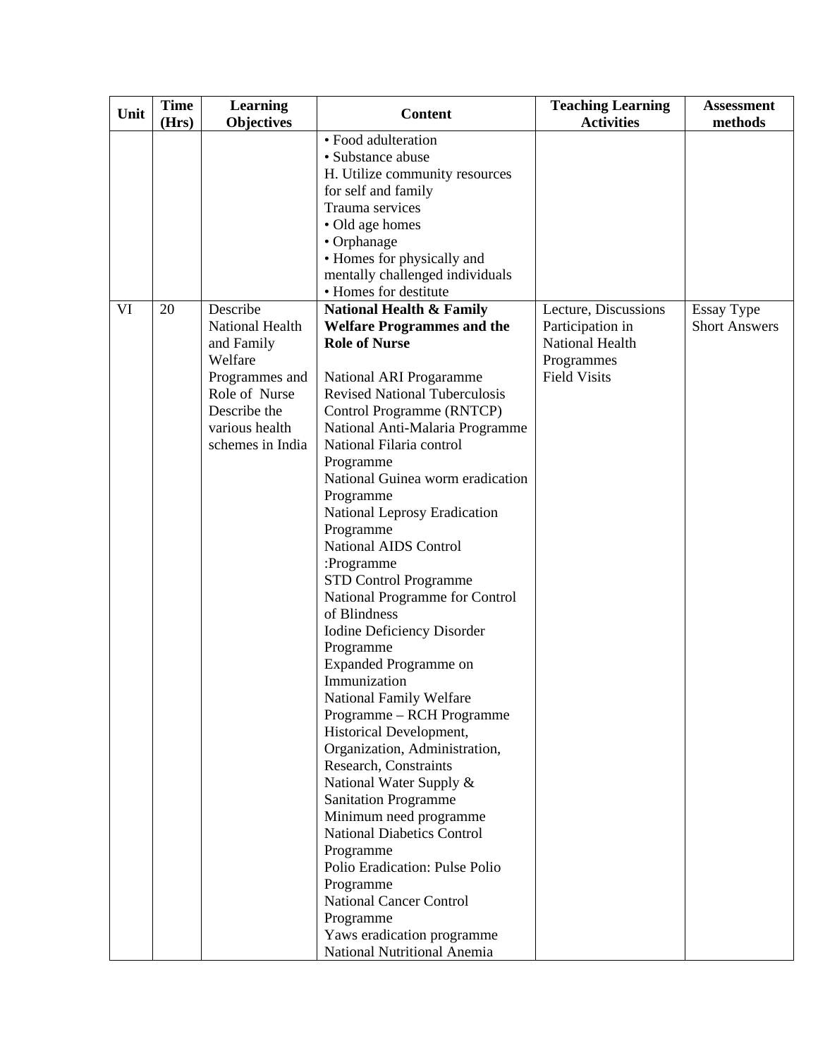| Unit | Time (Hrs) | Learning Objectives | Content | Teaching Learning Activities | Assessment methods |
|---|---|---|---|---|---|
| | | | • Food adulteration<br>• Substance abuse<br>H. Utilize community resources for self and family<br>Trauma services<br>• Old age homes<br>• Orphanage<br>• Homes for physically and mentally challenged individuals<br>• Homes for destitute | | |
| VI | 20 | Describe National Health and Family Welfare Programmes and Role of Nurse<br>Describe the various health schemes in India | **National Health & Family Welfare Programmes and the Role of Nurse**<br><br>National ARI Progaramme<br>Revised National Tuberculosis Control Programme (RNTCP)<br>National Anti-Malaria Programme<br>National Filaria control Programme<br>National Guinea worm eradication Programme<br>National Leprosy Eradication Programme<br>National AIDS Control :Programme<br>STD Control Programme<br>National Programme for Control of Blindness<br>Iodine Deficiency Disorder Programme<br>Expanded Programme on Immunization<br>National Family Welfare Programme – RCH Programme<br>Historical Development, Organization, Administration, Research, Constraints<br>National Water Supply & Sanitation Programme<br>Minimum need programme<br>National Diabetics Control Programme<br>Polio Eradication: Pulse Polio Programme<br>National Cancer Control Programme<br>Yaws eradication programme<br>National Nutritional Anemia | Lecture, Discussions<br>Participation in National Health Programmes<br>Field Visits | Essay Type<br>Short Answers |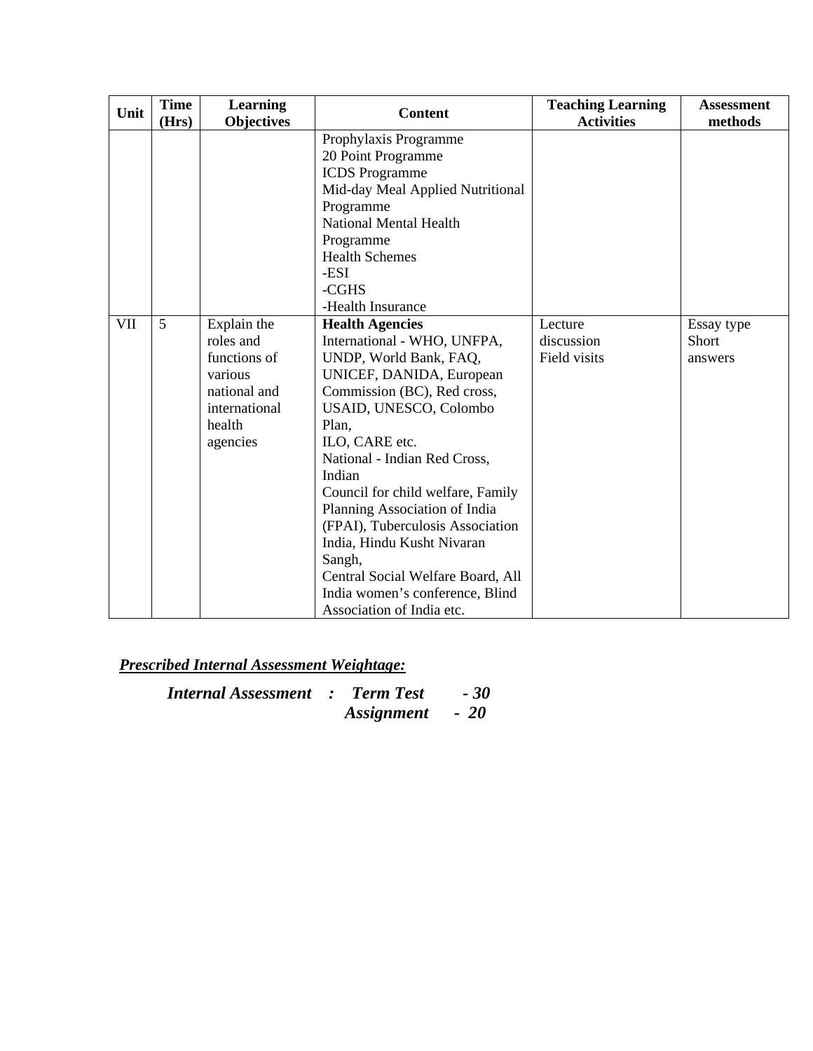| Unit | Time (Hrs) | Learning Objectives | Content | Teaching Learning Activities | Assessment methods |
|---|---|---|---|---|---|
| | | | Prophylaxis Programme<br>20 Point Programme<br>ICDS Programme<br>Mid-day Meal Applied Nutritional Programme<br>National Mental Health Programme<br>Health Schemes<br>-ESI<br>-CGHS<br>-Health Insurance | | |
| VII | 5 | Explain the roles and functions of various national and international health agencies | **Health Agencies**<br>International - WHO, UNFPA, UNDP, World Bank, FAQ, UNICEF, DANIDA, European Commission (BC), Red cross, USAID, UNESCO, Colombo Plan,<br>ILO, CARE etc.<br>National - Indian Red Cross, Indian<br>Council for child welfare, Family Planning Association of India (FPAI), Tuberculosis Association India, Hindu Kusht Nivaran Sangh,<br>Central Social Welfare Board, All India women's conference, Blind Association of India etc. | Lecture discussion<br>Field visits | Essay type<br>Short answers |

***Prescribed Internal Assessment Weightage:***

***Internal Assessment : Term Test - 30***
***Assignment - 20***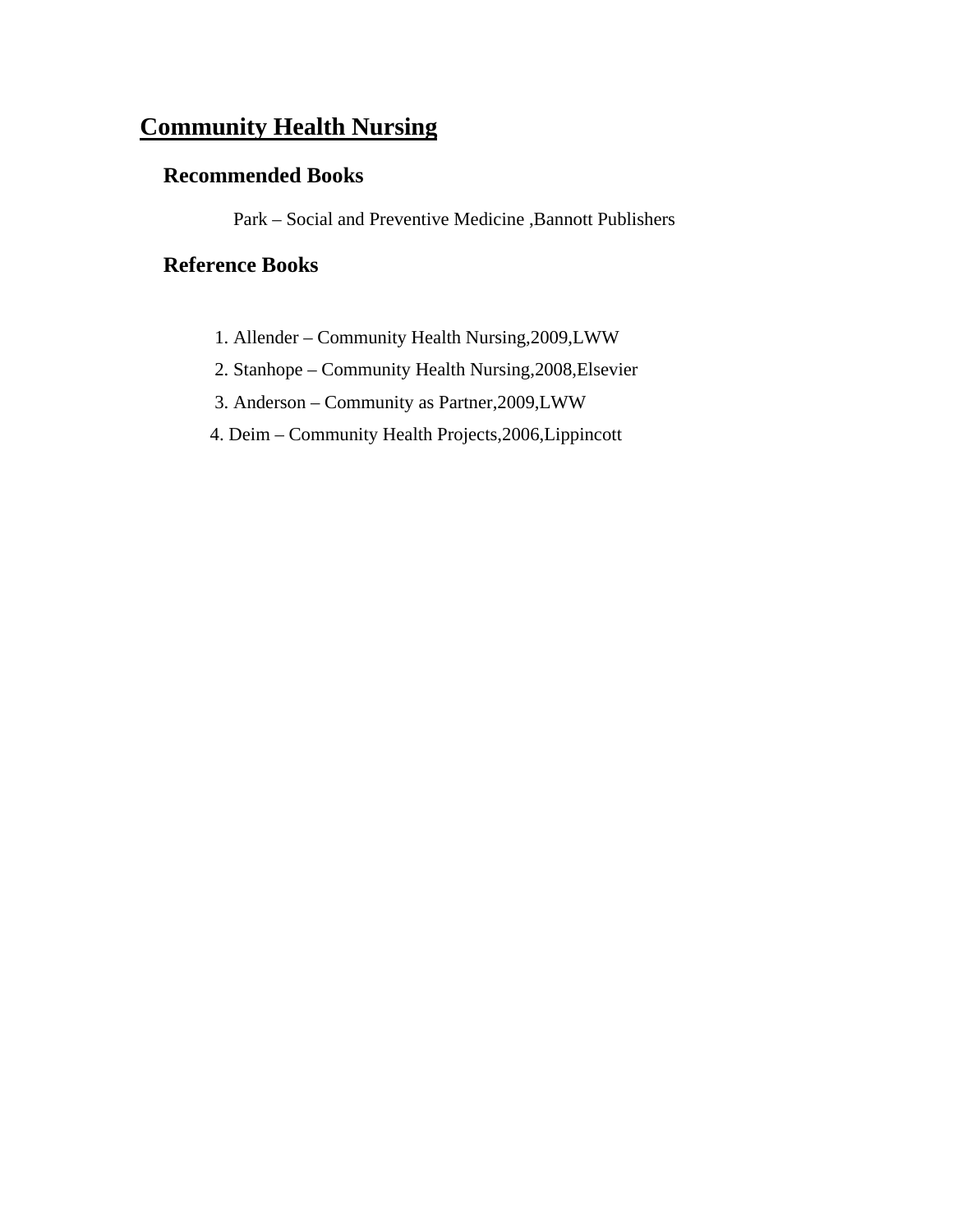# Community Health Nursing

## Recommended Books

Park – Social and Preventive Medicine ,Bannott Publishers

## Reference Books

1. Allender – Community Health Nursing,2009,LWW
2. Stanhope – Community Health Nursing,2008,Elsevier
3. Anderson – Community as Partner,2009,LWW
4. Deim – Community Health Projects,2006,Lippincott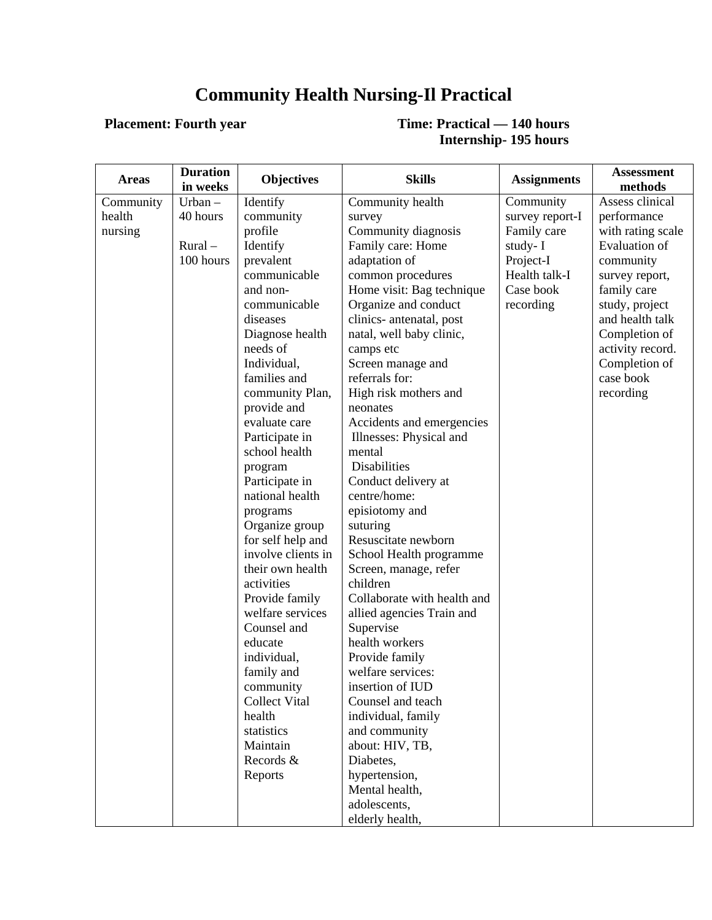# Community Health Nursing-Il Practical

**Placement: Fourth year** **Time: Practical — 140 hours**
**Internship- 195 hours**

| Areas | Duration in weeks | Objectives | Skills | Assignments | Assessment methods |
|---|---|---|---|---|---|
| Community health nursing | Urban – 40 hours<br><br>Rural – 100 hours | Identify community profile<br>Identify prevalent communicable and non-communicable diseases<br>Diagnose health needs of Individual, families and community Plan, provide and evaluate care<br>Participate in school health program<br>Participate in national health programs<br>Organize group for self help and involve clients in their own health activities<br>Provide family welfare services<br>Counsel and educate individual, family and community<br>Collect Vital health statistics<br>Maintain Records & Reports | Community health survey<br>Community diagnosis<br>Family care: Home adaptation of common procedures<br>Home visit: Bag technique<br>Organize and conduct clinics- antenatal, post natal, well baby clinic, camps etc<br>Screen manage and referrals for:<br>High risk mothers and neonates<br>Accidents and emergencies<br>Illnesses: Physical and mental<br>Disabilities<br>Conduct delivery at centre/home: episiotomy and suturing<br>Resuscitate newborn<br>School Health programme<br>Screen, manage, refer children<br>Collaborate with health and allied agencies Train and Supervise health workers<br>Provide family welfare services: insertion of IUD<br>Counsel and teach individual, family and community about: HIV, TB, Diabetes, hypertension, Mental health, adolescents, elderly health, | Community survey report-I<br>Family care study- I<br>Project-I<br>Health talk-I<br>Case book recording | Assess clinical performance with rating scale<br>Evaluation of community survey report, family care study, project and health talk<br>Completion of activity record.<br>Completion of case book recording |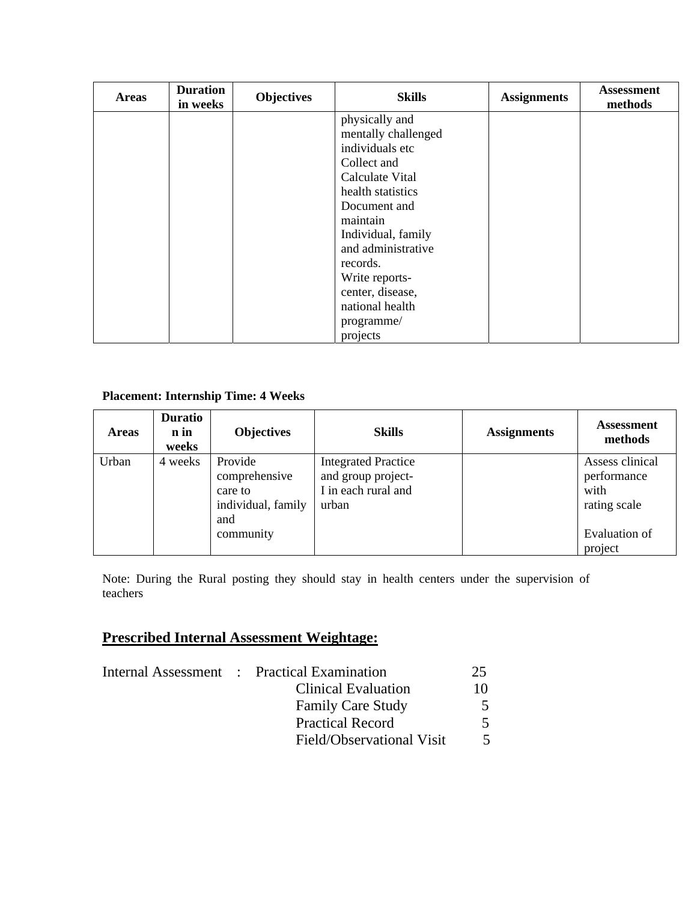| Areas | Duration in weeks | Objectives | Skills | Assignments | Assessment methods |
|---|---|---|---|---|---|
| | | | physically and mentally challenged individuals etc<br>Collect and Calculate Vital health statistics<br>Document and maintain Individual, family and administrative records.<br>Write reports-center, disease, national health programme/ projects | | |

**Placement: Internship Time: 4 Weeks**

| Areas | Duration in weeks | Objectives | Skills | Assignments | Assessment methods |
|---|---|---|---|---|---|
| Urban | 4 weeks | Provide comprehensive care to individual, family and community | Integrated Practice and group project-I in each rural and urban | | Assess clinical performance with rating scale<br><br>Evaluation of project |

Note: During the Rural posting they should stay in health centers under the supervision of teachers

## Prescribed Internal Assessment Weightage:

| Internal Assessment : | | |
|---|---|---|
| | Practical Examination | 25 |
| | Clinical Evaluation | 10 |
| | Family Care Study | 5 |
| | Practical Record | 5 |
| | Field/Observational Visit | 5 |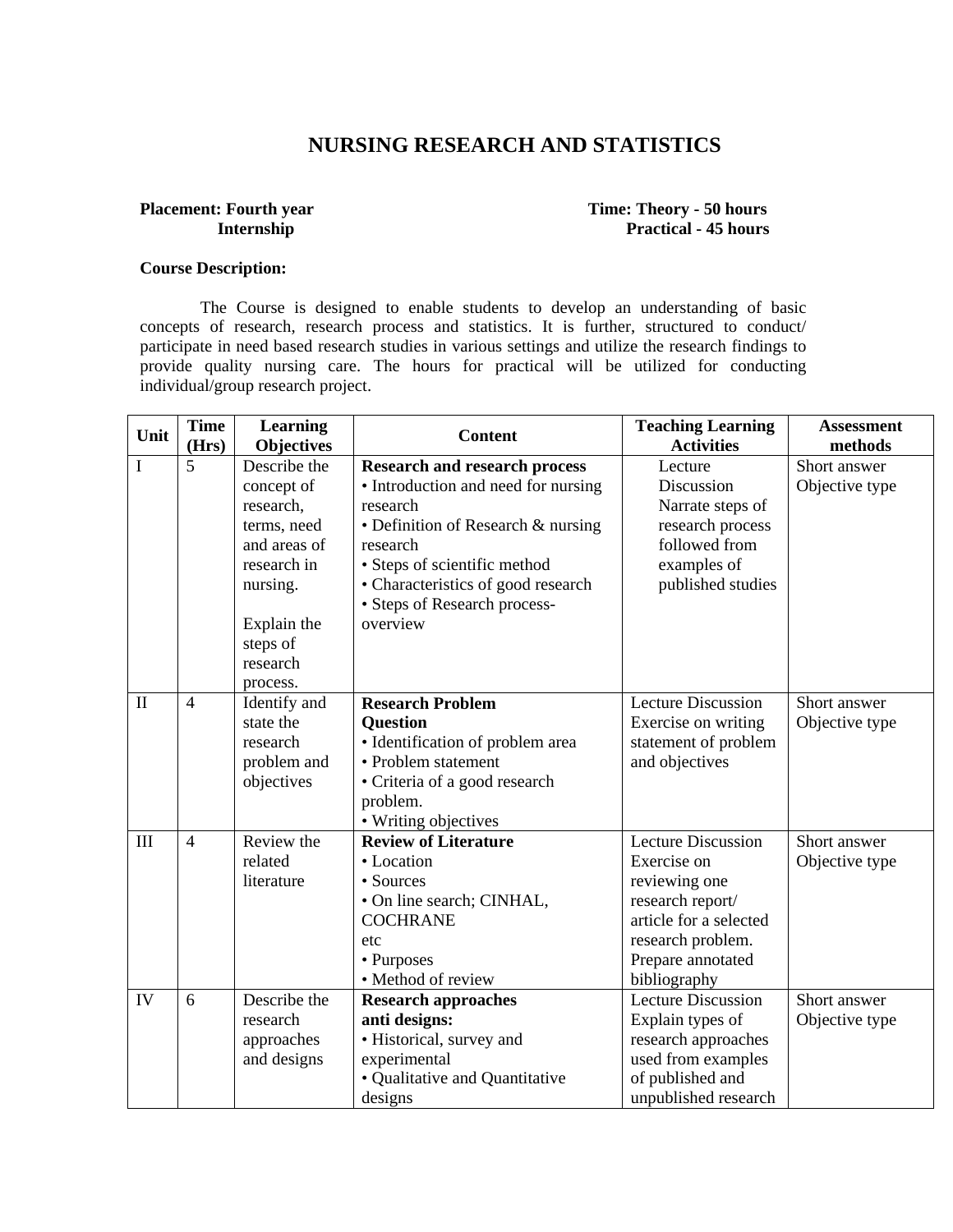# NURSING RESEARCH AND STATISTICS

**Placement: Fourth year Internship**

**Time: Theory - 50 hours**
**Practical - 45 hours**

**Course Description:**

The Course is designed to enable students to develop an understanding of basic concepts of research, research process and statistics. It is further, structured to conduct/ participate in need based research studies in various settings and utilize the research findings to provide quality nursing care. The hours for practical will be utilized for conducting individual/group research project.

| Unit | Time (Hrs) | Learning Objectives | Content | Teaching Learning Activities | Assessment methods |
|---|---|---|---|---|---|
| I | 5 | Describe the concept of research, terms, need and areas of research in nursing.<br><br>Explain the steps of research process. | **Research and research process**<br>• Introduction and need for nursing research<br>• Definition of Research & nursing research<br>• Steps of scientific method<br>• Characteristics of good research<br>• Steps of Research process-overview | Lecture Discussion<br>Narrate steps of research process followed from examples of published studies | Short answer<br>Objective type |
| II | 4 | Identify and state the research problem and objectives | **Research Problem Question**<br>• Identification of problem area<br>• Problem statement<br>• Criteria of a good research problem.<br>• Writing objectives | Lecture Discussion<br>Exercise on writing statement of problem and objectives | Short answer<br>Objective type |
| III | 4 | Review the related literature | **Review of Literature**<br>• Location<br>• Sources<br>• On line search; CINHAL, COCHRANE etc<br>• Purposes<br>• Method of review | Lecture Discussion<br>Exercise on reviewing one research report/ article for a selected research problem.<br>Prepare annotated bibliography | Short answer<br>Objective type |
| IV | 6 | Describe the research approaches and designs | **Research approaches anti designs:**<br>• Historical, survey and experimental<br>• Qualitative and Quantitative designs | Lecture Discussion<br>Explain types of research approaches used from examples of published and unpublished research | Short answer<br>Objective type |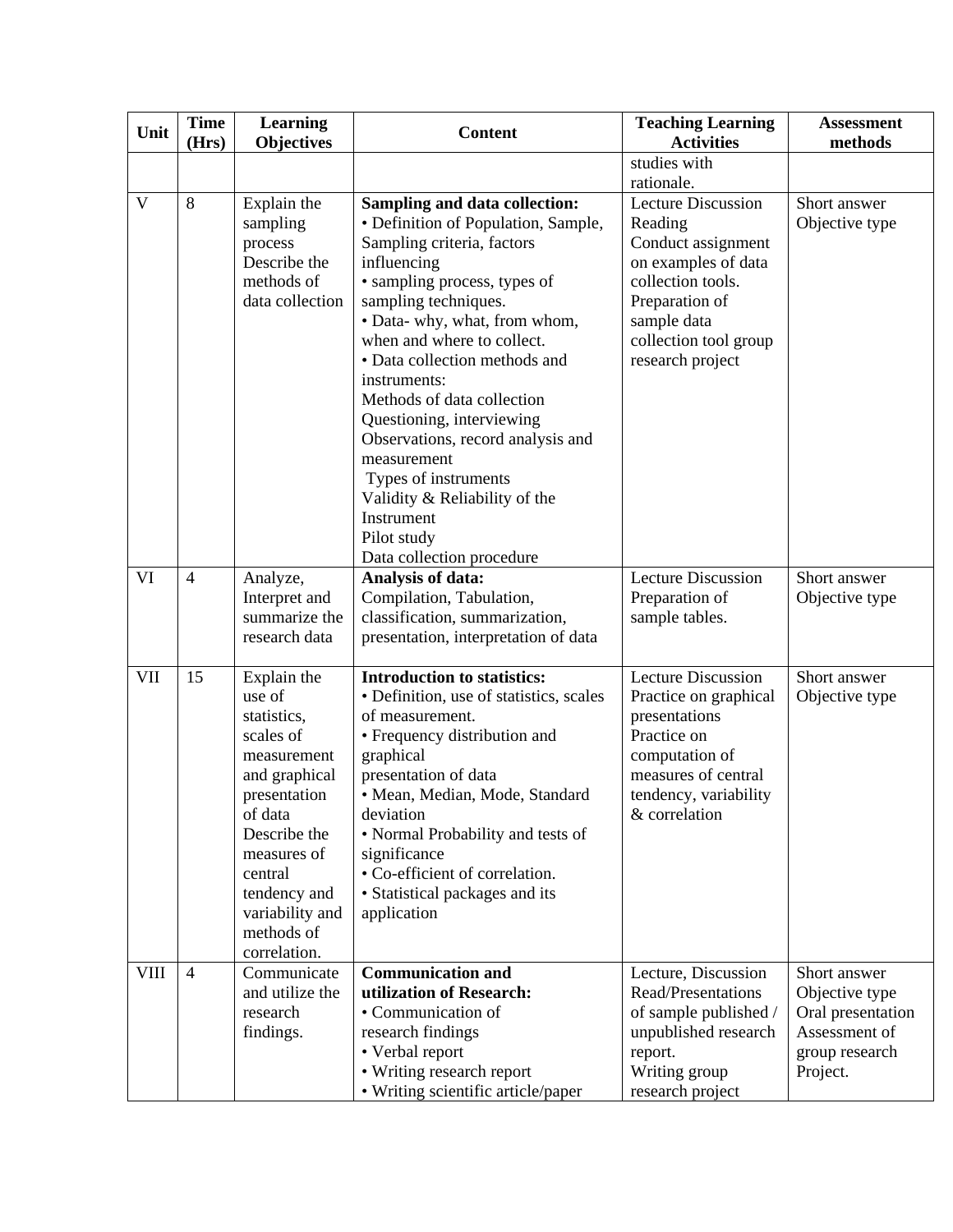| Unit | Time (Hrs) | Learning Objectives | Content | Teaching Learning Activities | Assessment methods |
|---|---|---|---|---|---|
| | | | | studies with rationale. | |
| V | 8 | Explain the sampling process Describe the methods of data collection | **Sampling and data collection:**<br>• Definition of Population, Sample, Sampling criteria, factors influencing<br>• sampling process, types of sampling techniques.<br>• Data- why, what, from whom, when and where to collect.<br>• Data collection methods and instruments:<br>Methods of data collection<br>Questioning, interviewing<br>Observations, record analysis and measurement<br>Types of instruments<br>Validity & Reliability of the Instrument<br>Pilot study<br>Data collection procedure | Lecture Discussion<br>Reading<br>Conduct assignment on examples of data collection tools.<br>Preparation of sample data collection tool group research project | Short answer<br>Objective type |
| VI | 4 | Analyze, Interpret and summarize the research data | **Analysis of data:**<br>Compilation, Tabulation, classification, summarization, presentation, interpretation of data | Lecture Discussion<br>Preparation of sample tables. | Short answer<br>Objective type |
| VII | 15 | Explain the use of statistics, scales of measurement and graphical presentation of data Describe the measures of central tendency and variability and methods of correlation. | **Introduction to statistics:**<br>• Definition, use of statistics, scales of measurement.<br>• Frequency distribution and graphical presentation of data<br>• Mean, Median, Mode, Standard deviation<br>• Normal Probability and tests of significance<br>• Co-efficient of correlation.<br>• Statistical packages and its application | Lecture Discussion<br>Practice on graphical presentations<br>Practice on computation of measures of central tendency, variability & correlation | Short answer<br>Objective type |
| VIII | 4 | Communicate and utilize the research findings. | **Communication and utilization of Research:**<br>• Communication of research findings<br>• Verbal report<br>• Writing research report<br>• Writing scientific article/paper | Lecture, Discussion<br>Read/Presentations of sample published / unpublished research report.<br>Writing group research project | Short answer<br>Objective type<br>Oral presentation<br>Assessment of group research Project. |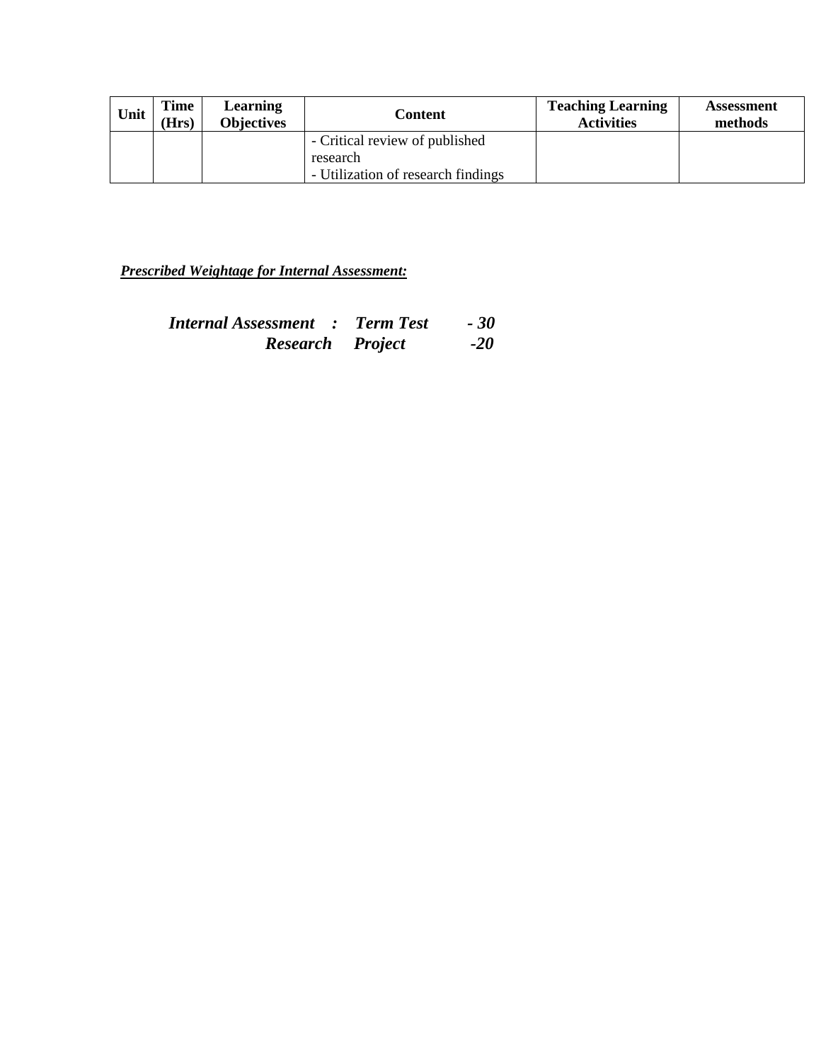| Unit | Time (Hrs) | Learning Objectives | Content | Teaching Learning Activities | Assessment methods |
|---|---|---|---|---|---|
| | | | - Critical review of published research<br>- Utilization of research findings | | |

***Prescribed Weightage for Internal Assessment:***

***Internal Assessment : Term Test - 30***
***Research Project -20***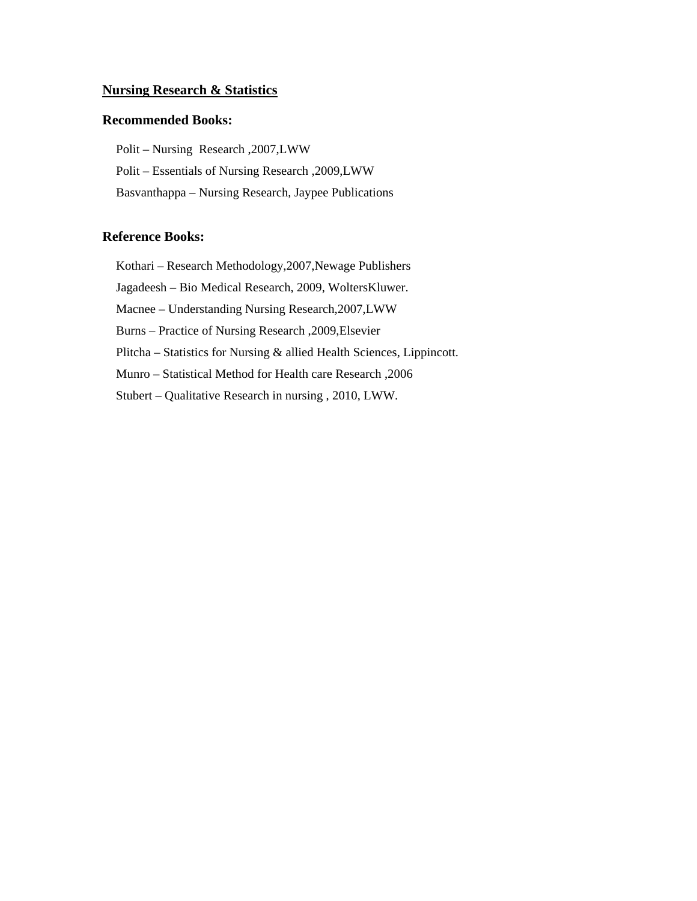**Nursing Research & Statistics**

**Recommended Books:**

Polit – Nursing Research ,2007,LWW

Polit – Essentials of Nursing Research ,2009,LWW

Basvanthappa – Nursing Research, Jaypee Publications

**Reference Books:**

Kothari – Research Methodology,2007,Newage Publishers

Jagadeesh – Bio Medical Research, 2009, WoltersKluwer.

Macnee – Understanding Nursing Research,2007,LWW

Burns – Practice of Nursing Research ,2009,Elsevier

Plitcha – Statistics for Nursing & allied Health Sciences, Lippincott.

Munro – Statistical Method for Health care Research ,2006

Stubert – Qualitative Research in nursing , 2010, LWW.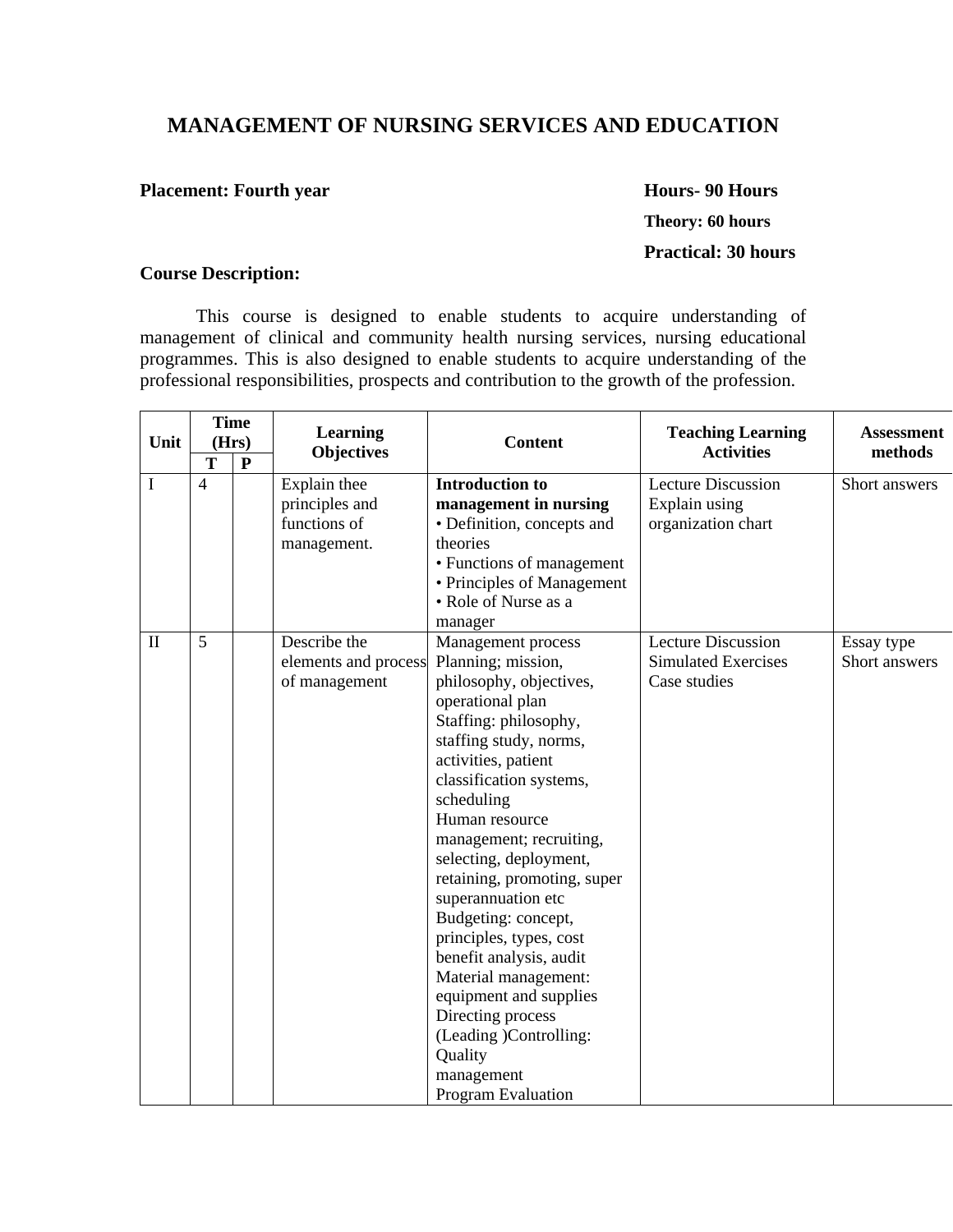# MANAGEMENT OF NURSING SERVICES AND EDUCATION

**Placement: Fourth year**

**Hours- 90 Hours**

**Theory: 60 hours**

**Practical: 30 hours**

**Course Description:**

This course is designed to enable students to acquire understanding of management of clinical and community health nursing services, nursing educational programmes. This is also designed to enable students to acquire understanding of the professional responsibilities, prospects and contribution to the growth of the profession.

| Unit | Time (Hrs) | | Learning Objectives | Content | Teaching Learning Activities | Assessment methods |
|---|---|---|---|---|---|---|
| | T | P | | | | |
| I | 4 | | Explain thee principles and functions of management. | **Introduction to management in nursing**<br>• Definition, concepts and theories<br>• Functions of management<br>• Principles of Management<br>• Role of Nurse as a manager | Lecture Discussion<br>Explain using organization chart | Short answers |
| II | 5 | | Describe the elements and process of management | Management process<br>Planning; mission, philosophy, objectives, operational plan<br>Staffing: philosophy, staffing study, norms, activities, patient classification systems, scheduling<br>Human resource management; recruiting, selecting, deployment, retaining, promoting, super superannuation etc<br>Budgeting: concept, principles, types, cost benefit analysis, audit<br>Material management: equipment and supplies<br>Directing process (Leading )Controlling: Quality management<br>Program Evaluation | Lecture Discussion<br>Simulated Exercises<br>Case studies | Essay type<br>Short answers |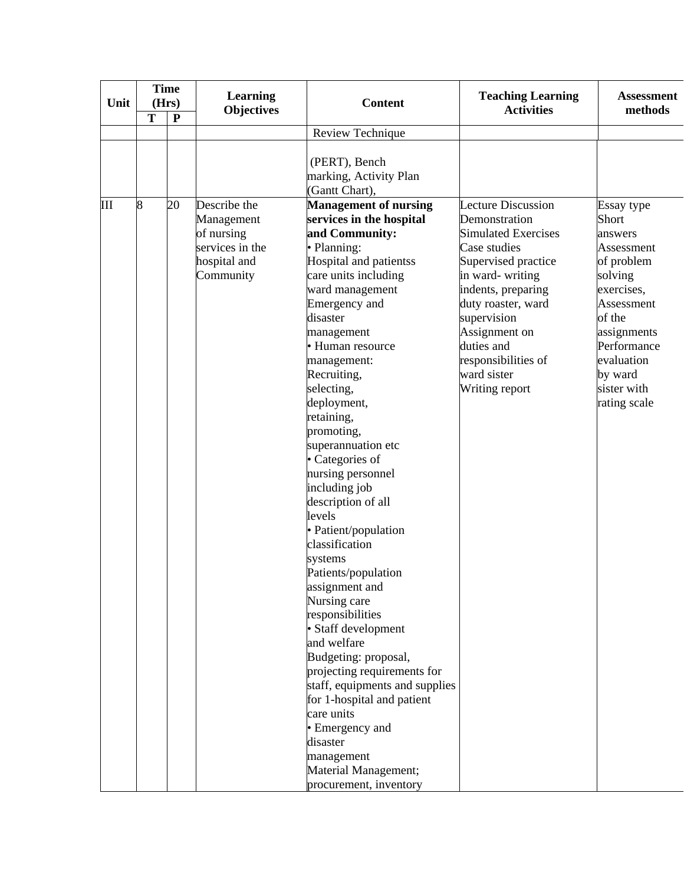| Unit | Time (Hrs) | | Learning Objectives | Content | Teaching Learning Activities | Assessment methods |
|---|---|---|---|---|---|---|
| | T | P | | | | |
| | | | | Review Technique | | |
| | | | | (PERT), Bench marking, Activity Plan (Gantt Chart), | | |
| III | 8 | 20 | Describe the Management of nursing services in the hospital and Community | **Management of nursing services in the hospital and Community:**<br>• Planning:<br>Hospital and patientss care units including ward management<br>Emergency and disaster management<br>• Human resource management:<br>Recruiting, selecting, deployment, retaining, promoting, superannuation etc<br>• Categories of nursing personnel including job description of all levels<br>• Patient/population classification systems<br>Patients/population assignment and Nursing care responsibilities<br>• Staff development and welfare<br>Budgeting: proposal, projecting requirements for staff, equipments and supplies for 1-hospital and patient care units<br>• Emergency and disaster management<br>Material Management; procurement, inventory | Lecture Discussion<br>Demonstration<br>Simulated Exercises<br>Case studies<br>Supervised practice in ward- writing indents, preparing duty roaster, ward supervision<br>Assignment on duties and responsibilities of ward sister<br>Writing report | Essay type<br>Short answers<br>Assessment of problem solving exercises,<br>Assessment of the assignments<br>Performance evaluation by ward sister with rating scale |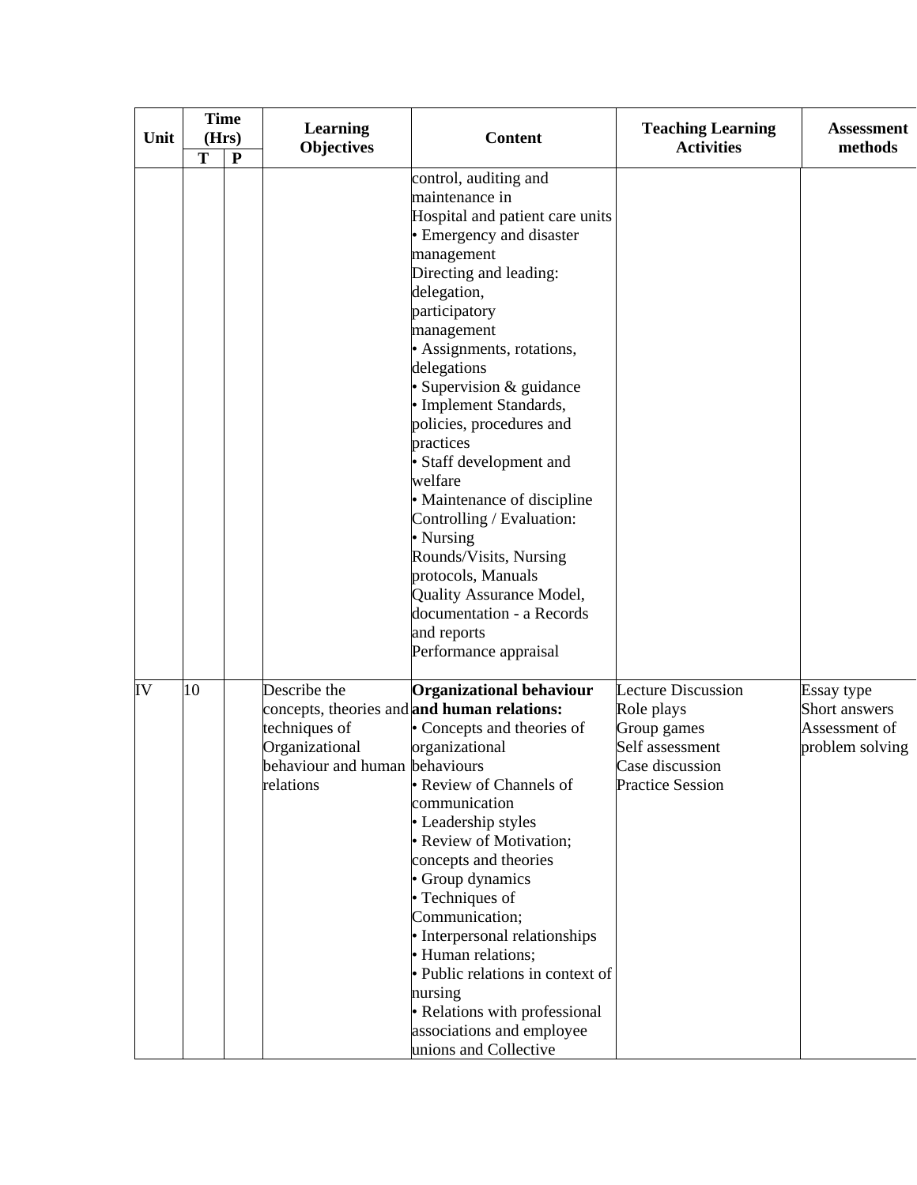| Unit | Time (Hrs) | | Learning Objectives | Content | Teaching Learning Activities | Assessment methods |
|---|---|---|---|---|---|---|
| | T | P | | | | |
| | | | | control, auditing and maintenance in Hospital and patient care units<br>• Emergency and disaster management<br>Directing and leading: delegation, participatory management<br>• Assignments, rotations, delegations<br>• Supervision & guidance<br>• Implement Standards, policies, procedures and practices<br>• Staff development and welfare<br>• Maintenance of discipline<br>Controlling / Evaluation:<br>• Nursing Rounds/Visits, Nursing protocols, Manuals<br>Quality Assurance Model, documentation - a Records and reports<br>Performance appraisal | | |
| IV | 10 | | Describe the concepts, theories and techniques of Organizational behaviour and human relations | **Organizational behaviour and human relations:**<br>• Concepts and theories of organizational behaviours<br>• Review of Channels of communication<br>• Leadership styles<br>• Review of Motivation; concepts and theories<br>• Group dynamics<br>• Techniques of Communication;<br>• Interpersonal relationships<br>• Human relations;<br>• Public relations in context of nursing<br>• Relations with professional associations and employee unions and Collective | Lecture Discussion<br>Role plays<br>Group games<br>Self assessment<br>Case discussion<br>Practice Session | Essay type<br>Short answers<br>Assessment of problem solving |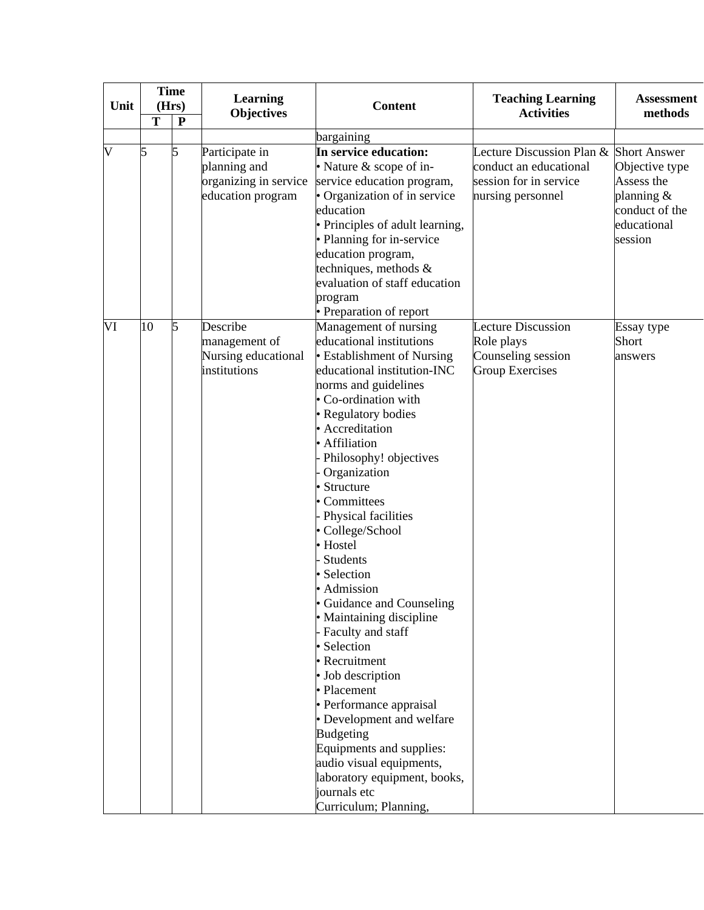| Unit | Time (Hrs) | | Learning Objectives | Content | Teaching Learning Activities | Assessment methods |
|---|---|---|---|---|---|---|
| | T | P | | | | |
| | | | | bargaining | | |
| V | 5 | 5 | Participate in planning and organizing in service education program | **In service education:**<br>• Nature & scope of in-service education program,<br>• Organization of in service education<br>• Principles of adult learning,<br>• Planning for in-service education program, techniques, methods & evaluation of staff education program<br>• Preparation of report | Lecture Discussion Plan & conduct an educational session for in service nursing personnel | Short Answer Objective type Assess the planning & conduct of the educational session |
| VI | 10 | 5 | Describe management of Nursing educational institutions | Management of nursing educational institutions<br>• Establishment of Nursing educational institution-INC norms and guidelines<br>• Co-ordination with<br>• Regulatory bodies<br>• Accreditation<br>• Affiliation<br>- Philosophy! objectives<br>- Organization<br>• Structure<br>• Committees<br>- Physical facilities<br>• College/School<br>• Hostel<br>- Students<br>• Selection<br>• Admission<br>• Guidance and Counseling<br>• Maintaining discipline<br>- Faculty and staff<br>• Selection<br>• Recruitment<br>• Job description<br>• Placement<br>• Performance appraisal<br>• Development and welfare<br>Budgeting<br>Equipments and supplies: audio visual equipments, laboratory equipment, books, journals etc<br>Curriculum; Planning, | Lecture Discussion<br>Role plays<br>Counseling session<br>Group Exercises | Essay type<br>Short answers |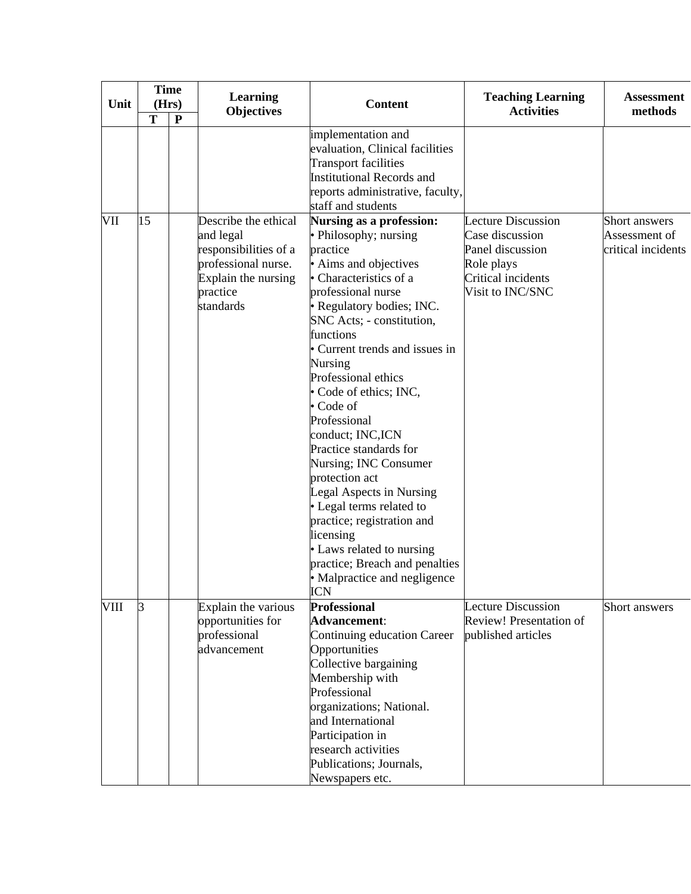| Unit | Time (Hrs) | | Learning Objectives | Content | Teaching Learning Activities | Assessment methods |
|---|---|---|---|---|---|---|
| | T | P | | | | |
| | | | | implementation and evaluation, Clinical facilities Transport facilities Institutional Records and reports administrative, faculty, staff and students | | |
| VII | 15 | | Describe the ethical and legal responsibilities of a professional nurse. Explain the nursing practice standards | **Nursing as a profession:**<br>• Philosophy; nursing practice<br>• Aims and objectives<br>• Characteristics of a professional nurse<br>• Regulatory bodies; INC. SNC Acts; - constitution, functions<br>• Current trends and issues in Nursing<br>Professional ethics<br>• Code of ethics; INC,<br>• Code of Professional conduct; INC,ICN<br>Practice standards for Nursing; INC Consumer protection act<br>Legal Aspects in Nursing<br>• Legal terms related to practice; registration and licensing<br>• Laws related to nursing practice; Breach and penalties<br>• Malpractice and negligence ICN | Lecture Discussion<br>Case discussion<br>Panel discussion<br>Role plays<br>Critical incidents<br>Visit to INC/SNC | Short answers<br>Assessment of critical incidents |
| VIII | 3 | | Explain the various opportunities for professional advancement | **Professional Advancement**:<br>Continuing education Career Opportunities<br>Collective bargaining<br>Membership with Professional organizations; National. and International<br>Participation in research activities<br>Publications; Journals, Newspapers etc. | Lecture Discussion<br>Review! Presentation of published articles | Short answers |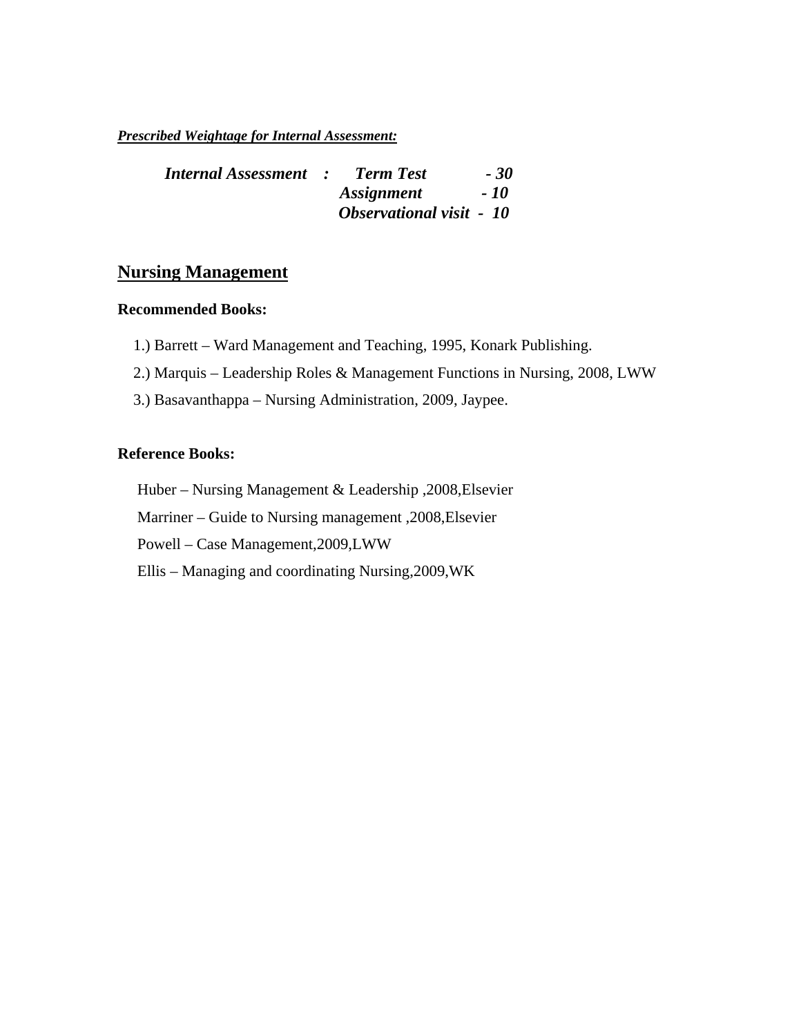***Prescribed Weightage for Internal Assessment:***

***Internal Assessment : Term Test - 30***
***Assignment - 10***
***Observational visit - 10***

## Nursing Management

**Recommended Books:**

1.) Barrett – Ward Management and Teaching, 1995, Konark Publishing.

2.) Marquis – Leadership Roles & Management Functions in Nursing, 2008, LWW

3.) Basavanthappa – Nursing Administration, 2009, Jaypee.

**Reference Books:**

Huber – Nursing Management & Leadership ,2008,Elsevier

Marriner – Guide to Nursing management ,2008,Elsevier

Powell – Case Management,2009,LWW

Ellis – Managing and coordinating Nursing,2009,WK